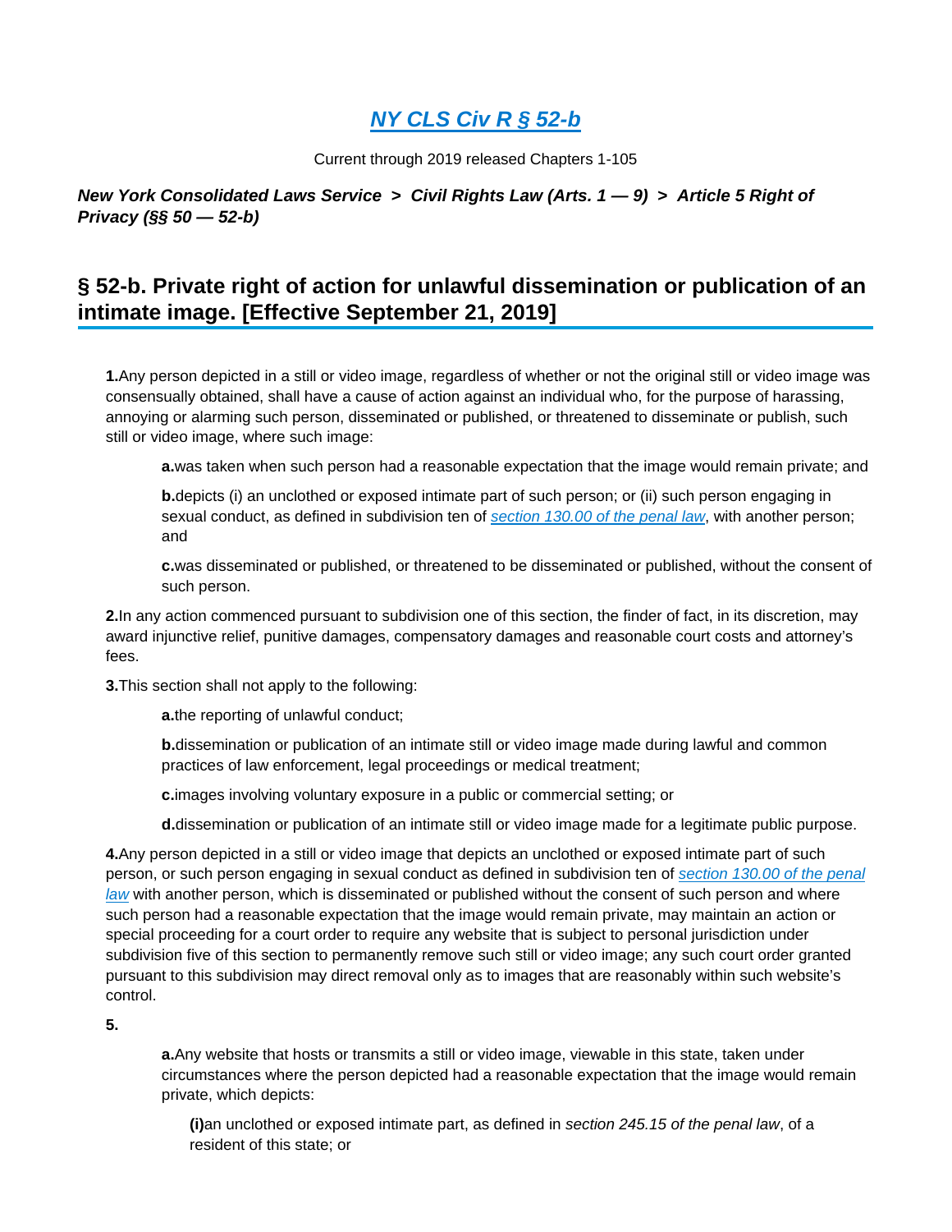# *NY CLS Civ R § 52-b*

Current through 2019 released Chapters 1-105

***New York Consolidated Laws Service > Civil Rights Law (Arts. 1 — 9) > Article 5 Right of Privacy (§§ 50 — 52-b)***

## § 52-b. Private right of action for unlawful dissemination or publication of an intimate image. [Effective September 21, 2019]

**1.** Any person depicted in a still or video image, regardless of whether or not the original still or video image was consensually obtained, shall have a cause of action against an individual who, for the purpose of harassing, annoying or alarming such person, disseminated or published, or threatened to disseminate or publish, such still or video image, where such image:

> **a.** was taken when such person had a reasonable expectation that the image would remain private; and
>
> **b.** depicts (i) an unclothed or exposed intimate part of such person; or (ii) such person engaging in sexual conduct, as defined in subdivision ten of *section 130.00 of the penal law*, with another person; and
>
> **c.** was disseminated or published, or threatened to be disseminated or published, without the consent of such person.

**2.** In any action commenced pursuant to subdivision one of this section, the finder of fact, in its discretion, may award injunctive relief, punitive damages, compensatory damages and reasonable court costs and attorney's fees.

**3.** This section shall not apply to the following:

> **a.** the reporting of unlawful conduct;
>
> **b.** dissemination or publication of an intimate still or video image made during lawful and common practices of law enforcement, legal proceedings or medical treatment;
>
> **c.** images involving voluntary exposure in a public or commercial setting; or
>
> **d.** dissemination or publication of an intimate still or video image made for a legitimate public purpose.

**4.** Any person depicted in a still or video image that depicts an unclothed or exposed intimate part of such person, or such person engaging in sexual conduct as defined in subdivision ten of *section 130.00 of the penal law* with another person, which is disseminated or published without the consent of such person and where such person had a reasonable expectation that the image would remain private, may maintain an action or special proceeding for a court order to require any website that is subject to personal jurisdiction under subdivision five of this section to permanently remove such still or video image; any such court order granted pursuant to this subdivision may direct removal only as to images that are reasonably within such website's control.

**5.**

> **a.** Any website that hosts or transmits a still or video image, viewable in this state, taken under circumstances where the person depicted had a reasonable expectation that the image would remain private, which depicts:
>
> > **(i)** an unclothed or exposed intimate part, as defined in *section 245.15 of the penal law*, of a resident of this state; or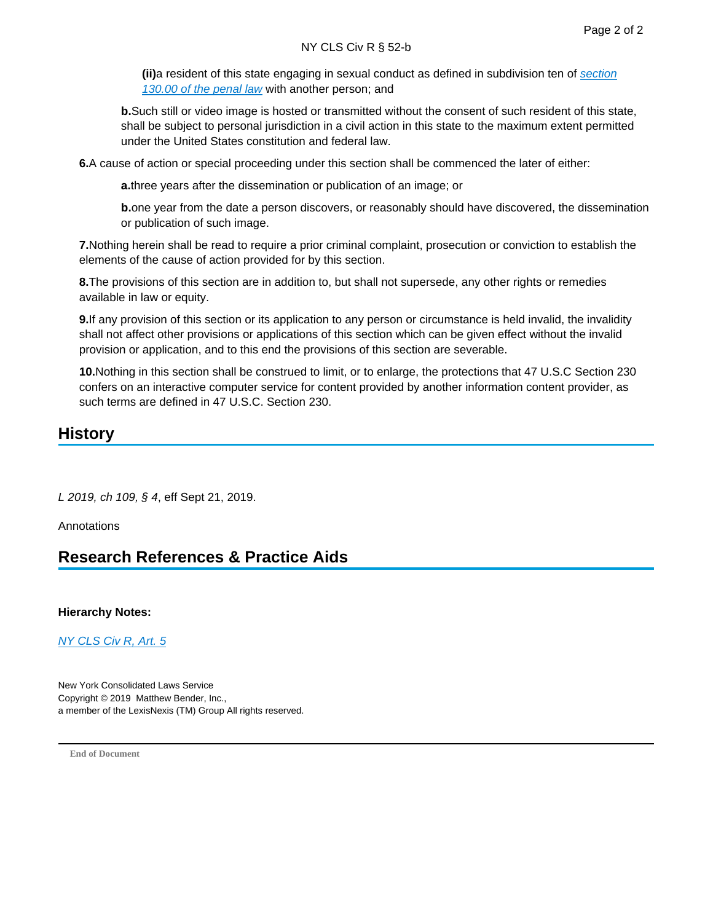**(ii)** a resident of this state engaging in sexual conduct as defined in subdivision ten of *section 130.00 of the penal law* with another person; and

**b.** Such still or video image is hosted or transmitted without the consent of such resident of this state, shall be subject to personal jurisdiction in a civil action in this state to the maximum extent permitted under the United States constitution and federal law.

**6.** A cause of action or special proceeding under this section shall be commenced the later of either:

**a.** three years after the dissemination or publication of an image; or

**b.** one year from the date a person discovers, or reasonably should have discovered, the dissemination or publication of such image.

**7.** Nothing herein shall be read to require a prior criminal complaint, prosecution or conviction to establish the elements of the cause of action provided for by this section.

**8.** The provisions of this section are in addition to, but shall not supersede, any other rights or remedies available in law or equity.

**9.** If any provision of this section or its application to any person or circumstance is held invalid, the invalidity shall not affect other provisions or applications of this section which can be given effect without the invalid provision or application, and to this end the provisions of this section are severable.

**10.** Nothing in this section shall be construed to limit, or to enlarge, the protections that 47 U.S.C Section 230 confers on an interactive computer service for content provided by another information content provider, as such terms are defined in 47 U.S.C. Section 230.

## History

*L 2019, ch 109, § 4*, eff Sept 21, 2019.

Annotations

## Research References & Practice Aids

**Hierarchy Notes:**

*NY CLS Civ R, Art. 5*

New York Consolidated Laws Service
Copyright © 2019 Matthew Bender, Inc.,
a member of the LexisNexis (TM) Group All rights reserved.

End of Document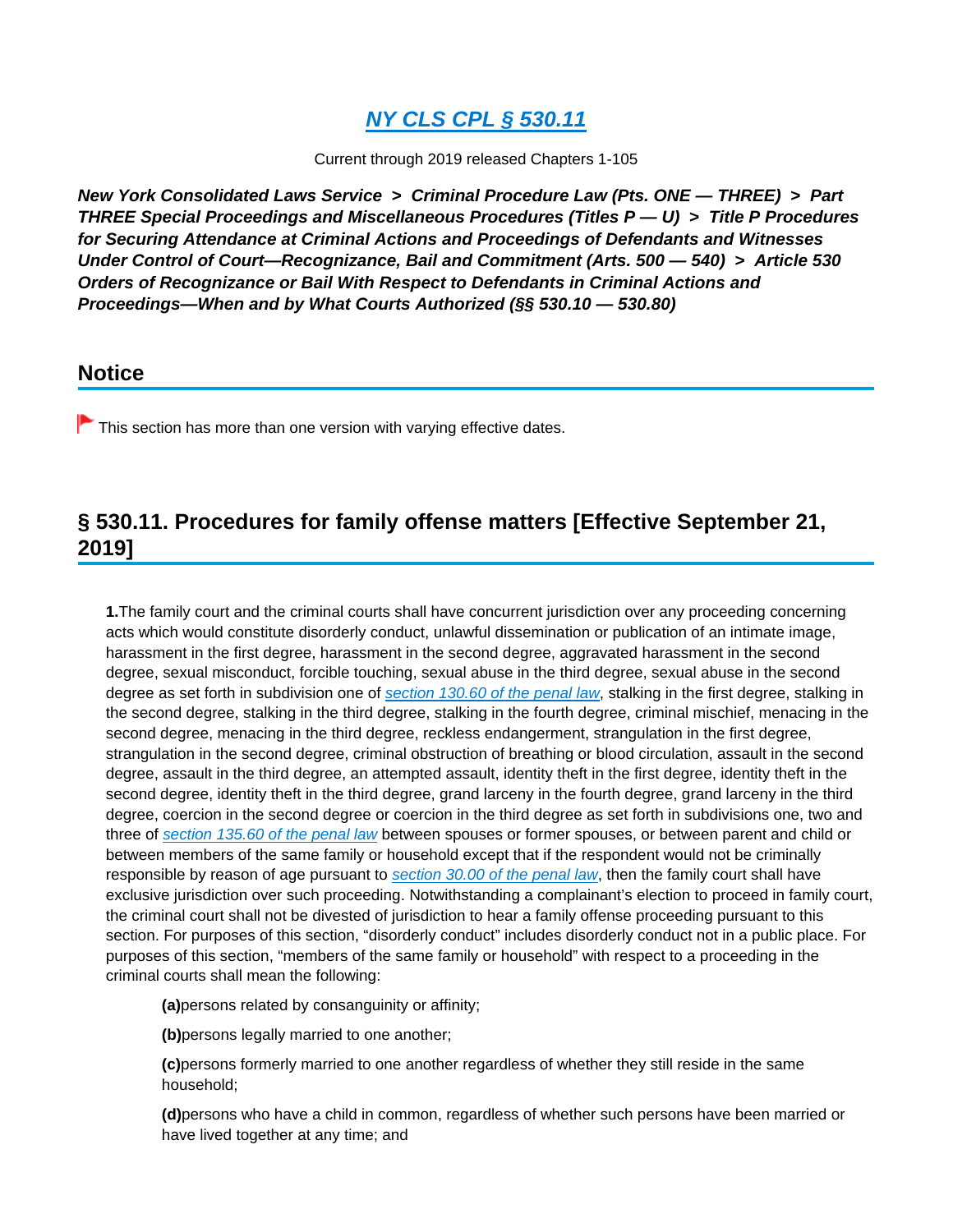# *[NY CLS CPL § 530.11](#)*

Current through 2019 released Chapters 1-105

***New York Consolidated Laws Service > Criminal Procedure Law (Pts. ONE — THREE) > Part THREE Special Proceedings and Miscellaneous Procedures (Titles P — U) > Title P Procedures for Securing Attendance at Criminal Actions and Proceedings of Defendants and Witnesses Under Control of Court—Recognizance, Bail and Commitment (Arts. 500 — 540) > Article 530 Orders of Recognizance or Bail With Respect to Defendants in Criminal Actions and Proceedings—When and by What Courts Authorized (§§ 530.10 — 530.80)***

## Notice

This section has more than one version with varying effective dates.

## § 530.11. Procedures for family offense matters [Effective September 21, 2019]

**1.**The family court and the criminal courts shall have concurrent jurisdiction over any proceeding concerning acts which would constitute disorderly conduct, unlawful dissemination or publication of an intimate image, harassment in the first degree, harassment in the second degree, aggravated harassment in the second degree, sexual misconduct, forcible touching, sexual abuse in the third degree, sexual abuse in the second degree as set forth in subdivision one of *[section 130.60 of the penal law](#)*, stalking in the first degree, stalking in the second degree, stalking in the third degree, stalking in the fourth degree, criminal mischief, menacing in the second degree, menacing in the third degree, reckless endangerment, strangulation in the first degree, strangulation in the second degree, criminal obstruction of breathing or blood circulation, assault in the second degree, assault in the third degree, an attempted assault, identity theft in the first degree, identity theft in the second degree, identity theft in the third degree, grand larceny in the fourth degree, grand larceny in the third degree, coercion in the second degree or coercion in the third degree as set forth in subdivisions one, two and three of *[section 135.60 of the penal law](#)* between spouses or former spouses, or between parent and child or between members of the same family or household except that if the respondent would not be criminally responsible by reason of age pursuant to *[section 30.00 of the penal law](#)*, then the family court shall have exclusive jurisdiction over such proceeding. Notwithstanding a complainant's election to proceed in family court, the criminal court shall not be divested of jurisdiction to hear a family offense proceeding pursuant to this section. For purposes of this section, "disorderly conduct" includes disorderly conduct not in a public place. For purposes of this section, "members of the same family or household" with respect to a proceeding in the criminal courts shall mean the following:

**(a)**persons related by consanguinity or affinity;

**(b)**persons legally married to one another;

**(c)**persons formerly married to one another regardless of whether they still reside in the same household;

**(d)**persons who have a child in common, regardless of whether such persons have been married or have lived together at any time; and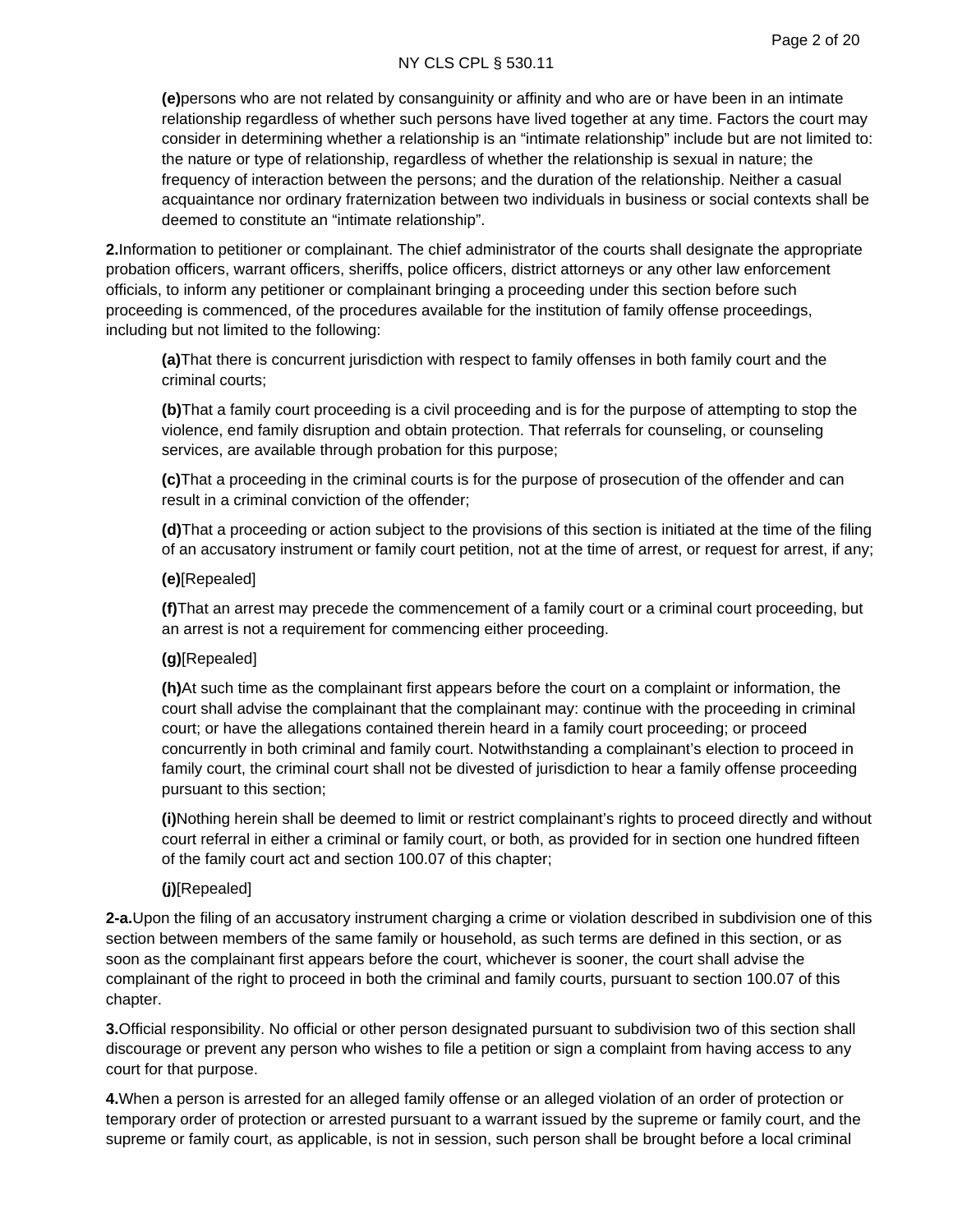**(e)**persons who are not related by consanguinity or affinity and who are or have been in an intimate relationship regardless of whether such persons have lived together at any time. Factors the court may consider in determining whether a relationship is an “intimate relationship” include but are not limited to: the nature or type of relationship, regardless of whether the relationship is sexual in nature; the frequency of interaction between the persons; and the duration of the relationship. Neither a casual acquaintance nor ordinary fraternization between two individuals in business or social contexts shall be deemed to constitute an “intimate relationship”.

**2.**Information to petitioner or complainant. The chief administrator of the courts shall designate the appropriate probation officers, warrant officers, sheriffs, police officers, district attorneys or any other law enforcement officials, to inform any petitioner or complainant bringing a proceeding under this section before such proceeding is commenced, of the procedures available for the institution of family offense proceedings, including but not limited to the following:

**(a)**That there is concurrent jurisdiction with respect to family offenses in both family court and the criminal courts;

**(b)**That a family court proceeding is a civil proceeding and is for the purpose of attempting to stop the violence, end family disruption and obtain protection. That referrals for counseling, or counseling services, are available through probation for this purpose;

**(c)**That a proceeding in the criminal courts is for the purpose of prosecution of the offender and can result in a criminal conviction of the offender;

**(d)**That a proceeding or action subject to the provisions of this section is initiated at the time of the filing of an accusatory instrument or family court petition, not at the time of arrest, or request for arrest, if any;

**(e)**[Repealed]

**(f)**That an arrest may precede the commencement of a family court or a criminal court proceeding, but an arrest is not a requirement for commencing either proceeding.

**(g)**[Repealed]

**(h)**At such time as the complainant first appears before the court on a complaint or information, the court shall advise the complainant that the complainant may: continue with the proceeding in criminal court; or have the allegations contained therein heard in a family court proceeding; or proceed concurrently in both criminal and family court. Notwithstanding a complainant’s election to proceed in family court, the criminal court shall not be divested of jurisdiction to hear a family offense proceeding pursuant to this section;

**(i)**Nothing herein shall be deemed to limit or restrict complainant’s rights to proceed directly and without court referral in either a criminal or family court, or both, as provided for in section one hundred fifteen of the family court act and section 100.07 of this chapter;

**(j)**[Repealed]

**2-a.**Upon the filing of an accusatory instrument charging a crime or violation described in subdivision one of this section between members of the same family or household, as such terms are defined in this section, or as soon as the complainant first appears before the court, whichever is sooner, the court shall advise the complainant of the right to proceed in both the criminal and family courts, pursuant to section 100.07 of this chapter.

**3.**Official responsibility. No official or other person designated pursuant to subdivision two of this section shall discourage or prevent any person who wishes to file a petition or sign a complaint from having access to any court for that purpose.

**4.**When a person is arrested for an alleged family offense or an alleged violation of an order of protection or temporary order of protection or arrested pursuant to a warrant issued by the supreme or family court, and the supreme or family court, as applicable, is not in session, such person shall be brought before a local criminal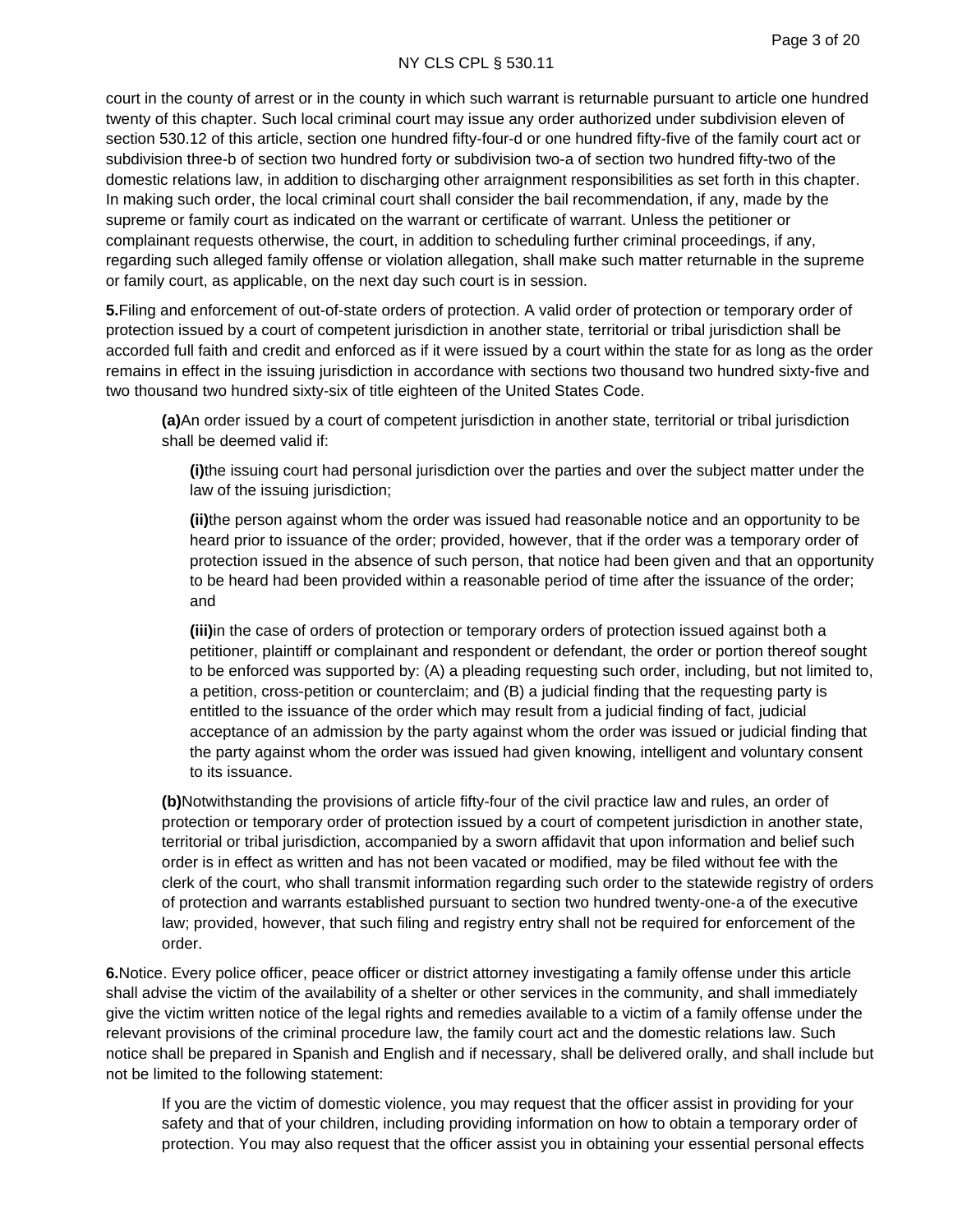court in the county of arrest or in the county in which such warrant is returnable pursuant to article one hundred twenty of this chapter. Such local criminal court may issue any order authorized under subdivision eleven of section 530.12 of this article, section one hundred fifty-four-d or one hundred fifty-five of the family court act or subdivision three-b of section two hundred forty or subdivision two-a of section two hundred fifty-two of the domestic relations law, in addition to discharging other arraignment responsibilities as set forth in this chapter. In making such order, the local criminal court shall consider the bail recommendation, if any, made by the supreme or family court as indicated on the warrant or certificate of warrant. Unless the petitioner or complainant requests otherwise, the court, in addition to scheduling further criminal proceedings, if any, regarding such alleged family offense or violation allegation, shall make such matter returnable in the supreme or family court, as applicable, on the next day such court is in session.

**5.**Filing and enforcement of out-of-state orders of protection. A valid order of protection or temporary order of protection issued by a court of competent jurisdiction in another state, territorial or tribal jurisdiction shall be accorded full faith and credit and enforced as if it were issued by a court within the state for as long as the order remains in effect in the issuing jurisdiction in accordance with sections two thousand two hundred sixty-five and two thousand two hundred sixty-six of title eighteen of the United States Code.

**(a)**An order issued by a court of competent jurisdiction in another state, territorial or tribal jurisdiction shall be deemed valid if:

**(i)**the issuing court had personal jurisdiction over the parties and over the subject matter under the law of the issuing jurisdiction;

**(ii)**the person against whom the order was issued had reasonable notice and an opportunity to be heard prior to issuance of the order; provided, however, that if the order was a temporary order of protection issued in the absence of such person, that notice had been given and that an opportunity to be heard had been provided within a reasonable period of time after the issuance of the order; and

**(iii)**in the case of orders of protection or temporary orders of protection issued against both a petitioner, plaintiff or complainant and respondent or defendant, the order or portion thereof sought to be enforced was supported by: (A) a pleading requesting such order, including, but not limited to, a petition, cross-petition or counterclaim; and (B) a judicial finding that the requesting party is entitled to the issuance of the order which may result from a judicial finding of fact, judicial acceptance of an admission by the party against whom the order was issued or judicial finding that the party against whom the order was issued had given knowing, intelligent and voluntary consent to its issuance.

**(b)**Notwithstanding the provisions of article fifty-four of the civil practice law and rules, an order of protection or temporary order of protection issued by a court of competent jurisdiction in another state, territorial or tribal jurisdiction, accompanied by a sworn affidavit that upon information and belief such order is in effect as written and has not been vacated or modified, may be filed without fee with the clerk of the court, who shall transmit information regarding such order to the statewide registry of orders of protection and warrants established pursuant to section two hundred twenty-one-a of the executive law; provided, however, that such filing and registry entry shall not be required for enforcement of the order.

**6.**Notice. Every police officer, peace officer or district attorney investigating a family offense under this article shall advise the victim of the availability of a shelter or other services in the community, and shall immediately give the victim written notice of the legal rights and remedies available to a victim of a family offense under the relevant provisions of the criminal procedure law, the family court act and the domestic relations law. Such notice shall be prepared in Spanish and English and if necessary, shall be delivered orally, and shall include but not be limited to the following statement:

If you are the victim of domestic violence, you may request that the officer assist in providing for your safety and that of your children, including providing information on how to obtain a temporary order of protection. You may also request that the officer assist you in obtaining your essential personal effects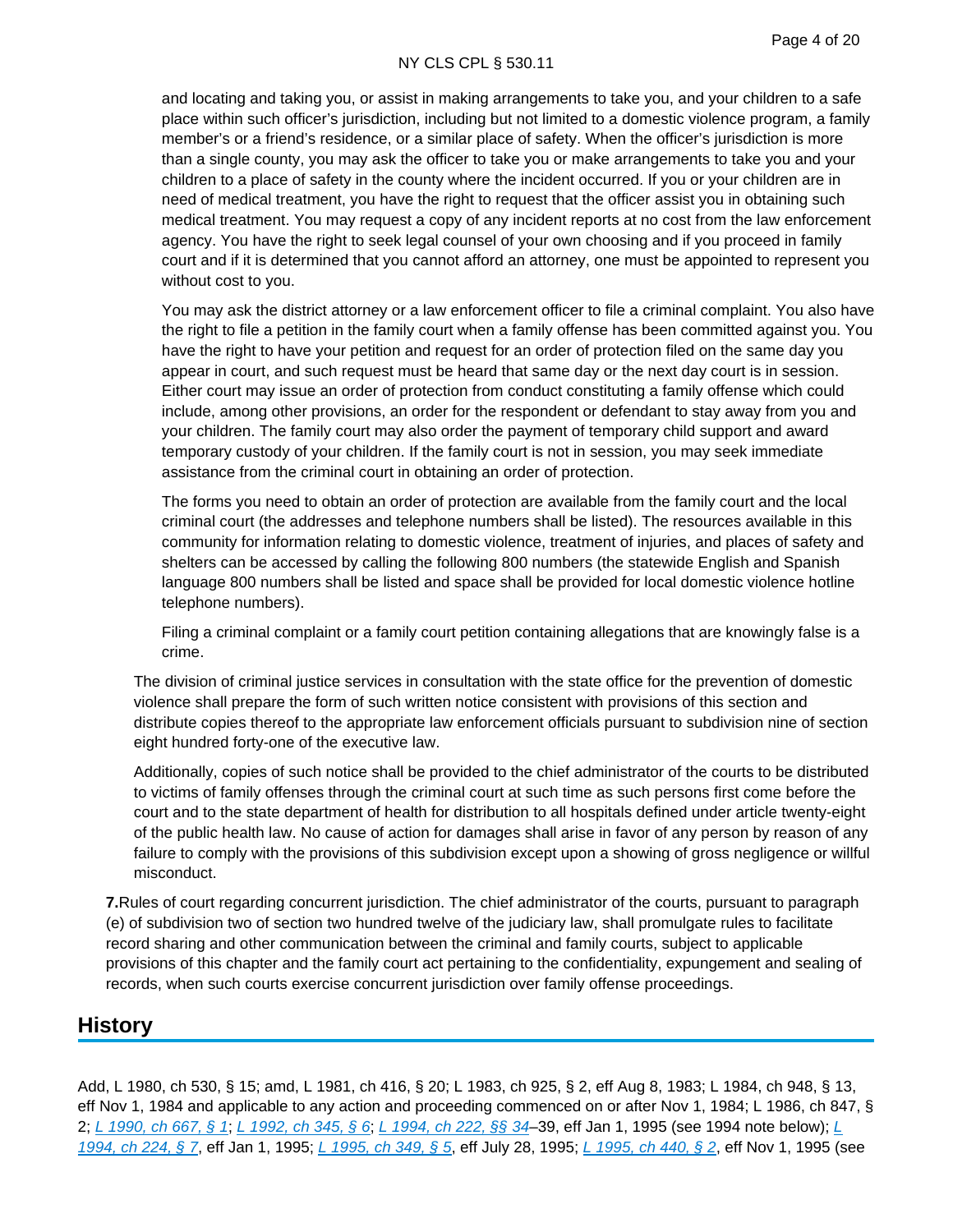and locating and taking you, or assist in making arrangements to take you, and your children to a safe place within such officer's jurisdiction, including but not limited to a domestic violence program, a family member's or a friend's residence, or a similar place of safety. When the officer's jurisdiction is more than a single county, you may ask the officer to take you or make arrangements to take you and your children to a place of safety in the county where the incident occurred. If you or your children are in need of medical treatment, you have the right to request that the officer assist you in obtaining such medical treatment. You may request a copy of any incident reports at no cost from the law enforcement agency. You have the right to seek legal counsel of your own choosing and if you proceed in family court and if it is determined that you cannot afford an attorney, one must be appointed to represent you without cost to you.

You may ask the district attorney or a law enforcement officer to file a criminal complaint. You also have the right to file a petition in the family court when a family offense has been committed against you. You have the right to have your petition and request for an order of protection filed on the same day you appear in court, and such request must be heard that same day or the next day court is in session. Either court may issue an order of protection from conduct constituting a family offense which could include, among other provisions, an order for the respondent or defendant to stay away from you and your children. The family court may also order the payment of temporary child support and award temporary custody of your children. If the family court is not in session, you may seek immediate assistance from the criminal court in obtaining an order of protection.

The forms you need to obtain an order of protection are available from the family court and the local criminal court (the addresses and telephone numbers shall be listed). The resources available in this community for information relating to domestic violence, treatment of injuries, and places of safety and shelters can be accessed by calling the following 800 numbers (the statewide English and Spanish language 800 numbers shall be listed and space shall be provided for local domestic violence hotline telephone numbers).

Filing a criminal complaint or a family court petition containing allegations that are knowingly false is a crime.

The division of criminal justice services in consultation with the state office for the prevention of domestic violence shall prepare the form of such written notice consistent with provisions of this section and distribute copies thereof to the appropriate law enforcement officials pursuant to subdivision nine of section eight hundred forty-one of the executive law.

Additionally, copies of such notice shall be provided to the chief administrator of the courts to be distributed to victims of family offenses through the criminal court at such time as such persons first come before the court and to the state department of health for distribution to all hospitals defined under article twenty-eight of the public health law. No cause of action for damages shall arise in favor of any person by reason of any failure to comply with the provisions of this subdivision except upon a showing of gross negligence or willful misconduct.

**7.**Rules of court regarding concurrent jurisdiction. The chief administrator of the courts, pursuant to paragraph (e) of subdivision two of section two hundred twelve of the judiciary law, shall promulgate rules to facilitate record sharing and other communication between the criminal and family courts, subject to applicable provisions of this chapter and the family court act pertaining to the confidentiality, expungement and sealing of records, when such courts exercise concurrent jurisdiction over family offense proceedings.

## History

Add, L 1980, ch 530, § 15; amd, L 1981, ch 416, § 20; L 1983, ch 925, § 2, eff Aug 8, 1983; L 1984, ch 948, § 13, eff Nov 1, 1984 and applicable to any action and proceeding commenced on or after Nov 1, 1984; L 1986, ch 847, § 2; L 1990, ch 667, § 1; L 1992, ch 345, § 6; L 1994, ch 222, §§ 34–39, eff Jan 1, 1995 (see 1994 note below); L 1994, ch 224, § 7, eff Jan 1, 1995; L 1995, ch 349, § 5, eff July 28, 1995; L 1995, ch 440, § 2, eff Nov 1, 1995 (see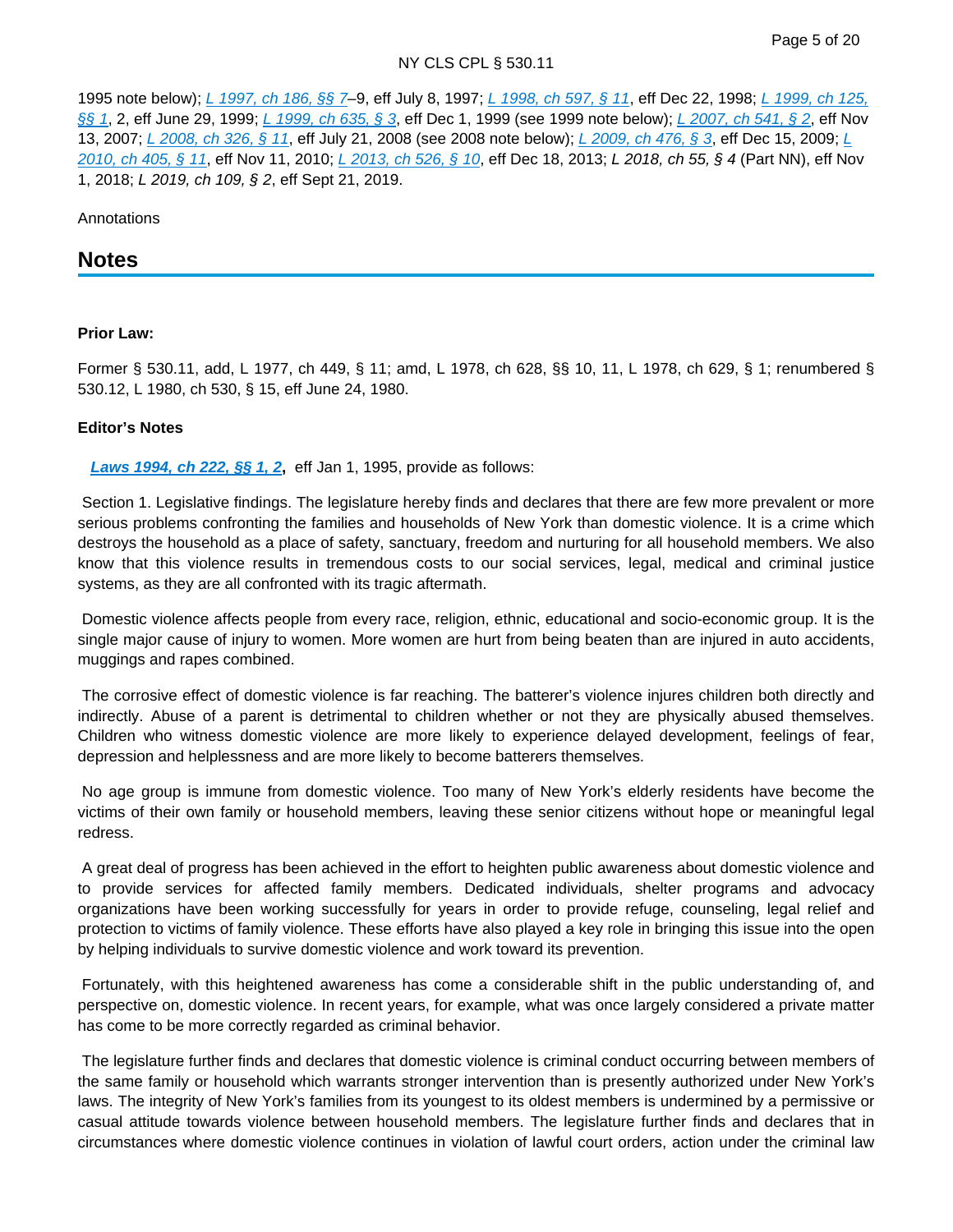1995 note below); *L 1997, ch 186, §§ 7*–9, eff July 8, 1997; *L 1998, ch 597, § 11*, eff Dec 22, 1998; *L 1999, ch 125, §§ 1*, 2, eff June 29, 1999; *L 1999, ch 635, § 3*, eff Dec 1, 1999 (see 1999 note below); *L 2007, ch 541, § 2*, eff Nov 13, 2007; *L 2008, ch 326, § 11*, eff July 21, 2008 (see 2008 note below); *L 2009, ch 476, § 3*, eff Dec 15, 2009; *L 2010, ch 405, § 11*, eff Nov 11, 2010; *L 2013, ch 526, § 10*, eff Dec 18, 2013; *L 2018, ch 55, § 4* (Part NN), eff Nov 1, 2018; *L 2019, ch 109, § 2*, eff Sept 21, 2019.

Annotations

## Notes

**Prior Law:**

Former § 530.11, add, L 1977, ch 449, § 11; amd, L 1978, ch 628, §§ 10, 11, L 1978, ch 629, § 1; renumbered § 530.12, L 1980, ch 530, § 15, eff June 24, 1980.

**Editor's Notes**

***Laws 1994, ch 222, §§ 1, 2*,** eff Jan 1, 1995, provide as follows:

Section 1. Legislative findings. The legislature hereby finds and declares that there are few more prevalent or more serious problems confronting the families and households of New York than domestic violence. It is a crime which destroys the household as a place of safety, sanctuary, freedom and nurturing for all household members. We also know that this violence results in tremendous costs to our social services, legal, medical and criminal justice systems, as they are all confronted with its tragic aftermath.

Domestic violence affects people from every race, religion, ethnic, educational and socio-economic group. It is the single major cause of injury to women. More women are hurt from being beaten than are injured in auto accidents, muggings and rapes combined.

The corrosive effect of domestic violence is far reaching. The batterer's violence injures children both directly and indirectly. Abuse of a parent is detrimental to children whether or not they are physically abused themselves. Children who witness domestic violence are more likely to experience delayed development, feelings of fear, depression and helplessness and are more likely to become batterers themselves.

No age group is immune from domestic violence. Too many of New York's elderly residents have become the victims of their own family or household members, leaving these senior citizens without hope or meaningful legal redress.

A great deal of progress has been achieved in the effort to heighten public awareness about domestic violence and to provide services for affected family members. Dedicated individuals, shelter programs and advocacy organizations have been working successfully for years in order to provide refuge, counseling, legal relief and protection to victims of family violence. These efforts have also played a key role in bringing this issue into the open by helping individuals to survive domestic violence and work toward its prevention.

Fortunately, with this heightened awareness has come a considerable shift in the public understanding of, and perspective on, domestic violence. In recent years, for example, what was once largely considered a private matter has come to be more correctly regarded as criminal behavior.

The legislature further finds and declares that domestic violence is criminal conduct occurring between members of the same family or household which warrants stronger intervention than is presently authorized under New York's laws. The integrity of New York's families from its youngest to its oldest members is undermined by a permissive or casual attitude towards violence between household members. The legislature further finds and declares that in circumstances where domestic violence continues in violation of lawful court orders, action under the criminal law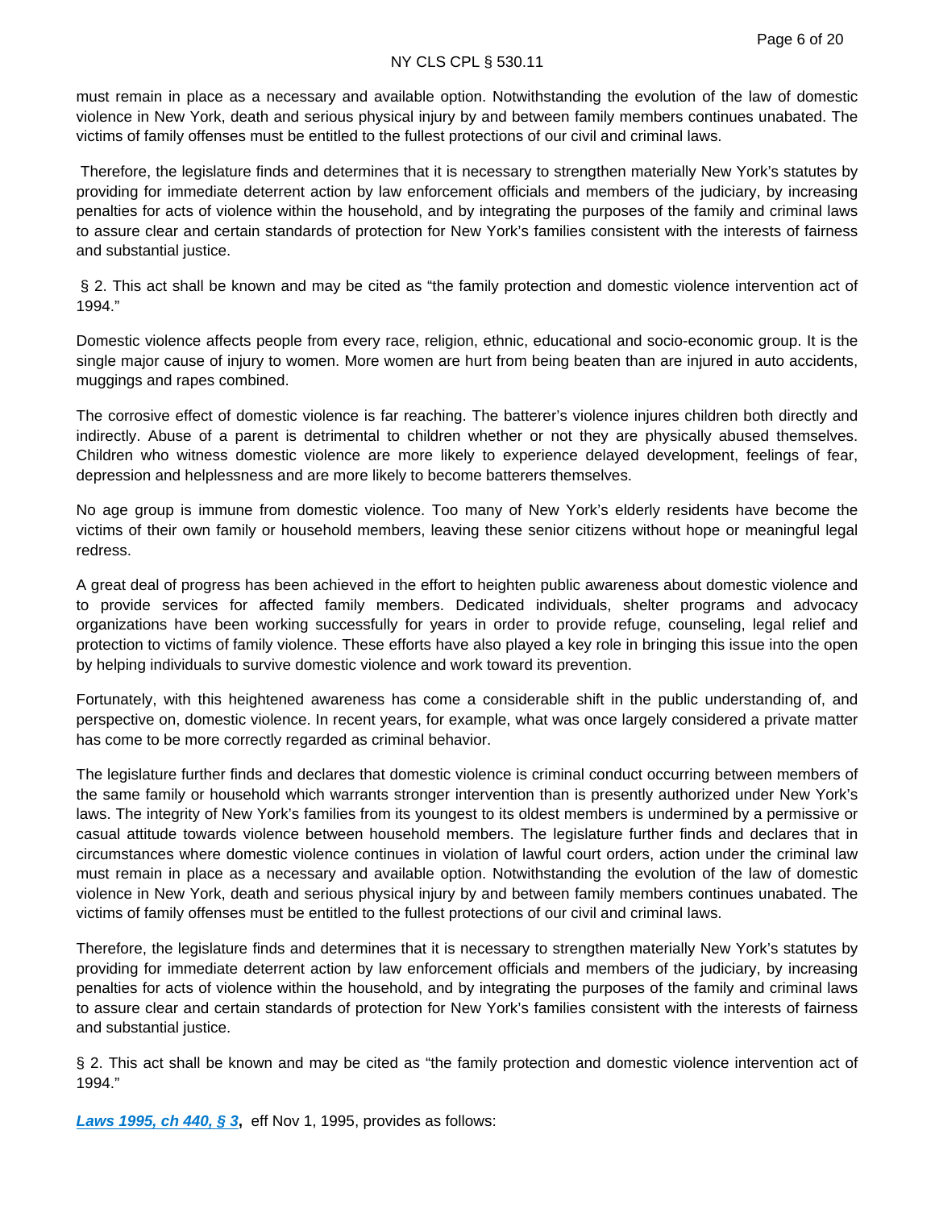must remain in place as a necessary and available option. Notwithstanding the evolution of the law of domestic violence in New York, death and serious physical injury by and between family members continues unabated. The victims of family offenses must be entitled to the fullest protections of our civil and criminal laws.

Therefore, the legislature finds and determines that it is necessary to strengthen materially New York's statutes by providing for immediate deterrent action by law enforcement officials and members of the judiciary, by increasing penalties for acts of violence within the household, and by integrating the purposes of the family and criminal laws to assure clear and certain standards of protection for New York's families consistent with the interests of fairness and substantial justice.

§ 2. This act shall be known and may be cited as "the family protection and domestic violence intervention act of 1994."

Domestic violence affects people from every race, religion, ethnic, educational and socio-economic group. It is the single major cause of injury to women. More women are hurt from being beaten than are injured in auto accidents, muggings and rapes combined.

The corrosive effect of domestic violence is far reaching. The batterer's violence injures children both directly and indirectly. Abuse of a parent is detrimental to children whether or not they are physically abused themselves. Children who witness domestic violence are more likely to experience delayed development, feelings of fear, depression and helplessness and are more likely to become batterers themselves.

No age group is immune from domestic violence. Too many of New York's elderly residents have become the victims of their own family or household members, leaving these senior citizens without hope or meaningful legal redress.

A great deal of progress has been achieved in the effort to heighten public awareness about domestic violence and to provide services for affected family members. Dedicated individuals, shelter programs and advocacy organizations have been working successfully for years in order to provide refuge, counseling, legal relief and protection to victims of family violence. These efforts have also played a key role in bringing this issue into the open by helping individuals to survive domestic violence and work toward its prevention.

Fortunately, with this heightened awareness has come a considerable shift in the public understanding of, and perspective on, domestic violence. In recent years, for example, what was once largely considered a private matter has come to be more correctly regarded as criminal behavior.

The legislature further finds and declares that domestic violence is criminal conduct occurring between members of the same family or household which warrants stronger intervention than is presently authorized under New York's laws. The integrity of New York's families from its youngest to its oldest members is undermined by a permissive or casual attitude towards violence between household members. The legislature further finds and declares that in circumstances where domestic violence continues in violation of lawful court orders, action under the criminal law must remain in place as a necessary and available option. Notwithstanding the evolution of the law of domestic violence in New York, death and serious physical injury by and between family members continues unabated. The victims of family offenses must be entitled to the fullest protections of our civil and criminal laws.

Therefore, the legislature finds and determines that it is necessary to strengthen materially New York's statutes by providing for immediate deterrent action by law enforcement officials and members of the judiciary, by increasing penalties for acts of violence within the household, and by integrating the purposes of the family and criminal laws to assure clear and certain standards of protection for New York's families consistent with the interests of fairness and substantial justice.

§ 2. This act shall be known and may be cited as "the family protection and domestic violence intervention act of 1994."

***Laws 1995, ch 440, § 3*,** eff Nov 1, 1995, provides as follows: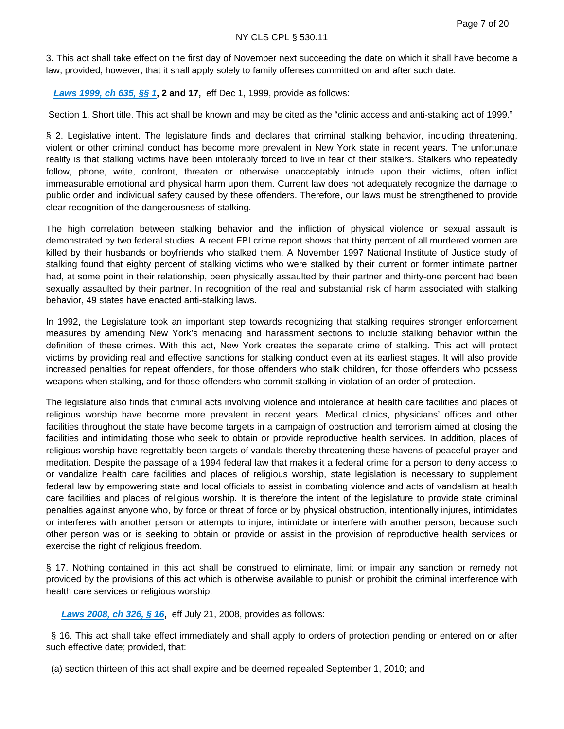3. This act shall take effect on the first day of November next succeeding the date on which it shall have become a law, provided, however, that it shall apply solely to family offenses committed on and after such date.

**Laws 1999, ch 635, §§ 1, 2 and 17,** eff Dec 1, 1999, provide as follows:

Section 1. Short title. This act shall be known and may be cited as the "clinic access and anti-stalking act of 1999."

§ 2. Legislative intent. The legislature finds and declares that criminal stalking behavior, including threatening, violent or other criminal conduct has become more prevalent in New York state in recent years. The unfortunate reality is that stalking victims have been intolerably forced to live in fear of their stalkers. Stalkers who repeatedly follow, phone, write, confront, threaten or otherwise unacceptably intrude upon their victims, often inflict immeasurable emotional and physical harm upon them. Current law does not adequately recognize the damage to public order and individual safety caused by these offenders. Therefore, our laws must be strengthened to provide clear recognition of the dangerousness of stalking.

The high correlation between stalking behavior and the infliction of physical violence or sexual assault is demonstrated by two federal studies. A recent FBI crime report shows that thirty percent of all murdered women are killed by their husbands or boyfriends who stalked them. A November 1997 National Institute of Justice study of stalking found that eighty percent of stalking victims who were stalked by their current or former intimate partner had, at some point in their relationship, been physically assaulted by their partner and thirty-one percent had been sexually assaulted by their partner. In recognition of the real and substantial risk of harm associated with stalking behavior, 49 states have enacted anti-stalking laws.

In 1992, the Legislature took an important step towards recognizing that stalking requires stronger enforcement measures by amending New York's menacing and harassment sections to include stalking behavior within the definition of these crimes. With this act, New York creates the separate crime of stalking. This act will protect victims by providing real and effective sanctions for stalking conduct even at its earliest stages. It will also provide increased penalties for repeat offenders, for those offenders who stalk children, for those offenders who possess weapons when stalking, and for those offenders who commit stalking in violation of an order of protection.

The legislature also finds that criminal acts involving violence and intolerance at health care facilities and places of religious worship have become more prevalent in recent years. Medical clinics, physicians' offices and other facilities throughout the state have become targets in a campaign of obstruction and terrorism aimed at closing the facilities and intimidating those who seek to obtain or provide reproductive health services. In addition, places of religious worship have regrettably been targets of vandals thereby threatening these havens of peaceful prayer and meditation. Despite the passage of a 1994 federal law that makes it a federal crime for a person to deny access to or vandalize health care facilities and places of religious worship, state legislation is necessary to supplement federal law by empowering state and local officials to assist in combating violence and acts of vandalism at health care facilities and places of religious worship. It is therefore the intent of the legislature to provide state criminal penalties against anyone who, by force or threat of force or by physical obstruction, intentionally injures, intimidates or interferes with another person or attempts to injure, intimidate or interfere with another person, because such other person was or is seeking to obtain or provide or assist in the provision of reproductive health services or exercise the right of religious freedom.

§ 17. Nothing contained in this act shall be construed to eliminate, limit or impair any sanction or remedy not provided by the provisions of this act which is otherwise available to punish or prohibit the criminal interference with health care services or religious worship.

**Laws 2008, ch 326, § 16,** eff July 21, 2008, provides as follows:

§ 16. This act shall take effect immediately and shall apply to orders of protection pending or entered on or after such effective date; provided, that:

(a) section thirteen of this act shall expire and be deemed repealed September 1, 2010; and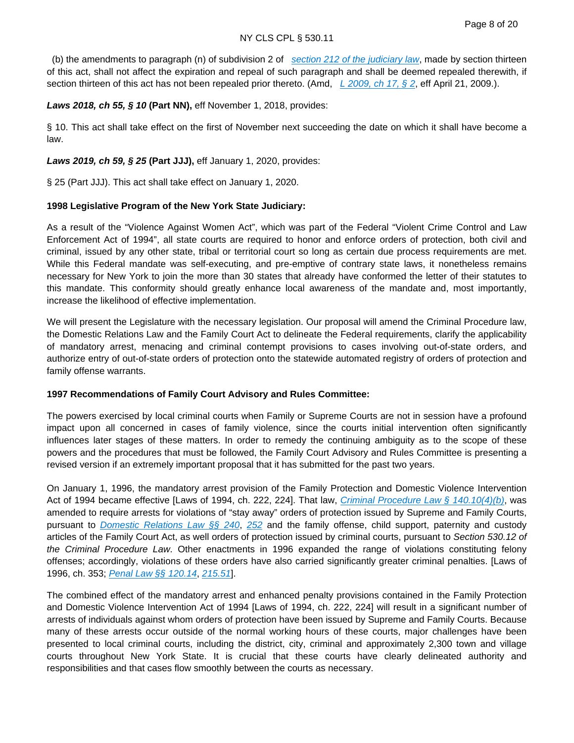(b) the amendments to paragraph (n) of subdivision 2 of [section 212 of the judiciary law](), made by section thirteen of this act, shall not affect the expiration and repeal of such paragraph and shall be deemed repealed therewith, if section thirteen of this act has not been repealed prior thereto. (Amd, [L 2009, ch 17, § 2](), eff April 21, 2009.).

***Laws 2018, ch 55, § 10*** **(Part NN),** eff November 1, 2018, provides:

§ 10. This act shall take effect on the first of November next succeeding the date on which it shall have become a law.

***Laws 2019, ch 59, § 25*** **(Part JJJ),** eff January 1, 2020, provides:

§ 25 (Part JJJ). This act shall take effect on January 1, 2020.

**1998 Legislative Program of the New York State Judiciary:**

As a result of the "Violence Against Women Act", which was part of the Federal "Violent Crime Control and Law Enforcement Act of 1994", all state courts are required to honor and enforce orders of protection, both civil and criminal, issued by any other state, tribal or territorial court so long as certain due process requirements are met. While this Federal mandate was self-executing, and pre-emptive of contrary state laws, it nonetheless remains necessary for New York to join the more than 30 states that already have conformed the letter of their statutes to this mandate. This conformity should greatly enhance local awareness of the mandate and, most importantly, increase the likelihood of effective implementation.

We will present the Legislature with the necessary legislation. Our proposal will amend the Criminal Procedure law, the Domestic Relations Law and the Family Court Act to delineate the Federal requirements, clarify the applicability of mandatory arrest, menacing and criminal contempt provisions to cases involving out-of-state orders, and authorize entry of out-of-state orders of protection onto the statewide automated registry of orders of protection and family offense warrants.

**1997 Recommendations of Family Court Advisory and Rules Committee:**

The powers exercised by local criminal courts when Family or Supreme Courts are not in session have a profound impact upon all concerned in cases of family violence, since the courts initial intervention often significantly influences later stages of these matters. In order to remedy the continuing ambiguity as to the scope of these powers and the procedures that must be followed, the Family Court Advisory and Rules Committee is presenting a revised version if an extremely important proposal that it has submitted for the past two years.

On January 1, 1996, the mandatory arrest provision of the Family Protection and Domestic Violence Intervention Act of 1994 became effective [Laws of 1994, ch. 222, 224]. That law, [Criminal Procedure Law § 140.10(4)(b)](), was amended to require arrests for violations of "stay away" orders of protection issued by Supreme and Family Courts, pursuant to [Domestic Relations Law §§ 240](), [252]() and the family offense, child support, paternity and custody articles of the Family Court Act, as well orders of protection issued by criminal courts, pursuant to *Section 530.12 of the Criminal Procedure Law*. Other enactments in 1996 expanded the range of violations constituting felony offenses; accordingly, violations of these orders have also carried significantly greater criminal penalties. [Laws of 1996, ch. 353; [Penal Law §§ 120.14](), [215.51]()].

The combined effect of the mandatory arrest and enhanced penalty provisions contained in the Family Protection and Domestic Violence Intervention Act of 1994 [Laws of 1994, ch. 222, 224] will result in a significant number of arrests of individuals against whom orders of protection have been issued by Supreme and Family Courts. Because many of these arrests occur outside of the normal working hours of these courts, major challenges have been presented to local criminal courts, including the district, city, criminal and approximately 2,300 town and village courts throughout New York State. It is crucial that these courts have clearly delineated authority and responsibilities and that cases flow smoothly between the courts as necessary.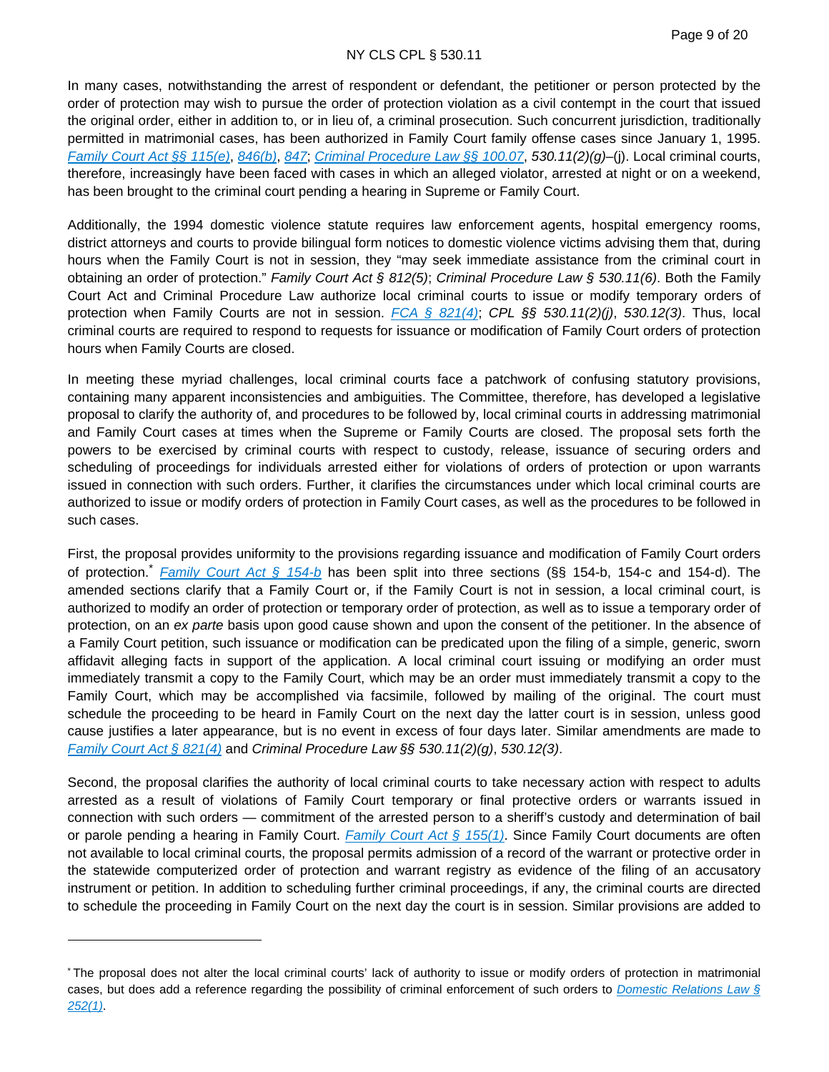In many cases, notwithstanding the arrest of respondent or defendant, the petitioner or person protected by the order of protection may wish to pursue the order of protection violation as a civil contempt in the court that issued the original order, either in addition to, or in lieu of, a criminal prosecution. Such concurrent jurisdiction, traditionally permitted in matrimonial cases, has been authorized in Family Court family offense cases since January 1, 1995. Family Court Act §§ 115(e), 846(b), 847; Criminal Procedure Law §§ 100.07, *530.11(2)(g)*–(j). Local criminal courts, therefore, increasingly have been faced with cases in which an alleged violator, arrested at night or on a weekend, has been brought to the criminal court pending a hearing in Supreme or Family Court.

Additionally, the 1994 domestic violence statute requires law enforcement agents, hospital emergency rooms, district attorneys and courts to provide bilingual form notices to domestic violence victims advising them that, during hours when the Family Court is not in session, they "may seek immediate assistance from the criminal court in obtaining an order of protection." *Family Court Act § 812(5)*; *Criminal Procedure Law § 530.11(6)*. Both the Family Court Act and Criminal Procedure Law authorize local criminal courts to issue or modify temporary orders of protection when Family Courts are not in session. FCA § 821(4); *CPL §§ 530.11(2)(j)*, *530.12(3)*. Thus, local criminal courts are required to respond to requests for issuance or modification of Family Court orders of protection hours when Family Courts are closed.

In meeting these myriad challenges, local criminal courts face a patchwork of confusing statutory provisions, containing many apparent inconsistencies and ambiguities. The Committee, therefore, has developed a legislative proposal to clarify the authority of, and procedures to be followed by, local criminal courts in addressing matrimonial and Family Court cases at times when the Supreme or Family Courts are closed. The proposal sets forth the powers to be exercised by criminal courts with respect to custody, release, issuance of securing orders and scheduling of proceedings for individuals arrested either for violations of orders of protection or upon warrants issued in connection with such orders. Further, it clarifies the circumstances under which local criminal courts are authorized to issue or modify orders of protection in Family Court cases, as well as the procedures to be followed in such cases.

First, the proposal provides uniformity to the provisions regarding issuance and modification of Family Court orders of protection.* Family Court Act § 154-b has been split into three sections (§§ 154-b, 154-c and 154-d). The amended sections clarify that a Family Court or, if the Family Court is not in session, a local criminal court, is authorized to modify an order of protection or temporary order of protection, as well as to issue a temporary order of protection, on an *ex parte* basis upon good cause shown and upon the consent of the petitioner. In the absence of a Family Court petition, such issuance or modification can be predicated upon the filing of a simple, generic, sworn affidavit alleging facts in support of the application. A local criminal court issuing or modifying an order must immediately transmit a copy to the Family Court, which may be an order must immediately transmit a copy to the Family Court, which may be accomplished via facsimile, followed by mailing of the original. The court must schedule the proceeding to be heard in Family Court on the next day the latter court is in session, unless good cause justifies a later appearance, but is no event in excess of four days later. Similar amendments are made to Family Court Act § 821(4) and *Criminal Procedure Law §§ 530.11(2)(g)*, *530.12(3)*.

Second, the proposal clarifies the authority of local criminal courts to take necessary action with respect to adults arrested as a result of violations of Family Court temporary or final protective orders or warrants issued in connection with such orders — commitment of the arrested person to a sheriff's custody and determination of bail or parole pending a hearing in Family Court. Family Court Act § 155(1). Since Family Court documents are often not available to local criminal courts, the proposal permits admission of a record of the warrant or protective order in the statewide computerized order of protection and warrant registry as evidence of the filing of an accusatory instrument or petition. In addition to scheduling further criminal proceedings, if any, the criminal courts are directed to schedule the proceeding in Family Court on the next day the court is in session. Similar provisions are added to

---

* The proposal does not alter the local criminal courts' lack of authority to issue or modify orders of protection in matrimonial cases, but does add a reference regarding the possibility of criminal enforcement of such orders to Domestic Relations Law § 252(1).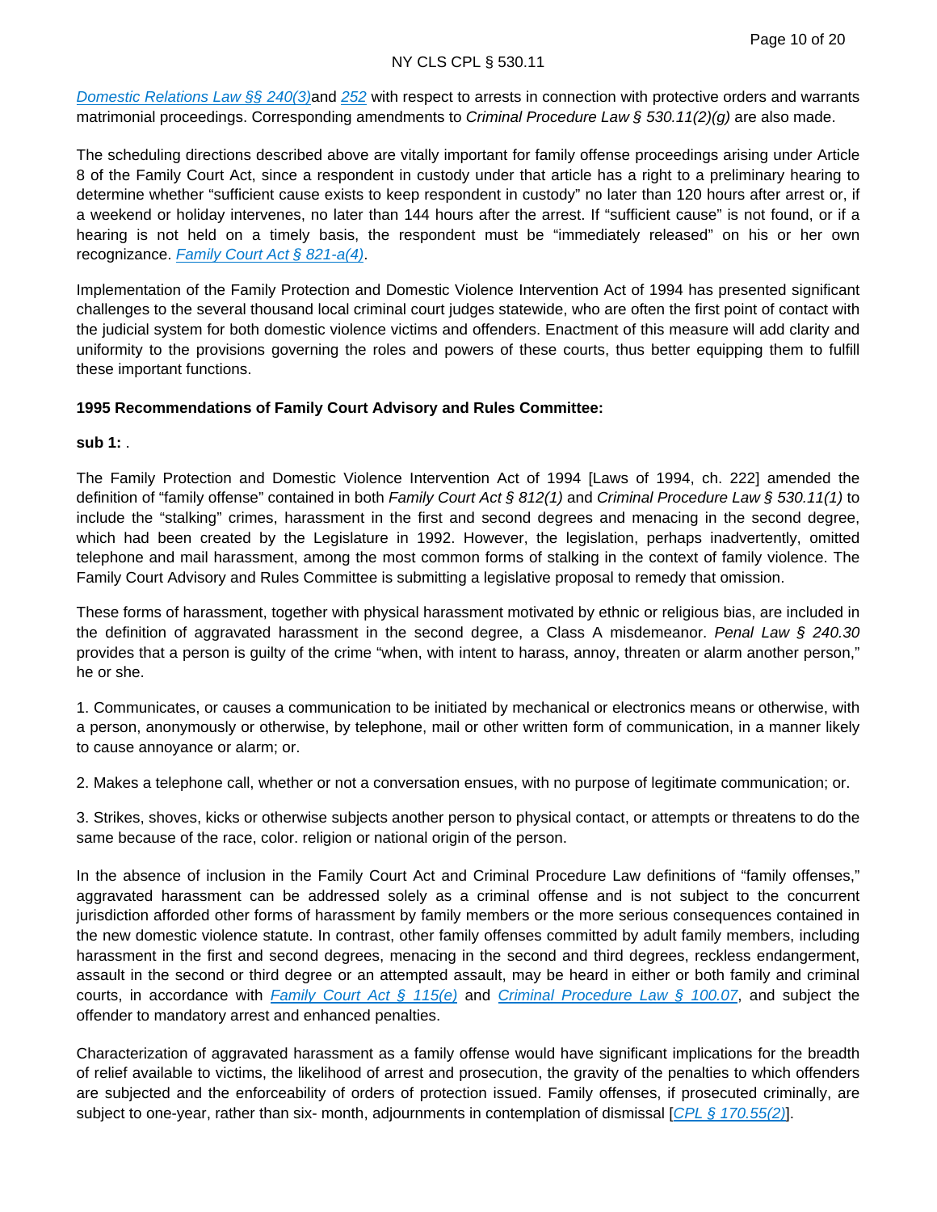[Domestic Relations Law §§ 240(3)](#)and [252](#) with respect to arrests in connection with protective orders and warrants matrimonial proceedings. Corresponding amendments to *Criminal Procedure Law § 530.11(2)(g)* are also made.

The scheduling directions described above are vitally important for family offense proceedings arising under Article 8 of the Family Court Act, since a respondent in custody under that article has a right to a preliminary hearing to determine whether "sufficient cause exists to keep respondent in custody" no later than 120 hours after arrest or, if a weekend or holiday intervenes, no later than 144 hours after the arrest. If "sufficient cause" is not found, or if a hearing is not held on a timely basis, the respondent must be "immediately released" on his or her own recognizance. *[Family Court Act § 821-a(4)](#)*.

Implementation of the Family Protection and Domestic Violence Intervention Act of 1994 has presented significant challenges to the several thousand local criminal court judges statewide, who are often the first point of contact with the judicial system for both domestic violence victims and offenders. Enactment of this measure will add clarity and uniformity to the provisions governing the roles and powers of these courts, thus better equipping them to fulfill these important functions.

**1995 Recommendations of Family Court Advisory and Rules Committee:**

**sub 1:** .

The Family Protection and Domestic Violence Intervention Act of 1994 [Laws of 1994, ch. 222] amended the definition of "family offense" contained in both *Family Court Act § 812(1)* and *Criminal Procedure Law § 530.11(1)* to include the "stalking" crimes, harassment in the first and second degrees and menacing in the second degree, which had been created by the Legislature in 1992. However, the legislation, perhaps inadvertently, omitted telephone and mail harassment, among the most common forms of stalking in the context of family violence. The Family Court Advisory and Rules Committee is submitting a legislative proposal to remedy that omission.

These forms of harassment, together with physical harassment motivated by ethnic or religious bias, are included in the definition of aggravated harassment in the second degree, a Class A misdemeanor. *Penal Law § 240.30* provides that a person is guilty of the crime "when, with intent to harass, annoy, threaten or alarm another person," he or she.

1. Communicates, or causes a communication to be initiated by mechanical or electronics means or otherwise, with a person, anonymously or otherwise, by telephone, mail or other written form of communication, in a manner likely to cause annoyance or alarm; or.

2. Makes a telephone call, whether or not a conversation ensues, with no purpose of legitimate communication; or.

3. Strikes, shoves, kicks or otherwise subjects another person to physical contact, or attempts or threatens to do the same because of the race, color. religion or national origin of the person.

In the absence of inclusion in the Family Court Act and Criminal Procedure Law definitions of "family offenses," aggravated harassment can be addressed solely as a criminal offense and is not subject to the concurrent jurisdiction afforded other forms of harassment by family members or the more serious consequences contained in the new domestic violence statute. In contrast, other family offenses committed by adult family members, including harassment in the first and second degrees, menacing in the second and third degrees, reckless endangerment, assault in the second or third degree or an attempted assault, may be heard in either or both family and criminal courts, in accordance with *[Family Court Act § 115(e)](#)* and *[Criminal Procedure Law § 100.07](#)*, and subject the offender to mandatory arrest and enhanced penalties.

Characterization of aggravated harassment as a family offense would have significant implications for the breadth of relief available to victims, the likelihood of arrest and prosecution, the gravity of the penalties to which offenders are subjected and the enforceability of orders of protection issued. Family offenses, if prosecuted criminally, are subject to one-year, rather than six- month, adjournments in contemplation of dismissal [*[CPL § 170.55(2)](#)*].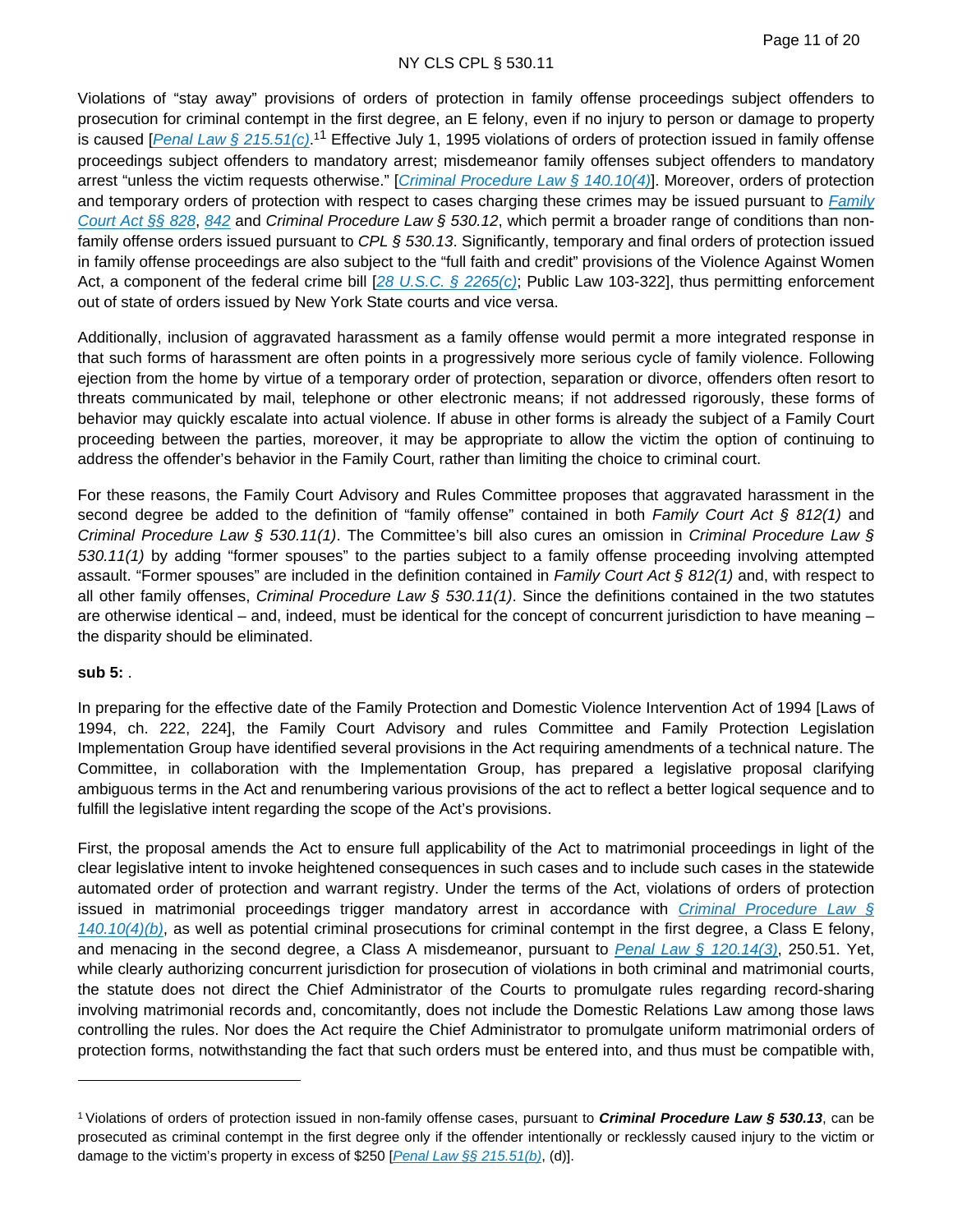Violations of "stay away" provisions of orders of protection in family offense proceedings subject offenders to prosecution for criminal contempt in the first degree, an E felony, even if no injury to person or damage to property is caused [*Penal Law § 215.51(c)*.[1] Effective July 1, 1995 violations of orders of protection issued in family offense proceedings subject offenders to mandatory arrest; misdemeanor family offenses subject offenders to mandatory arrest "unless the victim requests otherwise." [*Criminal Procedure Law § 140.10(4)*]. Moreover, orders of protection and temporary orders of protection with respect to cases charging these crimes may be issued pursuant to *Family Court Act §§ 828*, *842* and *Criminal Procedure Law § 530.12*, which permit a broader range of conditions than non-family offense orders issued pursuant to *CPL § 530.13*. Significantly, temporary and final orders of protection issued in family offense proceedings are also subject to the "full faith and credit" provisions of the Violence Against Women Act, a component of the federal crime bill [*28 U.S.C. § 2265(c)*; Public Law 103-322], thus permitting enforcement out of state of orders issued by New York State courts and vice versa.

Additionally, inclusion of aggravated harassment as a family offense would permit a more integrated response in that such forms of harassment are often points in a progressively more serious cycle of family violence. Following ejection from the home by virtue of a temporary order of protection, separation or divorce, offenders often resort to threats communicated by mail, telephone or other electronic means; if not addressed rigorously, these forms of behavior may quickly escalate into actual violence. If abuse in other forms is already the subject of a Family Court proceeding between the parties, moreover, it may be appropriate to allow the victim the option of continuing to address the offender's behavior in the Family Court, rather than limiting the choice to criminal court.

For these reasons, the Family Court Advisory and Rules Committee proposes that aggravated harassment in the second degree be added to the definition of "family offense" contained in both *Family Court Act § 812(1)* and *Criminal Procedure Law § 530.11(1)*. The Committee's bill also cures an omission in *Criminal Procedure Law § 530.11(1)* by adding "former spouses" to the parties subject to a family offense proceeding involving attempted assault. "Former spouses" are included in the definition contained in *Family Court Act § 812(1)* and, with respect to all other family offenses, *Criminal Procedure Law § 530.11(1)*. Since the definitions contained in the two statutes are otherwise identical – and, indeed, must be identical for the concept of concurrent jurisdiction to have meaning – the disparity should be eliminated.

**sub 5:** .

In preparing for the effective date of the Family Protection and Domestic Violence Intervention Act of 1994 [Laws of 1994, ch. 222, 224], the Family Court Advisory and rules Committee and Family Protection Legislation Implementation Group have identified several provisions in the Act requiring amendments of a technical nature. The Committee, in collaboration with the Implementation Group, has prepared a legislative proposal clarifying ambiguous terms in the Act and renumbering various provisions of the act to reflect a better logical sequence and to fulfill the legislative intent regarding the scope of the Act's provisions.

First, the proposal amends the Act to ensure full applicability of the Act to matrimonial proceedings in light of the clear legislative intent to invoke heightened consequences in such cases and to include such cases in the statewide automated order of protection and warrant registry. Under the terms of the Act, violations of orders of protection issued in matrimonial proceedings trigger mandatory arrest in accordance with *Criminal Procedure Law § 140.10(4)(b)*, as well as potential criminal prosecutions for criminal contempt in the first degree, a Class E felony, and menacing in the second degree, a Class A misdemeanor, pursuant to *Penal Law § 120.14(3)*, 250.51. Yet, while clearly authorizing concurrent jurisdiction for prosecution of violations in both criminal and matrimonial courts, the statute does not direct the Chief Administrator of the Courts to promulgate rules regarding record-sharing involving matrimonial records and, concomitantly, does not include the Domestic Relations Law among those laws controlling the rules. Nor does the Act require the Chief Administrator to promulgate uniform matrimonial orders of protection forms, notwithstanding the fact that such orders must be entered into, and thus must be compatible with,

---

[1] Violations of orders of protection issued in non-family offense cases, pursuant to ***Criminal Procedure Law § 530.13***, can be prosecuted as criminal contempt in the first degree only if the offender intentionally or recklessly caused injury to the victim or damage to the victim's property in excess of $250 [*Penal Law §§ 215.51(b)*, (d)].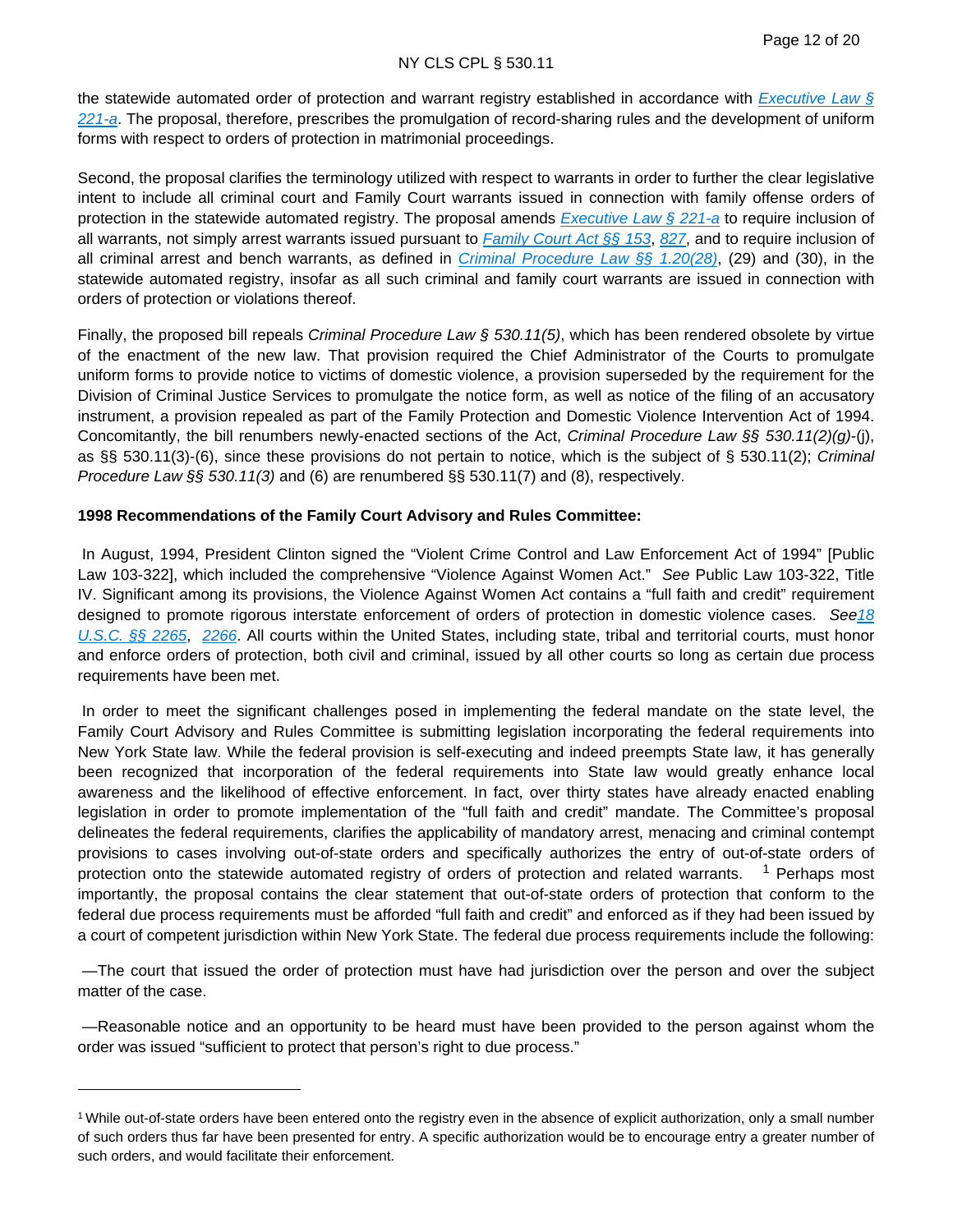the statewide automated order of protection and warrant registry established in accordance with [Executive Law § 221-a](). The proposal, therefore, prescribes the promulgation of record-sharing rules and the development of uniform forms with respect to orders of protection in matrimonial proceedings.

Second, the proposal clarifies the terminology utilized with respect to warrants in order to further the clear legislative intent to include all criminal court and Family Court warrants issued in connection with family offense orders of protection in the statewide automated registry. The proposal amends [Executive Law § 221-a]() to require inclusion of all warrants, not simply arrest warrants issued pursuant to [Family Court Act §§ 153](), [827](), and to require inclusion of all criminal arrest and bench warrants, as defined in [Criminal Procedure Law §§ 1.20(28)](), (29) and (30), in the statewide automated registry, insofar as all such criminal and family court warrants are issued in connection with orders of protection or violations thereof.

Finally, the proposed bill repeals *Criminal Procedure Law § 530.11(5)*, which has been rendered obsolete by virtue of the enactment of the new law. That provision required the Chief Administrator of the Courts to promulgate uniform forms to provide notice to victims of domestic violence, a provision superseded by the requirement for the Division of Criminal Justice Services to promulgate the notice form, as well as notice of the filing of an accusatory instrument, a provision repealed as part of the Family Protection and Domestic Violence Intervention Act of 1994. Concomitantly, the bill renumbers newly-enacted sections of the Act, *Criminal Procedure Law §§ 530.11(2)(g)*-(j), as §§ 530.11(3)-(6), since these provisions do not pertain to notice, which is the subject of § 530.11(2); *Criminal Procedure Law §§ 530.11(3)* and (6) are renumbered §§ 530.11(7) and (8), respectively.

**1998 Recommendations of the Family Court Advisory and Rules Committee:**

In August, 1994, President Clinton signed the "Violent Crime Control and Law Enforcement Act of 1994" [Public Law 103-322], which included the comprehensive "Violence Against Women Act." *See* Public Law 103-322, Title IV. Significant among its provisions, the Violence Against Women Act contains a "full faith and credit" requirement designed to promote rigorous interstate enforcement of orders of protection in domestic violence cases. *See*[18 U.S.C. §§ 2265](), [2266](). All courts within the United States, including state, tribal and territorial courts, must honor and enforce orders of protection, both civil and criminal, issued by all other courts so long as certain due process requirements have been met.

In order to meet the significant challenges posed in implementing the federal mandate on the state level, the Family Court Advisory and Rules Committee is submitting legislation incorporating the federal requirements into New York State law. While the federal provision is self-executing and indeed preempts State law, it has generally been recognized that incorporation of the federal requirements into State law would greatly enhance local awareness and the likelihood of effective enforcement. In fact, over thirty states have already enacted enabling legislation in order to promote implementation of the "full faith and credit" mandate. The Committee's proposal delineates the federal requirements, clarifies the applicability of mandatory arrest, menacing and criminal contempt provisions to cases involving out-of-state orders and specifically authorizes the entry of out-of-state orders of protection onto the statewide automated registry of orders of protection and related warrants. [1] Perhaps most importantly, the proposal contains the clear statement that out-of-state orders of protection that conform to the federal due process requirements must be afforded "full faith and credit" and enforced as if they had been issued by a court of competent jurisdiction within New York State. The federal due process requirements include the following:

—The court that issued the order of protection must have had jurisdiction over the person and over the subject matter of the case.

—Reasonable notice and an opportunity to be heard must have been provided to the person against whom the order was issued "sufficient to protect that person's right to due process."

---

[1] While out-of-state orders have been entered onto the registry even in the absence of explicit authorization, only a small number of such orders thus far have been presented for entry. A specific authorization would be to encourage entry a greater number of such orders, and would facilitate their enforcement.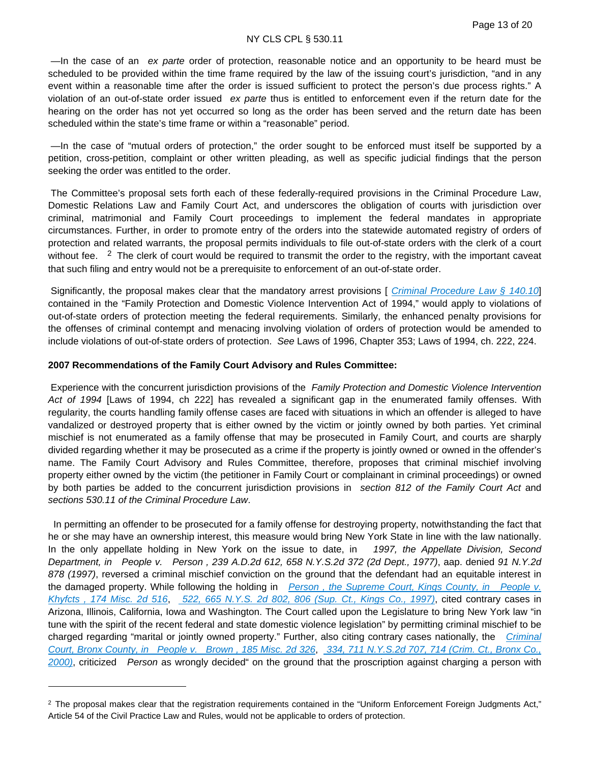—In the case of an *ex parte* order of protection, reasonable notice and an opportunity to be heard must be scheduled to be provided within the time frame required by the law of the issuing court's jurisdiction, "and in any event within a reasonable time after the order is issued sufficient to protect the person's due process rights." A violation of an out-of-state order issued *ex parte* thus is entitled to enforcement even if the return date for the hearing on the order has not yet occurred so long as the order has been served and the return date has been scheduled within the state's time frame or within a "reasonable" period.

—In the case of "mutual orders of protection," the order sought to be enforced must itself be supported by a petition, cross-petition, complaint or other written pleading, as well as specific judicial findings that the person seeking the order was entitled to the order.

The Committee's proposal sets forth each of these federally-required provisions in the Criminal Procedure Law, Domestic Relations Law and Family Court Act, and underscores the obligation of courts with jurisdiction over criminal, matrimonial and Family Court proceedings to implement the federal mandates in appropriate circumstances. Further, in order to promote entry of the orders into the statewide automated registry of orders of protection and related warrants, the proposal permits individuals to file out-of-state orders with the clerk of a court without fee. [2] The clerk of court would be required to transmit the order to the registry, with the important caveat that such filing and entry would not be a prerequisite to enforcement of an out-of-state order.

Significantly, the proposal makes clear that the mandatory arrest provisions [ Criminal Procedure Law § 140.10] contained in the "Family Protection and Domestic Violence Intervention Act of 1994," would apply to violations of out-of-state orders of protection meeting the federal requirements. Similarly, the enhanced penalty provisions for the offenses of criminal contempt and menacing involving violation of orders of protection would be amended to include violations of out-of-state orders of protection. *See* Laws of 1996, Chapter 353; Laws of 1994, ch. 222, 224.

**2007 Recommendations of the Family Court Advisory and Rules Committee:**

Experience with the concurrent jurisdiction provisions of the *Family Protection and Domestic Violence Intervention Act of 1994* [Laws of 1994, ch 222] has revealed a significant gap in the enumerated family offenses. With regularity, the courts handling family offense cases are faced with situations in which an offender is alleged to have vandalized or destroyed property that is either owned by the victim or jointly owned by both parties. Yet criminal mischief is not enumerated as a family offense that may be prosecuted in Family Court, and courts are sharply divided regarding whether it may be prosecuted as a crime if the property is jointly owned or owned in the offender's name. The Family Court Advisory and Rules Committee, therefore, proposes that criminal mischief involving property either owned by the victim (the petitioner in Family Court or complainant in criminal proceedings) or owned by both parties be added to the concurrent jurisdiction provisions in *section 812 of the Family Court Act* and *sections 530.11 of the Criminal Procedure Law*.

In permitting an offender to be prosecuted for a family offense for destroying property, notwithstanding the fact that he or she may have an ownership interest, this measure would bring New York State in line with the law nationally. In the only appellate holding in New York on the issue to date, in *1997, the Appellate Division, Second Department, in People v. Person , 239 A.D.2d 612, 658 N.Y.S.2d 372 (2d Dept., 1977)*, aap. denied *91 N.Y.2d 878 (1997)*, reversed a criminal mischief conviction on the ground that the defendant had an equitable interest in the damaged property. While following the holding in *Person , the Supreme Court, Kings County, in People v. Khyfcts , 174 Misc. 2d 516*, *522, 665 N.Y.S. 2d 802, 806 (Sup. Ct., Kings Co., 1997)*, cited contrary cases in Arizona, Illinois, California, Iowa and Washington. The Court called upon the Legislature to bring New York law "in tune with the spirit of the recent federal and state domestic violence legislation" by permitting criminal mischief to be charged regarding "marital or jointly owned property." Further, also citing contrary cases nationally, the *Criminal Court, Bronx County, in People v. Brown , 185 Misc. 2d 326*, *334, 711 N.Y.S.2d 707, 714 (Crim. Ct., Bronx Co., 2000)*, criticized *Person* as wrongly decided" on the ground that the proscription against charging a person with

[2] The proposal makes clear that the registration requirements contained in the "Uniform Enforcement Foreign Judgments Act," Article 54 of the Civil Practice Law and Rules, would not be applicable to orders of protection.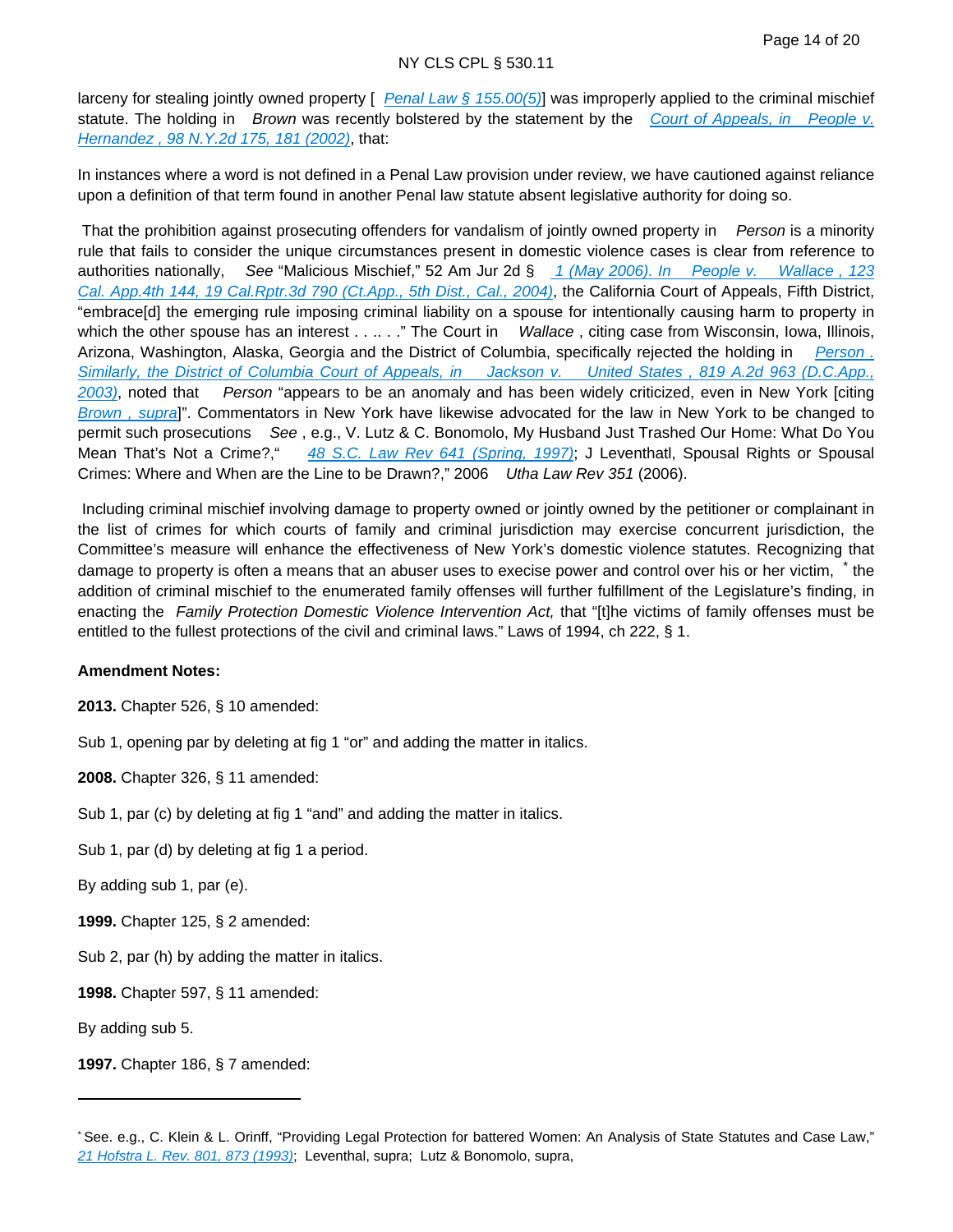larceny for stealing jointly owned property [ *Penal Law § 155.00(5)*] was improperly applied to the criminal mischief statute. The holding in *Brown* was recently bolstered by the statement by the *Court of Appeals, in People v. Hernandez , 98 N.Y.2d 175, 181 (2002)*, that:

In instances where a word is not defined in a Penal Law provision under review, we have cautioned against reliance upon a definition of that term found in another Penal law statute absent legislative authority for doing so.

That the prohibition against prosecuting offenders for vandalism of jointly owned property in *Person* is a minority rule that fails to consider the unique circumstances present in domestic violence cases is clear from reference to authorities nationally, *See* "Malicious Mischief," 52 Am Jur 2d § *1 (May 2006). In People v. Wallace , 123 Cal. App.4th 144, 19 Cal.Rptr.3d 790 (Ct.App., 5th Dist., Cal., 2004)*, the California Court of Appeals, Fifth District, "embrace[d] the emerging rule imposing criminal liability on a spouse for intentionally causing harm to property in which the other spouse has an interest . . .. . ." The Court in *Wallace* , citing case from Wisconsin, Iowa, Illinois, Arizona, Washington, Alaska, Georgia and the District of Columbia, specifically rejected the holding in *Person . Similarly, the District of Columbia Court of Appeals, in Jackson v. United States , 819 A.2d 963 (D.C.App., 2003)*, noted that *Person* "appears to be an anomaly and has been widely criticized, even in New York [citing *Brown , supra*]". Commentators in New York have likewise advocated for the law in New York to be changed to permit such prosecutions *See* , e.g., V. Lutz & C. Bonomolo, My Husband Just Trashed Our Home: What Do You Mean That's Not a Crime?," *48 S.C. Law Rev 641 (Spring, 1997)*; J Leventhatl, Spousal Rights or Spousal Crimes: Where and When are the Line to be Drawn?," 2006 *Utha Law Rev 351* (2006).

Including criminal mischief involving damage to property owned or jointly owned by the petitioner or complainant in the list of crimes for which courts of family and criminal jurisdiction may exercise concurrent jurisdiction, the Committee's measure will enhance the effectiveness of New York's domestic violence statutes. Recognizing that damage to property is often a means that an abuser uses to execise power and control over his or her victim, * the addition of criminal mischief to the enumerated family offenses will further fulfillment of the Legislature's finding, in enacting the *Family Protection Domestic Violence Intervention Act,* that "[t]he victims of family offenses must be entitled to the fullest protections of the civil and criminal laws." Laws of 1994, ch 222, § 1.

**Amendment Notes:**

**2013.** Chapter 526, § 10 amended:

Sub 1, opening par by deleting at fig 1 "or" and adding the matter in italics.

**2008.** Chapter 326, § 11 amended:

Sub 1, par (c) by deleting at fig 1 "and" and adding the matter in italics.

Sub 1, par (d) by deleting at fig 1 a period.

By adding sub 1, par (e).

**1999.** Chapter 125, § 2 amended:

Sub 2, par (h) by adding the matter in italics.

**1998.** Chapter 597, § 11 amended:

By adding sub 5.

**1997.** Chapter 186, § 7 amended:

---

* See. e.g., C. Klein & L. Orinff, "Providing Legal Protection for battered Women: An Analysis of State Statutes and Case Law," *21 Hofstra L. Rev. 801, 873 (1993)*; Leventhal, supra; Lutz & Bonomolo, supra,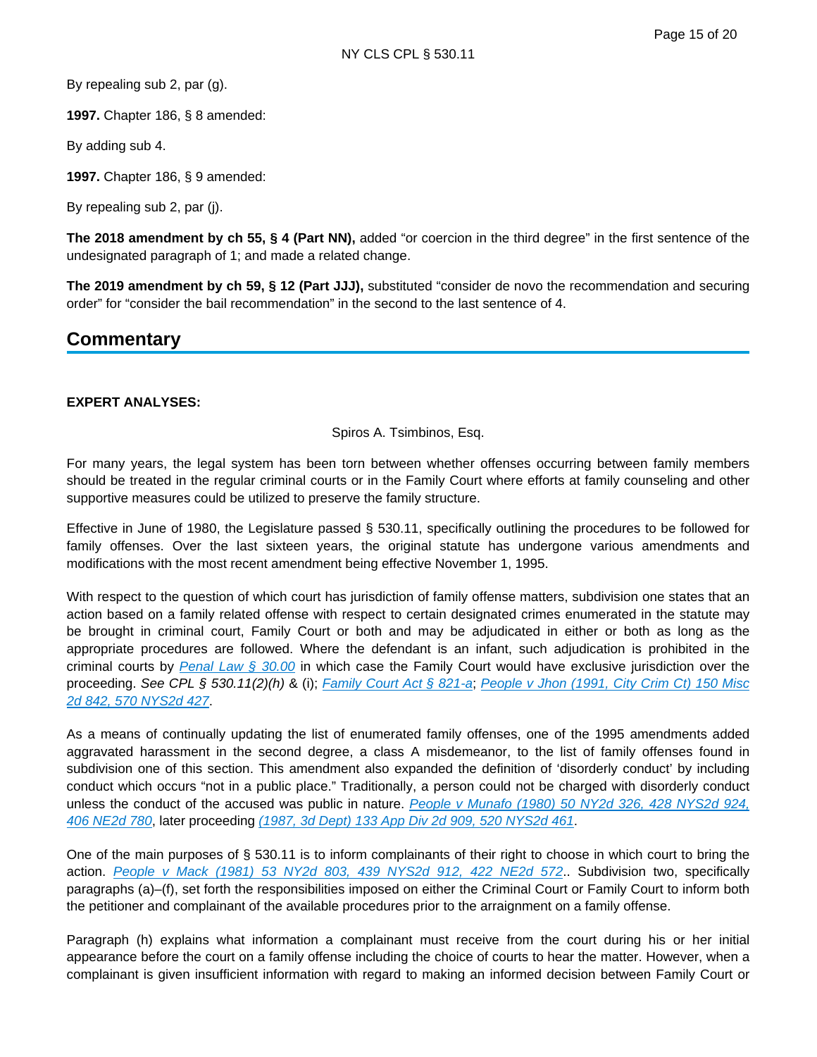By repealing sub 2, par (g).

**1997.** Chapter 186, § 8 amended:

By adding sub 4.

**1997.** Chapter 186, § 9 amended:

By repealing sub 2, par (j).

**The 2018 amendment by ch 55, § 4 (Part NN),** added "or coercion in the third degree" in the first sentence of the undesignated paragraph of 1; and made a related change.

**The 2019 amendment by ch 59, § 12 (Part JJJ),** substituted "consider de novo the recommendation and securing order" for "consider the bail recommendation" in the second to the last sentence of 4.

## Commentary

**EXPERT ANALYSES:**

Spiros A. Tsimbinos, Esq.

For many years, the legal system has been torn between whether offenses occurring between family members should be treated in the regular criminal courts or in the Family Court where efforts at family counseling and other supportive measures could be utilized to preserve the family structure.

Effective in June of 1980, the Legislature passed § 530.11, specifically outlining the procedures to be followed for family offenses. Over the last sixteen years, the original statute has undergone various amendments and modifications with the most recent amendment being effective November 1, 1995.

With respect to the question of which court has jurisdiction of family offense matters, subdivision one states that an action based on a family related offense with respect to certain designated crimes enumerated in the statute may be brought in criminal court, Family Court or both and may be adjudicated in either or both as long as the appropriate procedures are followed. Where the defendant is an infant, such adjudication is prohibited in the criminal courts by *Penal Law § 30.00* in which case the Family Court would have exclusive jurisdiction over the proceeding. *See CPL § 530.11(2)(h)* & (i); *Family Court Act § 821-a*; *People v Jhon (1991, City Crim Ct) 150 Misc 2d 842, 570 NYS2d 427*.

As a means of continually updating the list of enumerated family offenses, one of the 1995 amendments added aggravated harassment in the second degree, a class A misdemeanor, to the list of family offenses found in subdivision one of this section. This amendment also expanded the definition of 'disorderly conduct' by including conduct which occurs "not in a public place." Traditionally, a person could not be charged with disorderly conduct unless the conduct of the accused was public in nature. *People v Munafo (1980) 50 NY2d 326, 428 NYS2d 924, 406 NE2d 780*, later proceeding *(1987, 3d Dept) 133 App Div 2d 909, 520 NYS2d 461*.

One of the main purposes of § 530.11 is to inform complainants of their right to choose in which court to bring the action. *People v Mack (1981) 53 NY2d 803, 439 NYS2d 912, 422 NE2d 572*.. Subdivision two, specifically paragraphs (a)–(f), set forth the responsibilities imposed on either the Criminal Court or Family Court to inform both the petitioner and complainant of the available procedures prior to the arraignment on a family offense.

Paragraph (h) explains what information a complainant must receive from the court during his or her initial appearance before the court on a family offense including the choice of courts to hear the matter. However, when a complainant is given insufficient information with regard to making an informed decision between Family Court or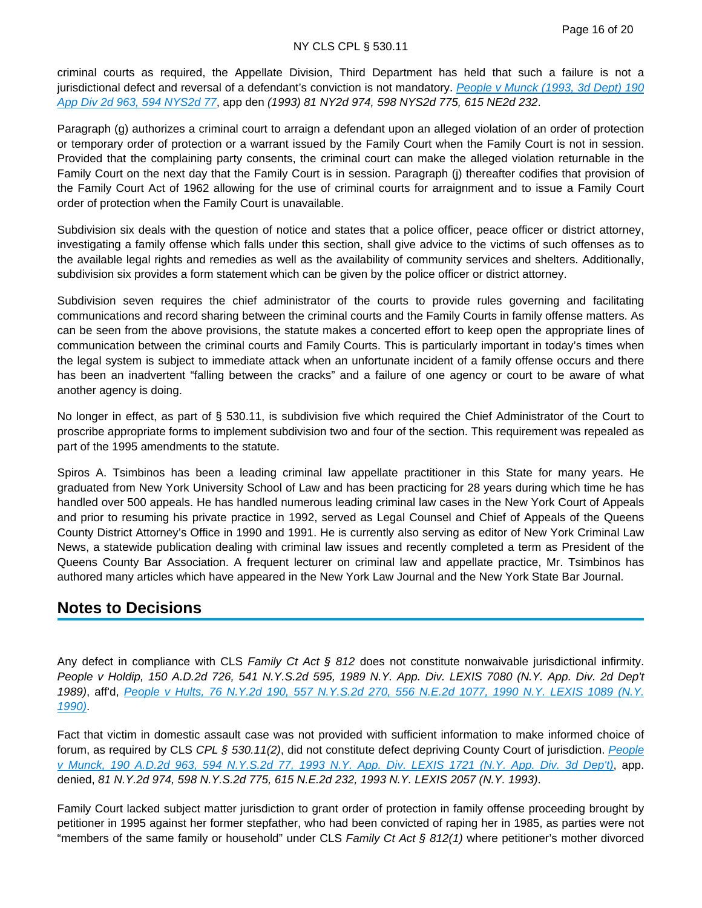criminal courts as required, the Appellate Division, Third Department has held that such a failure is not a jurisdictional defect and reversal of a defendant's conviction is not mandatory. [People v Munck (1993, 3d Dept) 190 App Div 2d 963, 594 NYS2d 77](), app den *(1993) 81 NY2d 974, 598 NYS2d 775, 615 NE2d 232*.

Paragraph (g) authorizes a criminal court to arraign a defendant upon an alleged violation of an order of protection or temporary order of protection or a warrant issued by the Family Court when the Family Court is not in session. Provided that the complaining party consents, the criminal court can make the alleged violation returnable in the Family Court on the next day that the Family Court is in session. Paragraph (j) thereafter codifies that provision of the Family Court Act of 1962 allowing for the use of criminal courts for arraignment and to issue a Family Court order of protection when the Family Court is unavailable.

Subdivision six deals with the question of notice and states that a police officer, peace officer or district attorney, investigating a family offense which falls under this section, shall give advice to the victims of such offenses as to the available legal rights and remedies as well as the availability of community services and shelters. Additionally, subdivision six provides a form statement which can be given by the police officer or district attorney.

Subdivision seven requires the chief administrator of the courts to provide rules governing and facilitating communications and record sharing between the criminal courts and the Family Courts in family offense matters. As can be seen from the above provisions, the statute makes a concerted effort to keep open the appropriate lines of communication between the criminal courts and Family Courts. This is particularly important in today's times when the legal system is subject to immediate attack when an unfortunate incident of a family offense occurs and there has been an inadvertent "falling between the cracks" and a failure of one agency or court to be aware of what another agency is doing.

No longer in effect, as part of § 530.11, is subdivision five which required the Chief Administrator of the Court to proscribe appropriate forms to implement subdivision two and four of the section. This requirement was repealed as part of the 1995 amendments to the statute.

Spiros A. Tsimbinos has been a leading criminal law appellate practitioner in this State for many years. He graduated from New York University School of Law and has been practicing for 28 years during which time he has handled over 500 appeals. He has handled numerous leading criminal law cases in the New York Court of Appeals and prior to resuming his private practice in 1992, served as Legal Counsel and Chief of Appeals of the Queens County District Attorney's Office in 1990 and 1991. He is currently also serving as editor of New York Criminal Law News, a statewide publication dealing with criminal law issues and recently completed a term as President of the Queens County Bar Association. A frequent lecturer on criminal law and appellate practice, Mr. Tsimbinos has authored many articles which have appeared in the New York Law Journal and the New York State Bar Journal.

## Notes to Decisions

Any defect in compliance with CLS *Family Ct Act § 812* does not constitute nonwaivable jurisdictional infirmity. *People v Holdip, 150 A.D.2d 726, 541 N.Y.S.2d 595, 1989 N.Y. App. Div. LEXIS 7080 (N.Y. App. Div. 2d Dep't 1989)*, aff'd, [People v Hults, 76 N.Y.2d 190, 557 N.Y.S.2d 270, 556 N.E.2d 1077, 1990 N.Y. LEXIS 1089 (N.Y. 1990)]().

Fact that victim in domestic assault case was not provided with sufficient information to make informed choice of forum, as required by CLS *CPL § 530.11(2)*, did not constitute defect depriving County Court of jurisdiction. [People v Munck, 190 A.D.2d 963, 594 N.Y.S.2d 77, 1993 N.Y. App. Div. LEXIS 1721 (N.Y. App. Div. 3d Dep't)](), app. denied, *81 N.Y.2d 974, 598 N.Y.S.2d 775, 615 N.E.2d 232, 1993 N.Y. LEXIS 2057 (N.Y. 1993)*.

Family Court lacked subject matter jurisdiction to grant order of protection in family offense proceeding brought by petitioner in 1995 against her former stepfather, who had been convicted of raping her in 1985, as parties were not "members of the same family or household" under CLS *Family Ct Act § 812(1)* where petitioner's mother divorced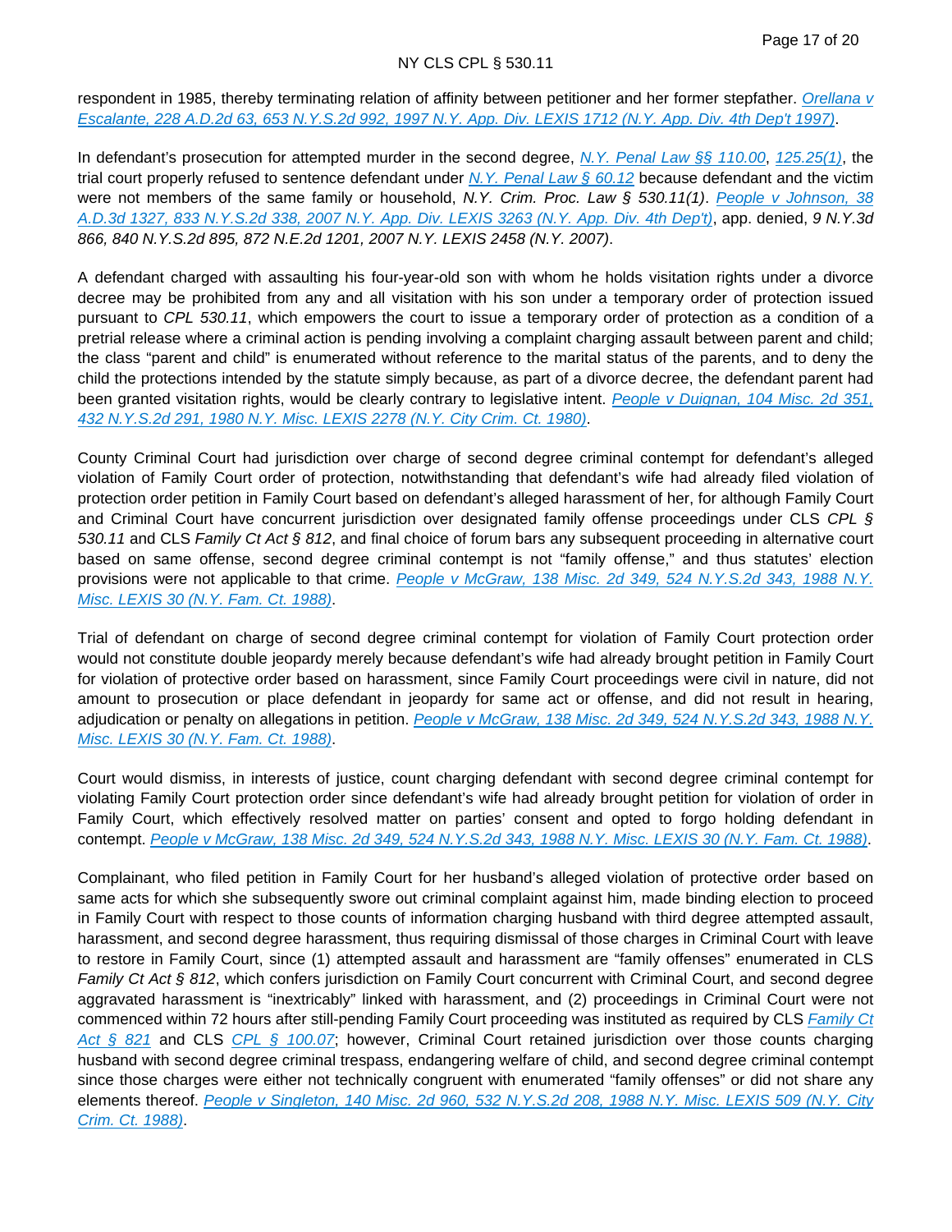respondent in 1985, thereby terminating relation of affinity between petitioner and her former stepfather. *Orellana v Escalante, 228 A.D.2d 63, 653 N.Y.S.2d 992, 1997 N.Y. App. Div. LEXIS 1712 (N.Y. App. Div. 4th Dep't 1997)*.

In defendant's prosecution for attempted murder in the second degree, *N.Y. Penal Law §§ 110.00*, *125.25(1)*, the trial court properly refused to sentence defendant under *N.Y. Penal Law § 60.12* because defendant and the victim were not members of the same family or household, *N.Y. Crim. Proc. Law § 530.11(1)*. *People v Johnson, 38 A.D.3d 1327, 833 N.Y.S.2d 338, 2007 N.Y. App. Div. LEXIS 3263 (N.Y. App. Div. 4th Dep't)*, app. denied, *9 N.Y.3d 866, 840 N.Y.S.2d 895, 872 N.E.2d 1201, 2007 N.Y. LEXIS 2458 (N.Y. 2007)*.

A defendant charged with assaulting his four-year-old son with whom he holds visitation rights under a divorce decree may be prohibited from any and all visitation with his son under a temporary order of protection issued pursuant to *CPL 530.11*, which empowers the court to issue a temporary order of protection as a condition of a pretrial release where a criminal action is pending involving a complaint charging assault between parent and child; the class "parent and child" is enumerated without reference to the marital status of the parents, and to deny the child the protections intended by the statute simply because, as part of a divorce decree, the defendant parent had been granted visitation rights, would be clearly contrary to legislative intent. *People v Duignan, 104 Misc. 2d 351, 432 N.Y.S.2d 291, 1980 N.Y. Misc. LEXIS 2278 (N.Y. City Crim. Ct. 1980)*.

County Criminal Court had jurisdiction over charge of second degree criminal contempt for defendant's alleged violation of Family Court order of protection, notwithstanding that defendant's wife had already filed violation of protection order petition in Family Court based on defendant's alleged harassment of her, for although Family Court and Criminal Court have concurrent jurisdiction over designated family offense proceedings under CLS *CPL § 530.11* and CLS *Family Ct Act § 812*, and final choice of forum bars any subsequent proceeding in alternative court based on same offense, second degree criminal contempt is not "family offense," and thus statutes' election provisions were not applicable to that crime. *People v McGraw, 138 Misc. 2d 349, 524 N.Y.S.2d 343, 1988 N.Y. Misc. LEXIS 30 (N.Y. Fam. Ct. 1988)*.

Trial of defendant on charge of second degree criminal contempt for violation of Family Court protection order would not constitute double jeopardy merely because defendant's wife had already brought petition in Family Court for violation of protective order based on harassment, since Family Court proceedings were civil in nature, did not amount to prosecution or place defendant in jeopardy for same act or offense, and did not result in hearing, adjudication or penalty on allegations in petition. *People v McGraw, 138 Misc. 2d 349, 524 N.Y.S.2d 343, 1988 N.Y. Misc. LEXIS 30 (N.Y. Fam. Ct. 1988)*.

Court would dismiss, in interests of justice, count charging defendant with second degree criminal contempt for violating Family Court protection order since defendant's wife had already brought petition for violation of order in Family Court, which effectively resolved matter on parties' consent and opted to forgo holding defendant in contempt. *People v McGraw, 138 Misc. 2d 349, 524 N.Y.S.2d 343, 1988 N.Y. Misc. LEXIS 30 (N.Y. Fam. Ct. 1988)*.

Complainant, who filed petition in Family Court for her husband's alleged violation of protective order based on same acts for which she subsequently swore out criminal complaint against him, made binding election to proceed in Family Court with respect to those counts of information charging husband with third degree attempted assault, harassment, and second degree harassment, thus requiring dismissal of those charges in Criminal Court with leave to restore in Family Court, since (1) attempted assault and harassment are "family offenses" enumerated in CLS *Family Ct Act § 812*, which confers jurisdiction on Family Court concurrent with Criminal Court, and second degree aggravated harassment is "inextricably" linked with harassment, and (2) proceedings in Criminal Court were not commenced within 72 hours after still-pending Family Court proceeding was instituted as required by CLS *Family Ct Act § 821* and CLS *CPL § 100.07*; however, Criminal Court retained jurisdiction over those counts charging husband with second degree criminal trespass, endangering welfare of child, and second degree criminal contempt since those charges were either not technically congruent with enumerated "family offenses" or did not share any elements thereof. *People v Singleton, 140 Misc. 2d 960, 532 N.Y.S.2d 208, 1988 N.Y. Misc. LEXIS 509 (N.Y. City Crim. Ct. 1988)*.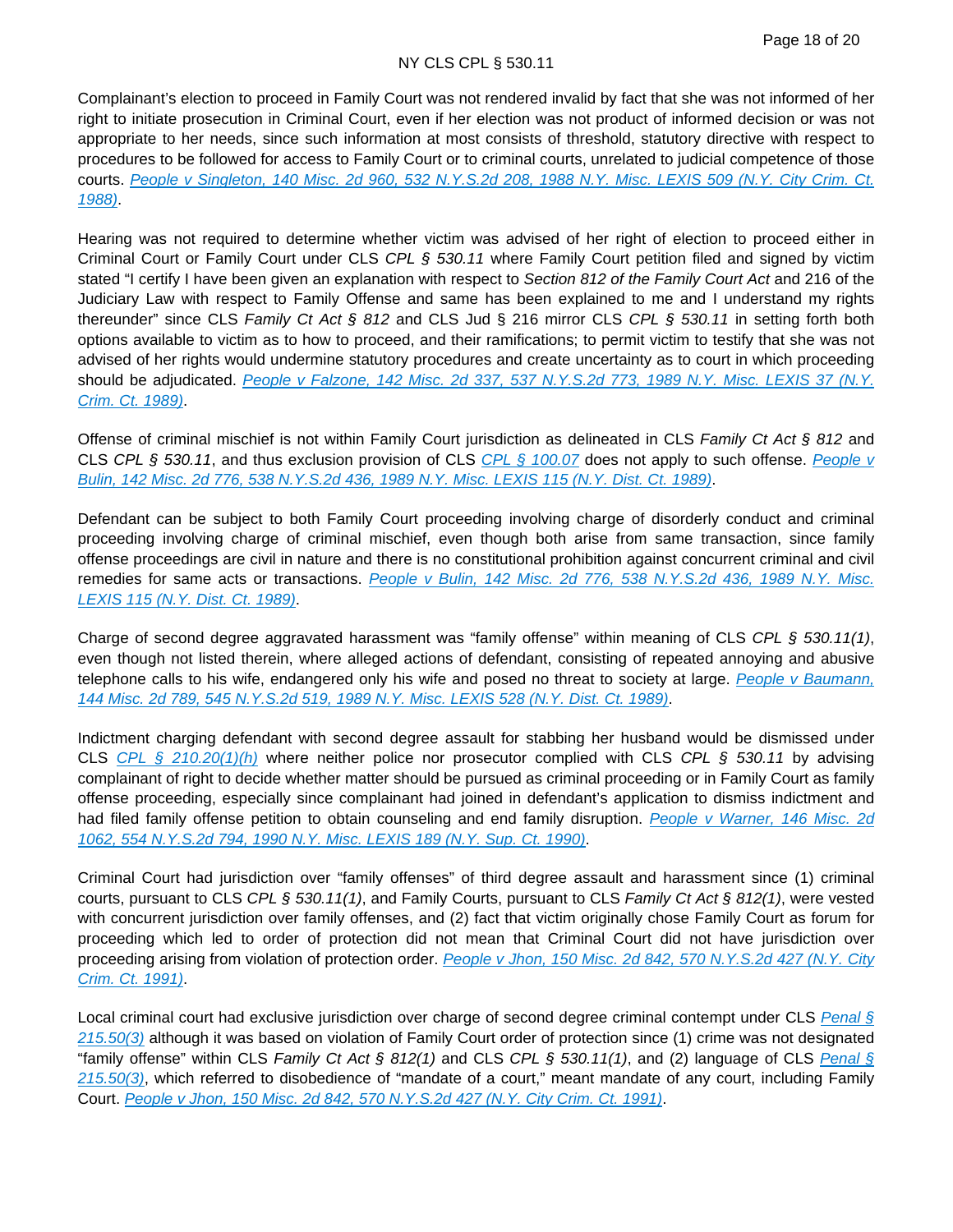Complainant's election to proceed in Family Court was not rendered invalid by fact that she was not informed of her right to initiate prosecution in Criminal Court, even if her election was not product of informed decision or was not appropriate to her needs, since such information at most consists of threshold, statutory directive with respect to procedures to be followed for access to Family Court or to criminal courts, unrelated to judicial competence of those courts. People v Singleton, 140 Misc. 2d 960, 532 N.Y.S.2d 208, 1988 N.Y. Misc. LEXIS 509 (N.Y. City Crim. Ct. 1988).

Hearing was not required to determine whether victim was advised of her right of election to proceed either in Criminal Court or Family Court under CLS *CPL § 530.11* where Family Court petition filed and signed by victim stated "I certify I have been given an explanation with respect to *Section 812 of the Family Court Act* and 216 of the Judiciary Law with respect to Family Offense and same has been explained to me and I understand my rights thereunder" since CLS *Family Ct Act § 812* and CLS Jud § 216 mirror CLS *CPL § 530.11* in setting forth both options available to victim as to how to proceed, and their ramifications; to permit victim to testify that she was not advised of her rights would undermine statutory procedures and create uncertainty as to court in which proceeding should be adjudicated. People v Falzone, 142 Misc. 2d 337, 537 N.Y.S.2d 773, 1989 N.Y. Misc. LEXIS 37 (N.Y. Crim. Ct. 1989).

Offense of criminal mischief is not within Family Court jurisdiction as delineated in CLS *Family Ct Act § 812* and CLS *CPL § 530.11*, and thus exclusion provision of CLS CPL § 100.07 does not apply to such offense. People v Bulin, 142 Misc. 2d 776, 538 N.Y.S.2d 436, 1989 N.Y. Misc. LEXIS 115 (N.Y. Dist. Ct. 1989).

Defendant can be subject to both Family Court proceeding involving charge of disorderly conduct and criminal proceeding involving charge of criminal mischief, even though both arise from same transaction, since family offense proceedings are civil in nature and there is no constitutional prohibition against concurrent criminal and civil remedies for same acts or transactions. People v Bulin, 142 Misc. 2d 776, 538 N.Y.S.2d 436, 1989 N.Y. Misc. LEXIS 115 (N.Y. Dist. Ct. 1989).

Charge of second degree aggravated harassment was "family offense" within meaning of CLS *CPL § 530.11(1)*, even though not listed therein, where alleged actions of defendant, consisting of repeated annoying and abusive telephone calls to his wife, endangered only his wife and posed no threat to society at large. People v Baumann, 144 Misc. 2d 789, 545 N.Y.S.2d 519, 1989 N.Y. Misc. LEXIS 528 (N.Y. Dist. Ct. 1989).

Indictment charging defendant with second degree assault for stabbing her husband would be dismissed under CLS CPL § 210.20(1)(h) where neither police nor prosecutor complied with CLS *CPL § 530.11* by advising complainant of right to decide whether matter should be pursued as criminal proceeding or in Family Court as family offense proceeding, especially since complainant had joined in defendant's application to dismiss indictment and had filed family offense petition to obtain counseling and end family disruption. People v Warner, 146 Misc. 2d 1062, 554 N.Y.S.2d 794, 1990 N.Y. Misc. LEXIS 189 (N.Y. Sup. Ct. 1990).

Criminal Court had jurisdiction over "family offenses" of third degree assault and harassment since (1) criminal courts, pursuant to CLS *CPL § 530.11(1)*, and Family Courts, pursuant to CLS *Family Ct Act § 812(1)*, were vested with concurrent jurisdiction over family offenses, and (2) fact that victim originally chose Family Court as forum for proceeding which led to order of protection did not mean that Criminal Court did not have jurisdiction over proceeding arising from violation of protection order. People v Jhon, 150 Misc. 2d 842, 570 N.Y.S.2d 427 (N.Y. City Crim. Ct. 1991).

Local criminal court had exclusive jurisdiction over charge of second degree criminal contempt under CLS Penal § 215.50(3) although it was based on violation of Family Court order of protection since (1) crime was not designated "family offense" within CLS *Family Ct Act § 812(1)* and CLS *CPL § 530.11(1)*, and (2) language of CLS Penal § 215.50(3), which referred to disobedience of "mandate of a court," meant mandate of any court, including Family Court. People v Jhon, 150 Misc. 2d 842, 570 N.Y.S.2d 427 (N.Y. City Crim. Ct. 1991).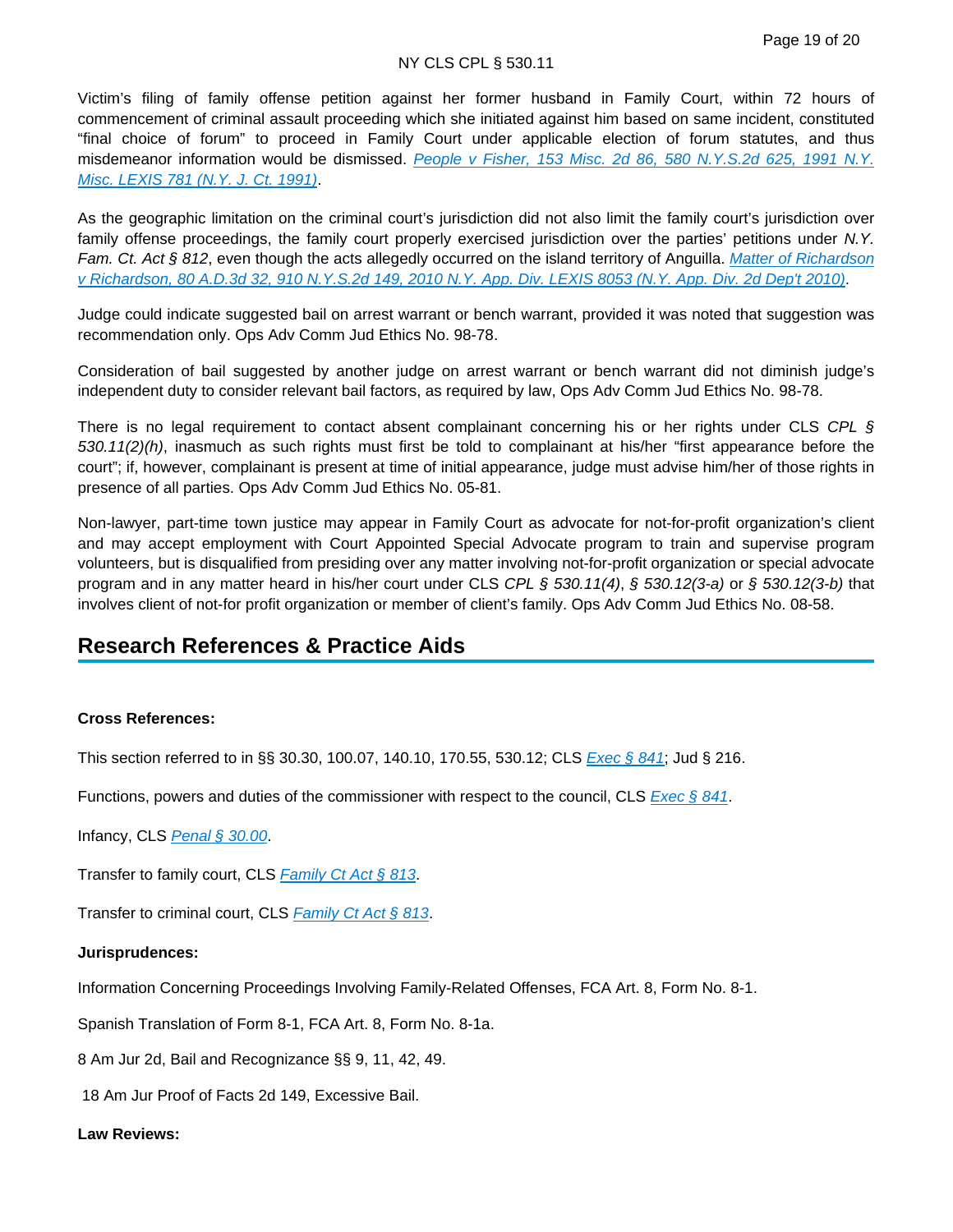Victim's filing of family offense petition against her former husband in Family Court, within 72 hours of commencement of criminal assault proceeding which she initiated against him based on same incident, constituted "final choice of forum" to proceed in Family Court under applicable election of forum statutes, and thus misdemeanor information would be dismissed. [People v Fisher, 153 Misc. 2d 86, 580 N.Y.S.2d 625, 1991 N.Y. Misc. LEXIS 781 (N.Y. J. Ct. 1991)].

As the geographic limitation on the criminal court's jurisdiction did not also limit the family court's jurisdiction over family offense proceedings, the family court properly exercised jurisdiction over the parties' petitions under *N.Y. Fam. Ct. Act § 812*, even though the acts allegedly occurred on the island territory of Anguilla. [Matter of Richardson v Richardson, 80 A.D.3d 32, 910 N.Y.S.2d 149, 2010 N.Y. App. Div. LEXIS 8053 (N.Y. App. Div. 2d Dep't 2010)].

Judge could indicate suggested bail on arrest warrant or bench warrant, provided it was noted that suggestion was recommendation only. Ops Adv Comm Jud Ethics No. 98-78.

Consideration of bail suggested by another judge on arrest warrant or bench warrant did not diminish judge's independent duty to consider relevant bail factors, as required by law, Ops Adv Comm Jud Ethics No. 98-78.

There is no legal requirement to contact absent complainant concerning his or her rights under CLS *CPL § 530.11(2)(h)*, inasmuch as such rights must first be told to complainant at his/her "first appearance before the court"; if, however, complainant is present at time of initial appearance, judge must advise him/her of those rights in presence of all parties. Ops Adv Comm Jud Ethics No. 05-81.

Non-lawyer, part-time town justice may appear in Family Court as advocate for not-for-profit organization's client and may accept employment with Court Appointed Special Advocate program to train and supervise program volunteers, but is disqualified from presiding over any matter involving not-for-profit organization or special advocate program and in any matter heard in his/her court under CLS *CPL § 530.11(4)*, *§ 530.12(3-a)* or *§ 530.12(3-b)* that involves client of not-for profit organization or member of client's family. Ops Adv Comm Jud Ethics No. 08-58.

## Research References & Practice Aids

**Cross References:**

This section referred to in §§ 30.30, 100.07, 140.10, 170.55, 530.12; CLS [Exec § 841]; Jud § 216.

Functions, powers and duties of the commissioner with respect to the council, CLS [Exec § 841].

Infancy, CLS [Penal § 30.00].

Transfer to family court, CLS [Family Ct Act § 813].

Transfer to criminal court, CLS [Family Ct Act § 813].

**Jurisprudences:**

Information Concerning Proceedings Involving Family-Related Offenses, FCA Art. 8, Form No. 8-1.

Spanish Translation of Form 8-1, FCA Art. 8, Form No. 8-1a.

8 Am Jur 2d, Bail and Recognizance §§ 9, 11, 42, 49.

18 Am Jur Proof of Facts 2d 149, Excessive Bail.

**Law Reviews:**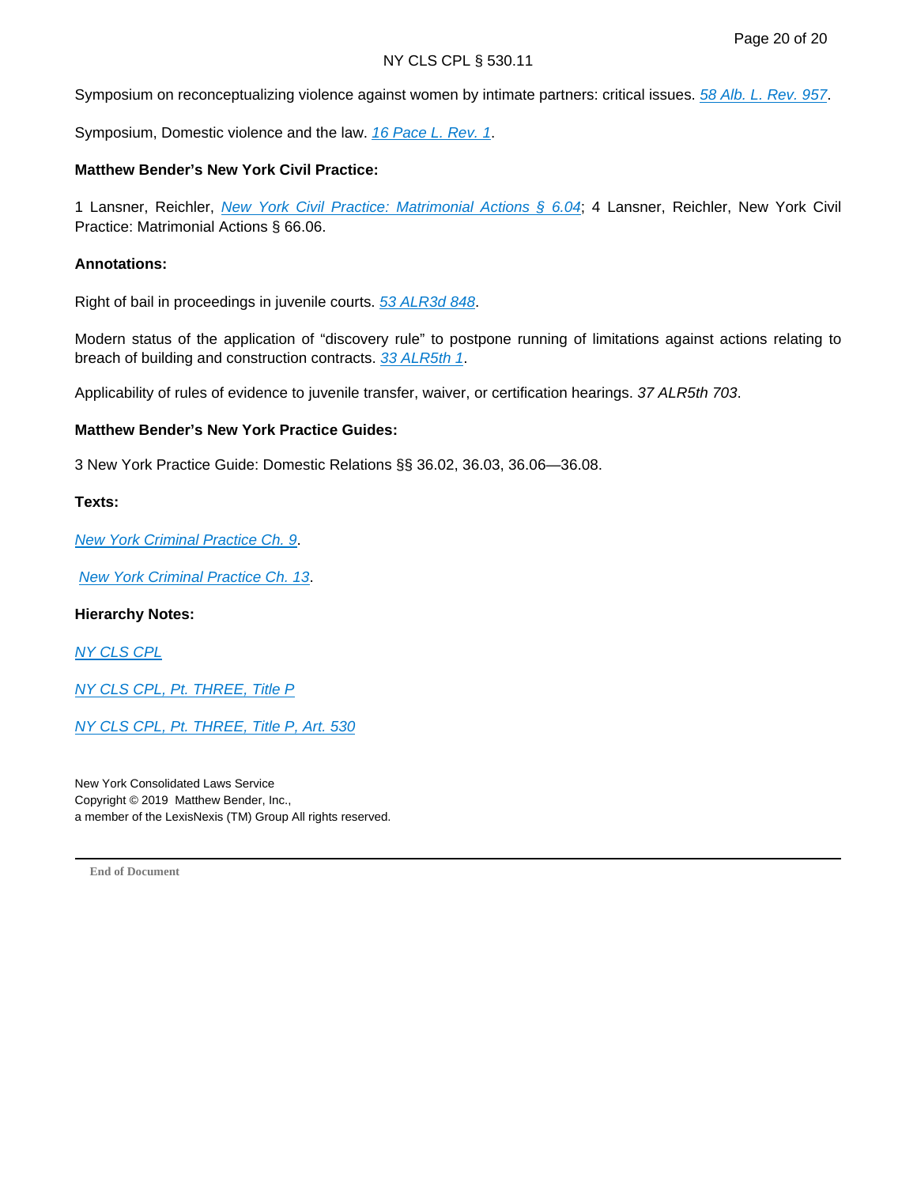Symposium on reconceptualizing violence against women by intimate partners: critical issues. *58 Alb. L. Rev. 957*.

Symposium, Domestic violence and the law. *16 Pace L. Rev. 1*.

**Matthew Bender's New York Civil Practice:**

1 Lansner, Reichler, *New York Civil Practice: Matrimonial Actions § 6.04*; 4 Lansner, Reichler, New York Civil Practice: Matrimonial Actions § 66.06.

**Annotations:**

Right of bail in proceedings in juvenile courts. *53 ALR3d 848*.

Modern status of the application of "discovery rule" to postpone running of limitations against actions relating to breach of building and construction contracts. *33 ALR5th 1*.

Applicability of rules of evidence to juvenile transfer, waiver, or certification hearings. *37 ALR5th 703*.

**Matthew Bender's New York Practice Guides:**

3 New York Practice Guide: Domestic Relations §§ 36.02, 36.03, 36.06—36.08.

**Texts:**

*New York Criminal Practice Ch. 9*.

*New York Criminal Practice Ch. 13*.

**Hierarchy Notes:**

*NY CLS CPL*

*NY CLS CPL, Pt. THREE, Title P*

*NY CLS CPL, Pt. THREE, Title P, Art. 530*

New York Consolidated Laws Service
Copyright © 2019 Matthew Bender, Inc.,
a member of the LexisNexis (TM) Group All rights reserved.

---

End of Document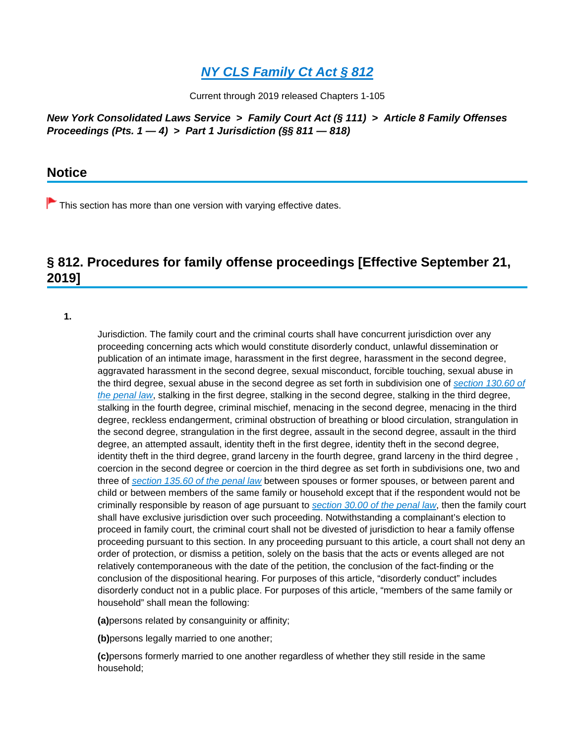# [NY CLS Family Ct Act § 812](#)

Current through 2019 released Chapters 1-105

***New York Consolidated Laws Service > Family Court Act (§ 111) > Article 8 Family Offenses Proceedings (Pts. 1 — 4) > Part 1 Jurisdiction (§§ 811 — 818)***

## Notice

This section has more than one version with varying effective dates.

## § 812. Procedures for family offense proceedings [Effective September 21, 2019]

**1.**

Jurisdiction. The family court and the criminal courts shall have concurrent jurisdiction over any proceeding concerning acts which would constitute disorderly conduct, unlawful dissemination or publication of an intimate image, harassment in the first degree, harassment in the second degree, aggravated harassment in the second degree, sexual misconduct, forcible touching, sexual abuse in the third degree, sexual abuse in the second degree as set forth in subdivision one of [section 130.60 of the penal law](#), stalking in the first degree, stalking in the second degree, stalking in the third degree, stalking in the fourth degree, criminal mischief, menacing in the second degree, menacing in the third degree, reckless endangerment, criminal obstruction of breathing or blood circulation, strangulation in the second degree, strangulation in the first degree, assault in the second degree, assault in the third degree, an attempted assault, identity theft in the first degree, identity theft in the second degree, identity theft in the third degree, grand larceny in the fourth degree, grand larceny in the third degree , coercion in the second degree or coercion in the third degree as set forth in subdivisions one, two and three of [section 135.60 of the penal law](#) between spouses or former spouses, or between parent and child or between members of the same family or household except that if the respondent would not be criminally responsible by reason of age pursuant to [section 30.00 of the penal law](#), then the family court shall have exclusive jurisdiction over such proceeding. Notwithstanding a complainant's election to proceed in family court, the criminal court shall not be divested of jurisdiction to hear a family offense proceeding pursuant to this section. In any proceeding pursuant to this article, a court shall not deny an order of protection, or dismiss a petition, solely on the basis that the acts or events alleged are not relatively contemporaneous with the date of the petition, the conclusion of the fact-finding or the conclusion of the dispositional hearing. For purposes of this article, "disorderly conduct" includes disorderly conduct not in a public place. For purposes of this article, "members of the same family or household" shall mean the following:

**(a)** persons related by consanguinity or affinity;

**(b)** persons legally married to one another;

**(c)** persons formerly married to one another regardless of whether they still reside in the same household;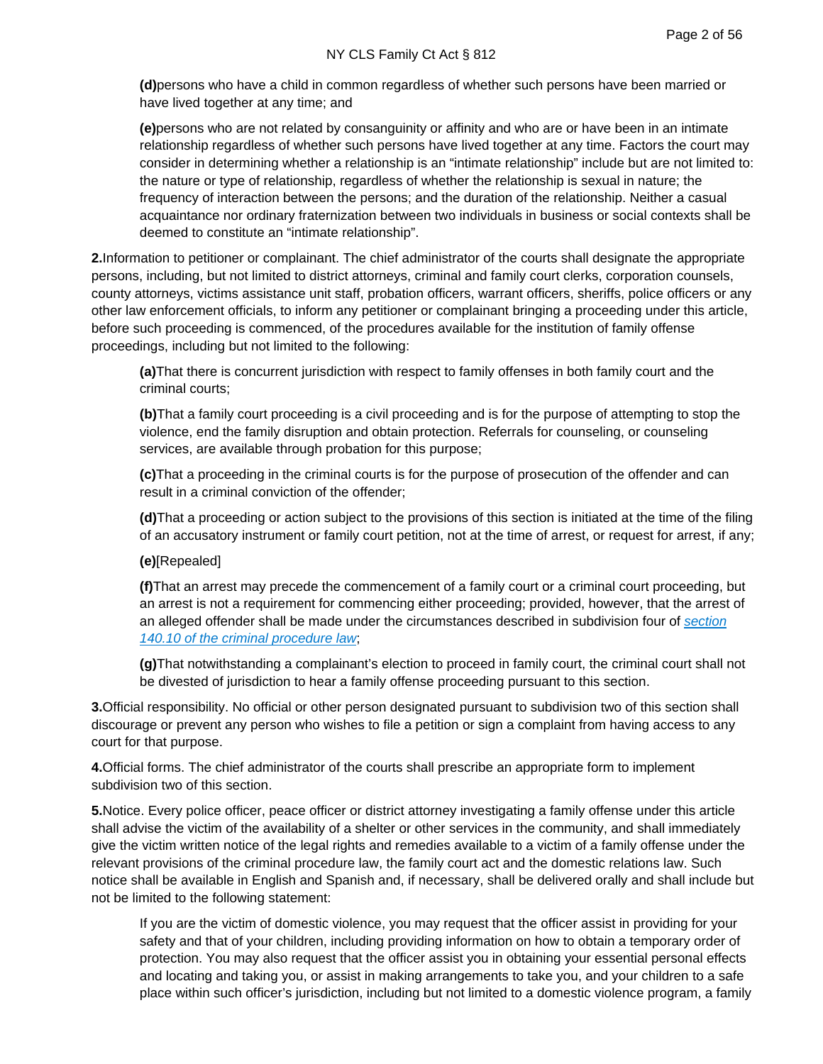**(d)**persons who have a child in common regardless of whether such persons have been married or have lived together at any time; and

**(e)**persons who are not related by consanguinity or affinity and who are or have been in an intimate relationship regardless of whether such persons have lived together at any time. Factors the court may consider in determining whether a relationship is an "intimate relationship" include but are not limited to: the nature or type of relationship, regardless of whether the relationship is sexual in nature; the frequency of interaction between the persons; and the duration of the relationship. Neither a casual acquaintance nor ordinary fraternization between two individuals in business or social contexts shall be deemed to constitute an "intimate relationship".

**2.**Information to petitioner or complainant. The chief administrator of the courts shall designate the appropriate persons, including, but not limited to district attorneys, criminal and family court clerks, corporation counsels, county attorneys, victims assistance unit staff, probation officers, warrant officers, sheriffs, police officers or any other law enforcement officials, to inform any petitioner or complainant bringing a proceeding under this article, before such proceeding is commenced, of the procedures available for the institution of family offense proceedings, including but not limited to the following:

**(a)**That there is concurrent jurisdiction with respect to family offenses in both family court and the criminal courts;

**(b)**That a family court proceeding is a civil proceeding and is for the purpose of attempting to stop the violence, end the family disruption and obtain protection. Referrals for counseling, or counseling services, are available through probation for this purpose;

**(c)**That a proceeding in the criminal courts is for the purpose of prosecution of the offender and can result in a criminal conviction of the offender;

**(d)**That a proceeding or action subject to the provisions of this section is initiated at the time of the filing of an accusatory instrument or family court petition, not at the time of arrest, or request for arrest, if any;

**(e)**[Repealed]

**(f)**That an arrest may precede the commencement of a family court or a criminal court proceeding, but an arrest is not a requirement for commencing either proceeding; provided, however, that the arrest of an alleged offender shall be made under the circumstances described in subdivision four of *section 140.10 of the criminal procedure law*;

**(g)**That notwithstanding a complainant's election to proceed in family court, the criminal court shall not be divested of jurisdiction to hear a family offense proceeding pursuant to this section.

**3.**Official responsibility. No official or other person designated pursuant to subdivision two of this section shall discourage or prevent any person who wishes to file a petition or sign a complaint from having access to any court for that purpose.

**4.**Official forms. The chief administrator of the courts shall prescribe an appropriate form to implement subdivision two of this section.

**5.**Notice. Every police officer, peace officer or district attorney investigating a family offense under this article shall advise the victim of the availability of a shelter or other services in the community, and shall immediately give the victim written notice of the legal rights and remedies available to a victim of a family offense under the relevant provisions of the criminal procedure law, the family court act and the domestic relations law. Such notice shall be available in English and Spanish and, if necessary, shall be delivered orally and shall include but not be limited to the following statement:

If you are the victim of domestic violence, you may request that the officer assist in providing for your safety and that of your children, including providing information on how to obtain a temporary order of protection. You may also request that the officer assist you in obtaining your essential personal effects and locating and taking you, or assist in making arrangements to take you, and your children to a safe place within such officer's jurisdiction, including but not limited to a domestic violence program, a family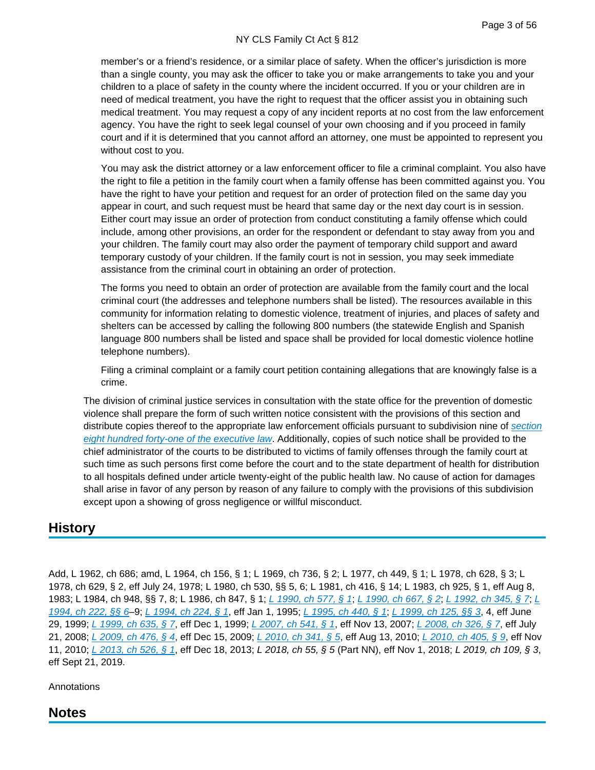member's or a friend's residence, or a similar place of safety. When the officer's jurisdiction is more than a single county, you may ask the officer to take you or make arrangements to take you and your children to a place of safety in the county where the incident occurred. If you or your children are in need of medical treatment, you have the right to request that the officer assist you in obtaining such medical treatment. You may request a copy of any incident reports at no cost from the law enforcement agency. You have the right to seek legal counsel of your own choosing and if you proceed in family court and if it is determined that you cannot afford an attorney, one must be appointed to represent you without cost to you.

You may ask the district attorney or a law enforcement officer to file a criminal complaint. You also have the right to file a petition in the family court when a family offense has been committed against you. You have the right to have your petition and request for an order of protection filed on the same day you appear in court, and such request must be heard that same day or the next day court is in session. Either court may issue an order of protection from conduct constituting a family offense which could include, among other provisions, an order for the respondent or defendant to stay away from you and your children. The family court may also order the payment of temporary child support and award temporary custody of your children. If the family court is not in session, you may seek immediate assistance from the criminal court in obtaining an order of protection.

The forms you need to obtain an order of protection are available from the family court and the local criminal court (the addresses and telephone numbers shall be listed). The resources available in this community for information relating to domestic violence, treatment of injuries, and places of safety and shelters can be accessed by calling the following 800 numbers (the statewide English and Spanish language 800 numbers shall be listed and space shall be provided for local domestic violence hotline telephone numbers).

Filing a criminal complaint or a family court petition containing allegations that are knowingly false is a crime.

The division of criminal justice services in consultation with the state office for the prevention of domestic violence shall prepare the form of such written notice consistent with the provisions of this section and distribute copies thereof to the appropriate law enforcement officials pursuant to subdivision nine of *section eight hundred forty-one of the executive law*. Additionally, copies of such notice shall be provided to the chief administrator of the courts to be distributed to victims of family offenses through the family court at such time as such persons first come before the court and to the state department of health for distribution to all hospitals defined under article twenty-eight of the public health law. No cause of action for damages shall arise in favor of any person by reason of any failure to comply with the provisions of this subdivision except upon a showing of gross negligence or willful misconduct.

## History

Add, L 1962, ch 686; amd, L 1964, ch 156, § 1; L 1969, ch 736, § 2; L 1977, ch 449, § 1; L 1978, ch 628, § 3; L 1978, ch 629, § 2, eff July 24, 1978; L 1980, ch 530, §§ 5, 6; L 1981, ch 416, § 14; L 1983, ch 925, § 1, eff Aug 8, 1983; L 1984, ch 948, §§ 7, 8; L 1986, ch 847, § 1; *L 1990, ch 577, § 1*; *L 1990, ch 667, § 2*; *L 1992, ch 345, § 7*; *L 1994, ch 222, §§ 6*–9; *L 1994, ch 224, § 1*, eff Jan 1, 1995; *L 1995, ch 440, § 1*; *L 1999, ch 125, §§ 3*, 4, eff June 29, 1999; *L 1999, ch 635, § 7*, eff Dec 1, 1999; *L 2007, ch 541, § 1*, eff Nov 13, 2007; *L 2008, ch 326, § 7*, eff July 21, 2008; *L 2009, ch 476, § 4*, eff Dec 15, 2009; *L 2010, ch 341, § 5*, eff Aug 13, 2010; *L 2010, ch 405, § 9*, eff Nov 11, 2010; *L 2013, ch 526, § 1*, eff Dec 18, 2013; *L 2018, ch 55, § 5* (Part NN), eff Nov 1, 2018; *L 2019, ch 109, § 3*, eff Sept 21, 2019.

Annotations

## Notes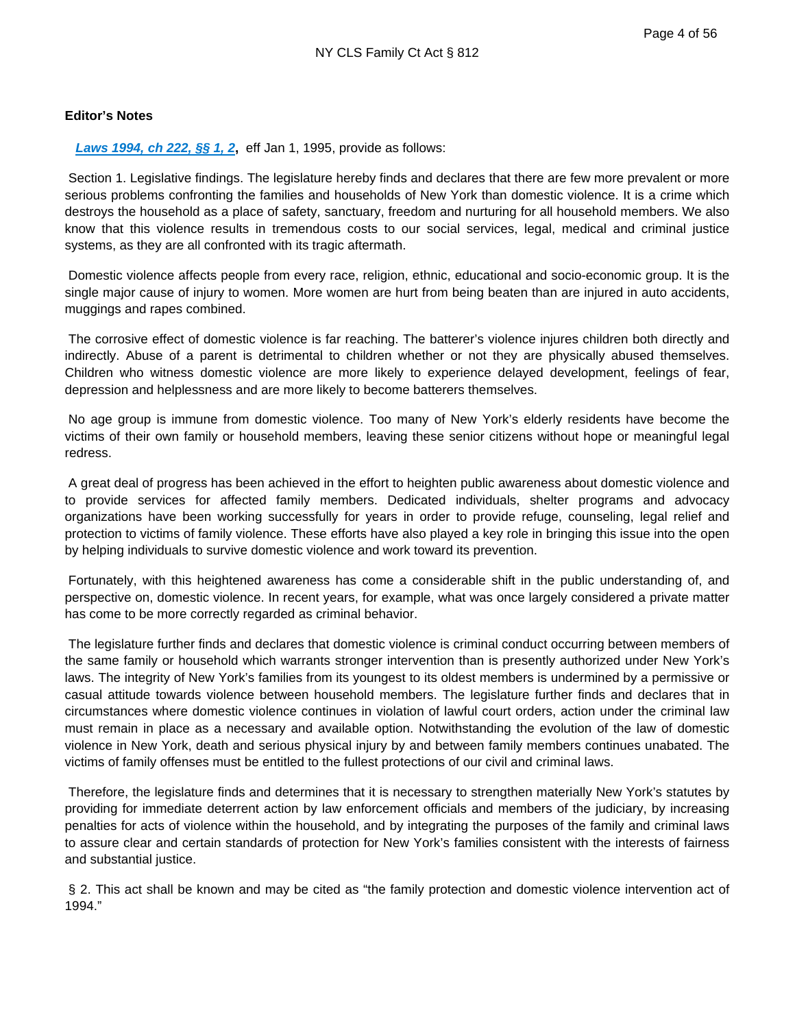**Editor's Notes**

***Laws 1994, ch 222, §§ 1, 2***, eff Jan 1, 1995, provide as follows:

Section 1. Legislative findings. The legislature hereby finds and declares that there are few more prevalent or more serious problems confronting the families and households of New York than domestic violence. It is a crime which destroys the household as a place of safety, sanctuary, freedom and nurturing for all household members. We also know that this violence results in tremendous costs to our social services, legal, medical and criminal justice systems, as they are all confronted with its tragic aftermath.

Domestic violence affects people from every race, religion, ethnic, educational and socio-economic group. It is the single major cause of injury to women. More women are hurt from being beaten than are injured in auto accidents, muggings and rapes combined.

The corrosive effect of domestic violence is far reaching. The batterer's violence injures children both directly and indirectly. Abuse of a parent is detrimental to children whether or not they are physically abused themselves. Children who witness domestic violence are more likely to experience delayed development, feelings of fear, depression and helplessness and are more likely to become batterers themselves.

No age group is immune from domestic violence. Too many of New York's elderly residents have become the victims of their own family or household members, leaving these senior citizens without hope or meaningful legal redress.

A great deal of progress has been achieved in the effort to heighten public awareness about domestic violence and to provide services for affected family members. Dedicated individuals, shelter programs and advocacy organizations have been working successfully for years in order to provide refuge, counseling, legal relief and protection to victims of family violence. These efforts have also played a key role in bringing this issue into the open by helping individuals to survive domestic violence and work toward its prevention.

Fortunately, with this heightened awareness has come a considerable shift in the public understanding of, and perspective on, domestic violence. In recent years, for example, what was once largely considered a private matter has come to be more correctly regarded as criminal behavior.

The legislature further finds and declares that domestic violence is criminal conduct occurring between members of the same family or household which warrants stronger intervention than is presently authorized under New York's laws. The integrity of New York's families from its youngest to its oldest members is undermined by a permissive or casual attitude towards violence between household members. The legislature further finds and declares that in circumstances where domestic violence continues in violation of lawful court orders, action under the criminal law must remain in place as a necessary and available option. Notwithstanding the evolution of the law of domestic violence in New York, death and serious physical injury by and between family members continues unabated. The victims of family offenses must be entitled to the fullest protections of our civil and criminal laws.

Therefore, the legislature finds and determines that it is necessary to strengthen materially New York's statutes by providing for immediate deterrent action by law enforcement officials and members of the judiciary, by increasing penalties for acts of violence within the household, and by integrating the purposes of the family and criminal laws to assure clear and certain standards of protection for New York's families consistent with the interests of fairness and substantial justice.

§ 2. This act shall be known and may be cited as "the family protection and domestic violence intervention act of 1994."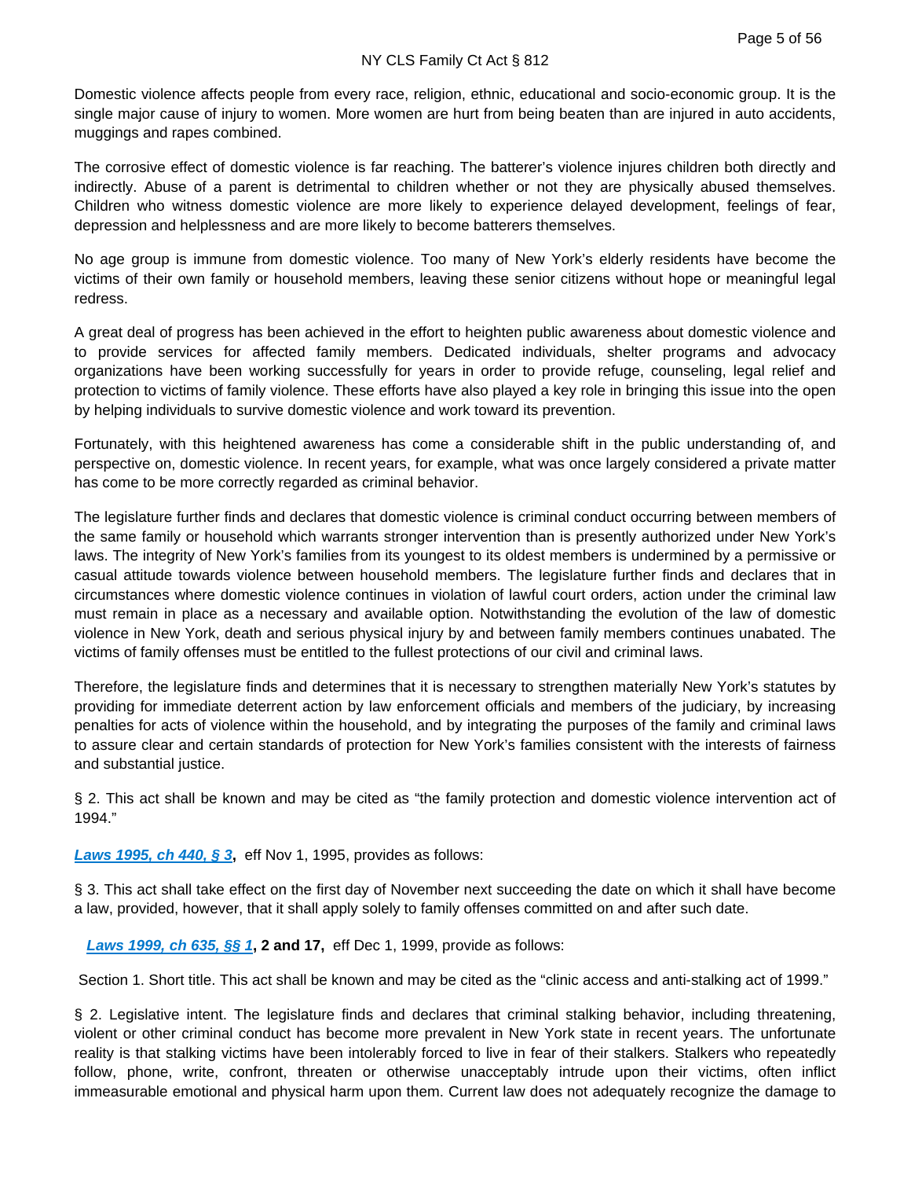Domestic violence affects people from every race, religion, ethnic, educational and socio-economic group. It is the single major cause of injury to women. More women are hurt from being beaten than are injured in auto accidents, muggings and rapes combined.

The corrosive effect of domestic violence is far reaching. The batterer's violence injures children both directly and indirectly. Abuse of a parent is detrimental to children whether or not they are physically abused themselves. Children who witness domestic violence are more likely to experience delayed development, feelings of fear, depression and helplessness and are more likely to become batterers themselves.

No age group is immune from domestic violence. Too many of New York's elderly residents have become the victims of their own family or household members, leaving these senior citizens without hope or meaningful legal redress.

A great deal of progress has been achieved in the effort to heighten public awareness about domestic violence and to provide services for affected family members. Dedicated individuals, shelter programs and advocacy organizations have been working successfully for years in order to provide refuge, counseling, legal relief and protection to victims of family violence. These efforts have also played a key role in bringing this issue into the open by helping individuals to survive domestic violence and work toward its prevention.

Fortunately, with this heightened awareness has come a considerable shift in the public understanding of, and perspective on, domestic violence. In recent years, for example, what was once largely considered a private matter has come to be more correctly regarded as criminal behavior.

The legislature further finds and declares that domestic violence is criminal conduct occurring between members of the same family or household which warrants stronger intervention than is presently authorized under New York's laws. The integrity of New York's families from its youngest to its oldest members is undermined by a permissive or casual attitude towards violence between household members. The legislature further finds and declares that in circumstances where domestic violence continues in violation of lawful court orders, action under the criminal law must remain in place as a necessary and available option. Notwithstanding the evolution of the law of domestic violence in New York, death and serious physical injury by and between family members continues unabated. The victims of family offenses must be entitled to the fullest protections of our civil and criminal laws.

Therefore, the legislature finds and determines that it is necessary to strengthen materially New York's statutes by providing for immediate deterrent action by law enforcement officials and members of the judiciary, by increasing penalties for acts of violence within the household, and by integrating the purposes of the family and criminal laws to assure clear and certain standards of protection for New York's families consistent with the interests of fairness and substantial justice.

§ 2. This act shall be known and may be cited as "the family protection and domestic violence intervention act of 1994."

**Laws 1995, ch 440, § 3,** eff Nov 1, 1995, provides as follows:

§ 3. This act shall take effect on the first day of November next succeeding the date on which it shall have become a law, provided, however, that it shall apply solely to family offenses committed on and after such date.

**Laws 1999, ch 635, §§ 1, 2 and 17,** eff Dec 1, 1999, provide as follows:

Section 1. Short title. This act shall be known and may be cited as the "clinic access and anti-stalking act of 1999."

§ 2. Legislative intent. The legislature finds and declares that criminal stalking behavior, including threatening, violent or other criminal conduct has become more prevalent in New York state in recent years. The unfortunate reality is that stalking victims have been intolerably forced to live in fear of their stalkers. Stalkers who repeatedly follow, phone, write, confront, threaten or otherwise unacceptably intrude upon their victims, often inflict immeasurable emotional and physical harm upon them. Current law does not adequately recognize the damage to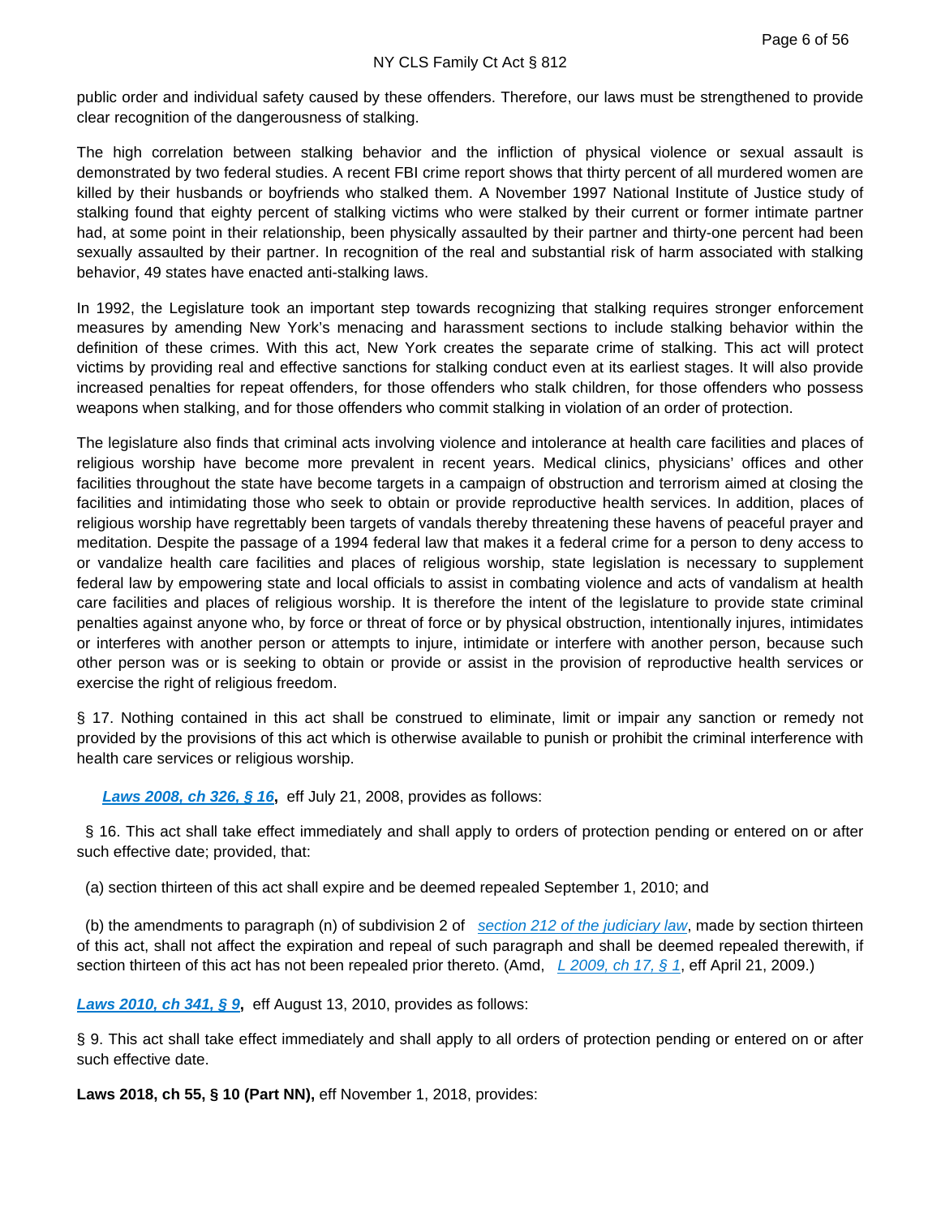public order and individual safety caused by these offenders. Therefore, our laws must be strengthened to provide clear recognition of the dangerousness of stalking.

The high correlation between stalking behavior and the infliction of physical violence or sexual assault is demonstrated by two federal studies. A recent FBI crime report shows that thirty percent of all murdered women are killed by their husbands or boyfriends who stalked them. A November 1997 National Institute of Justice study of stalking found that eighty percent of stalking victims who were stalked by their current or former intimate partner had, at some point in their relationship, been physically assaulted by their partner and thirty-one percent had been sexually assaulted by their partner. In recognition of the real and substantial risk of harm associated with stalking behavior, 49 states have enacted anti-stalking laws.

In 1992, the Legislature took an important step towards recognizing that stalking requires stronger enforcement measures by amending New York's menacing and harassment sections to include stalking behavior within the definition of these crimes. With this act, New York creates the separate crime of stalking. This act will protect victims by providing real and effective sanctions for stalking conduct even at its earliest stages. It will also provide increased penalties for repeat offenders, for those offenders who stalk children, for those offenders who possess weapons when stalking, and for those offenders who commit stalking in violation of an order of protection.

The legislature also finds that criminal acts involving violence and intolerance at health care facilities and places of religious worship have become more prevalent in recent years. Medical clinics, physicians' offices and other facilities throughout the state have become targets in a campaign of obstruction and terrorism aimed at closing the facilities and intimidating those who seek to obtain or provide reproductive health services. In addition, places of religious worship have regrettably been targets of vandals thereby threatening these havens of peaceful prayer and meditation. Despite the passage of a 1994 federal law that makes it a federal crime for a person to deny access to or vandalize health care facilities and places of religious worship, state legislation is necessary to supplement federal law by empowering state and local officials to assist in combating violence and acts of vandalism at health care facilities and places of religious worship. It is therefore the intent of the legislature to provide state criminal penalties against anyone who, by force or threat of force or by physical obstruction, intentionally injures, intimidates or interferes with another person or attempts to injure, intimidate or interfere with another person, because such other person was or is seeking to obtain or provide or assist in the provision of reproductive health services or exercise the right of religious freedom.

§ 17. Nothing contained in this act shall be construed to eliminate, limit or impair any sanction or remedy not provided by the provisions of this act which is otherwise available to punish or prohibit the criminal interference with health care services or religious worship.

***Laws 2008, ch 326, § 16*****,** eff July 21, 2008, provides as follows:

§ 16. This act shall take effect immediately and shall apply to orders of protection pending or entered on or after such effective date; provided, that:

(a) section thirteen of this act shall expire and be deemed repealed September 1, 2010; and

(b) the amendments to paragraph (n) of subdivision 2 of *section 212 of the judiciary law*, made by section thirteen of this act, shall not affect the expiration and repeal of such paragraph and shall be deemed repealed therewith, if section thirteen of this act has not been repealed prior thereto. (Amd, *L 2009, ch 17, § 1*, eff April 21, 2009.)

***Laws 2010, ch 341, § 9*****,** eff August 13, 2010, provides as follows:

§ 9. This act shall take effect immediately and shall apply to all orders of protection pending or entered on or after such effective date.

**Laws 2018, ch 55, § 10 (Part NN),** eff November 1, 2018, provides: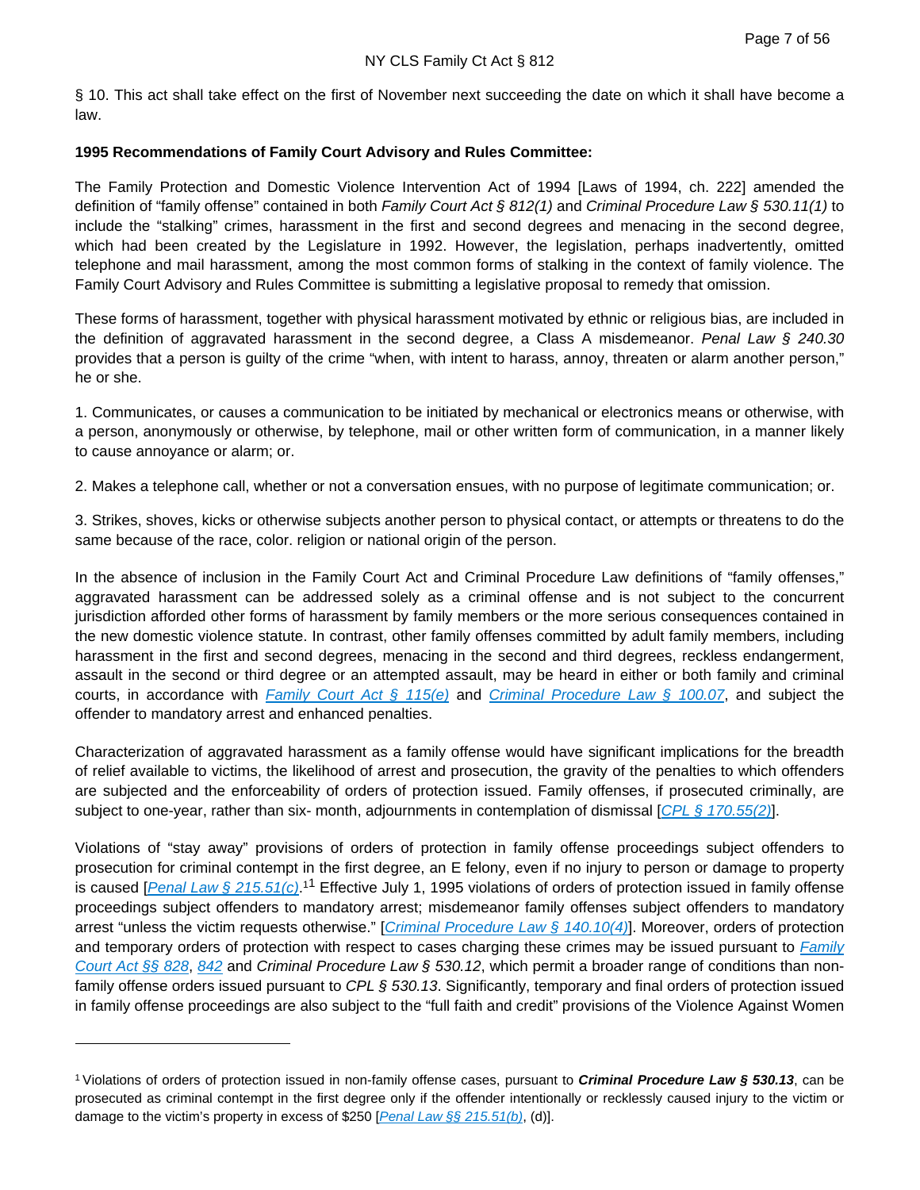§ 10. This act shall take effect on the first of November next succeeding the date on which it shall have become a law.

**1995 Recommendations of Family Court Advisory and Rules Committee:**

The Family Protection and Domestic Violence Intervention Act of 1994 [Laws of 1994, ch. 222] amended the definition of "family offense" contained in both *Family Court Act § 812(1)* and *Criminal Procedure Law § 530.11(1)* to include the "stalking" crimes, harassment in the first and second degrees and menacing in the second degree, which had been created by the Legislature in 1992. However, the legislation, perhaps inadvertently, omitted telephone and mail harassment, among the most common forms of stalking in the context of family violence. The Family Court Advisory and Rules Committee is submitting a legislative proposal to remedy that omission.

These forms of harassment, together with physical harassment motivated by ethnic or religious bias, are included in the definition of aggravated harassment in the second degree, a Class A misdemeanor. *Penal Law § 240.30* provides that a person is guilty of the crime "when, with intent to harass, annoy, threaten or alarm another person," he or she.

1. Communicates, or causes a communication to be initiated by mechanical or electronics means or otherwise, with a person, anonymously or otherwise, by telephone, mail or other written form of communication, in a manner likely to cause annoyance or alarm; or.

2. Makes a telephone call, whether or not a conversation ensues, with no purpose of legitimate communication; or.

3. Strikes, shoves, kicks or otherwise subjects another person to physical contact, or attempts or threatens to do the same because of the race, color. religion or national origin of the person.

In the absence of inclusion in the Family Court Act and Criminal Procedure Law definitions of "family offenses," aggravated harassment can be addressed solely as a criminal offense and is not subject to the concurrent jurisdiction afforded other forms of harassment by family members or the more serious consequences contained in the new domestic violence statute. In contrast, other family offenses committed by adult family members, including harassment in the first and second degrees, menacing in the second and third degrees, reckless endangerment, assault in the second or third degree or an attempted assault, may be heard in either or both family and criminal courts, in accordance with *Family Court Act § 115(e)* and *Criminal Procedure Law § 100.07*, and subject the offender to mandatory arrest and enhanced penalties.

Characterization of aggravated harassment as a family offense would have significant implications for the breadth of relief available to victims, the likelihood of arrest and prosecution, the gravity of the penalties to which offenders are subjected and the enforceability of orders of protection issued. Family offenses, if prosecuted criminally, are subject to one-year, rather than six- month, adjournments in contemplation of dismissal [*CPL § 170.55(2)*].

Violations of "stay away" provisions of orders of protection in family offense proceedings subject offenders to prosecution for criminal contempt in the first degree, an E felony, even if no injury to person or damage to property is caused [*Penal Law § 215.51(c)*.[1] Effective July 1, 1995 violations of orders of protection issued in family offense proceedings subject offenders to mandatory arrest; misdemeanor family offenses subject offenders to mandatory arrest "unless the victim requests otherwise." [*Criminal Procedure Law § 140.10(4)*]. Moreover, orders of protection and temporary orders of protection with respect to cases charging these crimes may be issued pursuant to *Family Court Act §§ 828*, *842* and *Criminal Procedure Law § 530.12*, which permit a broader range of conditions than non-family offense orders issued pursuant to *CPL § 530.13*. Significantly, temporary and final orders of protection issued in family offense proceedings are also subject to the "full faith and credit" provisions of the Violence Against Women

---

[1] Violations of orders of protection issued in non-family offense cases, pursuant to ***Criminal Procedure Law § 530.13***, can be prosecuted as criminal contempt in the first degree only if the offender intentionally or recklessly caused injury to the victim or damage to the victim's property in excess of $250 [*Penal Law §§ 215.51(b)*, (d)].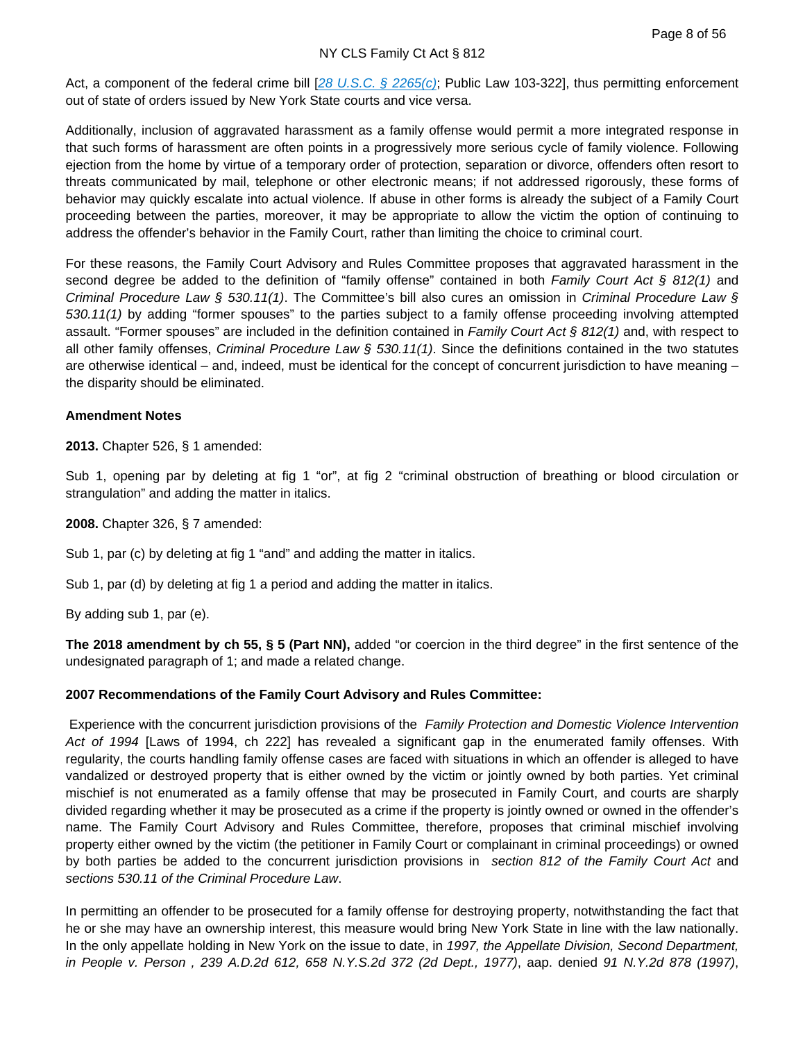Act, a component of the federal crime bill [*28 U.S.C. § 2265(c)*; Public Law 103-322], thus permitting enforcement out of state of orders issued by New York State courts and vice versa.

Additionally, inclusion of aggravated harassment as a family offense would permit a more integrated response in that such forms of harassment are often points in a progressively more serious cycle of family violence. Following ejection from the home by virtue of a temporary order of protection, separation or divorce, offenders often resort to threats communicated by mail, telephone or other electronic means; if not addressed rigorously, these forms of behavior may quickly escalate into actual violence. If abuse in other forms is already the subject of a Family Court proceeding between the parties, moreover, it may be appropriate to allow the victim the option of continuing to address the offender's behavior in the Family Court, rather than limiting the choice to criminal court.

For these reasons, the Family Court Advisory and Rules Committee proposes that aggravated harassment in the second degree be added to the definition of "family offense" contained in both *Family Court Act § 812(1)* and *Criminal Procedure Law § 530.11(1)*. The Committee's bill also cures an omission in *Criminal Procedure Law § 530.11(1)* by adding "former spouses" to the parties subject to a family offense proceeding involving attempted assault. "Former spouses" are included in the definition contained in *Family Court Act § 812(1)* and, with respect to all other family offenses, *Criminal Procedure Law § 530.11(1)*. Since the definitions contained in the two statutes are otherwise identical – and, indeed, must be identical for the concept of concurrent jurisdiction to have meaning – the disparity should be eliminated.

**Amendment Notes**

**2013.** Chapter 526, § 1 amended:

Sub 1, opening par by deleting at fig 1 "or", at fig 2 "criminal obstruction of breathing or blood circulation or strangulation" and adding the matter in italics.

**2008.** Chapter 326, § 7 amended:

Sub 1, par (c) by deleting at fig 1 "and" and adding the matter in italics.

Sub 1, par (d) by deleting at fig 1 a period and adding the matter in italics.

By adding sub 1, par (e).

**The 2018 amendment by ch 55, § 5 (Part NN),** added "or coercion in the third degree" in the first sentence of the undesignated paragraph of 1; and made a related change.

**2007 Recommendations of the Family Court Advisory and Rules Committee:**

Experience with the concurrent jurisdiction provisions of the *Family Protection and Domestic Violence Intervention Act of 1994* [Laws of 1994, ch 222] has revealed a significant gap in the enumerated family offenses. With regularity, the courts handling family offense cases are faced with situations in which an offender is alleged to have vandalized or destroyed property that is either owned by the victim or jointly owned by both parties. Yet criminal mischief is not enumerated as a family offense that may be prosecuted in Family Court, and courts are sharply divided regarding whether it may be prosecuted as a crime if the property is jointly owned or owned in the offender's name. The Family Court Advisory and Rules Committee, therefore, proposes that criminal mischief involving property either owned by the victim (the petitioner in Family Court or complainant in criminal proceedings) or owned by both parties be added to the concurrent jurisdiction provisions in *section 812 of the Family Court Act* and *sections 530.11 of the Criminal Procedure Law*.

In permitting an offender to be prosecuted for a family offense for destroying property, notwithstanding the fact that he or she may have an ownership interest, this measure would bring New York State in line with the law nationally. In the only appellate holding in New York on the issue to date, in *1997, the Appellate Division, Second Department, in People v. Person , 239 A.D.2d 612, 658 N.Y.S.2d 372 (2d Dept., 1977)*, aap. denied *91 N.Y.2d 878 (1997)*,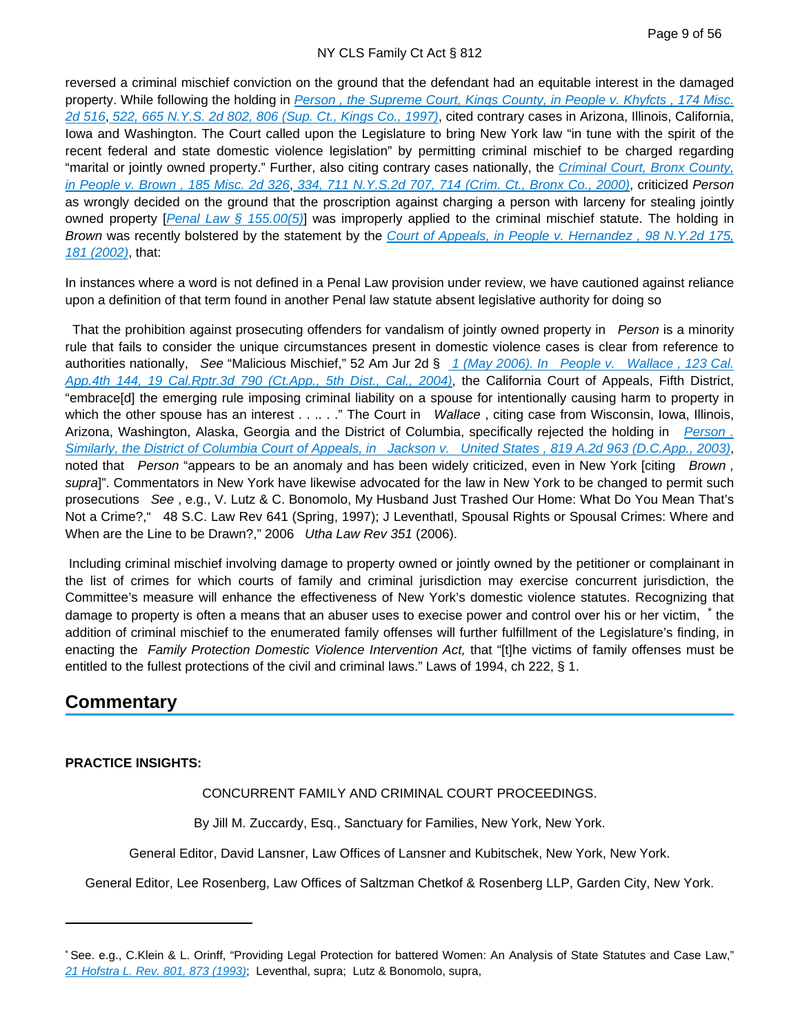reversed a criminal mischief conviction on the ground that the defendant had an equitable interest in the damaged property. While following the holding in *Person , the Supreme Court, Kings County, in People v. Khyfcts , 174 Misc. 2d 516, 522, 665 N.Y.S. 2d 802, 806 (Sup. Ct., Kings Co., 1997)*, cited contrary cases in Arizona, Illinois, California, Iowa and Washington. The Court called upon the Legislature to bring New York law "in tune with the spirit of the recent federal and state domestic violence legislation" by permitting criminal mischief to be charged regarding "marital or jointly owned property." Further, also citing contrary cases nationally, the *Criminal Court, Bronx County, in People v. Brown , 185 Misc. 2d 326, 334, 711 N.Y.S.2d 707, 714 (Crim. Ct., Bronx Co., 2000)*, criticized *Person* as wrongly decided on the ground that the proscription against charging a person with larceny for stealing jointly owned property [*Penal Law § 155.00(5)*] was improperly applied to the criminal mischief statute. The holding in *Brown* was recently bolstered by the statement by the *Court of Appeals, in People v. Hernandez , 98 N.Y.2d 175, 181 (2002)*, that:

In instances where a word is not defined in a Penal Law provision under review, we have cautioned against reliance upon a definition of that term found in another Penal law statute absent legislative authority for doing so

That the prohibition against prosecuting offenders for vandalism of jointly owned property in *Person* is a minority rule that fails to consider the unique circumstances present in domestic violence cases is clear from reference to authorities nationally, *See* "Malicious Mischief," 52 Am Jur 2d § *1 (May 2006). In People v. Wallace , 123 Cal. App.4th 144, 19 Cal.Rptr.3d 790 (Ct.App., 5th Dist., Cal., 2004)*, the California Court of Appeals, Fifth District, "embrace[d] the emerging rule imposing criminal liability on a spouse for intentionally causing harm to property in which the other spouse has an interest . . .. . ." The Court in *Wallace* , citing case from Wisconsin, Iowa, Illinois, Arizona, Washington, Alaska, Georgia and the District of Columbia, specifically rejected the holding in *Person . Similarly, the District of Columbia Court of Appeals, in Jackson v. United States , 819 A.2d 963 (D.C.App., 2003)*, noted that *Person* "appears to be an anomaly and has been widely criticized, even in New York [citing *Brown , supra*]". Commentators in New York have likewise advocated for the law in New York to be changed to permit such prosecutions *See* , e.g., V. Lutz & C. Bonomolo, My Husband Just Trashed Our Home: What Do You Mean That's Not a Crime?," 48 S.C. Law Rev 641 (Spring, 1997); J Leventhatl, Spousal Rights or Spousal Crimes: Where and When are the Line to be Drawn?," 2006 *Utha Law Rev 351* (2006).

Including criminal mischief involving damage to property owned or jointly owned by the petitioner or complainant in the list of crimes for which courts of family and criminal jurisdiction may exercise concurrent jurisdiction, the Committee's measure will enhance the effectiveness of New York's domestic violence statutes. Recognizing that damage to property is often a means that an abuser uses to execise power and control over his or her victim, [*] the addition of criminal mischief to the enumerated family offenses will further fulfillment of the Legislature's finding, in enacting the *Family Protection Domestic Violence Intervention Act,* that "[t]he victims of family offenses must be entitled to the fullest protections of the civil and criminal laws." Laws of 1994, ch 222, § 1.

## Commentary

**PRACTICE INSIGHTS:**

CONCURRENT FAMILY AND CRIMINAL COURT PROCEEDINGS.

By Jill M. Zuccardy, Esq., Sanctuary for Families, New York, New York.

General Editor, David Lansner, Law Offices of Lansner and Kubitschek, New York, New York.

General Editor, Lee Rosenberg, Law Offices of Saltzman Chetkof & Rosenberg LLP, Garden City, New York.

---

[*] See. e.g., C.Klein & L. Orinff, "Providing Legal Protection for battered Women: An Analysis of State Statutes and Case Law," *21 Hofstra L. Rev. 801, 873 (1993)*; Leventhal, supra; Lutz & Bonomolo, supra,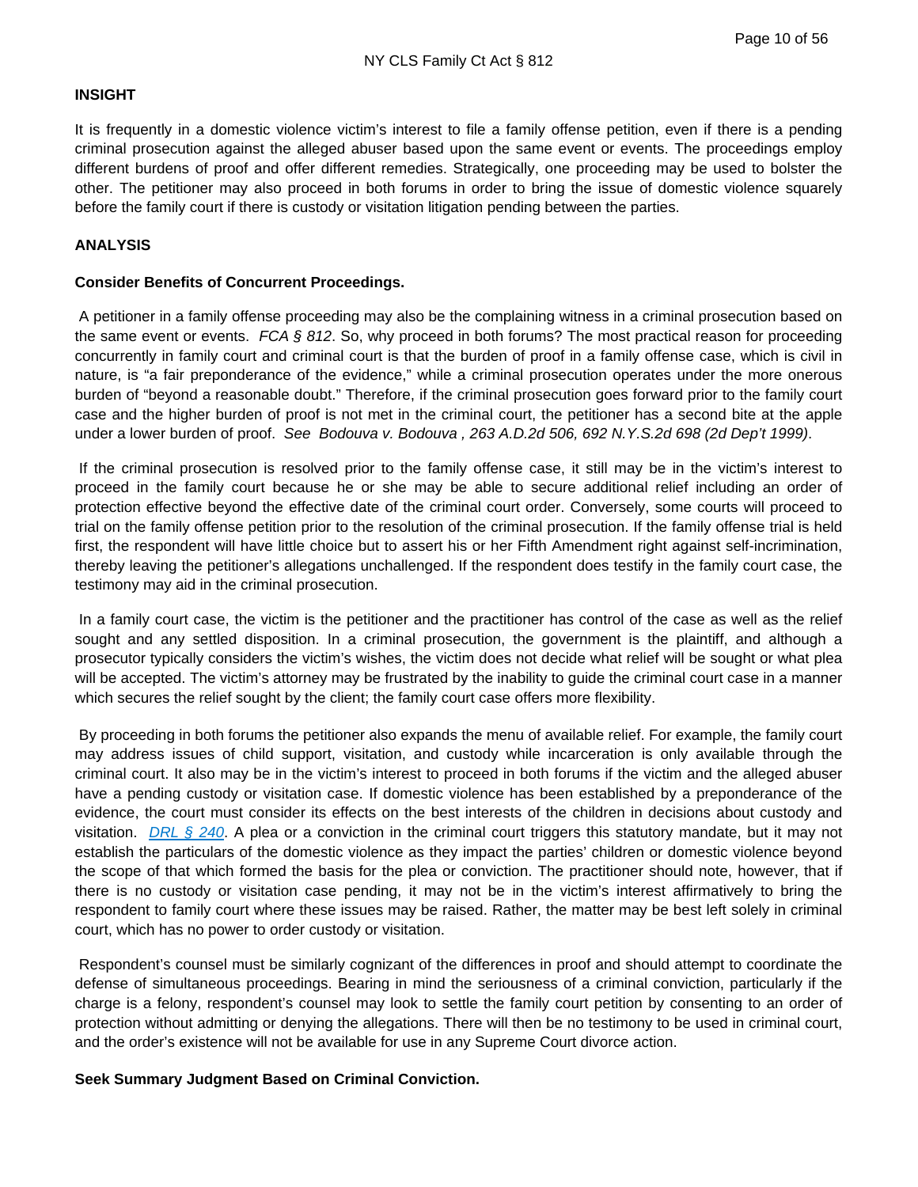**INSIGHT**

It is frequently in a domestic violence victim's interest to file a family offense petition, even if there is a pending criminal prosecution against the alleged abuser based upon the same event or events. The proceedings employ different burdens of proof and offer different remedies. Strategically, one proceeding may be used to bolster the other. The petitioner may also proceed in both forums in order to bring the issue of domestic violence squarely before the family court if there is custody or visitation litigation pending between the parties.

**ANALYSIS**

**Consider Benefits of Concurrent Proceedings.**

A petitioner in a family offense proceeding may also be the complaining witness in a criminal prosecution based on the same event or events. *FCA § 812*. So, why proceed in both forums? The most practical reason for proceeding concurrently in family court and criminal court is that the burden of proof in a family offense case, which is civil in nature, is "a fair preponderance of the evidence," while a criminal prosecution operates under the more onerous burden of "beyond a reasonable doubt." Therefore, if the criminal prosecution goes forward prior to the family court case and the higher burden of proof is not met in the criminal court, the petitioner has a second bite at the apple under a lower burden of proof. *See Bodouva v. Bodouva , 263 A.D.2d 506, 692 N.Y.S.2d 698 (2d Dep't 1999)*.

If the criminal prosecution is resolved prior to the family offense case, it still may be in the victim's interest to proceed in the family court because he or she may be able to secure additional relief including an order of protection effective beyond the effective date of the criminal court order. Conversely, some courts will proceed to trial on the family offense petition prior to the resolution of the criminal prosecution. If the family offense trial is held first, the respondent will have little choice but to assert his or her Fifth Amendment right against self-incrimination, thereby leaving the petitioner's allegations unchallenged. If the respondent does testify in the family court case, the testimony may aid in the criminal prosecution.

In a family court case, the victim is the petitioner and the practitioner has control of the case as well as the relief sought and any settled disposition. In a criminal prosecution, the government is the plaintiff, and although a prosecutor typically considers the victim's wishes, the victim does not decide what relief will be sought or what plea will be accepted. The victim's attorney may be frustrated by the inability to guide the criminal court case in a manner which secures the relief sought by the client; the family court case offers more flexibility.

By proceeding in both forums the petitioner also expands the menu of available relief. For example, the family court may address issues of child support, visitation, and custody while incarceration is only available through the criminal court. It also may be in the victim's interest to proceed in both forums if the victim and the alleged abuser have a pending custody or visitation case. If domestic violence has been established by a preponderance of the evidence, the court must consider its effects on the best interests of the children in decisions about custody and visitation. *DRL § 240*. A plea or a conviction in the criminal court triggers this statutory mandate, but it may not establish the particulars of the domestic violence as they impact the parties' children or domestic violence beyond the scope of that which formed the basis for the plea or conviction. The practitioner should note, however, that if there is no custody or visitation case pending, it may not be in the victim's interest affirmatively to bring the respondent to family court where these issues may be raised. Rather, the matter may be best left solely in criminal court, which has no power to order custody or visitation.

Respondent's counsel must be similarly cognizant of the differences in proof and should attempt to coordinate the defense of simultaneous proceedings. Bearing in mind the seriousness of a criminal conviction, particularly if the charge is a felony, respondent's counsel may look to settle the family court petition by consenting to an order of protection without admitting or denying the allegations. There will then be no testimony to be used in criminal court, and the order's existence will not be available for use in any Supreme Court divorce action.

**Seek Summary Judgment Based on Criminal Conviction.**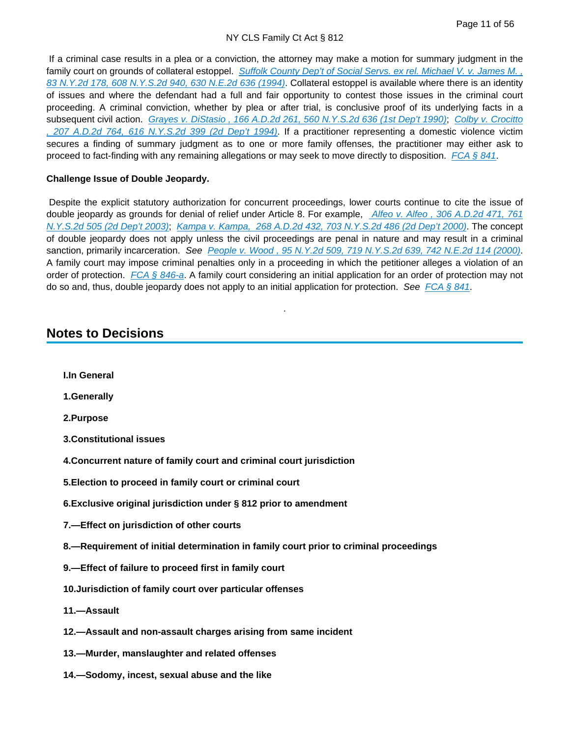If a criminal case results in a plea or a conviction, the attorney may make a motion for summary judgment in the family court on grounds of collateral estoppel. *Suffolk County Dep't of Social Servs. ex rel. Michael V. v. James M. , 83 N.Y.2d 178, 608 N.Y.S.2d 940, 630 N.E.2d 636 (1994)*. Collateral estoppel is available where there is an identity of issues and where the defendant had a full and fair opportunity to contest those issues in the criminal court proceeding. A criminal conviction, whether by plea or after trial, is conclusive proof of its underlying facts in a subsequent civil action. *Grayes v. DiStasio , 166 A.D.2d 261, 560 N.Y.S.2d 636 (1st Dep't 1990)*; *Colby v. Crocitto , 207 A.D.2d 764, 616 N.Y.S.2d 399 (2d Dep't 1994)*. If a practitioner representing a domestic violence victim secures a finding of summary judgment as to one or more family offenses, the practitioner may either ask to proceed to fact-finding with any remaining allegations or may seek to move directly to disposition. *FCA § 841*.

**Challenge Issue of Double Jeopardy.**

Despite the explicit statutory authorization for concurrent proceedings, lower courts continue to cite the issue of double jeopardy as grounds for denial of relief under Article 8. For example, *Alfeo v. Alfeo , 306 A.D.2d 471, 761 N.Y.S.2d 505 (2d Dep't 2003)*; *Kampa v. Kampa, 268 A.D.2d 432, 703 N.Y.S.2d 486 (2d Dep't 2000)*. The concept of double jeopardy does not apply unless the civil proceedings are penal in nature and may result in a criminal sanction, primarily incarceration. *See* *People v. Wood , 95 N.Y.2d 509, 719 N.Y.S.2d 639, 742 N.E.2d 114 (2000)*. A family court may impose criminal penalties only in a proceeding in which the petitioner alleges a violation of an order of protection. *FCA § 846-a*. A family court considering an initial application for an order of protection may not do so and, thus, double jeopardy does not apply to an initial application for protection. *See* *FCA § 841*.

## Notes to Decisions

**I.In General**

**1.Generally**

**2.Purpose**

**3.Constitutional issues**

**4.Concurrent nature of family court and criminal court jurisdiction**

**5.Election to proceed in family court or criminal court**

**6.Exclusive original jurisdiction under § 812 prior to amendment**

**7.—Effect on jurisdiction of other courts**

**8.—Requirement of initial determination in family court prior to criminal proceedings**

**9.—Effect of failure to proceed first in family court**

**10.Jurisdiction of family court over particular offenses**

**11.—Assault**

**12.—Assault and non-assault charges arising from same incident**

**13.—Murder, manslaughter and related offenses**

**14.—Sodomy, incest, sexual abuse and the like**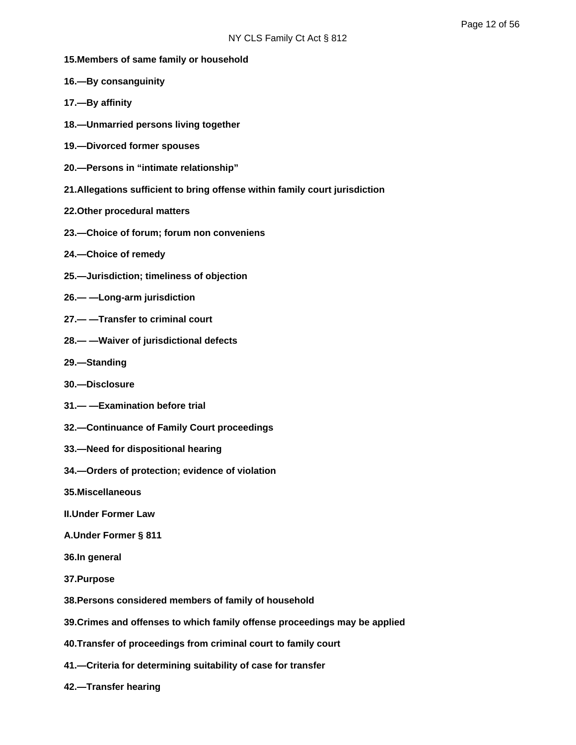**15.Members of same family or household**

**16.—By consanguinity**

**17.—By affinity**

**18.—Unmarried persons living together**

**19.—Divorced former spouses**

**20.—Persons in “intimate relationship”**

**21.Allegations sufficient to bring offense within family court jurisdiction**

**22.Other procedural matters**

**23.—Choice of forum; forum non conveniens**

**24.—Choice of remedy**

**25.—Jurisdiction; timeliness of objection**

**26.— —Long-arm jurisdiction**

**27.— —Transfer to criminal court**

**28.— —Waiver of jurisdictional defects**

**29.—Standing**

**30.—Disclosure**

**31.— —Examination before trial**

**32.—Continuance of Family Court proceedings**

**33.—Need for dispositional hearing**

**34.—Orders of protection; evidence of violation**

**35.Miscellaneous**

**II.Under Former Law**

**A.Under Former § 811**

**36.In general**

**37.Purpose**

**38.Persons considered members of family of household**

**39.Crimes and offenses to which family offense proceedings may be applied**

**40.Transfer of proceedings from criminal court to family court**

**41.—Criteria for determining suitability of case for transfer**

**42.—Transfer hearing**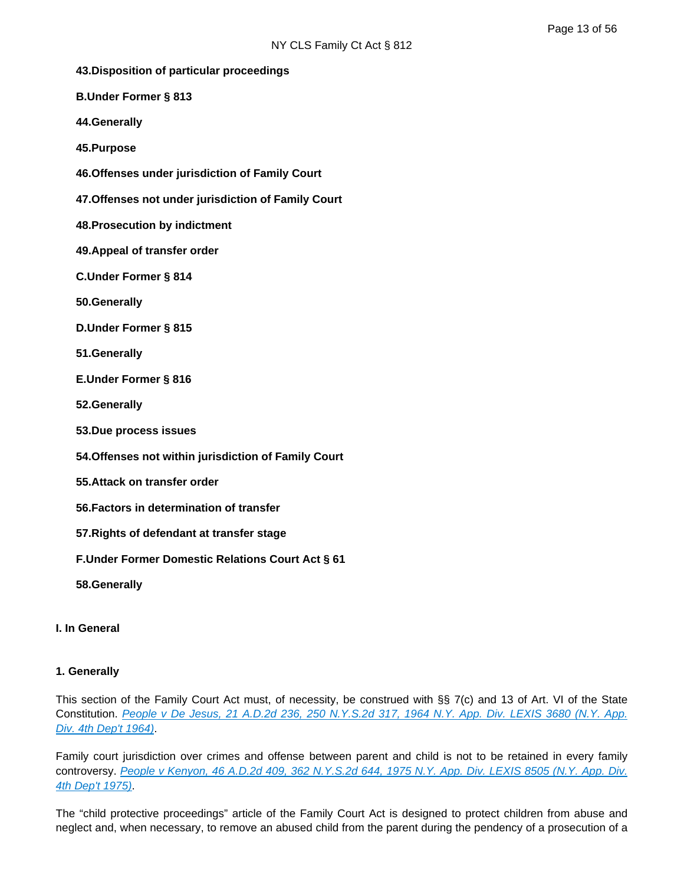**43.Disposition of particular proceedings**

**B.Under Former § 813**

**44.Generally**

**45.Purpose**

**46.Offenses under jurisdiction of Family Court**

**47.Offenses not under jurisdiction of Family Court**

**48.Prosecution by indictment**

**49.Appeal of transfer order**

**C.Under Former § 814**

**50.Generally**

**D.Under Former § 815**

**51.Generally**

**E.Under Former § 816**

**52.Generally**

**53.Due process issues**

**54.Offenses not within jurisdiction of Family Court**

**55.Attack on transfer order**

**56.Factors in determination of transfer**

**57.Rights of defendant at transfer stage**

**F.Under Former Domestic Relations Court Act § 61**

**58.Generally**

### I. In General

#### 1. Generally

This section of the Family Court Act must, of necessity, be construed with §§ 7(c) and 13 of Art. VI of the State Constitution. *People v De Jesus, 21 A.D.2d 236, 250 N.Y.S.2d 317, 1964 N.Y. App. Div. LEXIS 3680 (N.Y. App. Div. 4th Dep't 1964)*.

Family court jurisdiction over crimes and offense between parent and child is not to be retained in every family controversy. *People v Kenyon, 46 A.D.2d 409, 362 N.Y.S.2d 644, 1975 N.Y. App. Div. LEXIS 8505 (N.Y. App. Div. 4th Dep't 1975)*.

The “child protective proceedings” article of the Family Court Act is designed to protect children from abuse and neglect and, when necessary, to remove an abused child from the parent during the pendency of a prosecution of a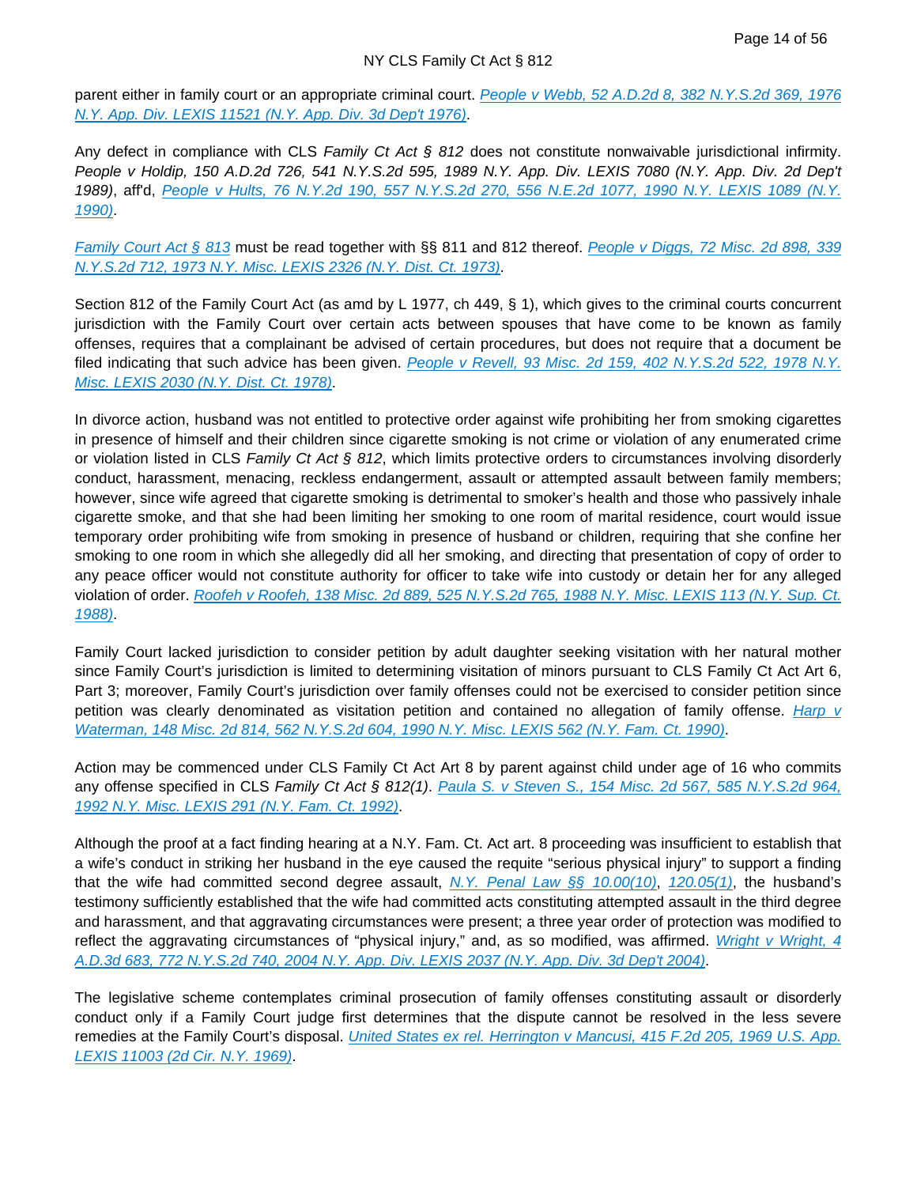parent either in family court or an appropriate criminal court. [People v Webb, 52 A.D.2d 8, 382 N.Y.S.2d 369, 1976 N.Y. App. Div. LEXIS 11521 (N.Y. App. Div. 3d Dep't 1976)].

Any defect in compliance with CLS *Family Ct Act § 812* does not constitute nonwaivable jurisdictional infirmity. *People v Holdip, 150 A.D.2d 726, 541 N.Y.S.2d 595, 1989 N.Y. App. Div. LEXIS 7080 (N.Y. App. Div. 2d Dep't 1989)*, aff'd, [People v Hults, 76 N.Y.2d 190, 557 N.Y.S.2d 270, 556 N.E.2d 1077, 1990 N.Y. LEXIS 1089 (N.Y. 1990)].

[Family Court Act § 813] must be read together with §§ 811 and 812 thereof. [People v Diggs, 72 Misc. 2d 898, 339 N.Y.S.2d 712, 1973 N.Y. Misc. LEXIS 2326 (N.Y. Dist. Ct. 1973)].

Section 812 of the Family Court Act (as amd by L 1977, ch 449, § 1), which gives to the criminal courts concurrent jurisdiction with the Family Court over certain acts between spouses that have come to be known as family offenses, requires that a complainant be advised of certain procedures, but does not require that a document be filed indicating that such advice has been given. [People v Revell, 93 Misc. 2d 159, 402 N.Y.S.2d 522, 1978 N.Y. Misc. LEXIS 2030 (N.Y. Dist. Ct. 1978)].

In divorce action, husband was not entitled to protective order against wife prohibiting her from smoking cigarettes in presence of himself and their children since cigarette smoking is not crime or violation of any enumerated crime or violation listed in CLS *Family Ct Act § 812*, which limits protective orders to circumstances involving disorderly conduct, harassment, menacing, reckless endangerment, assault or attempted assault between family members; however, since wife agreed that cigarette smoking is detrimental to smoker's health and those who passively inhale cigarette smoke, and that she had been limiting her smoking to one room of marital residence, court would issue temporary order prohibiting wife from smoking in presence of husband or children, requiring that she confine her smoking to one room in which she allegedly did all her smoking, and directing that presentation of copy of order to any peace officer would not constitute authority for officer to take wife into custody or detain her for any alleged violation of order. [Roofeh v Roofeh, 138 Misc. 2d 889, 525 N.Y.S.2d 765, 1988 N.Y. Misc. LEXIS 113 (N.Y. Sup. Ct. 1988)].

Family Court lacked jurisdiction to consider petition by adult daughter seeking visitation with her natural mother since Family Court's jurisdiction is limited to determining visitation of minors pursuant to CLS Family Ct Act Art 6, Part 3; moreover, Family Court's jurisdiction over family offenses could not be exercised to consider petition since petition was clearly denominated as visitation petition and contained no allegation of family offense. [Harp v Waterman, 148 Misc. 2d 814, 562 N.Y.S.2d 604, 1990 N.Y. Misc. LEXIS 562 (N.Y. Fam. Ct. 1990)].

Action may be commenced under CLS Family Ct Act Art 8 by parent against child under age of 16 who commits any offense specified in CLS *Family Ct Act § 812(1)*. [Paula S. v Steven S., 154 Misc. 2d 567, 585 N.Y.S.2d 964, 1992 N.Y. Misc. LEXIS 291 (N.Y. Fam. Ct. 1992)].

Although the proof at a fact finding hearing at a N.Y. Fam. Ct. Act art. 8 proceeding was insufficient to establish that a wife's conduct in striking her husband in the eye caused the requite "serious physical injury" to support a finding that the wife had committed second degree assault, [N.Y. Penal Law §§ 10.00(10)], [120.05(1)], the husband's testimony sufficiently established that the wife had committed acts constituting attempted assault in the third degree and harassment, and that aggravating circumstances were present; a three year order of protection was modified to reflect the aggravating circumstances of "physical injury," and, as so modified, was affirmed. [Wright v Wright, 4 A.D.3d 683, 772 N.Y.S.2d 740, 2004 N.Y. App. Div. LEXIS 2037 (N.Y. App. Div. 3d Dep't 2004)].

The legislative scheme contemplates criminal prosecution of family offenses constituting assault or disorderly conduct only if a Family Court judge first determines that the dispute cannot be resolved in the less severe remedies at the Family Court's disposal. [United States ex rel. Herrington v Mancusi, 415 F.2d 205, 1969 U.S. App. LEXIS 11003 (2d Cir. N.Y. 1969)].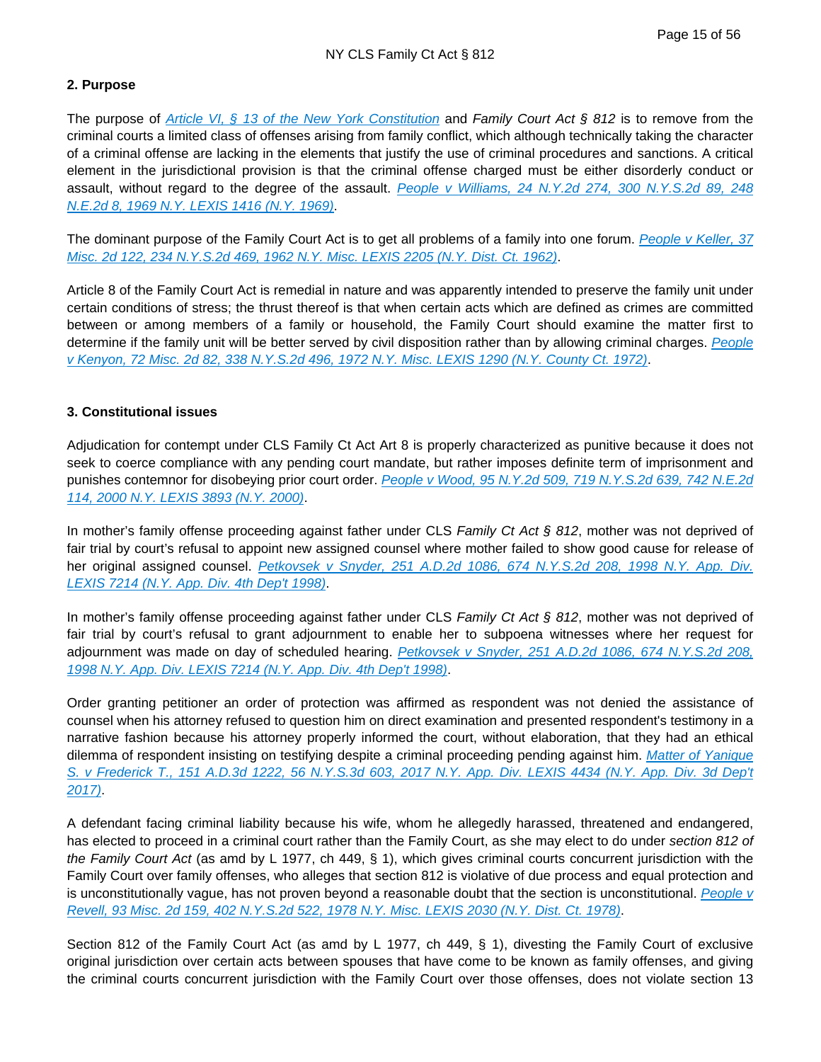### 2. Purpose

The purpose of [Article VI, § 13 of the New York Constitution] and *Family Court Act § 812* is to remove from the criminal courts a limited class of offenses arising from family conflict, which although technically taking the character of a criminal offense are lacking in the elements that justify the use of criminal procedures and sanctions. A critical element in the jurisdictional provision is that the criminal offense charged must be either disorderly conduct or assault, without regard to the degree of the assault. People v Williams, 24 N.Y.2d 274, 300 N.Y.S.2d 89, 248 N.E.2d 8, 1969 N.Y. LEXIS 1416 (N.Y. 1969).

The dominant purpose of the Family Court Act is to get all problems of a family into one forum. People v Keller, 37 Misc. 2d 122, 234 N.Y.S.2d 469, 1962 N.Y. Misc. LEXIS 2205 (N.Y. Dist. Ct. 1962).

Article 8 of the Family Court Act is remedial in nature and was apparently intended to preserve the family unit under certain conditions of stress; the thrust thereof is that when certain acts which are defined as crimes are committed between or among members of a family or household, the Family Court should examine the matter first to determine if the family unit will be better served by civil disposition rather than by allowing criminal charges. People v Kenyon, 72 Misc. 2d 82, 338 N.Y.S.2d 496, 1972 N.Y. Misc. LEXIS 1290 (N.Y. County Ct. 1972).

### 3. Constitutional issues

Adjudication for contempt under CLS Family Ct Act Art 8 is properly characterized as punitive because it does not seek to coerce compliance with any pending court mandate, but rather imposes definite term of imprisonment and punishes contemnor for disobeying prior court order. People v Wood, 95 N.Y.2d 509, 719 N.Y.S.2d 639, 742 N.E.2d 114, 2000 N.Y. LEXIS 3893 (N.Y. 2000).

In mother's family offense proceeding against father under CLS *Family Ct Act § 812*, mother was not deprived of fair trial by court's refusal to appoint new assigned counsel where mother failed to show good cause for release of her original assigned counsel. Petkovsek v Snyder, 251 A.D.2d 1086, 674 N.Y.S.2d 208, 1998 N.Y. App. Div. LEXIS 7214 (N.Y. App. Div. 4th Dep't 1998).

In mother's family offense proceeding against father under CLS *Family Ct Act § 812*, mother was not deprived of fair trial by court's refusal to grant adjournment to enable her to subpoena witnesses where her request for adjournment was made on day of scheduled hearing. Petkovsek v Snyder, 251 A.D.2d 1086, 674 N.Y.S.2d 208, 1998 N.Y. App. Div. LEXIS 7214 (N.Y. App. Div. 4th Dep't 1998).

Order granting petitioner an order of protection was affirmed as respondent was not denied the assistance of counsel when his attorney refused to question him on direct examination and presented respondent's testimony in a narrative fashion because his attorney properly informed the court, without elaboration, that they had an ethical dilemma of respondent insisting on testifying despite a criminal proceeding pending against him. Matter of Yanique S. v Frederick T., 151 A.D.3d 1222, 56 N.Y.S.3d 603, 2017 N.Y. App. Div. LEXIS 4434 (N.Y. App. Div. 3d Dep't 2017).

A defendant facing criminal liability because his wife, whom he allegedly harassed, threatened and endangered, has elected to proceed in a criminal court rather than the Family Court, as she may elect to do under *section 812 of the Family Court Act* (as amd by L 1977, ch 449, § 1), which gives criminal courts concurrent jurisdiction with the Family Court over family offenses, who alleges that section 812 is violative of due process and equal protection and is unconstitutionally vague, has not proven beyond a reasonable doubt that the section is unconstitutional. People v Revell, 93 Misc. 2d 159, 402 N.Y.S.2d 522, 1978 N.Y. Misc. LEXIS 2030 (N.Y. Dist. Ct. 1978).

Section 812 of the Family Court Act (as amd by L 1977, ch 449, § 1), divesting the Family Court of exclusive original jurisdiction over certain acts between spouses that have come to be known as family offenses, and giving the criminal courts concurrent jurisdiction with the Family Court over those offenses, does not violate section 13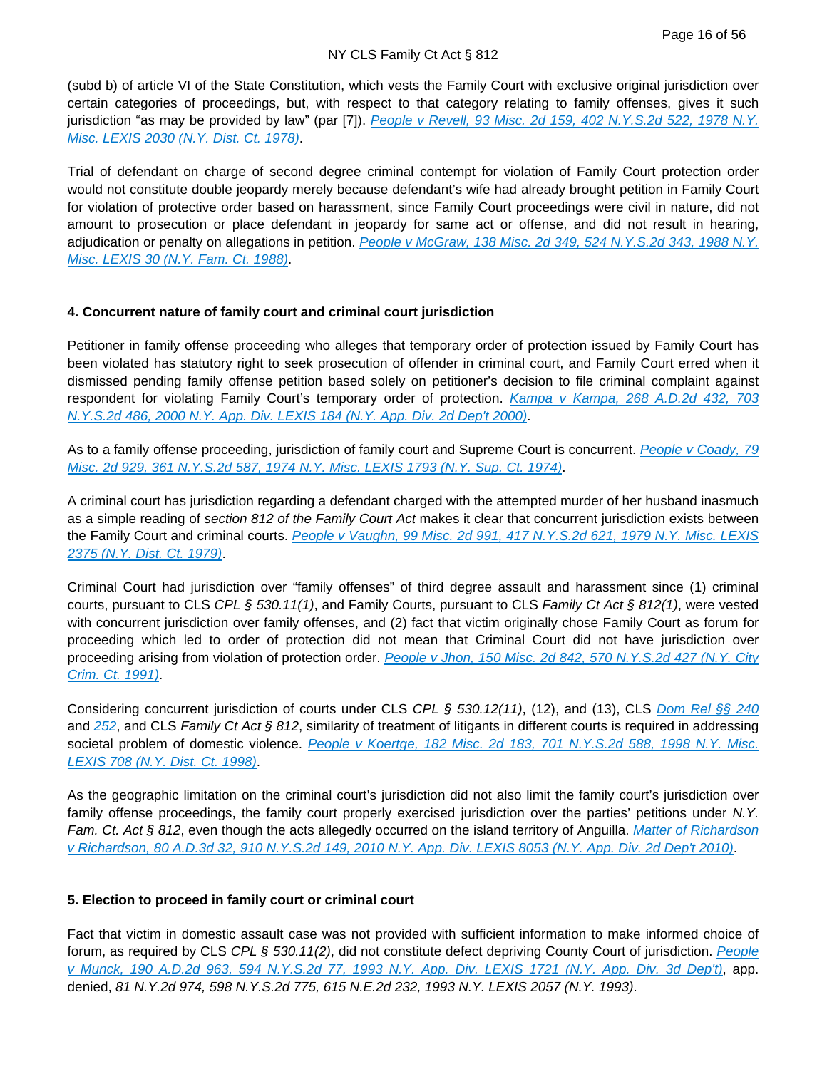(subd b) of article VI of the State Constitution, which vests the Family Court with exclusive original jurisdiction over certain categories of proceedings, but, with respect to that category relating to family offenses, gives it such jurisdiction "as may be provided by law" (par [7]). [People v Revell, 93 Misc. 2d 159, 402 N.Y.S.2d 522, 1978 N.Y. Misc. LEXIS 2030 (N.Y. Dist. Ct. 1978)].

Trial of defendant on charge of second degree criminal contempt for violation of Family Court protection order would not constitute double jeopardy merely because defendant's wife had already brought petition in Family Court for violation of protective order based on harassment, since Family Court proceedings were civil in nature, did not amount to prosecution or place defendant in jeopardy for same act or offense, and did not result in hearing, adjudication or penalty on allegations in petition. [People v McGraw, 138 Misc. 2d 349, 524 N.Y.S.2d 343, 1988 N.Y. Misc. LEXIS 30 (N.Y. Fam. Ct. 1988)].

### 4. Concurrent nature of family court and criminal court jurisdiction

Petitioner in family offense proceeding who alleges that temporary order of protection issued by Family Court has been violated has statutory right to seek prosecution of offender in criminal court, and Family Court erred when it dismissed pending family offense petition based solely on petitioner's decision to file criminal complaint against respondent for violating Family Court's temporary order of protection. [Kampa v Kampa, 268 A.D.2d 432, 703 N.Y.S.2d 486, 2000 N.Y. App. Div. LEXIS 184 (N.Y. App. Div. 2d Dep't 2000)].

As to a family offense proceeding, jurisdiction of family court and Supreme Court is concurrent. [People v Coady, 79 Misc. 2d 929, 361 N.Y.S.2d 587, 1974 N.Y. Misc. LEXIS 1793 (N.Y. Sup. Ct. 1974)].

A criminal court has jurisdiction regarding a defendant charged with the attempted murder of her husband inasmuch as a simple reading of *section 812 of the Family Court Act* makes it clear that concurrent jurisdiction exists between the Family Court and criminal courts. [People v Vaughn, 99 Misc. 2d 991, 417 N.Y.S.2d 621, 1979 N.Y. Misc. LEXIS 2375 (N.Y. Dist. Ct. 1979)].

Criminal Court had jurisdiction over "family offenses" of third degree assault and harassment since (1) criminal courts, pursuant to CLS *CPL § 530.11(1)*, and Family Courts, pursuant to CLS *Family Ct Act § 812(1)*, were vested with concurrent jurisdiction over family offenses, and (2) fact that victim originally chose Family Court as forum for proceeding which led to order of protection did not mean that Criminal Court did not have jurisdiction over proceeding arising from violation of protection order. [People v Jhon, 150 Misc. 2d 842, 570 N.Y.S.2d 427 (N.Y. City Crim. Ct. 1991)].

Considering concurrent jurisdiction of courts under CLS *CPL § 530.12(11)*, (12), and (13), CLS [Dom Rel §§ 240] and [252], and CLS *Family Ct Act § 812*, similarity of treatment of litigants in different courts is required in addressing societal problem of domestic violence. [People v Koertge, 182 Misc. 2d 183, 701 N.Y.S.2d 588, 1998 N.Y. Misc. LEXIS 708 (N.Y. Dist. Ct. 1998)].

As the geographic limitation on the criminal court's jurisdiction did not also limit the family court's jurisdiction over family offense proceedings, the family court properly exercised jurisdiction over the parties' petitions under *N.Y. Fam. Ct. Act § 812*, even though the acts allegedly occurred on the island territory of Anguilla. [Matter of Richardson v Richardson, 80 A.D.3d 32, 910 N.Y.S.2d 149, 2010 N.Y. App. Div. LEXIS 8053 (N.Y. App. Div. 2d Dep't 2010)].

### 5. Election to proceed in family court or criminal court

Fact that victim in domestic assault case was not provided with sufficient information to make informed choice of forum, as required by CLS *CPL § 530.11(2)*, did not constitute defect depriving County Court of jurisdiction. [People v Munck, 190 A.D.2d 963, 594 N.Y.S.2d 77, 1993 N.Y. App. Div. LEXIS 1721 (N.Y. App. Div. 3d Dep't)], app. denied, *81 N.Y.2d 974, 598 N.Y.S.2d 775, 615 N.E.2d 232, 1993 N.Y. LEXIS 2057 (N.Y. 1993)*.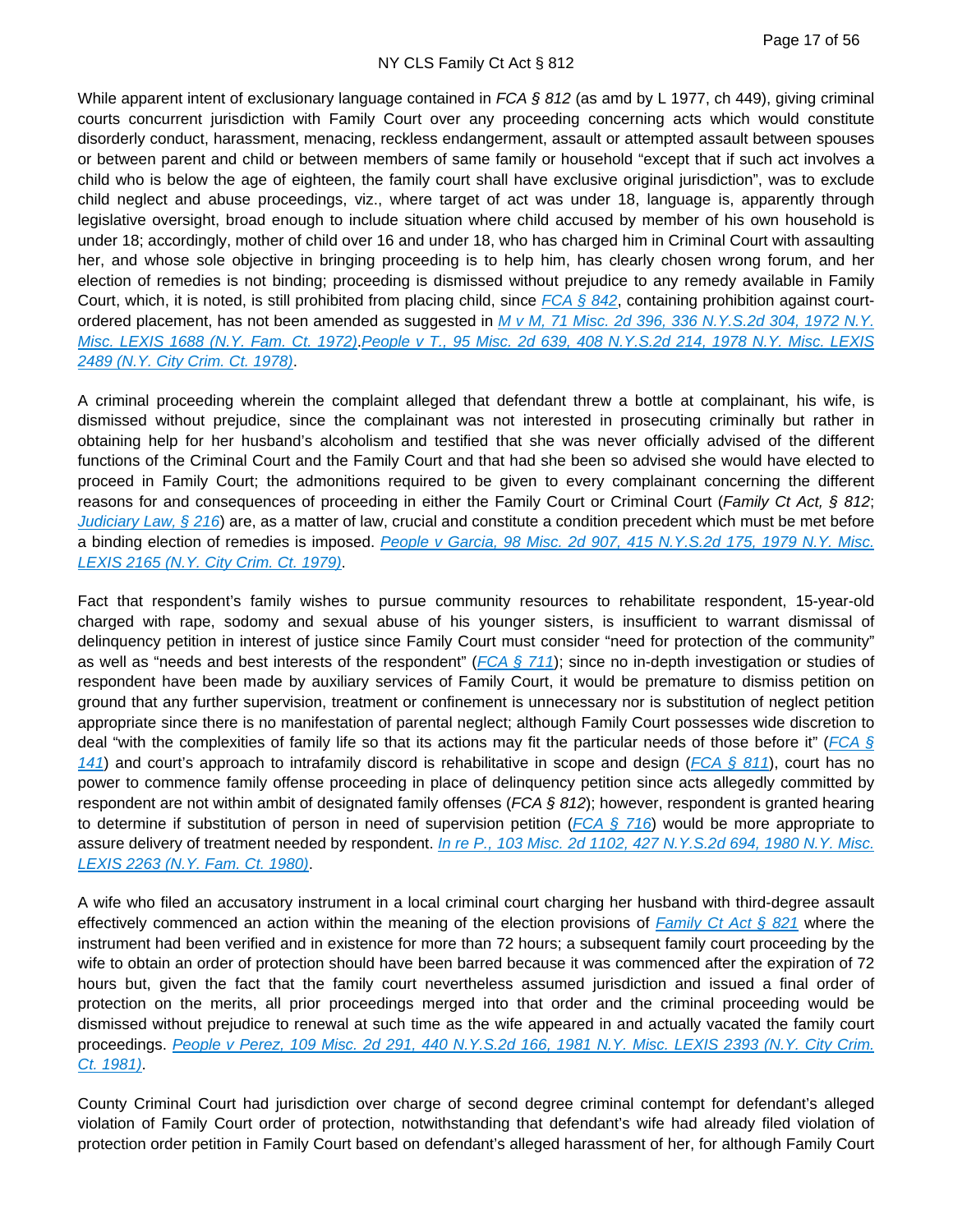While apparent intent of exclusionary language contained in *FCA § 812* (as amd by L 1977, ch 449), giving criminal courts concurrent jurisdiction with Family Court over any proceeding concerning acts which would constitute disorderly conduct, harassment, menacing, reckless endangerment, assault or attempted assault between spouses or between parent and child or between members of same family or household "except that if such act involves a child who is below the age of eighteen, the family court shall have exclusive original jurisdiction", was to exclude child neglect and abuse proceedings, viz., where target of act was under 18, language is, apparently through legislative oversight, broad enough to include situation where child accused by member of his own household is under 18; accordingly, mother of child over 16 and under 18, who has charged him in Criminal Court with assaulting her, and whose sole objective in bringing proceeding is to help him, has clearly chosen wrong forum, and her election of remedies is not binding; proceeding is dismissed without prejudice to any remedy available in Family Court, which, it is noted, is still prohibited from placing child, since *FCA § 842*, containing prohibition against court-ordered placement, has not been amended as suggested in *M v M, 71 Misc. 2d 396, 336 N.Y.S.2d 304, 1972 N.Y. Misc. LEXIS 1688 (N.Y. Fam. Ct. 1972)*.*People v T., 95 Misc. 2d 639, 408 N.Y.S.2d 214, 1978 N.Y. Misc. LEXIS 2489 (N.Y. City Crim. Ct. 1978)*.

A criminal proceeding wherein the complaint alleged that defendant threw a bottle at complainant, his wife, is dismissed without prejudice, since the complainant was not interested in prosecuting criminally but rather in obtaining help for her husband's alcoholism and testified that she was never officially advised of the different functions of the Criminal Court and the Family Court and that had she been so advised she would have elected to proceed in Family Court; the admonitions required to be given to every complainant concerning the different reasons for and consequences of proceeding in either the Family Court or Criminal Court (*Family Ct Act, § 812*; *Judiciary Law, § 216*) are, as a matter of law, crucial and constitute a condition precedent which must be met before a binding election of remedies is imposed. *People v Garcia, 98 Misc. 2d 907, 415 N.Y.S.2d 175, 1979 N.Y. Misc. LEXIS 2165 (N.Y. City Crim. Ct. 1979)*.

Fact that respondent's family wishes to pursue community resources to rehabilitate respondent, 15-year-old charged with rape, sodomy and sexual abuse of his younger sisters, is insufficient to warrant dismissal of delinquency petition in interest of justice since Family Court must consider "need for protection of the community" as well as "needs and best interests of the respondent" (*FCA § 711*); since no in-depth investigation or studies of respondent have been made by auxiliary services of Family Court, it would be premature to dismiss petition on ground that any further supervision, treatment or confinement is unnecessary nor is substitution of neglect petition appropriate since there is no manifestation of parental neglect; although Family Court possesses wide discretion to deal "with the complexities of family life so that its actions may fit the particular needs of those before it" (*FCA § 141*) and court's approach to intrafamily discord is rehabilitative in scope and design (*FCA § 811*), court has no power to commence family offense proceeding in place of delinquency petition since acts allegedly committed by respondent are not within ambit of designated family offenses (*FCA § 812*); however, respondent is granted hearing to determine if substitution of person in need of supervision petition (*FCA § 716*) would be more appropriate to assure delivery of treatment needed by respondent. *In re P., 103 Misc. 2d 1102, 427 N.Y.S.2d 694, 1980 N.Y. Misc. LEXIS 2263 (N.Y. Fam. Ct. 1980)*.

A wife who filed an accusatory instrument in a local criminal court charging her husband with third-degree assault effectively commenced an action within the meaning of the election provisions of *Family Ct Act § 821* where the instrument had been verified and in existence for more than 72 hours; a subsequent family court proceeding by the wife to obtain an order of protection should have been barred because it was commenced after the expiration of 72 hours but, given the fact that the family court nevertheless assumed jurisdiction and issued a final order of protection on the merits, all prior proceedings merged into that order and the criminal proceeding would be dismissed without prejudice to renewal at such time as the wife appeared in and actually vacated the family court proceedings. *People v Perez, 109 Misc. 2d 291, 440 N.Y.S.2d 166, 1981 N.Y. Misc. LEXIS 2393 (N.Y. City Crim. Ct. 1981)*.

County Criminal Court had jurisdiction over charge of second degree criminal contempt for defendant's alleged violation of Family Court order of protection, notwithstanding that defendant's wife had already filed violation of protection order petition in Family Court based on defendant's alleged harassment of her, for although Family Court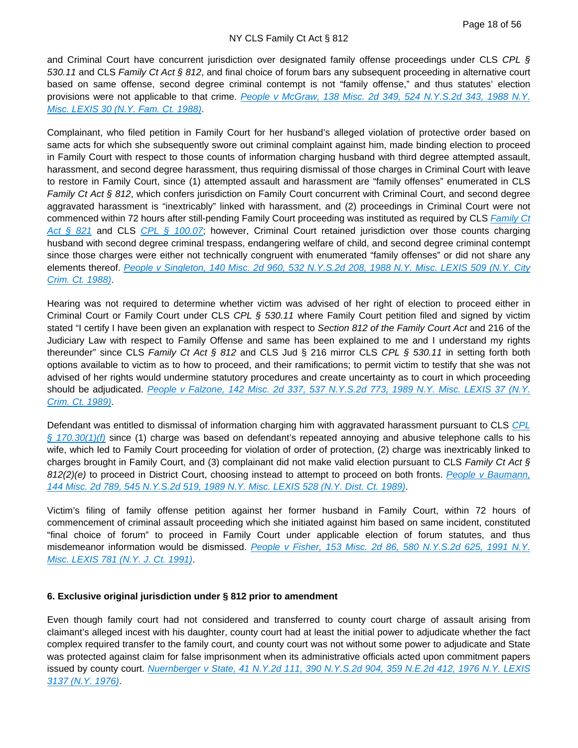and Criminal Court have concurrent jurisdiction over designated family offense proceedings under CLS *CPL § 530.11* and CLS *Family Ct Act § 812*, and final choice of forum bars any subsequent proceeding in alternative court based on same offense, second degree criminal contempt is not "family offense," and thus statutes' election provisions were not applicable to that crime. People v McGraw, 138 Misc. 2d 349, 524 N.Y.S.2d 343, 1988 N.Y. Misc. LEXIS 30 (N.Y. Fam. Ct. 1988).

Complainant, who filed petition in Family Court for her husband's alleged violation of protective order based on same acts for which she subsequently swore out criminal complaint against him, made binding election to proceed in Family Court with respect to those counts of information charging husband with third degree attempted assault, harassment, and second degree harassment, thus requiring dismissal of those charges in Criminal Court with leave to restore in Family Court, since (1) attempted assault and harassment are "family offenses" enumerated in CLS *Family Ct Act § 812*, which confers jurisdiction on Family Court concurrent with Criminal Court, and second degree aggravated harassment is "inextricably" linked with harassment, and (2) proceedings in Criminal Court were not commenced within 72 hours after still-pending Family Court proceeding was instituted as required by CLS Family Ct Act § 821 and CLS CPL § 100.07; however, Criminal Court retained jurisdiction over those counts charging husband with second degree criminal trespass, endangering welfare of child, and second degree criminal contempt since those charges were either not technically congruent with enumerated "family offenses" or did not share any elements thereof. People v Singleton, 140 Misc. 2d 960, 532 N.Y.S.2d 208, 1988 N.Y. Misc. LEXIS 509 (N.Y. City Crim. Ct. 1988).

Hearing was not required to determine whether victim was advised of her right of election to proceed either in Criminal Court or Family Court under CLS *CPL § 530.11* where Family Court petition filed and signed by victim stated "I certify I have been given an explanation with respect to *Section 812 of the Family Court Act* and 216 of the Judiciary Law with respect to Family Offense and same has been explained to me and I understand my rights thereunder" since CLS *Family Ct Act § 812* and CLS Jud § 216 mirror CLS *CPL § 530.11* in setting forth both options available to victim as to how to proceed, and their ramifications; to permit victim to testify that she was not advised of her rights would undermine statutory procedures and create uncertainty as to court in which proceeding should be adjudicated. People v Falzone, 142 Misc. 2d 337, 537 N.Y.S.2d 773, 1989 N.Y. Misc. LEXIS 37 (N.Y. Crim. Ct. 1989).

Defendant was entitled to dismissal of information charging him with aggravated harassment pursuant to CLS CPL § 170.30(1)(f) since (1) charge was based on defendant's repeated annoying and abusive telephone calls to his wife, which led to Family Court proceeding for violation of order of protection, (2) charge was inextricably linked to charges brought in Family Court, and (3) complainant did not make valid election pursuant to CLS *Family Ct Act § 812(2)(e)* to proceed in District Court, choosing instead to attempt to proceed on both fronts. People v Baumann, 144 Misc. 2d 789, 545 N.Y.S.2d 519, 1989 N.Y. Misc. LEXIS 528 (N.Y. Dist. Ct. 1989).

Victim's filing of family offense petition against her former husband in Family Court, within 72 hours of commencement of criminal assault proceeding which she initiated against him based on same incident, constituted "final choice of forum" to proceed in Family Court under applicable election of forum statutes, and thus misdemeanor information would be dismissed. People v Fisher, 153 Misc. 2d 86, 580 N.Y.S.2d 625, 1991 N.Y. Misc. LEXIS 781 (N.Y. J. Ct. 1991).

**6. Exclusive original jurisdiction under § 812 prior to amendment**

Even though family court had not considered and transferred to county court charge of assault arising from claimant's alleged incest with his daughter, county court had at least the initial power to adjudicate whether the fact complex required transfer to the family court, and county court was not without some power to adjudicate and State was protected against claim for false imprisonment when its administrative officials acted upon commitment papers issued by county court. Nuernberger v State, 41 N.Y.2d 111, 390 N.Y.S.2d 904, 359 N.E.2d 412, 1976 N.Y. LEXIS 3137 (N.Y. 1976).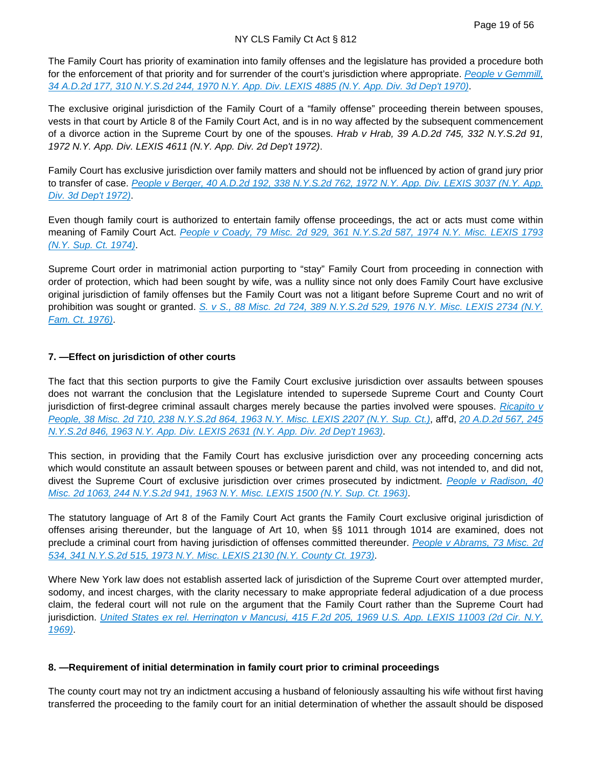The Family Court has priority of examination into family offenses and the legislature has provided a procedure both for the enforcement of that priority and for surrender of the court's jurisdiction where appropriate. *People v Gemmill, 34 A.D.2d 177, 310 N.Y.S.2d 244, 1970 N.Y. App. Div. LEXIS 4885 (N.Y. App. Div. 3d Dep't 1970)*.

The exclusive original jurisdiction of the Family Court of a "family offense" proceeding therein between spouses, vests in that court by Article 8 of the Family Court Act, and is in no way affected by the subsequent commencement of a divorce action in the Supreme Court by one of the spouses. *Hrab v Hrab, 39 A.D.2d 745, 332 N.Y.S.2d 91, 1972 N.Y. App. Div. LEXIS 4611 (N.Y. App. Div. 2d Dep't 1972)*.

Family Court has exclusive jurisdiction over family matters and should not be influenced by action of grand jury prior to transfer of case. *People v Berger, 40 A.D.2d 192, 338 N.Y.S.2d 762, 1972 N.Y. App. Div. LEXIS 3037 (N.Y. App. Div. 3d Dep't 1972)*.

Even though family court is authorized to entertain family offense proceedings, the act or acts must come within meaning of Family Court Act. *People v Coady, 79 Misc. 2d 929, 361 N.Y.S.2d 587, 1974 N.Y. Misc. LEXIS 1793 (N.Y. Sup. Ct. 1974)*.

Supreme Court order in matrimonial action purporting to "stay" Family Court from proceeding in connection with order of protection, which had been sought by wife, was a nullity since not only does Family Court have exclusive original jurisdiction of family offenses but the Family Court was not a litigant before Supreme Court and no writ of prohibition was sought or granted. *S. v S., 88 Misc. 2d 724, 389 N.Y.S.2d 529, 1976 N.Y. Misc. LEXIS 2734 (N.Y. Fam. Ct. 1976)*.

### 7. —Effect on jurisdiction of other courts

The fact that this section purports to give the Family Court exclusive jurisdiction over assaults between spouses does not warrant the conclusion that the Legislature intended to supersede Supreme Court and County Court jurisdiction of first-degree criminal assault charges merely because the parties involved were spouses. *Ricapito v People, 38 Misc. 2d 710, 238 N.Y.S.2d 864, 1963 N.Y. Misc. LEXIS 2207 (N.Y. Sup. Ct.)*, aff'd, *20 A.D.2d 567, 245 N.Y.S.2d 846, 1963 N.Y. App. Div. LEXIS 2631 (N.Y. App. Div. 2d Dep't 1963)*.

This section, in providing that the Family Court has exclusive jurisdiction over any proceeding concerning acts which would constitute an assault between spouses or between parent and child, was not intended to, and did not, divest the Supreme Court of exclusive jurisdiction over crimes prosecuted by indictment. *People v Radison, 40 Misc. 2d 1063, 244 N.Y.S.2d 941, 1963 N.Y. Misc. LEXIS 1500 (N.Y. Sup. Ct. 1963)*.

The statutory language of Art 8 of the Family Court Act grants the Family Court exclusive original jurisdiction of offenses arising thereunder, but the language of Art 10, when §§ 1011 through 1014 are examined, does not preclude a criminal court from having jurisdiction of offenses committed thereunder. *People v Abrams, 73 Misc. 2d 534, 341 N.Y.S.2d 515, 1973 N.Y. Misc. LEXIS 2130 (N.Y. County Ct. 1973)*.

Where New York law does not establish asserted lack of jurisdiction of the Supreme Court over attempted murder, sodomy, and incest charges, with the clarity necessary to make appropriate federal adjudication of a due process claim, the federal court will not rule on the argument that the Family Court rather than the Supreme Court had jurisdiction. *United States ex rel. Herrington v Mancusi, 415 F.2d 205, 1969 U.S. App. LEXIS 11003 (2d Cir. N.Y. 1969)*.

### 8. —Requirement of initial determination in family court prior to criminal proceedings

The county court may not try an indictment accusing a husband of feloniously assaulting his wife without first having transferred the proceeding to the family court for an initial determination of whether the assault should be disposed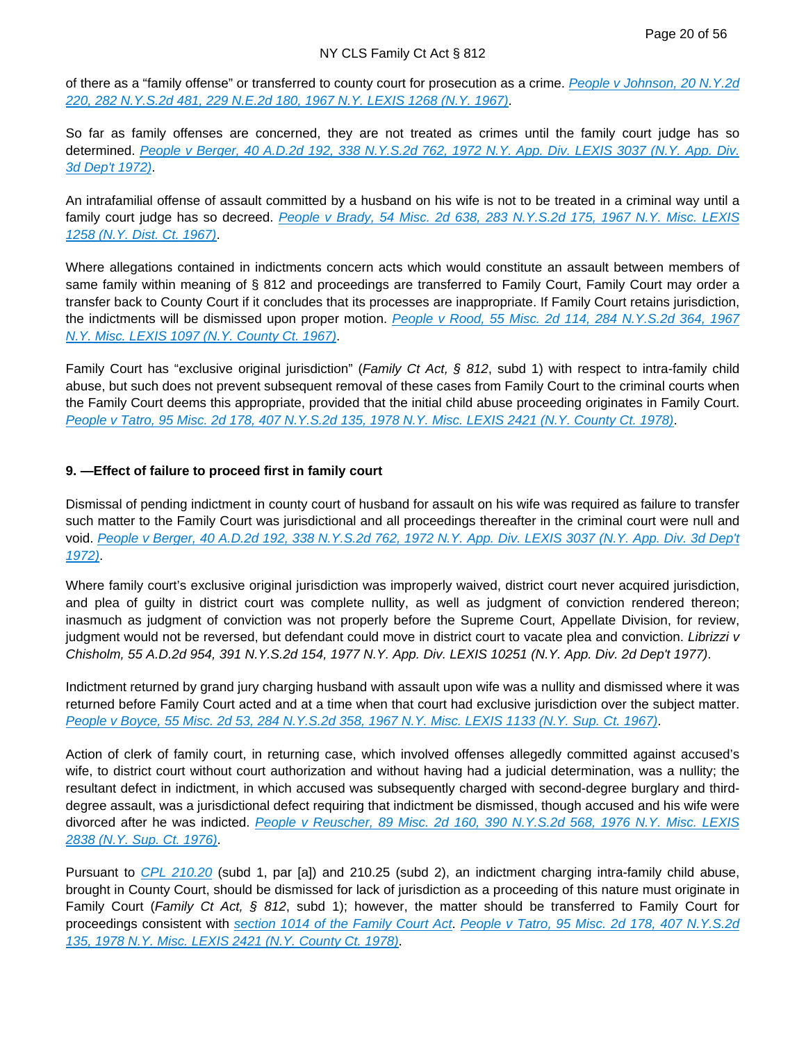of there as a “family offense” or transferred to county court for prosecution as a crime. [People v Johnson, 20 N.Y.2d 220, 282 N.Y.S.2d 481, 229 N.E.2d 180, 1967 N.Y. LEXIS 1268 (N.Y. 1967)](#).

So far as family offenses are concerned, they are not treated as crimes until the family court judge has so determined. [People v Berger, 40 A.D.2d 192, 338 N.Y.S.2d 762, 1972 N.Y. App. Div. LEXIS 3037 (N.Y. App. Div. 3d Dep't 1972)](#).

An intrafamilial offense of assault committed by a husband on his wife is not to be treated in a criminal way until a family court judge has so decreed. [People v Brady, 54 Misc. 2d 638, 283 N.Y.S.2d 175, 1967 N.Y. Misc. LEXIS 1258 (N.Y. Dist. Ct. 1967)](#).

Where allegations contained in indictments concern acts which would constitute an assault between members of same family within meaning of § 812 and proceedings are transferred to Family Court, Family Court may order a transfer back to County Court if it concludes that its processes are inappropriate. If Family Court retains jurisdiction, the indictments will be dismissed upon proper motion. [People v Rood, 55 Misc. 2d 114, 284 N.Y.S.2d 364, 1967 N.Y. Misc. LEXIS 1097 (N.Y. County Ct. 1967)](#).

Family Court has “exclusive original jurisdiction” (*Family Ct Act, § 812*, subd 1) with respect to intra-family child abuse, but such does not prevent subsequent removal of these cases from Family Court to the criminal courts when the Family Court deems this appropriate, provided that the initial child abuse proceeding originates in Family Court. [People v Tatro, 95 Misc. 2d 178, 407 N.Y.S.2d 135, 1978 N.Y. Misc. LEXIS 2421 (N.Y. County Ct. 1978)](#).

**9. —Effect of failure to proceed first in family court**

Dismissal of pending indictment in county court of husband for assault on his wife was required as failure to transfer such matter to the Family Court was jurisdictional and all proceedings thereafter in the criminal court were null and void. [People v Berger, 40 A.D.2d 192, 338 N.Y.S.2d 762, 1972 N.Y. App. Div. LEXIS 3037 (N.Y. App. Div. 3d Dep't 1972)](#).

Where family court’s exclusive original jurisdiction was improperly waived, district court never acquired jurisdiction, and plea of guilty in district court was complete nullity, as well as judgment of conviction rendered thereon; inasmuch as judgment of conviction was not properly before the Supreme Court, Appellate Division, for review, judgment would not be reversed, but defendant could move in district court to vacate plea and conviction. *Librizzi v Chisholm, 55 A.D.2d 954, 391 N.Y.S.2d 154, 1977 N.Y. App. Div. LEXIS 10251 (N.Y. App. Div. 2d Dep't 1977)*.

Indictment returned by grand jury charging husband with assault upon wife was a nullity and dismissed where it was returned before Family Court acted and at a time when that court had exclusive jurisdiction over the subject matter. [People v Boyce, 55 Misc. 2d 53, 284 N.Y.S.2d 358, 1967 N.Y. Misc. LEXIS 1133 (N.Y. Sup. Ct. 1967)](#).

Action of clerk of family court, in returning case, which involved offenses allegedly committed against accused’s wife, to district court without court authorization and without having had a judicial determination, was a nullity; the resultant defect in indictment, in which accused was subsequently charged with second-degree burglary and third-degree assault, was a jurisdictional defect requiring that indictment be dismissed, though accused and his wife were divorced after he was indicted. [People v Reuscher, 89 Misc. 2d 160, 390 N.Y.S.2d 568, 1976 N.Y. Misc. LEXIS 2838 (N.Y. Sup. Ct. 1976)](#).

Pursuant to [CPL 210.20](#) (subd 1, par [a]) and 210.25 (subd 2), an indictment charging intra-family child abuse, brought in County Court, should be dismissed for lack of jurisdiction as a proceeding of this nature must originate in Family Court (*Family Ct Act, § 812*, subd 1); however, the matter should be transferred to Family Court for proceedings consistent with [section 1014 of the Family Court Act](#). [People v Tatro, 95 Misc. 2d 178, 407 N.Y.S.2d 135, 1978 N.Y. Misc. LEXIS 2421 (N.Y. County Ct. 1978)](#).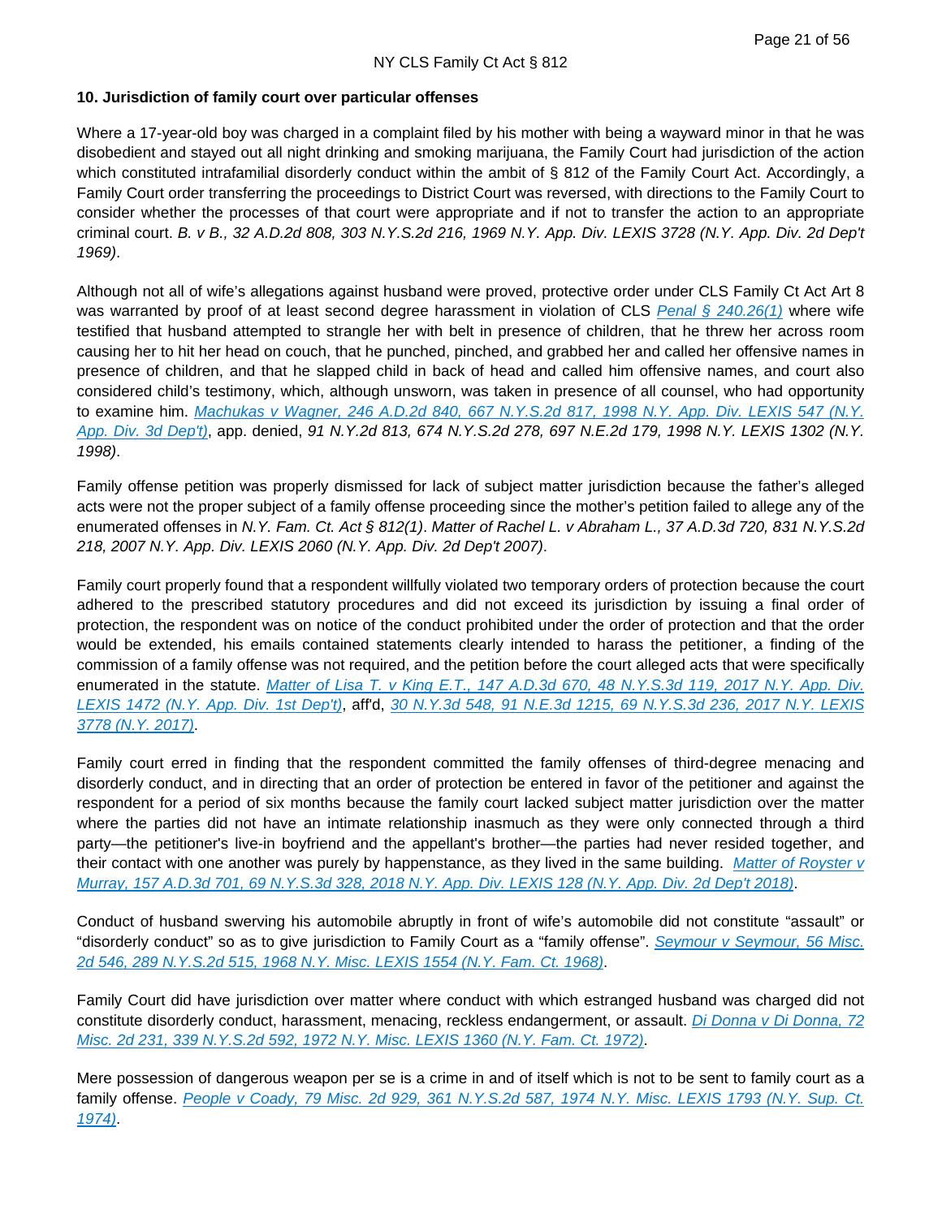**10. Jurisdiction of family court over particular offenses**

Where a 17-year-old boy was charged in a complaint filed by his mother with being a wayward minor in that he was disobedient and stayed out all night drinking and smoking marijuana, the Family Court had jurisdiction of the action which constituted intrafamilial disorderly conduct within the ambit of § 812 of the Family Court Act. Accordingly, a Family Court order transferring the proceedings to District Court was reversed, with directions to the Family Court to consider whether the processes of that court were appropriate and if not to transfer the action to an appropriate criminal court. *B. v B., 32 A.D.2d 808, 303 N.Y.S.2d 216, 1969 N.Y. App. Div. LEXIS 3728 (N.Y. App. Div. 2d Dep't 1969)*.

Although not all of wife's allegations against husband were proved, protective order under CLS Family Ct Act Art 8 was warranted by proof of at least second degree harassment in violation of CLS *Penal § 240.26(1)* where wife testified that husband attempted to strangle her with belt in presence of children, that he threw her across room causing her to hit her head on couch, that he punched, pinched, and grabbed her and called her offensive names in presence of children, and that he slapped child in back of head and called him offensive names, and court also considered child's testimony, which, although unsworn, was taken in presence of all counsel, who had opportunity to examine him. *Machukas v Wagner, 246 A.D.2d 840, 667 N.Y.S.2d 817, 1998 N.Y. App. Div. LEXIS 547 (N.Y. App. Div. 3d Dep't)*, app. denied, *91 N.Y.2d 813, 674 N.Y.S.2d 278, 697 N.E.2d 179, 1998 N.Y. LEXIS 1302 (N.Y. 1998)*.

Family offense petition was properly dismissed for lack of subject matter jurisdiction because the father's alleged acts were not the proper subject of a family offense proceeding since the mother's petition failed to allege any of the enumerated offenses in *N.Y. Fam. Ct. Act § 812(1)*. *Matter of Rachel L. v Abraham L., 37 A.D.3d 720, 831 N.Y.S.2d 218, 2007 N.Y. App. Div. LEXIS 2060 (N.Y. App. Div. 2d Dep't 2007)*.

Family court properly found that a respondent willfully violated two temporary orders of protection because the court adhered to the prescribed statutory procedures and did not exceed its jurisdiction by issuing a final order of protection, the respondent was on notice of the conduct prohibited under the order of protection and that the order would be extended, his emails contained statements clearly intended to harass the petitioner, a finding of the commission of a family offense was not required, and the petition before the court alleged acts that were specifically enumerated in the statute. *Matter of Lisa T. v King E.T., 147 A.D.3d 670, 48 N.Y.S.3d 119, 2017 N.Y. App. Div. LEXIS 1472 (N.Y. App. Div. 1st Dep't)*, aff'd, *30 N.Y.3d 548, 91 N.E.3d 1215, 69 N.Y.S.3d 236, 2017 N.Y. LEXIS 3778 (N.Y. 2017)*.

Family court erred in finding that the respondent committed the family offenses of third-degree menacing and disorderly conduct, and in directing that an order of protection be entered in favor of the petitioner and against the respondent for a period of six months because the family court lacked subject matter jurisdiction over the matter where the parties did not have an intimate relationship inasmuch as they were only connected through a third party—the petitioner's live-in boyfriend and the appellant's brother—the parties had never resided together, and their contact with one another was purely by happenstance, as they lived in the same building. *Matter of Royster v Murray, 157 A.D.3d 701, 69 N.Y.S.3d 328, 2018 N.Y. App. Div. LEXIS 128 (N.Y. App. Div. 2d Dep't 2018)*.

Conduct of husband swerving his automobile abruptly in front of wife's automobile did not constitute "assault" or "disorderly conduct" so as to give jurisdiction to Family Court as a "family offense". *Seymour v Seymour, 56 Misc. 2d 546, 289 N.Y.S.2d 515, 1968 N.Y. Misc. LEXIS 1554 (N.Y. Fam. Ct. 1968)*.

Family Court did have jurisdiction over matter where conduct with which estranged husband was charged did not constitute disorderly conduct, harassment, menacing, reckless endangerment, or assault. *Di Donna v Di Donna, 72 Misc. 2d 231, 339 N.Y.S.2d 592, 1972 N.Y. Misc. LEXIS 1360 (N.Y. Fam. Ct. 1972)*.

Mere possession of dangerous weapon per se is a crime in and of itself which is not to be sent to family court as a family offense. *People v Coady, 79 Misc. 2d 929, 361 N.Y.S.2d 587, 1974 N.Y. Misc. LEXIS 1793 (N.Y. Sup. Ct. 1974)*.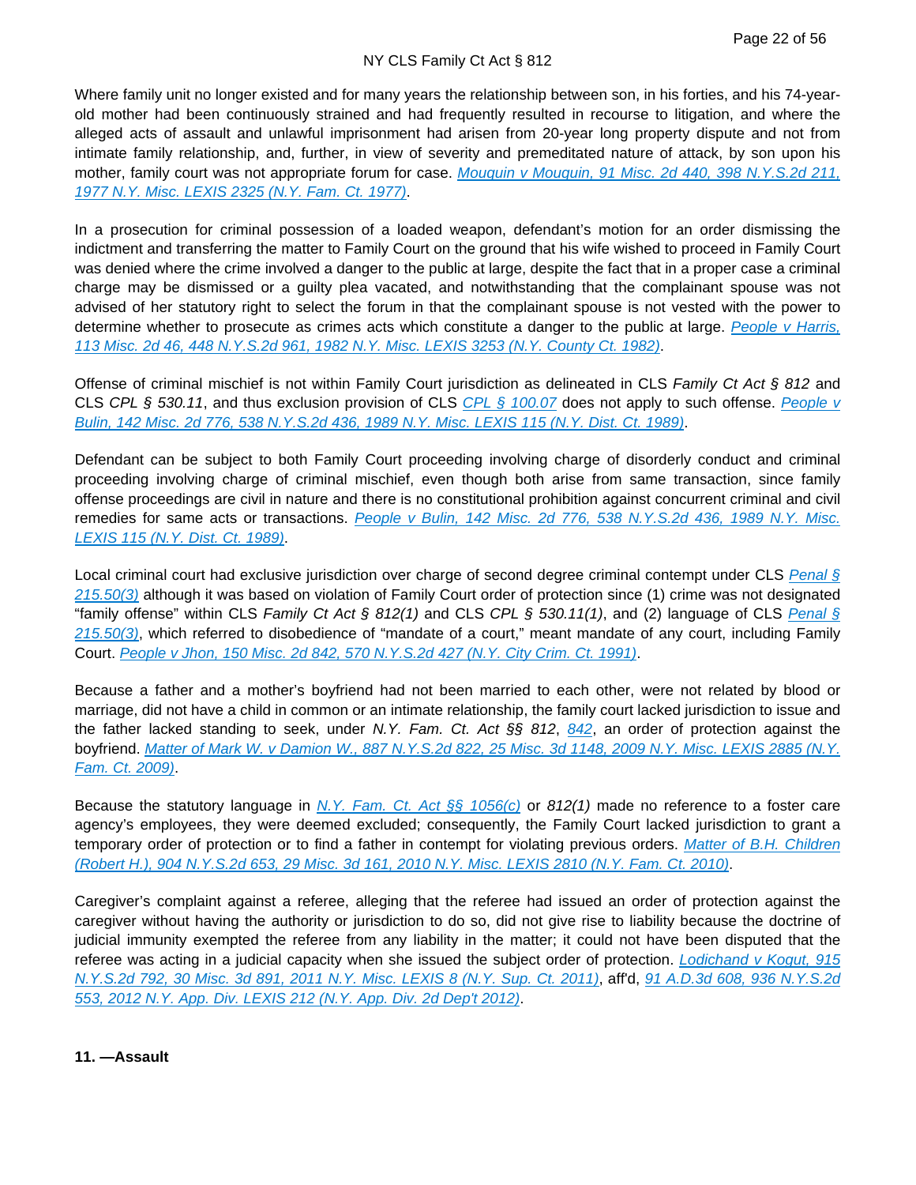Where family unit no longer existed and for many years the relationship between son, in his forties, and his 74-year-old mother had been continuously strained and had frequently resulted in recourse to litigation, and where the alleged acts of assault and unlawful imprisonment had arisen from 20-year long property dispute and not from intimate family relationship, and, further, in view of severity and premeditated nature of attack, by son upon his mother, family court was not appropriate forum for case. Mouquin v Mouquin, 91 Misc. 2d 440, 398 N.Y.S.2d 211, 1977 N.Y. Misc. LEXIS 2325 (N.Y. Fam. Ct. 1977).

In a prosecution for criminal possession of a loaded weapon, defendant's motion for an order dismissing the indictment and transferring the matter to Family Court on the ground that his wife wished to proceed in Family Court was denied where the crime involved a danger to the public at large, despite the fact that in a proper case a criminal charge may be dismissed or a guilty plea vacated, and notwithstanding that the complainant spouse was not advised of her statutory right to select the forum in that the complainant spouse is not vested with the power to determine whether to prosecute as crimes acts which constitute a danger to the public at large. People v Harris, 113 Misc. 2d 46, 448 N.Y.S.2d 961, 1982 N.Y. Misc. LEXIS 3253 (N.Y. County Ct. 1982).

Offense of criminal mischief is not within Family Court jurisdiction as delineated in CLS *Family Ct Act § 812* and CLS *CPL § 530.11*, and thus exclusion provision of CLS CPL § 100.07 does not apply to such offense. People v Bulin, 142 Misc. 2d 776, 538 N.Y.S.2d 436, 1989 N.Y. Misc. LEXIS 115 (N.Y. Dist. Ct. 1989).

Defendant can be subject to both Family Court proceeding involving charge of disorderly conduct and criminal proceeding involving charge of criminal mischief, even though both arise from same transaction, since family offense proceedings are civil in nature and there is no constitutional prohibition against concurrent criminal and civil remedies for same acts or transactions. People v Bulin, 142 Misc. 2d 776, 538 N.Y.S.2d 436, 1989 N.Y. Misc. LEXIS 115 (N.Y. Dist. Ct. 1989).

Local criminal court had exclusive jurisdiction over charge of second degree criminal contempt under CLS Penal § 215.50(3) although it was based on violation of Family Court order of protection since (1) crime was not designated "family offense" within CLS *Family Ct Act § 812(1)* and CLS *CPL § 530.11(1)*, and (2) language of CLS Penal § 215.50(3), which referred to disobedience of "mandate of a court," meant mandate of any court, including Family Court. People v Jhon, 150 Misc. 2d 842, 570 N.Y.S.2d 427 (N.Y. City Crim. Ct. 1991).

Because a father and a mother's boyfriend had not been married to each other, were not related by blood or marriage, did not have a child in common or an intimate relationship, the family court lacked jurisdiction to issue and the father lacked standing to seek, under *N.Y. Fam. Ct. Act §§ 812*, 842, an order of protection against the boyfriend. Matter of Mark W. v Damion W., 887 N.Y.S.2d 822, 25 Misc. 3d 1148, 2009 N.Y. Misc. LEXIS 2885 (N.Y. Fam. Ct. 2009).

Because the statutory language in N.Y. Fam. Ct. Act §§ 1056(c) or *812(1)* made no reference to a foster care agency's employees, they were deemed excluded; consequently, the Family Court lacked jurisdiction to grant a temporary order of protection or to find a father in contempt for violating previous orders. Matter of B.H. Children (Robert H.), 904 N.Y.S.2d 653, 29 Misc. 3d 161, 2010 N.Y. Misc. LEXIS 2810 (N.Y. Fam. Ct. 2010).

Caregiver's complaint against a referee, alleging that the referee had issued an order of protection against the caregiver without having the authority or jurisdiction to do so, did not give rise to liability because the doctrine of judicial immunity exempted the referee from any liability in the matter; it could not have been disputed that the referee was acting in a judicial capacity when she issued the subject order of protection. Lodichand v Kogut, 915 N.Y.S.2d 792, 30 Misc. 3d 891, 2011 N.Y. Misc. LEXIS 8 (N.Y. Sup. Ct. 2011), aff'd, 91 A.D.3d 608, 936 N.Y.S.2d 553, 2012 N.Y. App. Div. LEXIS 212 (N.Y. App. Div. 2d Dep't 2012).

**11. —Assault**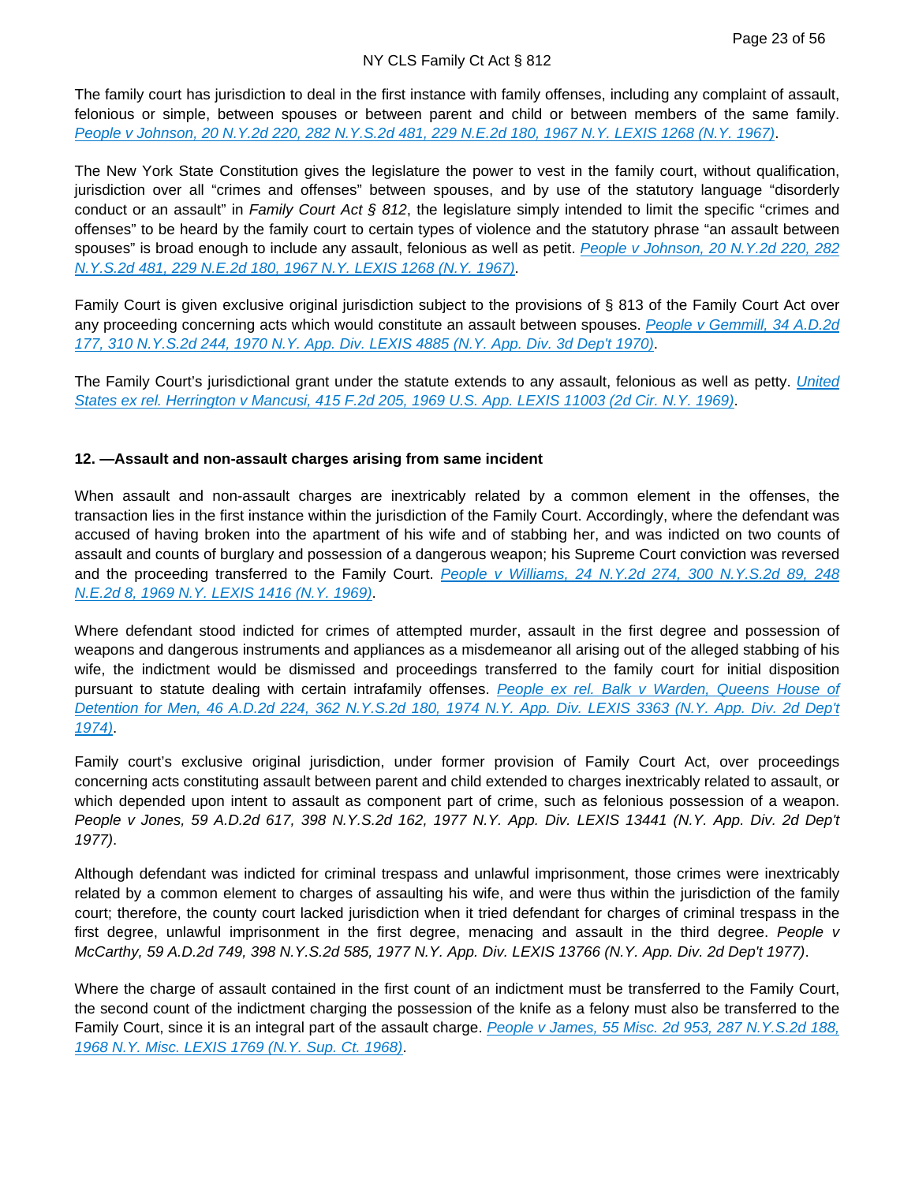The family court has jurisdiction to deal in the first instance with family offenses, including any complaint of assault, felonious or simple, between spouses or between parent and child or between members of the same family. *People v Johnson, 20 N.Y.2d 220, 282 N.Y.S.2d 481, 229 N.E.2d 180, 1967 N.Y. LEXIS 1268 (N.Y. 1967)*.

The New York State Constitution gives the legislature the power to vest in the family court, without qualification, jurisdiction over all "crimes and offenses" between spouses, and by use of the statutory language "disorderly conduct or an assault" in *Family Court Act § 812*, the legislature simply intended to limit the specific "crimes and offenses" to be heard by the family court to certain types of violence and the statutory phrase "an assault between spouses" is broad enough to include any assault, felonious as well as petit. *People v Johnson, 20 N.Y.2d 220, 282 N.Y.S.2d 481, 229 N.E.2d 180, 1967 N.Y. LEXIS 1268 (N.Y. 1967)*.

Family Court is given exclusive original jurisdiction subject to the provisions of § 813 of the Family Court Act over any proceeding concerning acts which would constitute an assault between spouses. *People v Gemmill, 34 A.D.2d 177, 310 N.Y.S.2d 244, 1970 N.Y. App. Div. LEXIS 4885 (N.Y. App. Div. 3d Dep't 1970)*.

The Family Court's jurisdictional grant under the statute extends to any assault, felonious as well as petty. *United States ex rel. Herrington v Mancusi, 415 F.2d 205, 1969 U.S. App. LEXIS 11003 (2d Cir. N.Y. 1969)*.

**12. —Assault and non-assault charges arising from same incident**

When assault and non-assault charges are inextricably related by a common element in the offenses, the transaction lies in the first instance within the jurisdiction of the Family Court. Accordingly, where the defendant was accused of having broken into the apartment of his wife and of stabbing her, and was indicted on two counts of assault and counts of burglary and possession of a dangerous weapon; his Supreme Court conviction was reversed and the proceeding transferred to the Family Court. *People v Williams, 24 N.Y.2d 274, 300 N.Y.S.2d 89, 248 N.E.2d 8, 1969 N.Y. LEXIS 1416 (N.Y. 1969)*.

Where defendant stood indicted for crimes of attempted murder, assault in the first degree and possession of weapons and dangerous instruments and appliances as a misdemeanor all arising out of the alleged stabbing of his wife, the indictment would be dismissed and proceedings transferred to the family court for initial disposition pursuant to statute dealing with certain intrafamily offenses. *People ex rel. Balk v Warden, Queens House of Detention for Men, 46 A.D.2d 224, 362 N.Y.S.2d 180, 1974 N.Y. App. Div. LEXIS 3363 (N.Y. App. Div. 2d Dep't 1974)*.

Family court's exclusive original jurisdiction, under former provision of Family Court Act, over proceedings concerning acts constituting assault between parent and child extended to charges inextricably related to assault, or which depended upon intent to assault as component part of crime, such as felonious possession of a weapon. *People v Jones, 59 A.D.2d 617, 398 N.Y.S.2d 162, 1977 N.Y. App. Div. LEXIS 13441 (N.Y. App. Div. 2d Dep't 1977)*.

Although defendant was indicted for criminal trespass and unlawful imprisonment, those crimes were inextricably related by a common element to charges of assaulting his wife, and were thus within the jurisdiction of the family court; therefore, the county court lacked jurisdiction when it tried defendant for charges of criminal trespass in the first degree, unlawful imprisonment in the first degree, menacing and assault in the third degree. *People v McCarthy, 59 A.D.2d 749, 398 N.Y.S.2d 585, 1977 N.Y. App. Div. LEXIS 13766 (N.Y. App. Div. 2d Dep't 1977)*.

Where the charge of assault contained in the first count of an indictment must be transferred to the Family Court, the second count of the indictment charging the possession of the knife as a felony must also be transferred to the Family Court, since it is an integral part of the assault charge. *People v James, 55 Misc. 2d 953, 287 N.Y.S.2d 188, 1968 N.Y. Misc. LEXIS 1769 (N.Y. Sup. Ct. 1968)*.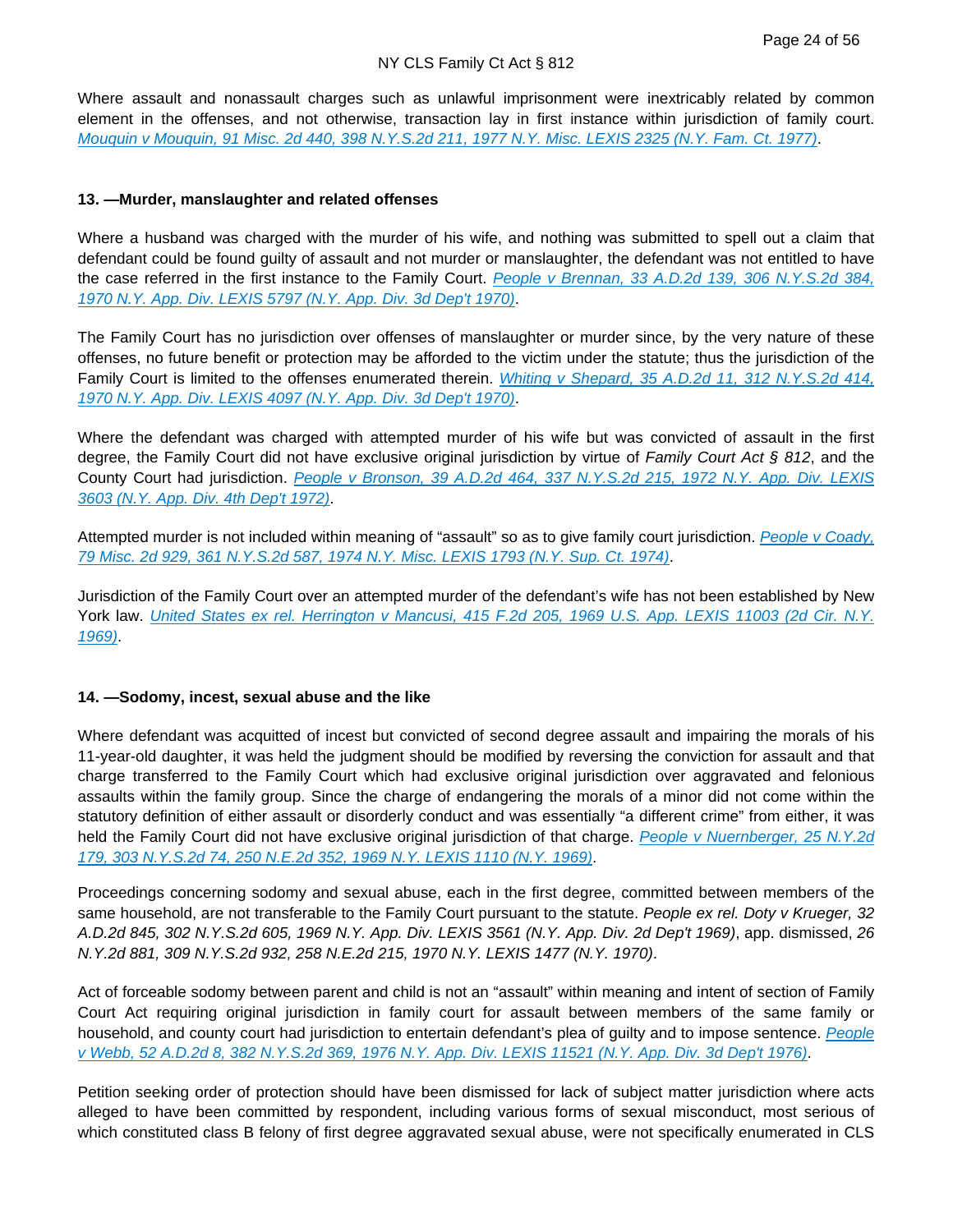Where assault and nonassault charges such as unlawful imprisonment were inextricably related by common element in the offenses, and not otherwise, transaction lay in first instance within jurisdiction of family court. [Mouquin v Mouquin, 91 Misc. 2d 440, 398 N.Y.S.2d 211, 1977 N.Y. Misc. LEXIS 2325 (N.Y. Fam. Ct. 1977)].

**13. —Murder, manslaughter and related offenses**

Where a husband was charged with the murder of his wife, and nothing was submitted to spell out a claim that defendant could be found guilty of assault and not murder or manslaughter, the defendant was not entitled to have the case referred in the first instance to the Family Court. [People v Brennan, 33 A.D.2d 139, 306 N.Y.S.2d 384, 1970 N.Y. App. Div. LEXIS 5797 (N.Y. App. Div. 3d Dep't 1970)].

The Family Court has no jurisdiction over offenses of manslaughter or murder since, by the very nature of these offenses, no future benefit or protection may be afforded to the victim under the statute; thus the jurisdiction of the Family Court is limited to the offenses enumerated therein. [Whiting v Shepard, 35 A.D.2d 11, 312 N.Y.S.2d 414, 1970 N.Y. App. Div. LEXIS 4097 (N.Y. App. Div. 3d Dep't 1970)].

Where the defendant was charged with attempted murder of his wife but was convicted of assault in the first degree, the Family Court did not have exclusive original jurisdiction by virtue of *Family Court Act § 812*, and the County Court had jurisdiction. [People v Bronson, 39 A.D.2d 464, 337 N.Y.S.2d 215, 1972 N.Y. App. Div. LEXIS 3603 (N.Y. App. Div. 4th Dep't 1972)].

Attempted murder is not included within meaning of "assault" so as to give family court jurisdiction. [People v Coady, 79 Misc. 2d 929, 361 N.Y.S.2d 587, 1974 N.Y. Misc. LEXIS 1793 (N.Y. Sup. Ct. 1974)].

Jurisdiction of the Family Court over an attempted murder of the defendant's wife has not been established by New York law. [United States ex rel. Herrington v Mancusi, 415 F.2d 205, 1969 U.S. App. LEXIS 11003 (2d Cir. N.Y. 1969)].

**14. —Sodomy, incest, sexual abuse and the like**

Where defendant was acquitted of incest but convicted of second degree assault and impairing the morals of his 11-year-old daughter, it was held the judgment should be modified by reversing the conviction for assault and that charge transferred to the Family Court which had exclusive original jurisdiction over aggravated and felonious assaults within the family group. Since the charge of endangering the morals of a minor did not come within the statutory definition of either assault or disorderly conduct and was essentially "a different crime" from either, it was held the Family Court did not have exclusive original jurisdiction of that charge. [People v Nuernberger, 25 N.Y.2d 179, 303 N.Y.S.2d 74, 250 N.E.2d 352, 1969 N.Y. LEXIS 1110 (N.Y. 1969)].

Proceedings concerning sodomy and sexual abuse, each in the first degree, committed between members of the same household, are not transferable to the Family Court pursuant to the statute. *People ex rel. Doty v Krueger, 32 A.D.2d 845, 302 N.Y.S.2d 605, 1969 N.Y. App. Div. LEXIS 3561 (N.Y. App. Div. 2d Dep't 1969)*, app. dismissed, *26 N.Y.2d 881, 309 N.Y.S.2d 932, 258 N.E.2d 215, 1970 N.Y. LEXIS 1477 (N.Y. 1970)*.

Act of forceable sodomy between parent and child is not an "assault" within meaning and intent of section of Family Court Act requiring original jurisdiction in family court for assault between members of the same family or household, and county court had jurisdiction to entertain defendant's plea of guilty and to impose sentence. [People v Webb, 52 A.D.2d 8, 382 N.Y.S.2d 369, 1976 N.Y. App. Div. LEXIS 11521 (N.Y. App. Div. 3d Dep't 1976)].

Petition seeking order of protection should have been dismissed for lack of subject matter jurisdiction where acts alleged to have been committed by respondent, including various forms of sexual misconduct, most serious of which constituted class B felony of first degree aggravated sexual abuse, were not specifically enumerated in CLS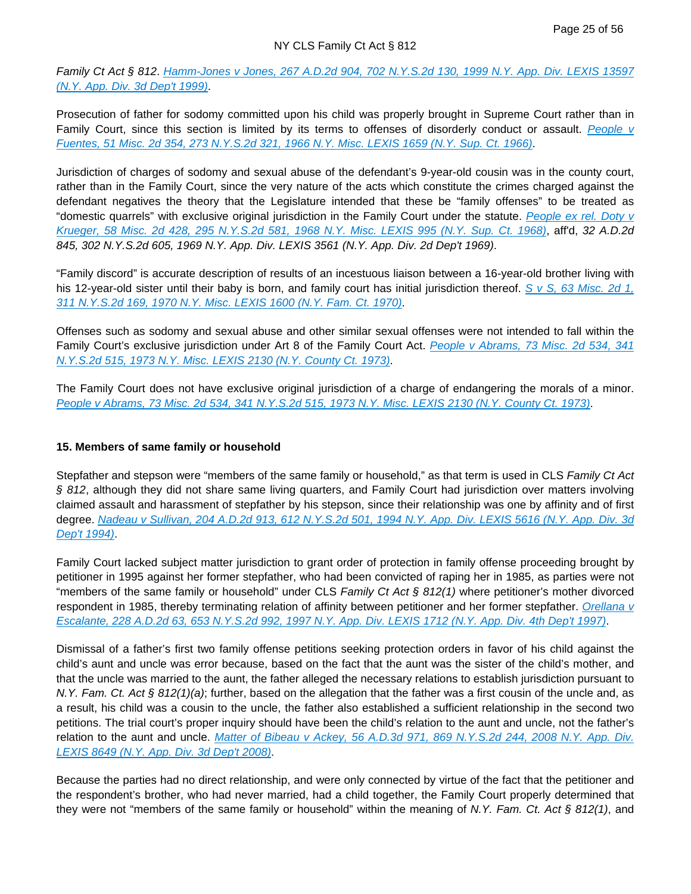*Family Ct Act § 812*. Hamm-Jones v Jones, 267 A.D.2d 904, 702 N.Y.S.2d 130, 1999 N.Y. App. Div. LEXIS 13597 (N.Y. App. Div. 3d Dep't 1999).

Prosecution of father for sodomy committed upon his child was properly brought in Supreme Court rather than in Family Court, since this section is limited by its terms to offenses of disorderly conduct or assault. People v Fuentes, 51 Misc. 2d 354, 273 N.Y.S.2d 321, 1966 N.Y. Misc. LEXIS 1659 (N.Y. Sup. Ct. 1966).

Jurisdiction of charges of sodomy and sexual abuse of the defendant's 9-year-old cousin was in the county court, rather than in the Family Court, since the very nature of the acts which constitute the crimes charged against the defendant negatives the theory that the Legislature intended that these be "family offenses" to be treated as "domestic quarrels" with exclusive original jurisdiction in the Family Court under the statute. People ex rel. Doty v Krueger, 58 Misc. 2d 428, 295 N.Y.S.2d 581, 1968 N.Y. Misc. LEXIS 995 (N.Y. Sup. Ct. 1968), aff'd, *32 A.D.2d 845, 302 N.Y.S.2d 605, 1969 N.Y. App. Div. LEXIS 3561 (N.Y. App. Div. 2d Dep't 1969)*.

"Family discord" is accurate description of results of an incestuous liaison between a 16-year-old brother living with his 12-year-old sister until their baby is born, and family court has initial jurisdiction thereof. S v S, 63 Misc. 2d 1, 311 N.Y.S.2d 169, 1970 N.Y. Misc. LEXIS 1600 (N.Y. Fam. Ct. 1970).

Offenses such as sodomy and sexual abuse and other similar sexual offenses were not intended to fall within the Family Court's exclusive jurisdiction under Art 8 of the Family Court Act. People v Abrams, 73 Misc. 2d 534, 341 N.Y.S.2d 515, 1973 N.Y. Misc. LEXIS 2130 (N.Y. County Ct. 1973).

The Family Court does not have exclusive original jurisdiction of a charge of endangering the morals of a minor. People v Abrams, 73 Misc. 2d 534, 341 N.Y.S.2d 515, 1973 N.Y. Misc. LEXIS 2130 (N.Y. County Ct. 1973).

**15. Members of same family or household**

Stepfather and stepson were "members of the same family or household," as that term is used in CLS *Family Ct Act § 812*, although they did not share same living quarters, and Family Court had jurisdiction over matters involving claimed assault and harassment of stepfather by his stepson, since their relationship was one by affinity and of first degree. Nadeau v Sullivan, 204 A.D.2d 913, 612 N.Y.S.2d 501, 1994 N.Y. App. Div. LEXIS 5616 (N.Y. App. Div. 3d Dep't 1994).

Family Court lacked subject matter jurisdiction to grant order of protection in family offense proceeding brought by petitioner in 1995 against her former stepfather, who had been convicted of raping her in 1985, as parties were not "members of the same family or household" under CLS *Family Ct Act § 812(1)* where petitioner's mother divorced respondent in 1985, thereby terminating relation of affinity between petitioner and her former stepfather. Orellana v Escalante, 228 A.D.2d 63, 653 N.Y.S.2d 992, 1997 N.Y. App. Div. LEXIS 1712 (N.Y. App. Div. 4th Dep't 1997).

Dismissal of a father's first two family offense petitions seeking protection orders in favor of his child against the child's aunt and uncle was error because, based on the fact that the aunt was the sister of the child's mother, and that the uncle was married to the aunt, the father alleged the necessary relations to establish jurisdiction pursuant to *N.Y. Fam. Ct. Act § 812(1)(a)*; further, based on the allegation that the father was a first cousin of the uncle and, as a result, his child was a cousin to the uncle, the father also established a sufficient relationship in the second two petitions. The trial court's proper inquiry should have been the child's relation to the aunt and uncle, not the father's relation to the aunt and uncle. Matter of Bibeau v Ackey, 56 A.D.3d 971, 869 N.Y.S.2d 244, 2008 N.Y. App. Div. LEXIS 8649 (N.Y. App. Div. 3d Dep't 2008).

Because the parties had no direct relationship, and were only connected by virtue of the fact that the petitioner and the respondent's brother, who had never married, had a child together, the Family Court properly determined that they were not "members of the same family or household" within the meaning of *N.Y. Fam. Ct. Act § 812(1)*, and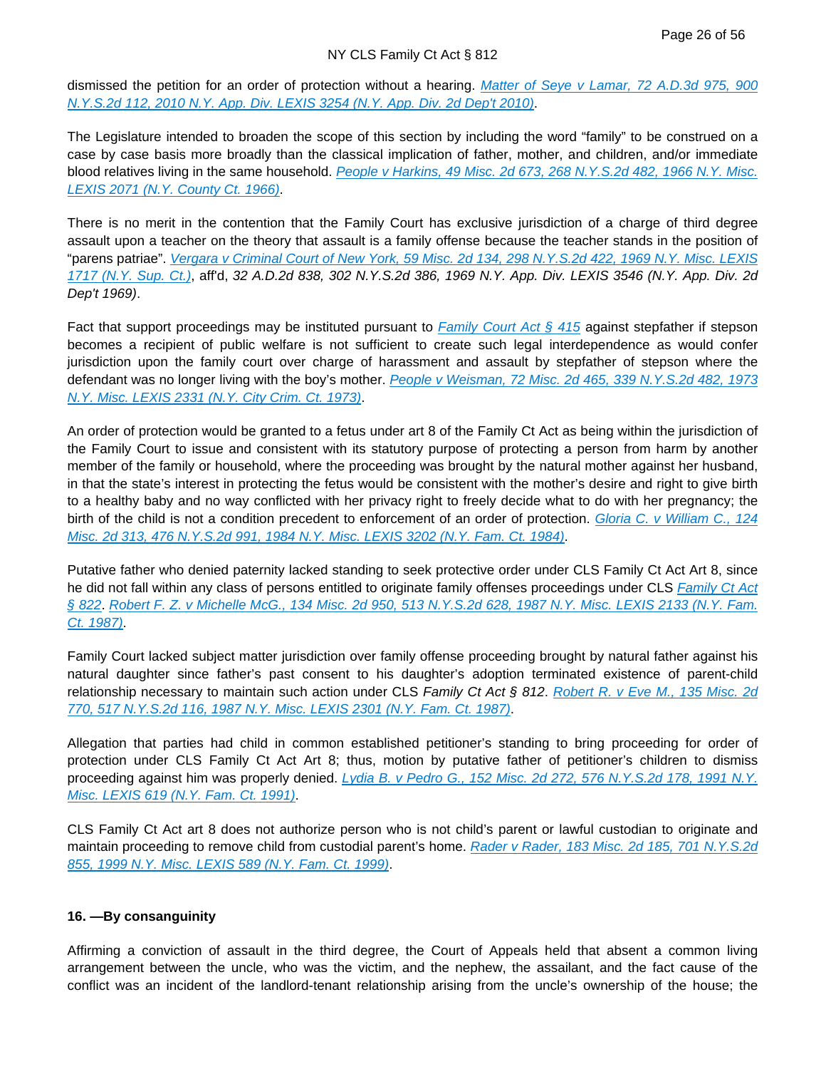dismissed the petition for an order of protection without a hearing. [Matter of Seye v Lamar, 72 A.D.3d 975, 900 N.Y.S.2d 112, 2010 N.Y. App. Div. LEXIS 3254 (N.Y. App. Div. 2d Dep't 2010)](https://advance.lexis.com/api/document?collection=cases&id=urn:contentItem:7YGM-DMN0-YB0V-W001-00000-00&context=1000516).

The Legislature intended to broaden the scope of this section by including the word "family" to be construed on a case by case basis more broadly than the classical implication of father, mother, and children, and/or immediate blood relatives living in the same household. [People v Harkins, 49 Misc. 2d 673, 268 N.Y.S.2d 482, 1966 N.Y. Misc. LEXIS 2071 (N.Y. County Ct. 1966)](https://advance.lexis.com/api/document?collection=cases&id=urn:contentItem:3RRM-VR10-003C-N1D6-00000-00&context=1000516).

There is no merit in the contention that the Family Court has exclusive jurisdiction of a charge of third degree assault upon a teacher on the theory that assault is a family offense because the teacher stands in the position of "parens patriae". [Vergara v Criminal Court of New York, 59 Misc. 2d 134, 298 N.Y.S.2d 422, 1969 N.Y. Misc. LEXIS 1717 (N.Y. Sup. Ct.)](https://advance.lexis.com/api/document?collection=cases&id=urn:contentItem:3RRM-SW50-003C-N3XB-00000-00&context=1000516), aff'd, *32 A.D.2d 838, 302 N.Y.S.2d 386, 1969 N.Y. App. Div. LEXIS 3546 (N.Y. App. Div. 2d Dep't 1969)*.

Fact that support proceedings may be instituted pursuant to [Family Court Act § 415](https://advance.lexis.com/api/document?collection=statutes-legislation&id=urn:contentItem:5CT3-08Y1-6RDJ-8505-00000-00&context=1000516) against stepfather if stepson becomes a recipient of public welfare is not sufficient to create such legal interdependence as would confer jurisdiction upon the family court over charge of harassment and assault by stepfather of stepson where the defendant was no longer living with the boy's mother. [People v Weisman, 72 Misc. 2d 465, 339 N.Y.S.2d 482, 1973 N.Y. Misc. LEXIS 2331 (N.Y. City Crim. Ct. 1973)](https://advance.lexis.com/api/document?collection=cases&id=urn:contentItem:3RRM-RGH0-003C-N4MW-00000-00&context=1000516).

An order of protection would be granted to a fetus under art 8 of the Family Ct Act as being within the jurisdiction of the Family Court to issue and consistent with its statutory purpose of protecting a person from harm by another member of the family or household, where the proceeding was brought by the natural mother against her husband, in that the state's interest in protecting the fetus would be consistent with the mother's desire and right to give birth to a healthy baby and no way conflicted with her privacy right to freely decide what to do with her pregnancy; the birth of the child is not a condition precedent to enforcement of an order of protection. [Gloria C. v William C., 124 Misc. 2d 313, 476 N.Y.S.2d 991, 1984 N.Y. Misc. LEXIS 3202 (N.Y. Fam. Ct. 1984)](https://advance.lexis.com/api/document?collection=cases&id=urn:contentItem:3S3J-YRD0-003D-G0YX-00000-00&context=1000516).

Putative father who denied paternity lacked standing to seek protective order under CLS Family Ct Act Art 8, since he did not fall within any class of persons entitled to originate family offenses proceedings under CLS [Family Ct Act § 822](https://advance.lexis.com/api/document?collection=statutes-legislation&id=urn:contentItem:5CT3-0911-6RDJ-8540-00000-00&context=1000516). [Robert F. Z. v Michelle McG., 134 Misc. 2d 950, 513 N.Y.S.2d 628, 1987 N.Y. Misc. LEXIS 2133 (N.Y. Fam. Ct. 1987)](https://advance.lexis.com/api/document?collection=cases&id=urn:contentItem:3S3J-Y1S0-003D-G2KW-00000-00&context=1000516).

Family Court lacked subject matter jurisdiction over family offense proceeding brought by natural father against his natural daughter since father's past consent to his daughter's adoption terminated existence of parent-child relationship necessary to maintain such action under CLS *Family Ct Act § 812*. [Robert R. v Eve M., 135 Misc. 2d 770, 517 N.Y.S.2d 116, 1987 N.Y. Misc. LEXIS 2301 (N.Y. Fam. Ct. 1987)](https://advance.lexis.com/api/document?collection=cases&id=urn:contentItem:3S3J-Y1G0-003D-G2BT-00000-00&context=1000516).

Allegation that parties had child in common established petitioner's standing to bring proceeding for order of protection under CLS Family Ct Act Art 8; thus, motion by putative father of petitioner's children to dismiss proceeding against him was properly denied. [Lydia B. v Pedro G., 152 Misc. 2d 272, 576 N.Y.S.2d 178, 1991 N.Y. Misc. LEXIS 619 (N.Y. Fam. Ct. 1991)](https://advance.lexis.com/api/document?collection=cases&id=urn:contentItem:3S2R-CFT0-003C-F0T3-00000-00&context=1000516).

CLS Family Ct Act art 8 does not authorize person who is not child's parent or lawful custodian to originate and maintain proceeding to remove child from custodial parent's home. [Rader v Rader, 183 Misc. 2d 185, 701 N.Y.S.2d 855, 1999 N.Y. Misc. LEXIS 589 (N.Y. Fam. Ct. 1999)](https://advance.lexis.com/api/document?collection=cases&id=urn:contentItem:3Y8B-BCF0-0039-43W2-00000-00&context=1000516).

**16. —By consanguinity**

Affirming a conviction of assault in the third degree, the Court of Appeals held that absent a common living arrangement between the uncle, who was the victim, and the nephew, the assailant, and the fact cause of the conflict was an incident of the landlord-tenant relationship arising from the uncle's ownership of the house; the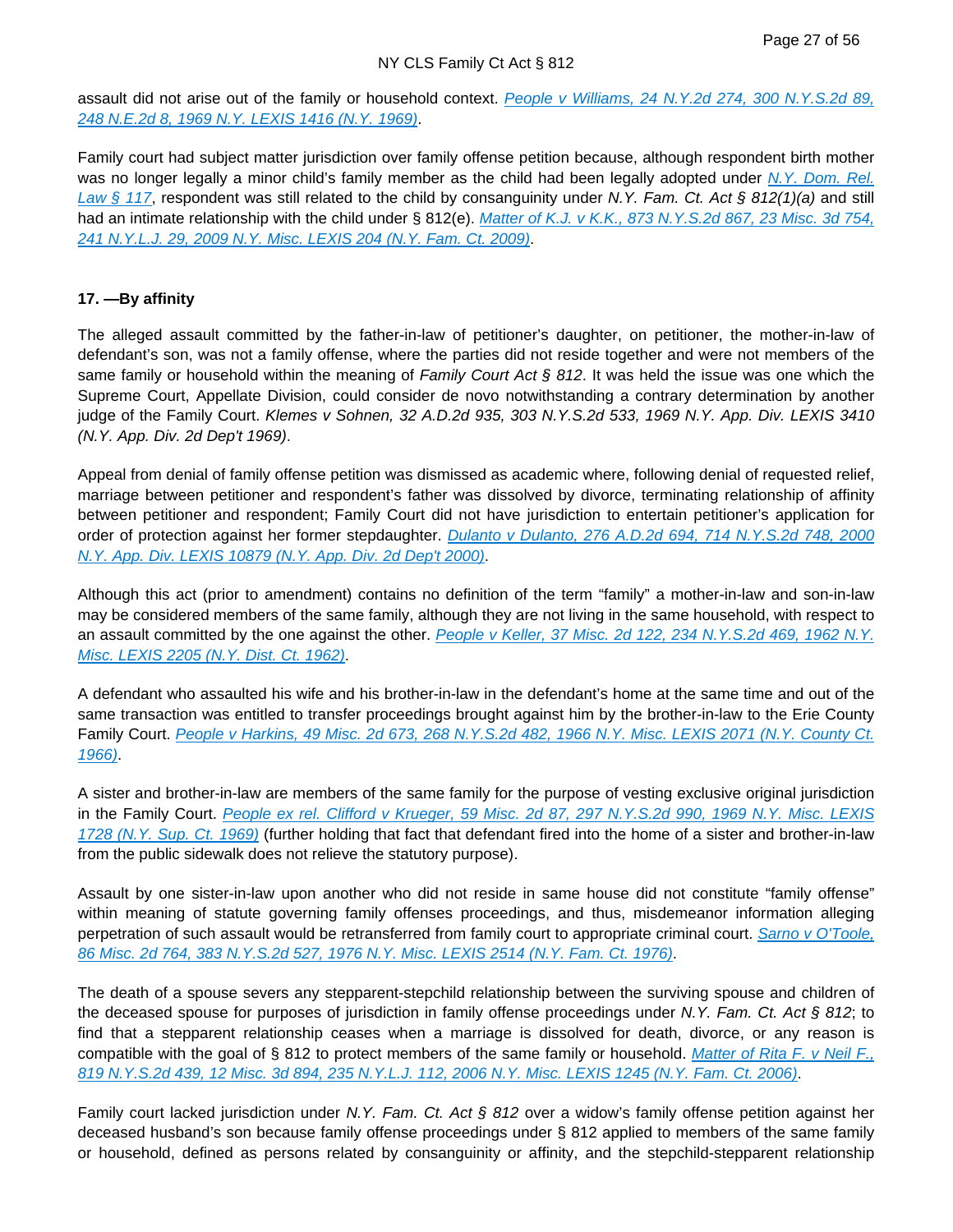assault did not arise out of the family or household context. *People v Williams, 24 N.Y.2d 274, 300 N.Y.S.2d 89, 248 N.E.2d 8, 1969 N.Y. LEXIS 1416 (N.Y. 1969)*.

Family court had subject matter jurisdiction over family offense petition because, although respondent birth mother was no longer legally a minor child's family member as the child had been legally adopted under *N.Y. Dom. Rel. Law § 117*, respondent was still related to the child by consanguinity under *N.Y. Fam. Ct. Act § 812(1)(a)* and still had an intimate relationship with the child under § 812(e). *Matter of K.J. v K.K., 873 N.Y.S.2d 867, 23 Misc. 3d 754, 241 N.Y.L.J. 29, 2009 N.Y. Misc. LEXIS 204 (N.Y. Fam. Ct. 2009)*.

**17. —By affinity**

The alleged assault committed by the father-in-law of petitioner's daughter, on petitioner, the mother-in-law of defendant's son, was not a family offense, where the parties did not reside together and were not members of the same family or household within the meaning of *Family Court Act § 812*. It was held the issue was one which the Supreme Court, Appellate Division, could consider de novo notwithstanding a contrary determination by another judge of the Family Court. *Klemes v Sohnen, 32 A.D.2d 935, 303 N.Y.S.2d 533, 1969 N.Y. App. Div. LEXIS 3410 (N.Y. App. Div. 2d Dep't 1969)*.

Appeal from denial of family offense petition was dismissed as academic where, following denial of requested relief, marriage between petitioner and respondent's father was dissolved by divorce, terminating relationship of affinity between petitioner and respondent; Family Court did not have jurisdiction to entertain petitioner's application for order of protection against her former stepdaughter. *Dulanto v Dulanto, 276 A.D.2d 694, 714 N.Y.S.2d 748, 2000 N.Y. App. Div. LEXIS 10879 (N.Y. App. Div. 2d Dep't 2000)*.

Although this act (prior to amendment) contains no definition of the term "family" a mother-in-law and son-in-law may be considered members of the same family, although they are not living in the same household, with respect to an assault committed by the one against the other. *People v Keller, 37 Misc. 2d 122, 234 N.Y.S.2d 469, 1962 N.Y. Misc. LEXIS 2205 (N.Y. Dist. Ct. 1962)*.

A defendant who assaulted his wife and his brother-in-law in the defendant's home at the same time and out of the same transaction was entitled to transfer proceedings brought against him by the brother-in-law to the Erie County Family Court. *People v Harkins, 49 Misc. 2d 673, 268 N.Y.S.2d 482, 1966 N.Y. Misc. LEXIS 2071 (N.Y. County Ct. 1966)*.

A sister and brother-in-law are members of the same family for the purpose of vesting exclusive original jurisdiction in the Family Court. *People ex rel. Clifford v Krueger, 59 Misc. 2d 87, 297 N.Y.S.2d 990, 1969 N.Y. Misc. LEXIS 1728 (N.Y. Sup. Ct. 1969)* (further holding that fact that defendant fired into the home of a sister and brother-in-law from the public sidewalk does not relieve the statutory purpose).

Assault by one sister-in-law upon another who did not reside in same house did not constitute "family offense" within meaning of statute governing family offenses proceedings, and thus, misdemeanor information alleging perpetration of such assault would be retransferred from family court to appropriate criminal court. *Sarno v O'Toole, 86 Misc. 2d 764, 383 N.Y.S.2d 527, 1976 N.Y. Misc. LEXIS 2514 (N.Y. Fam. Ct. 1976)*.

The death of a spouse severs any stepparent-stepchild relationship between the surviving spouse and children of the deceased spouse for purposes of jurisdiction in family offense proceedings under *N.Y. Fam. Ct. Act § 812*; to find that a stepparent relationship ceases when a marriage is dissolved for death, divorce, or any reason is compatible with the goal of § 812 to protect members of the same family or household. *Matter of Rita F. v Neil F., 819 N.Y.S.2d 439, 12 Misc. 3d 894, 235 N.Y.L.J. 112, 2006 N.Y. Misc. LEXIS 1245 (N.Y. Fam. Ct. 2006)*.

Family court lacked jurisdiction under *N.Y. Fam. Ct. Act § 812* over a widow's family offense petition against her deceased husband's son because family offense proceedings under § 812 applied to members of the same family or household, defined as persons related by consanguinity or affinity, and the stepchild-stepparent relationship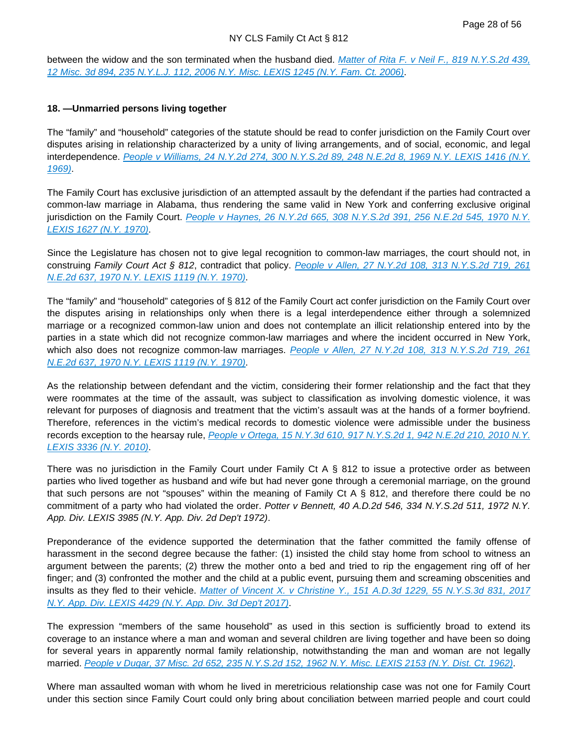between the widow and the son terminated when the husband died. *Matter of Rita F. v Neil F., 819 N.Y.S.2d 439, 12 Misc. 3d 894, 235 N.Y.L.J. 112, 2006 N.Y. Misc. LEXIS 1245 (N.Y. Fam. Ct. 2006)*.

**18. —Unmarried persons living together**

The "family" and "household" categories of the statute should be read to confer jurisdiction on the Family Court over disputes arising in relationship characterized by a unity of living arrangements, and of social, economic, and legal interdependence. *People v Williams, 24 N.Y.2d 274, 300 N.Y.S.2d 89, 248 N.E.2d 8, 1969 N.Y. LEXIS 1416 (N.Y. 1969)*.

The Family Court has exclusive jurisdiction of an attempted assault by the defendant if the parties had contracted a common-law marriage in Alabama, thus rendering the same valid in New York and conferring exclusive original jurisdiction on the Family Court. *People v Haynes, 26 N.Y.2d 665, 308 N.Y.S.2d 391, 256 N.E.2d 545, 1970 N.Y. LEXIS 1627 (N.Y. 1970)*.

Since the Legislature has chosen not to give legal recognition to common-law marriages, the court should not, in construing *Family Court Act § 812*, contradict that policy. *People v Allen, 27 N.Y.2d 108, 313 N.Y.S.2d 719, 261 N.E.2d 637, 1970 N.Y. LEXIS 1119 (N.Y. 1970)*.

The "family" and "household" categories of § 812 of the Family Court act confer jurisdiction on the Family Court over the disputes arising in relationships only when there is a legal interdependence either through a solemnized marriage or a recognized common-law union and does not contemplate an illicit relationship entered into by the parties in a state which did not recognize common-law marriages and where the incident occurred in New York, which also does not recognize common-law marriages. *People v Allen, 27 N.Y.2d 108, 313 N.Y.S.2d 719, 261 N.E.2d 637, 1970 N.Y. LEXIS 1119 (N.Y. 1970)*.

As the relationship between defendant and the victim, considering their former relationship and the fact that they were roommates at the time of the assault, was subject to classification as involving domestic violence, it was relevant for purposes of diagnosis and treatment that the victim's assault was at the hands of a former boyfriend. Therefore, references in the victim's medical records to domestic violence were admissible under the business records exception to the hearsay rule, *People v Ortega, 15 N.Y.3d 610, 917 N.Y.S.2d 1, 942 N.E.2d 210, 2010 N.Y. LEXIS 3336 (N.Y. 2010)*.

There was no jurisdiction in the Family Court under Family Ct A § 812 to issue a protective order as between parties who lived together as husband and wife but had never gone through a ceremonial marriage, on the ground that such persons are not "spouses" within the meaning of Family Ct A § 812, and therefore there could be no commitment of a party who had violated the order. *Potter v Bennett, 40 A.D.2d 546, 334 N.Y.S.2d 511, 1972 N.Y. App. Div. LEXIS 3985 (N.Y. App. Div. 2d Dep't 1972)*.

Preponderance of the evidence supported the determination that the father committed the family offense of harassment in the second degree because the father: (1) insisted the child stay home from school to witness an argument between the parents; (2) threw the mother onto a bed and tried to rip the engagement ring off of her finger; and (3) confronted the mother and the child at a public event, pursuing them and screaming obscenities and insults as they fled to their vehicle. *Matter of Vincent X. v Christine Y., 151 A.D.3d 1229, 55 N.Y.S.3d 831, 2017 N.Y. App. Div. LEXIS 4429 (N.Y. App. Div. 3d Dep't 2017)*.

The expression "members of the same household" as used in this section is sufficiently broad to extend its coverage to an instance where a man and woman and several children are living together and have been so doing for several years in apparently normal family relationship, notwithstanding the man and woman are not legally married. *People v Dugar, 37 Misc. 2d 652, 235 N.Y.S.2d 152, 1962 N.Y. Misc. LEXIS 2153 (N.Y. Dist. Ct. 1962)*.

Where man assaulted woman with whom he lived in meretricious relationship case was not one for Family Court under this section since Family Court could only bring about conciliation between married people and court could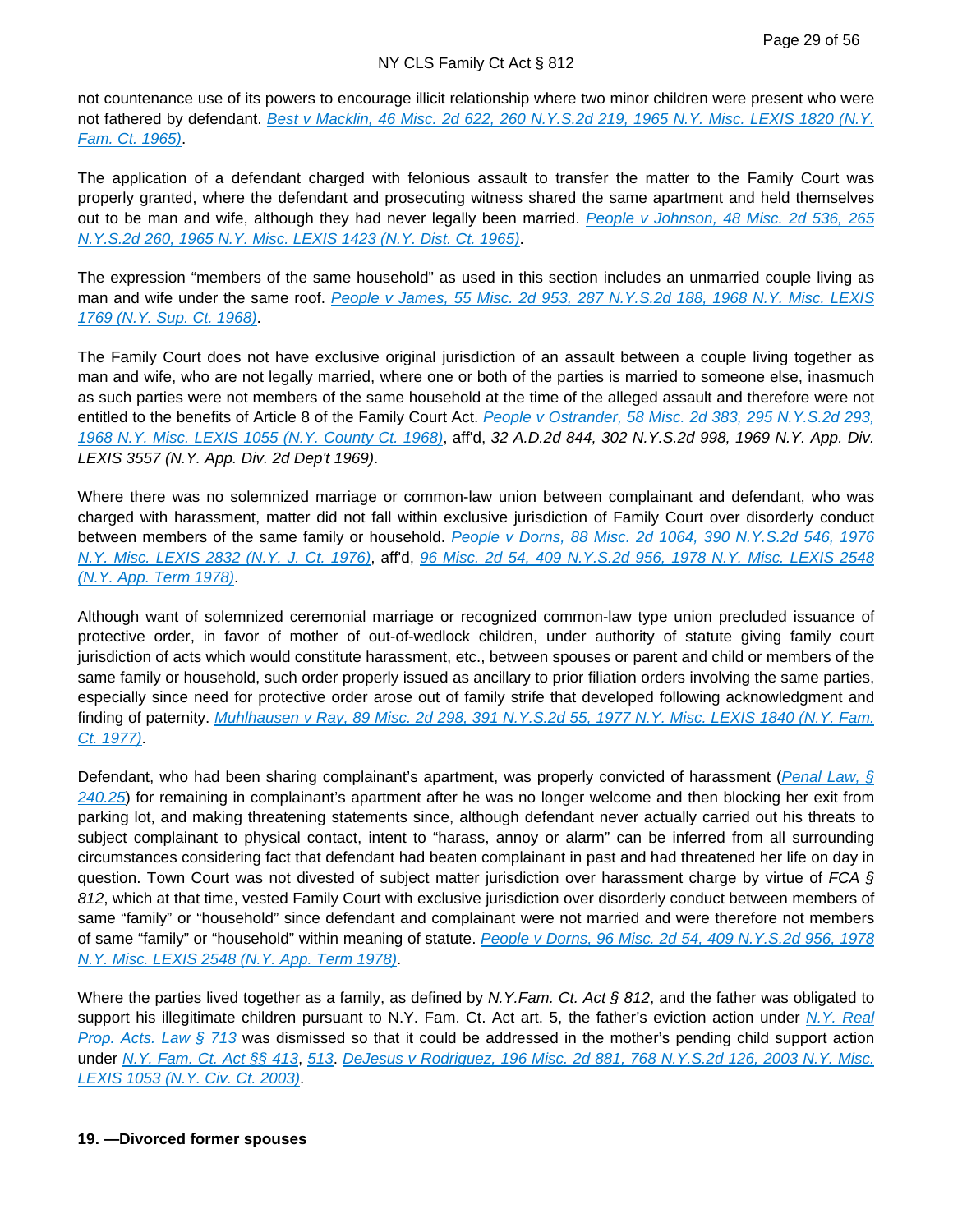not countenance use of its powers to encourage illicit relationship where two minor children were present who were not fathered by defendant. *Best v Macklin, 46 Misc. 2d 622, 260 N.Y.S.2d 219, 1965 N.Y. Misc. LEXIS 1820 (N.Y. Fam. Ct. 1965)*.

The application of a defendant charged with felonious assault to transfer the matter to the Family Court was properly granted, where the defendant and prosecuting witness shared the same apartment and held themselves out to be man and wife, although they had never legally been married. *People v Johnson, 48 Misc. 2d 536, 265 N.Y.S.2d 260, 1965 N.Y. Misc. LEXIS 1423 (N.Y. Dist. Ct. 1965)*.

The expression "members of the same household" as used in this section includes an unmarried couple living as man and wife under the same roof. *People v James, 55 Misc. 2d 953, 287 N.Y.S.2d 188, 1968 N.Y. Misc. LEXIS 1769 (N.Y. Sup. Ct. 1968)*.

The Family Court does not have exclusive original jurisdiction of an assault between a couple living together as man and wife, who are not legally married, where one or both of the parties is married to someone else, inasmuch as such parties were not members of the same household at the time of the alleged assault and therefore were not entitled to the benefits of Article 8 of the Family Court Act. *People v Ostrander, 58 Misc. 2d 383, 295 N.Y.S.2d 293, 1968 N.Y. Misc. LEXIS 1055 (N.Y. County Ct. 1968)*, aff'd, *32 A.D.2d 844, 302 N.Y.S.2d 998, 1969 N.Y. App. Div. LEXIS 3557 (N.Y. App. Div. 2d Dep't 1969)*.

Where there was no solemnized marriage or common-law union between complainant and defendant, who was charged with harassment, matter did not fall within exclusive jurisdiction of Family Court over disorderly conduct between members of the same family or household. *People v Dorns, 88 Misc. 2d 1064, 390 N.Y.S.2d 546, 1976 N.Y. Misc. LEXIS 2832 (N.Y. J. Ct. 1976)*, aff'd, *96 Misc. 2d 54, 409 N.Y.S.2d 956, 1978 N.Y. Misc. LEXIS 2548 (N.Y. App. Term 1978)*.

Although want of solemnized ceremonial marriage or recognized common-law type union precluded issuance of protective order, in favor of mother of out-of-wedlock children, under authority of statute giving family court jurisdiction of acts which would constitute harassment, etc., between spouses or parent and child or members of the same family or household, such order properly issued as ancillary to prior filiation orders involving the same parties, especially since need for protective order arose out of family strife that developed following acknowledgment and finding of paternity. *Muhlhausen v Ray, 89 Misc. 2d 298, 391 N.Y.S.2d 55, 1977 N.Y. Misc. LEXIS 1840 (N.Y. Fam. Ct. 1977)*.

Defendant, who had been sharing complainant's apartment, was properly convicted of harassment (*Penal Law, § 240.25*) for remaining in complainant's apartment after he was no longer welcome and then blocking her exit from parking lot, and making threatening statements since, although defendant never actually carried out his threats to subject complainant to physical contact, intent to "harass, annoy or alarm" can be inferred from all surrounding circumstances considering fact that defendant had beaten complainant in past and had threatened her life on day in question. Town Court was not divested of subject matter jurisdiction over harassment charge by virtue of *FCA § 812*, which at that time, vested Family Court with exclusive jurisdiction over disorderly conduct between members of same "family" or "household" since defendant and complainant were not married and were therefore not members of same "family" or "household" within meaning of statute. *People v Dorns, 96 Misc. 2d 54, 409 N.Y.S.2d 956, 1978 N.Y. Misc. LEXIS 2548 (N.Y. App. Term 1978)*.

Where the parties lived together as a family, as defined by *N.Y.Fam. Ct. Act § 812*, and the father was obligated to support his illegitimate children pursuant to N.Y. Fam. Ct. Act art. 5, the father's eviction action under *N.Y. Real Prop. Acts. Law § 713* was dismissed so that it could be addressed in the mother's pending child support action under *N.Y. Fam. Ct. Act §§ 413*, *513*. *DeJesus v Rodriguez, 196 Misc. 2d 881, 768 N.Y.S.2d 126, 2003 N.Y. Misc. LEXIS 1053 (N.Y. Civ. Ct. 2003)*.

**19. —Divorced former spouses**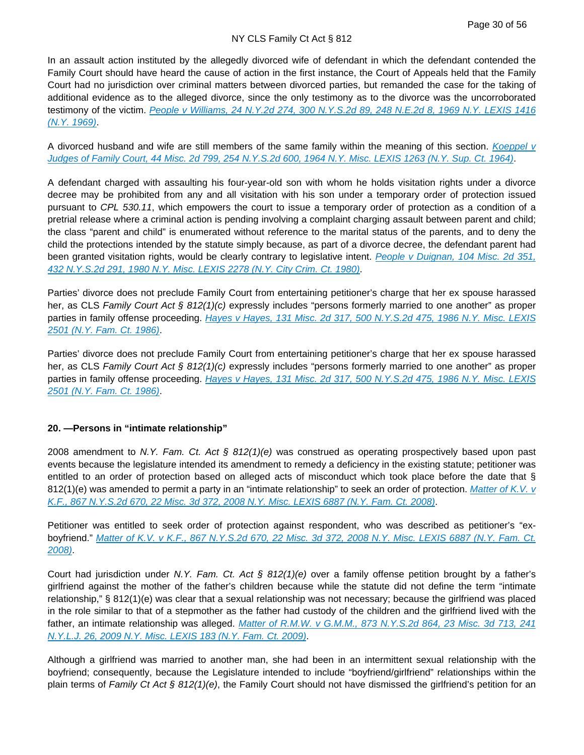In an assault action instituted by the allegedly divorced wife of defendant in which the defendant contended the Family Court should have heard the cause of action in the first instance, the Court of Appeals held that the Family Court had no jurisdiction over criminal matters between divorced parties, but remanded the case for the taking of additional evidence as to the alleged divorce, since the only testimony as to the divorce was the uncorroborated testimony of the victim. [People v Williams, 24 N.Y.2d 274, 300 N.Y.S.2d 89, 248 N.E.2d 8, 1969 N.Y. LEXIS 1416 (N.Y. 1969)].

A divorced husband and wife are still members of the same family within the meaning of this section. [Koeppel v Judges of Family Court, 44 Misc. 2d 799, 254 N.Y.S.2d 600, 1964 N.Y. Misc. LEXIS 1263 (N.Y. Sup. Ct. 1964)].

A defendant charged with assaulting his four-year-old son with whom he holds visitation rights under a divorce decree may be prohibited from any and all visitation with his son under a temporary order of protection issued pursuant to *CPL 530.11*, which empowers the court to issue a temporary order of protection as a condition of a pretrial release where a criminal action is pending involving a complaint charging assault between parent and child; the class "parent and child" is enumerated without reference to the marital status of the parents, and to deny the child the protections intended by the statute simply because, as part of a divorce decree, the defendant parent had been granted visitation rights, would be clearly contrary to legislative intent. [People v Duignan, 104 Misc. 2d 351, 432 N.Y.S.2d 291, 1980 N.Y. Misc. LEXIS 2278 (N.Y. City Crim. Ct. 1980)].

Parties' divorce does not preclude Family Court from entertaining petitioner's charge that her ex spouse harassed her, as CLS *Family Court Act § 812(1)(c)* expressly includes "persons formerly married to one another" as proper parties in family offense proceeding. [Hayes v Hayes, 131 Misc. 2d 317, 500 N.Y.S.2d 475, 1986 N.Y. Misc. LEXIS 2501 (N.Y. Fam. Ct. 1986)].

Parties' divorce does not preclude Family Court from entertaining petitioner's charge that her ex spouse harassed her, as CLS *Family Court Act § 812(1)(c)* expressly includes "persons formerly married to one another" as proper parties in family offense proceeding. [Hayes v Hayes, 131 Misc. 2d 317, 500 N.Y.S.2d 475, 1986 N.Y. Misc. LEXIS 2501 (N.Y. Fam. Ct. 1986)].

**20. —Persons in "intimate relationship"**

2008 amendment to *N.Y. Fam. Ct. Act § 812(1)(e)* was construed as operating prospectively based upon past events because the legislature intended its amendment to remedy a deficiency in the existing statute; petitioner was entitled to an order of protection based on alleged acts of misconduct which took place before the date that § 812(1)(e) was amended to permit a party in an "intimate relationship" to seek an order of protection. [Matter of K.V. v K.F., 867 N.Y.S.2d 670, 22 Misc. 3d 372, 2008 N.Y. Misc. LEXIS 6887 (N.Y. Fam. Ct. 2008)].

Petitioner was entitled to seek order of protection against respondent, who was described as petitioner's "ex-boyfriend." [Matter of K.V. v K.F., 867 N.Y.S.2d 670, 22 Misc. 3d 372, 2008 N.Y. Misc. LEXIS 6887 (N.Y. Fam. Ct. 2008)].

Court had jurisdiction under *N.Y. Fam. Ct. Act § 812(1)(e)* over a family offense petition brought by a father's girlfriend against the mother of the father's children because while the statute did not define the term "intimate relationship," § 812(1)(e) was clear that a sexual relationship was not necessary; because the girlfriend was placed in the role similar to that of a stepmother as the father had custody of the children and the girlfriend lived with the father, an intimate relationship was alleged. [Matter of R.M.W. v G.M.M., 873 N.Y.S.2d 864, 23 Misc. 3d 713, 241 N.Y.L.J. 26, 2009 N.Y. Misc. LEXIS 183 (N.Y. Fam. Ct. 2009)].

Although a girlfriend was married to another man, she had been in an intermittent sexual relationship with the boyfriend; consequently, because the Legislature intended to include "boyfriend/girlfriend" relationships within the plain terms of *Family Ct Act § 812(1)(e)*, the Family Court should not have dismissed the girlfriend's petition for an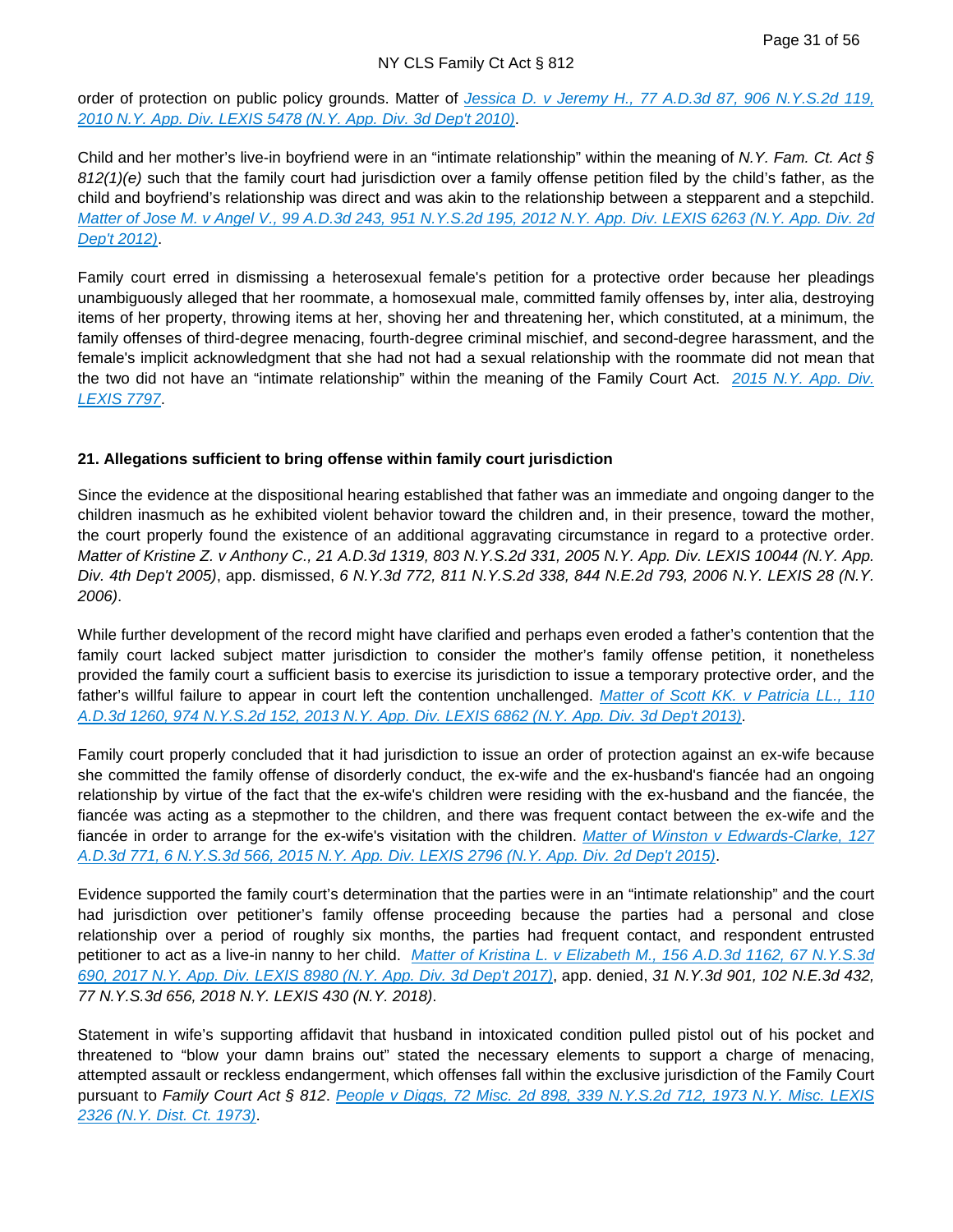order of protection on public policy grounds. Matter of *Jessica D. v Jeremy H., 77 A.D.3d 87, 906 N.Y.S.2d 119, 2010 N.Y. App. Div. LEXIS 5478 (N.Y. App. Div. 3d Dep't 2010)*.

Child and her mother's live-in boyfriend were in an "intimate relationship" within the meaning of *N.Y. Fam. Ct. Act § 812(1)(e)* such that the family court had jurisdiction over a family offense petition filed by the child's father, as the child and boyfriend's relationship was direct and was akin to the relationship between a stepparent and a stepchild. *Matter of Jose M. v Angel V., 99 A.D.3d 243, 951 N.Y.S.2d 195, 2012 N.Y. App. Div. LEXIS 6263 (N.Y. App. Div. 2d Dep't 2012)*.

Family court erred in dismissing a heterosexual female's petition for a protective order because her pleadings unambiguously alleged that her roommate, a homosexual male, committed family offenses by, inter alia, destroying items of her property, throwing items at her, shoving her and threatening her, which constituted, at a minimum, the family offenses of third-degree menacing, fourth-degree criminal mischief, and second-degree harassment, and the female's implicit acknowledgment that she had not had a sexual relationship with the roommate did not mean that the two did not have an "intimate relationship" within the meaning of the Family Court Act. *2015 N.Y. App. Div. LEXIS 7797*.

**21. Allegations sufficient to bring offense within family court jurisdiction**

Since the evidence at the dispositional hearing established that father was an immediate and ongoing danger to the children inasmuch as he exhibited violent behavior toward the children and, in their presence, toward the mother, the court properly found the existence of an additional aggravating circumstance in regard to a protective order. *Matter of Kristine Z. v Anthony C., 21 A.D.3d 1319, 803 N.Y.S.2d 331, 2005 N.Y. App. Div. LEXIS 10044 (N.Y. App. Div. 4th Dep't 2005)*, app. dismissed, *6 N.Y.3d 772, 811 N.Y.S.2d 338, 844 N.E.2d 793, 2006 N.Y. LEXIS 28 (N.Y. 2006)*.

While further development of the record might have clarified and perhaps even eroded a father's contention that the family court lacked subject matter jurisdiction to consider the mother's family offense petition, it nonetheless provided the family court a sufficient basis to exercise its jurisdiction to issue a temporary protective order, and the father's willful failure to appear in court left the contention unchallenged. *Matter of Scott KK. v Patricia LL., 110 A.D.3d 1260, 974 N.Y.S.2d 152, 2013 N.Y. App. Div. LEXIS 6862 (N.Y. App. Div. 3d Dep't 2013)*.

Family court properly concluded that it had jurisdiction to issue an order of protection against an ex-wife because she committed the family offense of disorderly conduct, the ex-wife and the ex-husband's fiancée had an ongoing relationship by virtue of the fact that the ex-wife's children were residing with the ex-husband and the fiancée, the fiancée was acting as a stepmother to the children, and there was frequent contact between the ex-wife and the fiancée in order to arrange for the ex-wife's visitation with the children. *Matter of Winston v Edwards-Clarke, 127 A.D.3d 771, 6 N.Y.S.3d 566, 2015 N.Y. App. Div. LEXIS 2796 (N.Y. App. Div. 2d Dep't 2015)*.

Evidence supported the family court's determination that the parties were in an "intimate relationship" and the court had jurisdiction over petitioner's family offense proceeding because the parties had a personal and close relationship over a period of roughly six months, the parties had frequent contact, and respondent entrusted petitioner to act as a live-in nanny to her child. *Matter of Kristina L. v Elizabeth M., 156 A.D.3d 1162, 67 N.Y.S.3d 690, 2017 N.Y. App. Div. LEXIS 8980 (N.Y. App. Div. 3d Dep't 2017)*, app. denied, *31 N.Y.3d 901, 102 N.E.3d 432, 77 N.Y.S.3d 656, 2018 N.Y. LEXIS 430 (N.Y. 2018)*.

Statement in wife's supporting affidavit that husband in intoxicated condition pulled pistol out of his pocket and threatened to "blow your damn brains out" stated the necessary elements to support a charge of menacing, attempted assault or reckless endangerment, which offenses fall within the exclusive jurisdiction of the Family Court pursuant to *Family Court Act § 812*. *People v Diggs, 72 Misc. 2d 898, 339 N.Y.S.2d 712, 1973 N.Y. Misc. LEXIS 2326 (N.Y. Dist. Ct. 1973)*.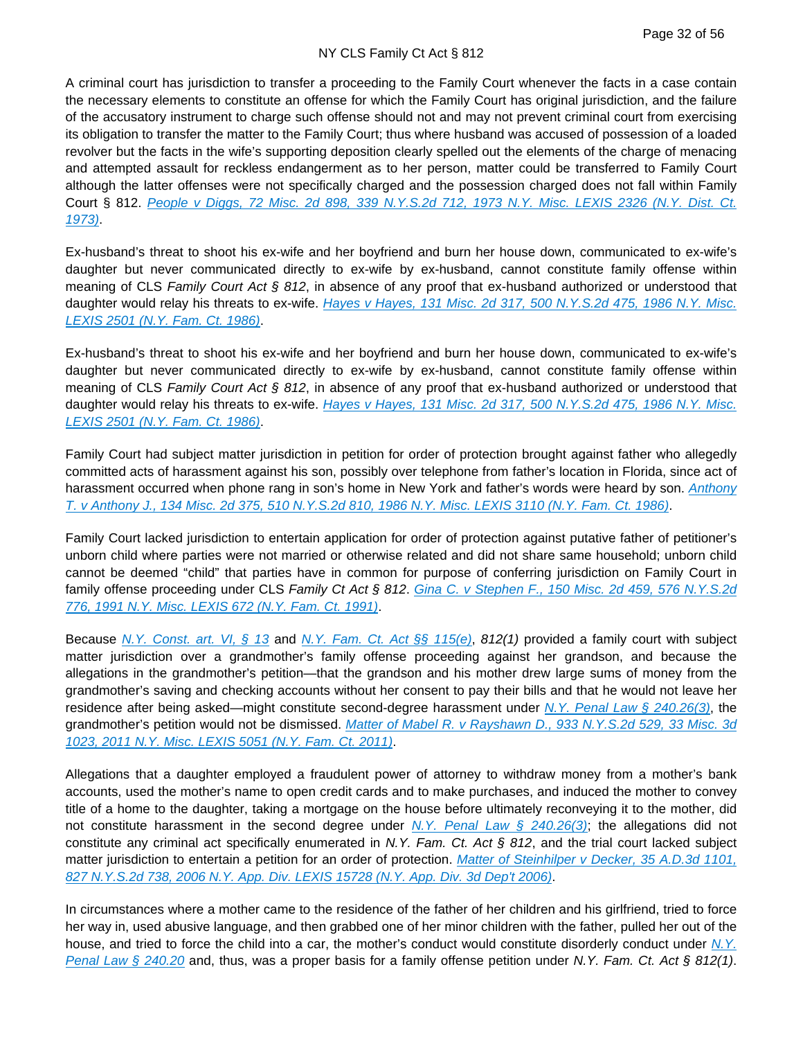A criminal court has jurisdiction to transfer a proceeding to the Family Court whenever the facts in a case contain the necessary elements to constitute an offense for which the Family Court has original jurisdiction, and the failure of the accusatory instrument to charge such offense should not and may not prevent criminal court from exercising its obligation to transfer the matter to the Family Court; thus where husband was accused of possession of a loaded revolver but the facts in the wife's supporting deposition clearly spelled out the elements of the charge of menacing and attempted assault for reckless endangerment as to her person, matter could be transferred to Family Court although the latter offenses were not specifically charged and the possession charged does not fall within Family Court § 812. *People v Diggs, 72 Misc. 2d 898, 339 N.Y.S.2d 712, 1973 N.Y. Misc. LEXIS 2326 (N.Y. Dist. Ct. 1973)*.

Ex-husband's threat to shoot his ex-wife and her boyfriend and burn her house down, communicated to ex-wife's daughter but never communicated directly to ex-wife by ex-husband, cannot constitute family offense within meaning of CLS *Family Court Act § 812*, in absence of any proof that ex-husband authorized or understood that daughter would relay his threats to ex-wife. *Hayes v Hayes, 131 Misc. 2d 317, 500 N.Y.S.2d 475, 1986 N.Y. Misc. LEXIS 2501 (N.Y. Fam. Ct. 1986)*.

Ex-husband's threat to shoot his ex-wife and her boyfriend and burn her house down, communicated to ex-wife's daughter but never communicated directly to ex-wife by ex-husband, cannot constitute family offense within meaning of CLS *Family Court Act § 812*, in absence of any proof that ex-husband authorized or understood that daughter would relay his threats to ex-wife. *Hayes v Hayes, 131 Misc. 2d 317, 500 N.Y.S.2d 475, 1986 N.Y. Misc. LEXIS 2501 (N.Y. Fam. Ct. 1986)*.

Family Court had subject matter jurisdiction in petition for order of protection brought against father who allegedly committed acts of harassment against his son, possibly over telephone from father's location in Florida, since act of harassment occurred when phone rang in son's home in New York and father's words were heard by son. *Anthony T. v Anthony J., 134 Misc. 2d 375, 510 N.Y.S.2d 810, 1986 N.Y. Misc. LEXIS 3110 (N.Y. Fam. Ct. 1986)*.

Family Court lacked jurisdiction to entertain application for order of protection against putative father of petitioner's unborn child where parties were not married or otherwise related and did not share same household; unborn child cannot be deemed "child" that parties have in common for purpose of conferring jurisdiction on Family Court in family offense proceeding under CLS *Family Ct Act § 812*. *Gina C. v Stephen F., 150 Misc. 2d 459, 576 N.Y.S.2d 776, 1991 N.Y. Misc. LEXIS 672 (N.Y. Fam. Ct. 1991)*.

Because *N.Y. Const. art. VI, § 13* and *N.Y. Fam. Ct. Act §§ 115(e)*, *812(1)* provided a family court with subject matter jurisdiction over a grandmother's family offense proceeding against her grandson, and because the allegations in the grandmother's petition—that the grandson and his mother drew large sums of money from the grandmother's saving and checking accounts without her consent to pay their bills and that he would not leave her residence after being asked—might constitute second-degree harassment under *N.Y. Penal Law § 240.26(3)*, the grandmother's petition would not be dismissed. *Matter of Mabel R. v Rayshawn D., 933 N.Y.S.2d 529, 33 Misc. 3d 1023, 2011 N.Y. Misc. LEXIS 5051 (N.Y. Fam. Ct. 2011)*.

Allegations that a daughter employed a fraudulent power of attorney to withdraw money from a mother's bank accounts, used the mother's name to open credit cards and to make purchases, and induced the mother to convey title of a home to the daughter, taking a mortgage on the house before ultimately reconveying it to the mother, did not constitute harassment in the second degree under *N.Y. Penal Law § 240.26(3)*; the allegations did not constitute any criminal act specifically enumerated in *N.Y. Fam. Ct. Act § 812*, and the trial court lacked subject matter jurisdiction to entertain a petition for an order of protection. *Matter of Steinhilper v Decker, 35 A.D.3d 1101, 827 N.Y.S.2d 738, 2006 N.Y. App. Div. LEXIS 15728 (N.Y. App. Div. 3d Dep't 2006)*.

In circumstances where a mother came to the residence of the father of her children and his girlfriend, tried to force her way in, used abusive language, and then grabbed one of her minor children with the father, pulled her out of the house, and tried to force the child into a car, the mother's conduct would constitute disorderly conduct under *N.Y. Penal Law § 240.20* and, thus, was a proper basis for a family offense petition under *N.Y. Fam. Ct. Act § 812(1)*.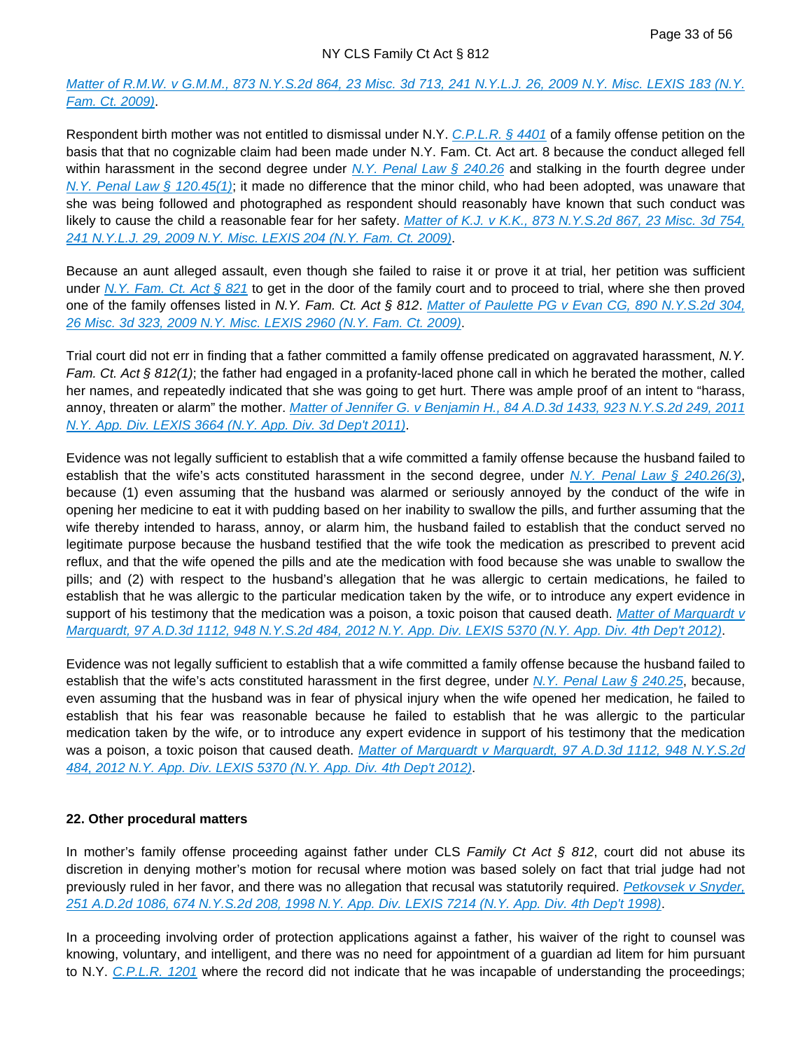Matter of R.M.W. v G.M.M., 873 N.Y.S.2d 864, 23 Misc. 3d 713, 241 N.Y.L.J. 26, 2009 N.Y. Misc. LEXIS 183 (N.Y. Fam. Ct. 2009).

Respondent birth mother was not entitled to dismissal under N.Y. C.P.L.R. § 4401 of a family offense petition on the basis that that no cognizable claim had been made under N.Y. Fam. Ct. Act art. 8 because the conduct alleged fell within harassment in the second degree under N.Y. Penal Law § 240.26 and stalking in the fourth degree under N.Y. Penal Law § 120.45(1); it made no difference that the minor child, who had been adopted, was unaware that she was being followed and photographed as respondent should reasonably have known that such conduct was likely to cause the child a reasonable fear for her safety. Matter of K.J. v K.K., 873 N.Y.S.2d 867, 23 Misc. 3d 754, 241 N.Y.L.J. 29, 2009 N.Y. Misc. LEXIS 204 (N.Y. Fam. Ct. 2009).

Because an aunt alleged assault, even though she failed to raise it or prove it at trial, her petition was sufficient under N.Y. Fam. Ct. Act § 821 to get in the door of the family court and to proceed to trial, where she then proved one of the family offenses listed in *N.Y. Fam. Ct. Act § 812*. Matter of Paulette PG v Evan CG, 890 N.Y.S.2d 304, 26 Misc. 3d 323, 2009 N.Y. Misc. LEXIS 2960 (N.Y. Fam. Ct. 2009).

Trial court did not err in finding that a father committed a family offense predicated on aggravated harassment, *N.Y. Fam. Ct. Act § 812(1)*; the father had engaged in a profanity-laced phone call in which he berated the mother, called her names, and repeatedly indicated that she was going to get hurt. There was ample proof of an intent to "harass, annoy, threaten or alarm" the mother. Matter of Jennifer G. v Benjamin H., 84 A.D.3d 1433, 923 N.Y.S.2d 249, 2011 N.Y. App. Div. LEXIS 3664 (N.Y. App. Div. 3d Dep't 2011).

Evidence was not legally sufficient to establish that a wife committed a family offense because the husband failed to establish that the wife's acts constituted harassment in the second degree, under N.Y. Penal Law § 240.26(3), because (1) even assuming that the husband was alarmed or seriously annoyed by the conduct of the wife in opening her medicine to eat it with pudding based on her inability to swallow the pills, and further assuming that the wife thereby intended to harass, annoy, or alarm him, the husband failed to establish that the conduct served no legitimate purpose because the husband testified that the wife took the medication as prescribed to prevent acid reflux, and that the wife opened the pills and ate the medication with food because she was unable to swallow the pills; and (2) with respect to the husband's allegation that he was allergic to certain medications, he failed to establish that he was allergic to the particular medication taken by the wife, or to introduce any expert evidence in support of his testimony that the medication was a poison, a toxic poison that caused death. Matter of Marquardt v Marquardt, 97 A.D.3d 1112, 948 N.Y.S.2d 484, 2012 N.Y. App. Div. LEXIS 5370 (N.Y. App. Div. 4th Dep't 2012).

Evidence was not legally sufficient to establish that a wife committed a family offense because the husband failed to establish that the wife's acts constituted harassment in the first degree, under N.Y. Penal Law § 240.25, because, even assuming that the husband was in fear of physical injury when the wife opened her medication, he failed to establish that his fear was reasonable because he failed to establish that he was allergic to the particular medication taken by the wife, or to introduce any expert evidence in support of his testimony that the medication was a poison, a toxic poison that caused death. Matter of Marquardt v Marquardt, 97 A.D.3d 1112, 948 N.Y.S.2d 484, 2012 N.Y. App. Div. LEXIS 5370 (N.Y. App. Div. 4th Dep't 2012).

**22. Other procedural matters**

In mother's family offense proceeding against father under CLS *Family Ct Act § 812*, court did not abuse its discretion in denying mother's motion for recusal where motion was based solely on fact that trial judge had not previously ruled in her favor, and there was no allegation that recusal was statutorily required. Petkovsek v Snyder, 251 A.D.2d 1086, 674 N.Y.S.2d 208, 1998 N.Y. App. Div. LEXIS 7214 (N.Y. App. Div. 4th Dep't 1998).

In a proceeding involving order of protection applications against a father, his waiver of the right to counsel was knowing, voluntary, and intelligent, and there was no need for appointment of a guardian ad litem for him pursuant to N.Y. C.P.L.R. 1201 where the record did not indicate that he was incapable of understanding the proceedings;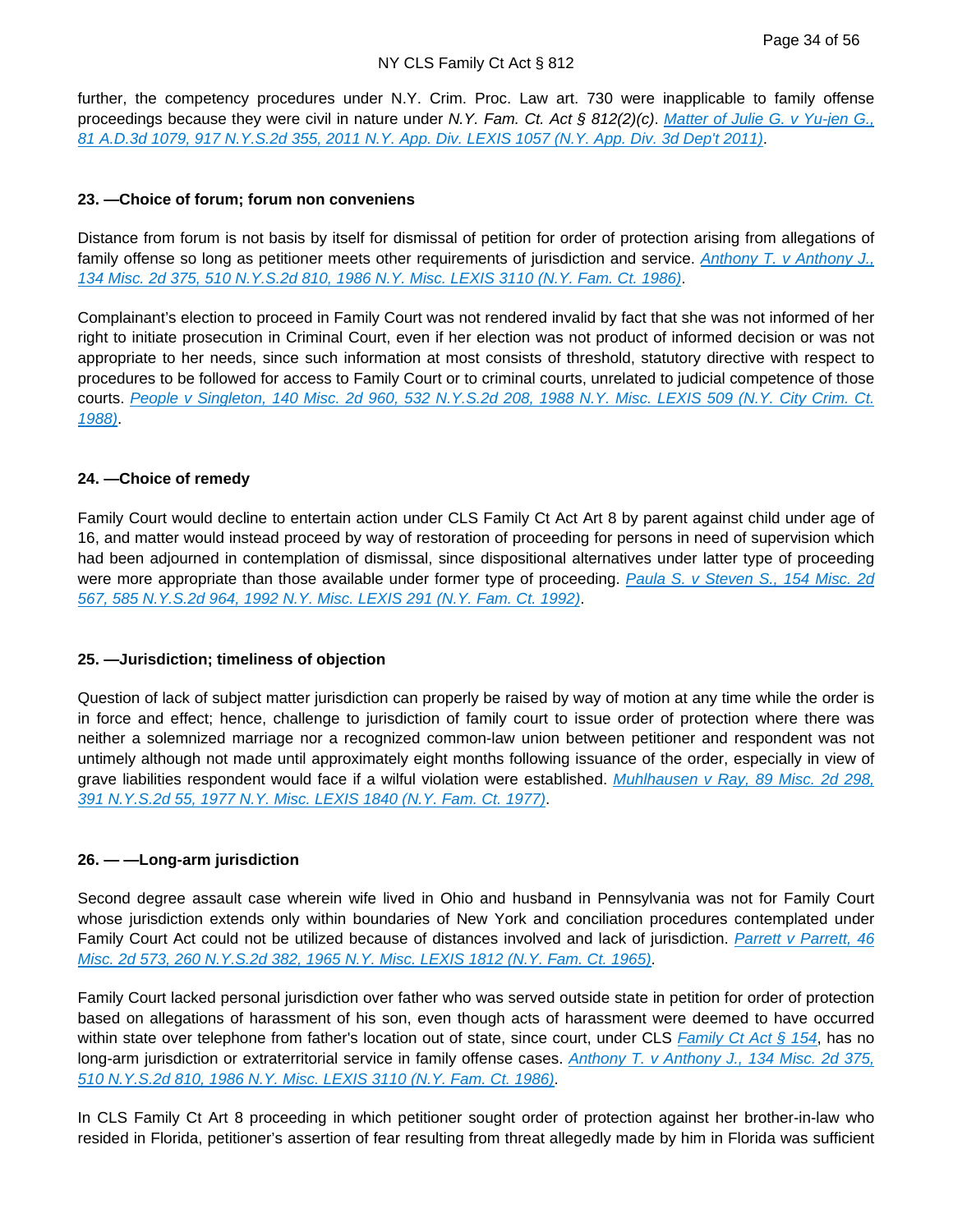further, the competency procedures under N.Y. Crim. Proc. Law art. 730 were inapplicable to family offense proceedings because they were civil in nature under *N.Y. Fam. Ct. Act § 812(2)(c)*. *Matter of Julie G. v Yu-jen G., 81 A.D.3d 1079, 917 N.Y.S.2d 355, 2011 N.Y. App. Div. LEXIS 1057 (N.Y. App. Div. 3d Dep't 2011)*.

#### 23. —Choice of forum; forum non conveniens

Distance from forum is not basis by itself for dismissal of petition for order of protection arising from allegations of family offense so long as petitioner meets other requirements of jurisdiction and service. *Anthony T. v Anthony J., 134 Misc. 2d 375, 510 N.Y.S.2d 810, 1986 N.Y. Misc. LEXIS 3110 (N.Y. Fam. Ct. 1986)*.

Complainant's election to proceed in Family Court was not rendered invalid by fact that she was not informed of her right to initiate prosecution in Criminal Court, even if her election was not product of informed decision or was not appropriate to her needs, since such information at most consists of threshold, statutory directive with respect to procedures to be followed for access to Family Court or to criminal courts, unrelated to judicial competence of those courts. *People v Singleton, 140 Misc. 2d 960, 532 N.Y.S.2d 208, 1988 N.Y. Misc. LEXIS 509 (N.Y. City Crim. Ct. 1988)*.

#### 24. —Choice of remedy

Family Court would decline to entertain action under CLS Family Ct Act Art 8 by parent against child under age of 16, and matter would instead proceed by way of restoration of proceeding for persons in need of supervision which had been adjourned in contemplation of dismissal, since dispositional alternatives under latter type of proceeding were more appropriate than those available under former type of proceeding. *Paula S. v Steven S., 154 Misc. 2d 567, 585 N.Y.S.2d 964, 1992 N.Y. Misc. LEXIS 291 (N.Y. Fam. Ct. 1992)*.

#### 25. —Jurisdiction; timeliness of objection

Question of lack of subject matter jurisdiction can properly be raised by way of motion at any time while the order is in force and effect; hence, challenge to jurisdiction of family court to issue order of protection where there was neither a solemnized marriage nor a recognized common-law union between petitioner and respondent was not untimely although not made until approximately eight months following issuance of the order, especially in view of grave liabilities respondent would face if a wilful violation were established. *Muhlhausen v Ray, 89 Misc. 2d 298, 391 N.Y.S.2d 55, 1977 N.Y. Misc. LEXIS 1840 (N.Y. Fam. Ct. 1977)*.

#### 26. — —Long-arm jurisdiction

Second degree assault case wherein wife lived in Ohio and husband in Pennsylvania was not for Family Court whose jurisdiction extends only within boundaries of New York and conciliation procedures contemplated under Family Court Act could not be utilized because of distances involved and lack of jurisdiction. *Parrett v Parrett, 46 Misc. 2d 573, 260 N.Y.S.2d 382, 1965 N.Y. Misc. LEXIS 1812 (N.Y. Fam. Ct. 1965)*.

Family Court lacked personal jurisdiction over father who was served outside state in petition for order of protection based on allegations of harassment of his son, even though acts of harassment were deemed to have occurred within state over telephone from father's location out of state, since court, under CLS *Family Ct Act § 154*, has no long-arm jurisdiction or extraterritorial service in family offense cases. *Anthony T. v Anthony J., 134 Misc. 2d 375, 510 N.Y.S.2d 810, 1986 N.Y. Misc. LEXIS 3110 (N.Y. Fam. Ct. 1986)*.

In CLS Family Ct Art 8 proceeding in which petitioner sought order of protection against her brother-in-law who resided in Florida, petitioner's assertion of fear resulting from threat allegedly made by him in Florida was sufficient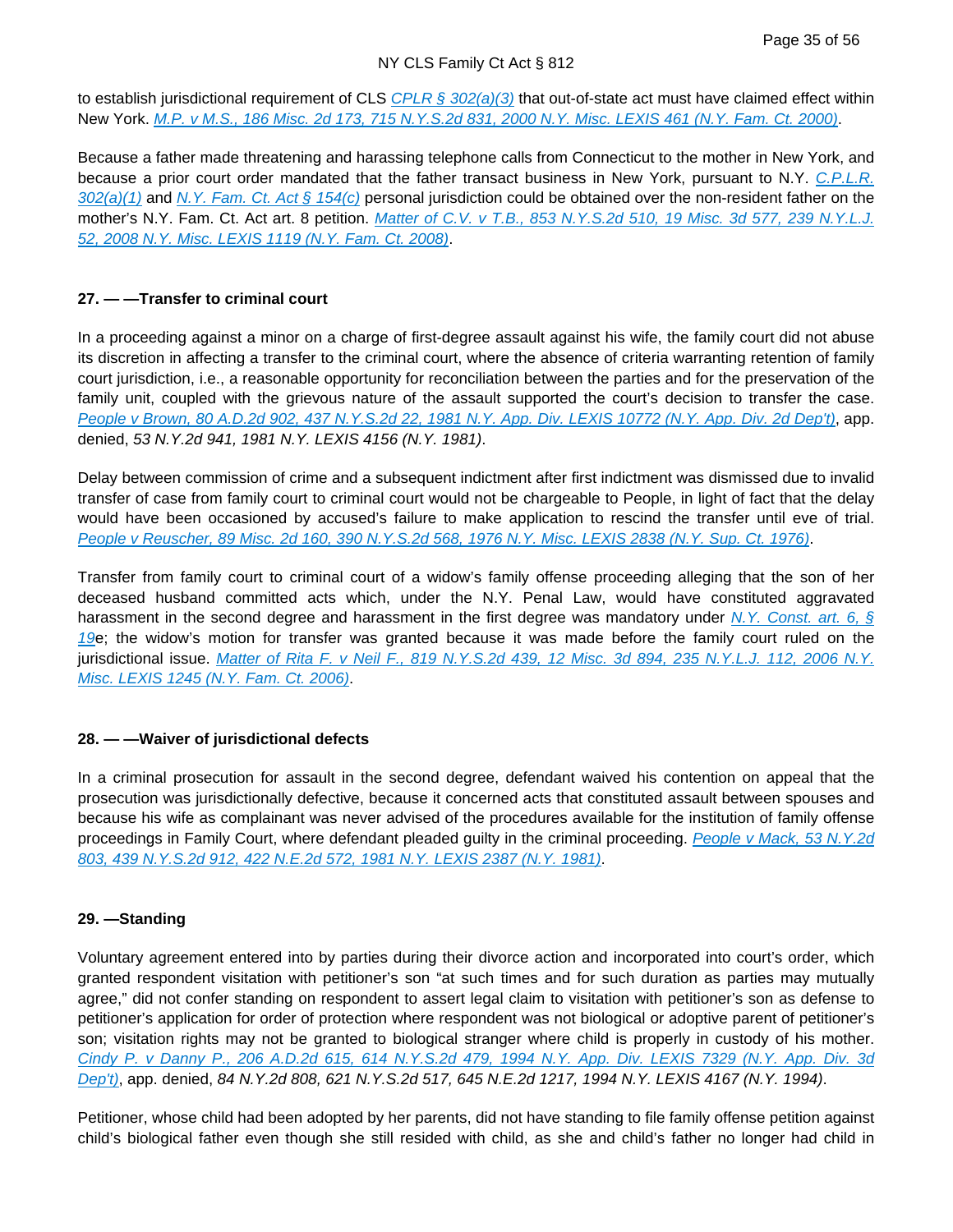to establish jurisdictional requirement of CLS *CPLR § 302(a)(3)* that out-of-state act must have claimed effect within New York. *M.P. v M.S., 186 Misc. 2d 173, 715 N.Y.S.2d 831, 2000 N.Y. Misc. LEXIS 461 (N.Y. Fam. Ct. 2000)*.

Because a father made threatening and harassing telephone calls from Connecticut to the mother in New York, and because a prior court order mandated that the father transact business in New York, pursuant to N.Y. *C.P.L.R. 302(a)(1)* and *N.Y. Fam. Ct. Act § 154(c)* personal jurisdiction could be obtained over the non-resident father on the mother's N.Y. Fam. Ct. Act art. 8 petition. *Matter of C.V. v T.B., 853 N.Y.S.2d 510, 19 Misc. 3d 577, 239 N.Y.L.J. 52, 2008 N.Y. Misc. LEXIS 1119 (N.Y. Fam. Ct. 2008)*.

### 27. — —Transfer to criminal court

In a proceeding against a minor on a charge of first-degree assault against his wife, the family court did not abuse its discretion in affecting a transfer to the criminal court, where the absence of criteria warranting retention of family court jurisdiction, i.e., a reasonable opportunity for reconciliation between the parties and for the preservation of the family unit, coupled with the grievous nature of the assault supported the court's decision to transfer the case. *People v Brown, 80 A.D.2d 902, 437 N.Y.S.2d 22, 1981 N.Y. App. Div. LEXIS 10772 (N.Y. App. Div. 2d Dep't)*, app. denied, *53 N.Y.2d 941, 1981 N.Y. LEXIS 4156 (N.Y. 1981)*.

Delay between commission of crime and a subsequent indictment after first indictment was dismissed due to invalid transfer of case from family court to criminal court would not be chargeable to People, in light of fact that the delay would have been occasioned by accused's failure to make application to rescind the transfer until eve of trial. *People v Reuscher, 89 Misc. 2d 160, 390 N.Y.S.2d 568, 1976 N.Y. Misc. LEXIS 2838 (N.Y. Sup. Ct. 1976)*.

Transfer from family court to criminal court of a widow's family offense proceeding alleging that the son of her deceased husband committed acts which, under the N.Y. Penal Law, would have constituted aggravated harassment in the second degree and harassment in the first degree was mandatory under *N.Y. Const. art. 6, § 19*e; the widow's motion for transfer was granted because it was made before the family court ruled on the jurisdictional issue. *Matter of Rita F. v Neil F., 819 N.Y.S.2d 439, 12 Misc. 3d 894, 235 N.Y.L.J. 112, 2006 N.Y. Misc. LEXIS 1245 (N.Y. Fam. Ct. 2006)*.

### 28. — —Waiver of jurisdictional defects

In a criminal prosecution for assault in the second degree, defendant waived his contention on appeal that the prosecution was jurisdictionally defective, because it concerned acts that constituted assault between spouses and because his wife as complainant was never advised of the procedures available for the institution of family offense proceedings in Family Court, where defendant pleaded guilty in the criminal proceeding. *People v Mack, 53 N.Y.2d 803, 439 N.Y.S.2d 912, 422 N.E.2d 572, 1981 N.Y. LEXIS 2387 (N.Y. 1981)*.

### 29. —Standing

Voluntary agreement entered into by parties during their divorce action and incorporated into court's order, which granted respondent visitation with petitioner's son "at such times and for such duration as parties may mutually agree," did not confer standing on respondent to assert legal claim to visitation with petitioner's son as defense to petitioner's application for order of protection where respondent was not biological or adoptive parent of petitioner's son; visitation rights may not be granted to biological stranger where child is properly in custody of his mother. *Cindy P. v Danny P., 206 A.D.2d 615, 614 N.Y.S.2d 479, 1994 N.Y. App. Div. LEXIS 7329 (N.Y. App. Div. 3d Dep't)*, app. denied, *84 N.Y.2d 808, 621 N.Y.S.2d 517, 645 N.E.2d 1217, 1994 N.Y. LEXIS 4167 (N.Y. 1994)*.

Petitioner, whose child had been adopted by her parents, did not have standing to file family offense petition against child's biological father even though she still resided with child, as she and child's father no longer had child in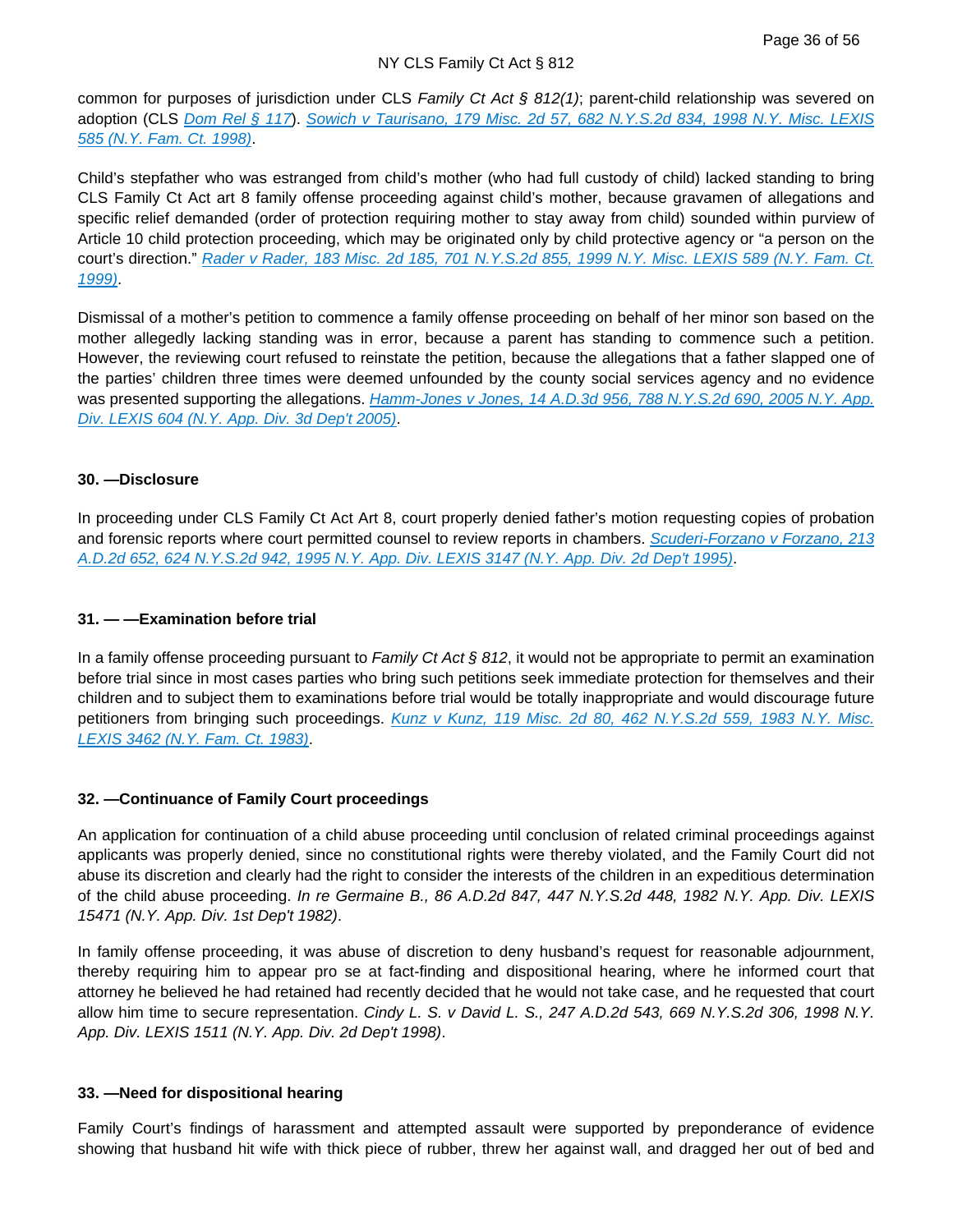common for purposes of jurisdiction under CLS *Family Ct Act § 812(1)*; parent-child relationship was severed on adoption (CLS *Dom Rel § 117*). *Sowich v Taurisano, 179 Misc. 2d 57, 682 N.Y.S.2d 834, 1998 N.Y. Misc. LEXIS 585 (N.Y. Fam. Ct. 1998)*.

Child's stepfather who was estranged from child's mother (who had full custody of child) lacked standing to bring CLS Family Ct Act art 8 family offense proceeding against child's mother, because gravamen of allegations and specific relief demanded (order of protection requiring mother to stay away from child) sounded within purview of Article 10 child protection proceeding, which may be originated only by child protective agency or "a person on the court's direction." *Rader v Rader, 183 Misc. 2d 185, 701 N.Y.S.2d 855, 1999 N.Y. Misc. LEXIS 589 (N.Y. Fam. Ct. 1999)*.

Dismissal of a mother's petition to commence a family offense proceeding on behalf of her minor son based on the mother allegedly lacking standing was in error, because a parent has standing to commence such a petition. However, the reviewing court refused to reinstate the petition, because the allegations that a father slapped one of the parties' children three times were deemed unfounded by the county social services agency and no evidence was presented supporting the allegations. *Hamm-Jones v Jones, 14 A.D.3d 956, 788 N.Y.S.2d 690, 2005 N.Y. App. Div. LEXIS 604 (N.Y. App. Div. 3d Dep't 2005)*.

### 30. —Disclosure

In proceeding under CLS Family Ct Act Art 8, court properly denied father's motion requesting copies of probation and forensic reports where court permitted counsel to review reports in chambers. *Scuderi-Forzano v Forzano, 213 A.D.2d 652, 624 N.Y.S.2d 942, 1995 N.Y. App. Div. LEXIS 3147 (N.Y. App. Div. 2d Dep't 1995)*.

### 31. — —Examination before trial

In a family offense proceeding pursuant to *Family Ct Act § 812*, it would not be appropriate to permit an examination before trial since in most cases parties who bring such petitions seek immediate protection for themselves and their children and to subject them to examinations before trial would be totally inappropriate and would discourage future petitioners from bringing such proceedings. *Kunz v Kunz, 119 Misc. 2d 80, 462 N.Y.S.2d 559, 1983 N.Y. Misc. LEXIS 3462 (N.Y. Fam. Ct. 1983)*.

### 32. —Continuance of Family Court proceedings

An application for continuation of a child abuse proceeding until conclusion of related criminal proceedings against applicants was properly denied, since no constitutional rights were thereby violated, and the Family Court did not abuse its discretion and clearly had the right to consider the interests of the children in an expeditious determination of the child abuse proceeding. *In re Germaine B., 86 A.D.2d 847, 447 N.Y.S.2d 448, 1982 N.Y. App. Div. LEXIS 15471 (N.Y. App. Div. 1st Dep't 1982)*.

In family offense proceeding, it was abuse of discretion to deny husband's request for reasonable adjournment, thereby requiring him to appear pro se at fact-finding and dispositional hearing, where he informed court that attorney he believed he had retained had recently decided that he would not take case, and he requested that court allow him time to secure representation. *Cindy L. S. v David L. S., 247 A.D.2d 543, 669 N.Y.S.2d 306, 1998 N.Y. App. Div. LEXIS 1511 (N.Y. App. Div. 2d Dep't 1998)*.

### 33. —Need for dispositional hearing

Family Court's findings of harassment and attempted assault were supported by preponderance of evidence showing that husband hit wife with thick piece of rubber, threw her against wall, and dragged her out of bed and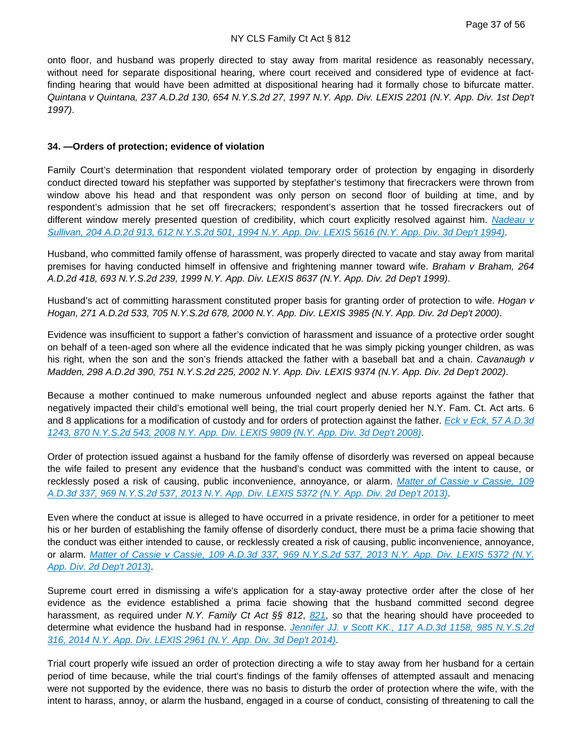onto floor, and husband was properly directed to stay away from marital residence as reasonably necessary, without need for separate dispositional hearing, where court received and considered type of evidence at fact-finding hearing that would have been admitted at dispositional hearing had it formally chose to bifurcate matter. *Quintana v Quintana, 237 A.D.2d 130, 654 N.Y.S.2d 27, 1997 N.Y. App. Div. LEXIS 2201 (N.Y. App. Div. 1st Dep't 1997)*.

**34. —Orders of protection; evidence of violation**

Family Court's determination that respondent violated temporary order of protection by engaging in disorderly conduct directed toward his stepfather was supported by stepfather's testimony that firecrackers were thrown from window above his head and that respondent was only person on second floor of building at time, and by respondent's admission that he set off firecrackers; respondent's assertion that he tossed firecrackers out of different window merely presented question of credibility, which court explicitly resolved against him. *Nadeau v Sullivan, 204 A.D.2d 913, 612 N.Y.S.2d 501, 1994 N.Y. App. Div. LEXIS 5616 (N.Y. App. Div. 3d Dep't 1994)*.

Husband, who committed family offense of harassment, was properly directed to vacate and stay away from marital premises for having conducted himself in offensive and frightening manner toward wife. *Braham v Braham, 264 A.D.2d 418, 693 N.Y.S.2d 239, 1999 N.Y. App. Div. LEXIS 8637 (N.Y. App. Div. 2d Dep't 1999)*.

Husband's act of committing harassment constituted proper basis for granting order of protection to wife. *Hogan v Hogan, 271 A.D.2d 533, 705 N.Y.S.2d 678, 2000 N.Y. App. Div. LEXIS 3985 (N.Y. App. Div. 2d Dep't 2000)*.

Evidence was insufficient to support a father's conviction of harassment and issuance of a protective order sought on behalf of a teen-aged son where all the evidence indicated that he was simply picking younger children, as was his right, when the son and the son's friends attacked the father with a baseball bat and a chain. *Cavanaugh v Madden, 298 A.D.2d 390, 751 N.Y.S.2d 225, 2002 N.Y. App. Div. LEXIS 9374 (N.Y. App. Div. 2d Dep't 2002)*.

Because a mother continued to make numerous unfounded neglect and abuse reports against the father that negatively impacted their child's emotional well being, the trial court properly denied her N.Y. Fam. Ct. Act arts. 6 and 8 applications for a modification of custody and for orders of protection against the father. *Eck v Eck, 57 A.D.3d 1243, 870 N.Y.S.2d 543, 2008 N.Y. App. Div. LEXIS 9809 (N.Y. App. Div. 3d Dep't 2008)*.

Order of protection issued against a husband for the family offense of disorderly was reversed on appeal because the wife failed to present any evidence that the husband's conduct was committed with the intent to cause, or recklessly posed a risk of causing, public inconvenience, annoyance, or alarm. *Matter of Cassie v Cassie, 109 A.D.3d 337, 969 N.Y.S.2d 537, 2013 N.Y. App. Div. LEXIS 5372 (N.Y. App. Div. 2d Dep't 2013)*.

Even where the conduct at issue is alleged to have occurred in a private residence, in order for a petitioner to meet his or her burden of establishing the family offense of disorderly conduct, there must be a prima facie showing that the conduct was either intended to cause, or recklessly created a risk of causing, public inconvenience, annoyance, or alarm. *Matter of Cassie v Cassie, 109 A.D.3d 337, 969 N.Y.S.2d 537, 2013 N.Y. App. Div. LEXIS 5372 (N.Y. App. Div. 2d Dep't 2013)*.

Supreme court erred in dismissing a wife's application for a stay-away protective order after the close of her evidence as the evidence established a prima facie showing that the husband committed second degree harassment, as required under *N.Y. Family Ct Act §§ 812*, 821, so that the hearing should have proceeded to determine what evidence the husband had in response. *Jennifer JJ. v Scott KK., 117 A.D.3d 1158, 985 N.Y.S.2d 316, 2014 N.Y. App. Div. LEXIS 2961 (N.Y. App. Div. 3d Dep't 2014)*.

Trial court properly wife issued an order of protection directing a wife to stay away from her husband for a certain period of time because, while the trial court's findings of the family offenses of attempted assault and menacing were not supported by the evidence, there was no basis to disturb the order of protection where the wife, with the intent to harass, annoy, or alarm the husband, engaged in a course of conduct, consisting of threatening to call the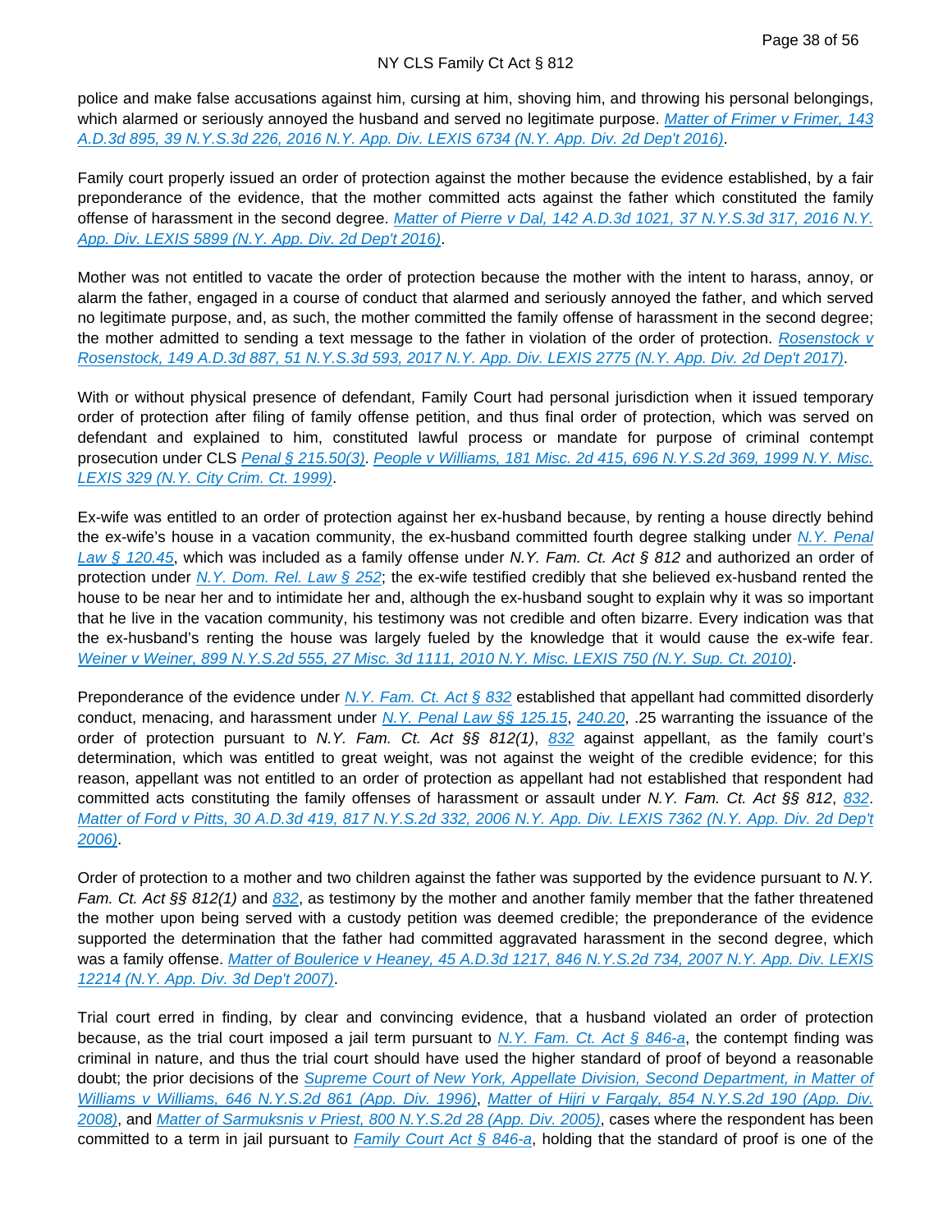police and make false accusations against him, cursing at him, shoving him, and throwing his personal belongings, which alarmed or seriously annoyed the husband and served no legitimate purpose. [Matter of Frimer v Frimer, 143 A.D.3d 895, 39 N.Y.S.3d 226, 2016 N.Y. App. Div. LEXIS 6734 (N.Y. App. Div. 2d Dep't 2016)].

Family court properly issued an order of protection against the mother because the evidence established, by a fair preponderance of the evidence, that the mother committed acts against the father which constituted the family offense of harassment in the second degree. [Matter of Pierre v Dal, 142 A.D.3d 1021, 37 N.Y.S.3d 317, 2016 N.Y. App. Div. LEXIS 5899 (N.Y. App. Div. 2d Dep't 2016)].

Mother was not entitled to vacate the order of protection because the mother with the intent to harass, annoy, or alarm the father, engaged in a course of conduct that alarmed and seriously annoyed the father, and which served no legitimate purpose, and, as such, the mother committed the family offense of harassment in the second degree; the mother admitted to sending a text message to the father in violation of the order of protection. [Rosenstock v Rosenstock, 149 A.D.3d 887, 51 N.Y.S.3d 593, 2017 N.Y. App. Div. LEXIS 2775 (N.Y. App. Div. 2d Dep't 2017)].

With or without physical presence of defendant, Family Court had personal jurisdiction when it issued temporary order of protection after filing of family offense petition, and thus final order of protection, which was served on defendant and explained to him, constituted lawful process or mandate for purpose of criminal contempt prosecution under CLS [Penal § 215.50(3)]. [People v Williams, 181 Misc. 2d 415, 696 N.Y.S.2d 369, 1999 N.Y. Misc. LEXIS 329 (N.Y. City Crim. Ct. 1999)].

Ex-wife was entitled to an order of protection against her ex-husband because, by renting a house directly behind the ex-wife's house in a vacation community, the ex-husband committed fourth degree stalking under [N.Y. Penal Law § 120.45], which was included as a family offense under *N.Y. Fam. Ct. Act § 812* and authorized an order of protection under [N.Y. Dom. Rel. Law § 252]; the ex-wife testified credibly that she believed ex-husband rented the house to be near her and to intimidate her and, although the ex-husband sought to explain why it was so important that he live in the vacation community, his testimony was not credible and often bizarre. Every indication was that the ex-husband's renting the house was largely fueled by the knowledge that it would cause the ex-wife fear. [Weiner v Weiner, 899 N.Y.S.2d 555, 27 Misc. 3d 1111, 2010 N.Y. Misc. LEXIS 750 (N.Y. Sup. Ct. 2010)].

Preponderance of the evidence under [N.Y. Fam. Ct. Act § 832] established that appellant had committed disorderly conduct, menacing, and harassment under [N.Y. Penal Law §§ 125.15], [240.20], .25 warranting the issuance of the order of protection pursuant to *N.Y. Fam. Ct. Act §§ 812(1)*, [832] against appellant, as the family court's determination, which was entitled to great weight, was not against the weight of the credible evidence; for this reason, appellant was not entitled to an order of protection as appellant had not established that respondent had committed acts constituting the family offenses of harassment or assault under *N.Y. Fam. Ct. Act §§ 812*, [832]. [Matter of Ford v Pitts, 30 A.D.3d 419, 817 N.Y.S.2d 332, 2006 N.Y. App. Div. LEXIS 7362 (N.Y. App. Div. 2d Dep't 2006)].

Order of protection to a mother and two children against the father was supported by the evidence pursuant to *N.Y. Fam. Ct. Act §§ 812(1)* and [832], as testimony by the mother and another family member that the father threatened the mother upon being served with a custody petition was deemed credible; the preponderance of the evidence supported the determination that the father had committed aggravated harassment in the second degree, which was a family offense. [Matter of Boulerice v Heaney, 45 A.D.3d 1217, 846 N.Y.S.2d 734, 2007 N.Y. App. Div. LEXIS 12214 (N.Y. App. Div. 3d Dep't 2007)].

Trial court erred in finding, by clear and convincing evidence, that a husband violated an order of protection because, as the trial court imposed a jail term pursuant to [N.Y. Fam. Ct. Act § 846-a], the contempt finding was criminal in nature, and thus the trial court should have used the higher standard of proof of beyond a reasonable doubt; the prior decisions of the [Supreme Court of New York, Appellate Division, Second Department, in Matter of Williams v Williams, 646 N.Y.S.2d 861 (App. Div. 1996)], [Matter of Hijri v Fargaly, 854 N.Y.S.2d 190 (App. Div. 2008)], and [Matter of Sarmuksnis v Priest, 800 N.Y.S.2d 28 (App. Div. 2005)], cases where the respondent has been committed to a term in jail pursuant to [Family Court Act § 846-a], holding that the standard of proof is one of the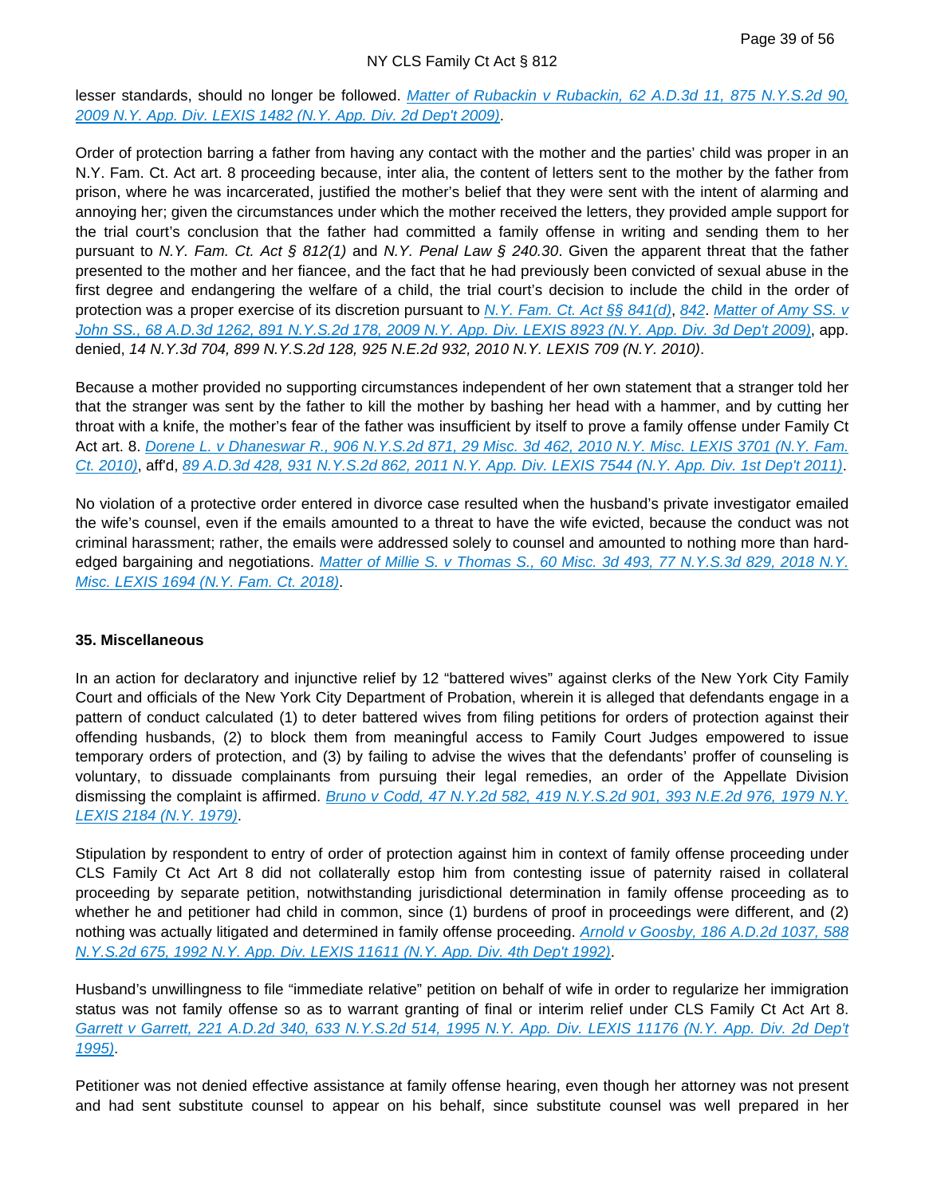lesser standards, should no longer be followed. *Matter of Rubackin v Rubackin, 62 A.D.3d 11, 875 N.Y.S.2d 90, 2009 N.Y. App. Div. LEXIS 1482 (N.Y. App. Div. 2d Dep't 2009)*.

Order of protection barring a father from having any contact with the mother and the parties' child was proper in an N.Y. Fam. Ct. Act art. 8 proceeding because, inter alia, the content of letters sent to the mother by the father from prison, where he was incarcerated, justified the mother's belief that they were sent with the intent of alarming and annoying her; given the circumstances under which the mother received the letters, they provided ample support for the trial court's conclusion that the father had committed a family offense in writing and sending them to her pursuant to *N.Y. Fam. Ct. Act § 812(1)* and *N.Y. Penal Law § 240.30*. Given the apparent threat that the father presented to the mother and her fiancee, and the fact that he had previously been convicted of sexual abuse in the first degree and endangering the welfare of a child, the trial court's decision to include the child in the order of protection was a proper exercise of its discretion pursuant to *N.Y. Fam. Ct. Act §§ 841(d)*, *842*. *Matter of Amy SS. v John SS., 68 A.D.3d 1262, 891 N.Y.S.2d 178, 2009 N.Y. App. Div. LEXIS 8923 (N.Y. App. Div. 3d Dep't 2009)*, app. denied, *14 N.Y.3d 704, 899 N.Y.S.2d 128, 925 N.E.2d 932, 2010 N.Y. LEXIS 709 (N.Y. 2010)*.

Because a mother provided no supporting circumstances independent of her own statement that a stranger told her that the stranger was sent by the father to kill the mother by bashing her head with a hammer, and by cutting her throat with a knife, the mother's fear of the father was insufficient by itself to prove a family offense under Family Ct Act art. 8. *Dorene L. v Dhaneswar R., 906 N.Y.S.2d 871, 29 Misc. 3d 462, 2010 N.Y. Misc. LEXIS 3701 (N.Y. Fam. Ct. 2010)*, aff'd, *89 A.D.3d 428, 931 N.Y.S.2d 862, 2011 N.Y. App. Div. LEXIS 7544 (N.Y. App. Div. 1st Dep't 2011)*.

No violation of a protective order entered in divorce case resulted when the husband's private investigator emailed the wife's counsel, even if the emails amounted to a threat to have the wife evicted, because the conduct was not criminal harassment; rather, the emails were addressed solely to counsel and amounted to nothing more than hard-edged bargaining and negotiations. *Matter of Millie S. v Thomas S., 60 Misc. 3d 493, 77 N.Y.S.3d 829, 2018 N.Y. Misc. LEXIS 1694 (N.Y. Fam. Ct. 2018)*.

### 35. Miscellaneous

In an action for declaratory and injunctive relief by 12 "battered wives" against clerks of the New York City Family Court and officials of the New York City Department of Probation, wherein it is alleged that defendants engage in a pattern of conduct calculated (1) to deter battered wives from filing petitions for orders of protection against their offending husbands, (2) to block them from meaningful access to Family Court Judges empowered to issue temporary orders of protection, and (3) by failing to advise the wives that the defendants' proffer of counseling is voluntary, to dissuade complainants from pursuing their legal remedies, an order of the Appellate Division dismissing the complaint is affirmed. *Bruno v Codd, 47 N.Y.2d 582, 419 N.Y.S.2d 901, 393 N.E.2d 976, 1979 N.Y. LEXIS 2184 (N.Y. 1979)*.

Stipulation by respondent to entry of order of protection against him in context of family offense proceeding under CLS Family Ct Act Art 8 did not collaterally estop him from contesting issue of paternity raised in collateral proceeding by separate petition, notwithstanding jurisdictional determination in family offense proceeding as to whether he and petitioner had child in common, since (1) burdens of proof in proceedings were different, and (2) nothing was actually litigated and determined in family offense proceeding. *Arnold v Goosby, 186 A.D.2d 1037, 588 N.Y.S.2d 675, 1992 N.Y. App. Div. LEXIS 11611 (N.Y. App. Div. 4th Dep't 1992)*.

Husband's unwillingness to file "immediate relative" petition on behalf of wife in order to regularize her immigration status was not family offense so as to warrant granting of final or interim relief under CLS Family Ct Act Art 8. *Garrett v Garrett, 221 A.D.2d 340, 633 N.Y.S.2d 514, 1995 N.Y. App. Div. LEXIS 11176 (N.Y. App. Div. 2d Dep't 1995)*.

Petitioner was not denied effective assistance at family offense hearing, even though her attorney was not present and had sent substitute counsel to appear on his behalf, since substitute counsel was well prepared in her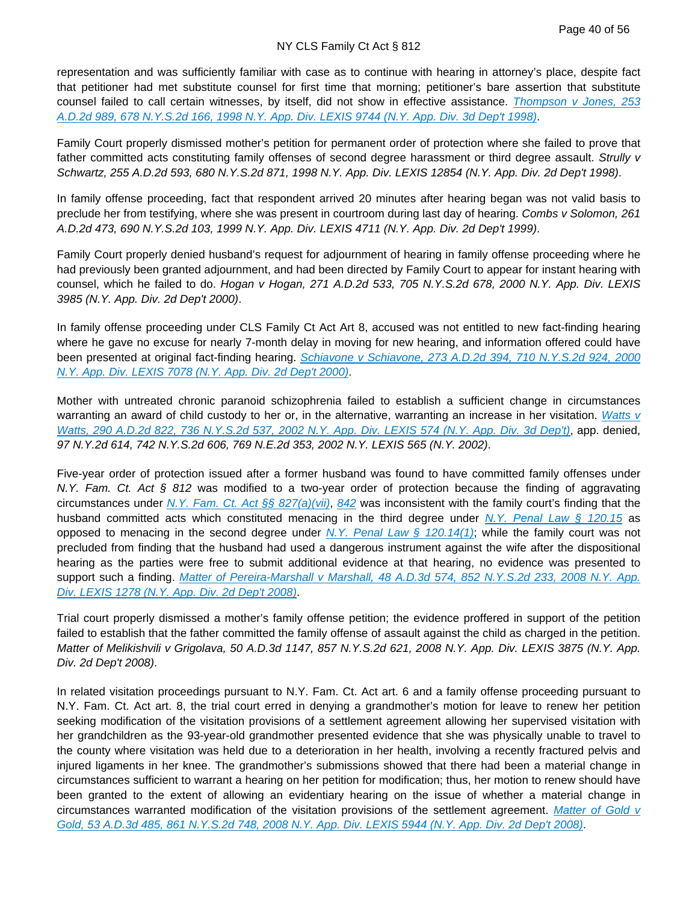representation and was sufficiently familiar with case as to continue with hearing in attorney's place, despite fact that petitioner had met substitute counsel for first time that morning; petitioner's bare assertion that substitute counsel failed to call certain witnesses, by itself, did not show in effective assistance. *Thompson v Jones, 253 A.D.2d 989, 678 N.Y.S.2d 166, 1998 N.Y. App. Div. LEXIS 9744 (N.Y. App. Div. 3d Dep't 1998)*.

Family Court properly dismissed mother's petition for permanent order of protection where she failed to prove that father committed acts constituting family offenses of second degree harassment or third degree assault. *Strully v Schwartz, 255 A.D.2d 593, 680 N.Y.S.2d 871, 1998 N.Y. App. Div. LEXIS 12854 (N.Y. App. Div. 2d Dep't 1998)*.

In family offense proceeding, fact that respondent arrived 20 minutes after hearing began was not valid basis to preclude her from testifying, where she was present in courtroom during last day of hearing. *Combs v Solomon, 261 A.D.2d 473, 690 N.Y.S.2d 103, 1999 N.Y. App. Div. LEXIS 4711 (N.Y. App. Div. 2d Dep't 1999)*.

Family Court properly denied husband's request for adjournment of hearing in family offense proceeding where he had previously been granted adjournment, and had been directed by Family Court to appear for instant hearing with counsel, which he failed to do. *Hogan v Hogan, 271 A.D.2d 533, 705 N.Y.S.2d 678, 2000 N.Y. App. Div. LEXIS 3985 (N.Y. App. Div. 2d Dep't 2000)*.

In family offense proceeding under CLS Family Ct Act Art 8, accused was not entitled to new fact-finding hearing where he gave no excuse for nearly 7-month delay in moving for new hearing, and information offered could have been presented at original fact-finding hearing. *Schiavone v Schiavone, 273 A.D.2d 394, 710 N.Y.S.2d 924, 2000 N.Y. App. Div. LEXIS 7078 (N.Y. App. Div. 2d Dep't 2000)*.

Mother with untreated chronic paranoid schizophrenia failed to establish a sufficient change in circumstances warranting an award of child custody to her or, in the alternative, warranting an increase in her visitation. *Watts v Watts, 290 A.D.2d 822, 736 N.Y.S.2d 537, 2002 N.Y. App. Div. LEXIS 574 (N.Y. App. Div. 3d Dep't)*, app. denied, *97 N.Y.2d 614, 742 N.Y.S.2d 606, 769 N.E.2d 353, 2002 N.Y. LEXIS 565 (N.Y. 2002)*.

Five-year order of protection issued after a former husband was found to have committed family offenses under *N.Y. Fam. Ct. Act § 812* was modified to a two-year order of protection because the finding of aggravating circumstances under *N.Y. Fam. Ct. Act §§ 827(a)(vii)*, *842* was inconsistent with the family court's finding that the husband committed acts which constituted menacing in the third degree under *N.Y. Penal Law § 120.15* as opposed to menacing in the second degree under *N.Y. Penal Law § 120.14(1)*; while the family court was not precluded from finding that the husband had used a dangerous instrument against the wife after the dispositional hearing as the parties were free to submit additional evidence at that hearing, no evidence was presented to support such a finding. *Matter of Pereira-Marshall v Marshall, 48 A.D.3d 574, 852 N.Y.S.2d 233, 2008 N.Y. App. Div. LEXIS 1278 (N.Y. App. Div. 2d Dep't 2008)*.

Trial court properly dismissed a mother's family offense petition; the evidence proffered in support of the petition failed to establish that the father committed the family offense of assault against the child as charged in the petition. *Matter of Melikishvili v Grigolava, 50 A.D.3d 1147, 857 N.Y.S.2d 621, 2008 N.Y. App. Div. LEXIS 3875 (N.Y. App. Div. 2d Dep't 2008)*.

In related visitation proceedings pursuant to N.Y. Fam. Ct. Act art. 6 and a family offense proceeding pursuant to N.Y. Fam. Ct. Act art. 8, the trial court erred in denying a grandmother's motion for leave to renew her petition seeking modification of the visitation provisions of a settlement agreement allowing her supervised visitation with her grandchildren as the 93-year-old grandmother presented evidence that she was physically unable to travel to the county where visitation was held due to a deterioration in her health, involving a recently fractured pelvis and injured ligaments in her knee. The grandmother's submissions showed that there had been a material change in circumstances sufficient to warrant a hearing on her petition for modification; thus, her motion to renew should have been granted to the extent of allowing an evidentiary hearing on the issue of whether a material change in circumstances warranted modification of the visitation provisions of the settlement agreement. *Matter of Gold v Gold, 53 A.D.3d 485, 861 N.Y.S.2d 748, 2008 N.Y. App. Div. LEXIS 5944 (N.Y. App. Div. 2d Dep't 2008)*.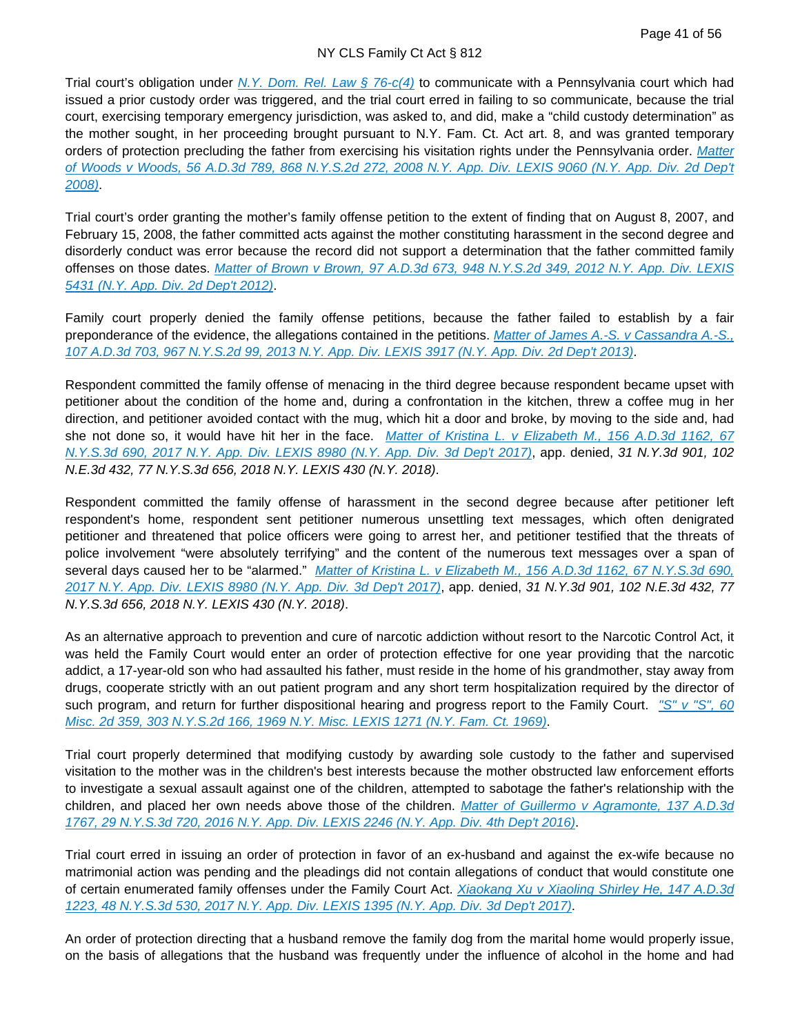Trial court's obligation under [N.Y. Dom. Rel. Law § 76-c(4)](#) to communicate with a Pennsylvania court which had issued a prior custody order was triggered, and the trial court erred in failing to so communicate, because the trial court, exercising temporary emergency jurisdiction, was asked to, and did, make a "child custody determination" as the mother sought, in her proceeding brought pursuant to N.Y. Fam. Ct. Act art. 8, and was granted temporary orders of protection precluding the father from exercising his visitation rights under the Pennsylvania order. *[Matter of Woods v Woods, 56 A.D.3d 789, 868 N.Y.S.2d 272, 2008 N.Y. App. Div. LEXIS 9060 (N.Y. App. Div. 2d Dep't 2008)](#)*.

Trial court's order granting the mother's family offense petition to the extent of finding that on August 8, 2007, and February 15, 2008, the father committed acts against the mother constituting harassment in the second degree and disorderly conduct was error because the record did not support a determination that the father committed family offenses on those dates. *[Matter of Brown v Brown, 97 A.D.3d 673, 948 N.Y.S.2d 349, 2012 N.Y. App. Div. LEXIS 5431 (N.Y. App. Div. 2d Dep't 2012)](#)*.

Family court properly denied the family offense petitions, because the father failed to establish by a fair preponderance of the evidence, the allegations contained in the petitions. *[Matter of James A.-S. v Cassandra A.-S., 107 A.D.3d 703, 967 N.Y.S.2d 99, 2013 N.Y. App. Div. LEXIS 3917 (N.Y. App. Div. 2d Dep't 2013)](#)*.

Respondent committed the family offense of menacing in the third degree because respondent became upset with petitioner about the condition of the home and, during a confrontation in the kitchen, threw a coffee mug in her direction, and petitioner avoided contact with the mug, which hit a door and broke, by moving to the side and, had she not done so, it would have hit her in the face. *[Matter of Kristina L. v Elizabeth M., 156 A.D.3d 1162, 67 N.Y.S.3d 690, 2017 N.Y. App. Div. LEXIS 8980 (N.Y. App. Div. 3d Dep't 2017)](#)*, app. denied, *31 N.Y.3d 901, 102 N.E.3d 432, 77 N.Y.S.3d 656, 2018 N.Y. LEXIS 430 (N.Y. 2018)*.

Respondent committed the family offense of harassment in the second degree because after petitioner left respondent's home, respondent sent petitioner numerous unsettling text messages, which often denigrated petitioner and threatened that police officers were going to arrest her, and petitioner testified that the threats of police involvement "were absolutely terrifying" and the content of the numerous text messages over a span of several days caused her to be "alarmed." *[Matter of Kristina L. v Elizabeth M., 156 A.D.3d 1162, 67 N.Y.S.3d 690, 2017 N.Y. App. Div. LEXIS 8980 (N.Y. App. Div. 3d Dep't 2017)](#)*, app. denied, *31 N.Y.3d 901, 102 N.E.3d 432, 77 N.Y.S.3d 656, 2018 N.Y. LEXIS 430 (N.Y. 2018)*.

As an alternative approach to prevention and cure of narcotic addiction without resort to the Narcotic Control Act, it was held the Family Court would enter an order of protection effective for one year providing that the narcotic addict, a 17-year-old son who had assaulted his father, must reside in the home of his grandmother, stay away from drugs, cooperate strictly with an out patient program and any short term hospitalization required by the director of such program, and return for further dispositional hearing and progress report to the Family Court. *["S" v "S", 60 Misc. 2d 359, 303 N.Y.S.2d 166, 1969 N.Y. Misc. LEXIS 1271 (N.Y. Fam. Ct. 1969)](#)*.

Trial court properly determined that modifying custody by awarding sole custody to the father and supervised visitation to the mother was in the children's best interests because the mother obstructed law enforcement efforts to investigate a sexual assault against one of the children, attempted to sabotage the father's relationship with the children, and placed her own needs above those of the children. *[Matter of Guillermo v Agramonte, 137 A.D.3d 1767, 29 N.Y.S.3d 720, 2016 N.Y. App. Div. LEXIS 2246 (N.Y. App. Div. 4th Dep't 2016)](#)*.

Trial court erred in issuing an order of protection in favor of an ex-husband and against the ex-wife because no matrimonial action was pending and the pleadings did not contain allegations of conduct that would constitute one of certain enumerated family offenses under the Family Court Act. *[Xiaokang Xu v Xiaoling Shirley He, 147 A.D.3d 1223, 48 N.Y.S.3d 530, 2017 N.Y. App. Div. LEXIS 1395 (N.Y. App. Div. 3d Dep't 2017)](#)*.

An order of protection directing that a husband remove the family dog from the marital home would properly issue, on the basis of allegations that the husband was frequently under the influence of alcohol in the home and had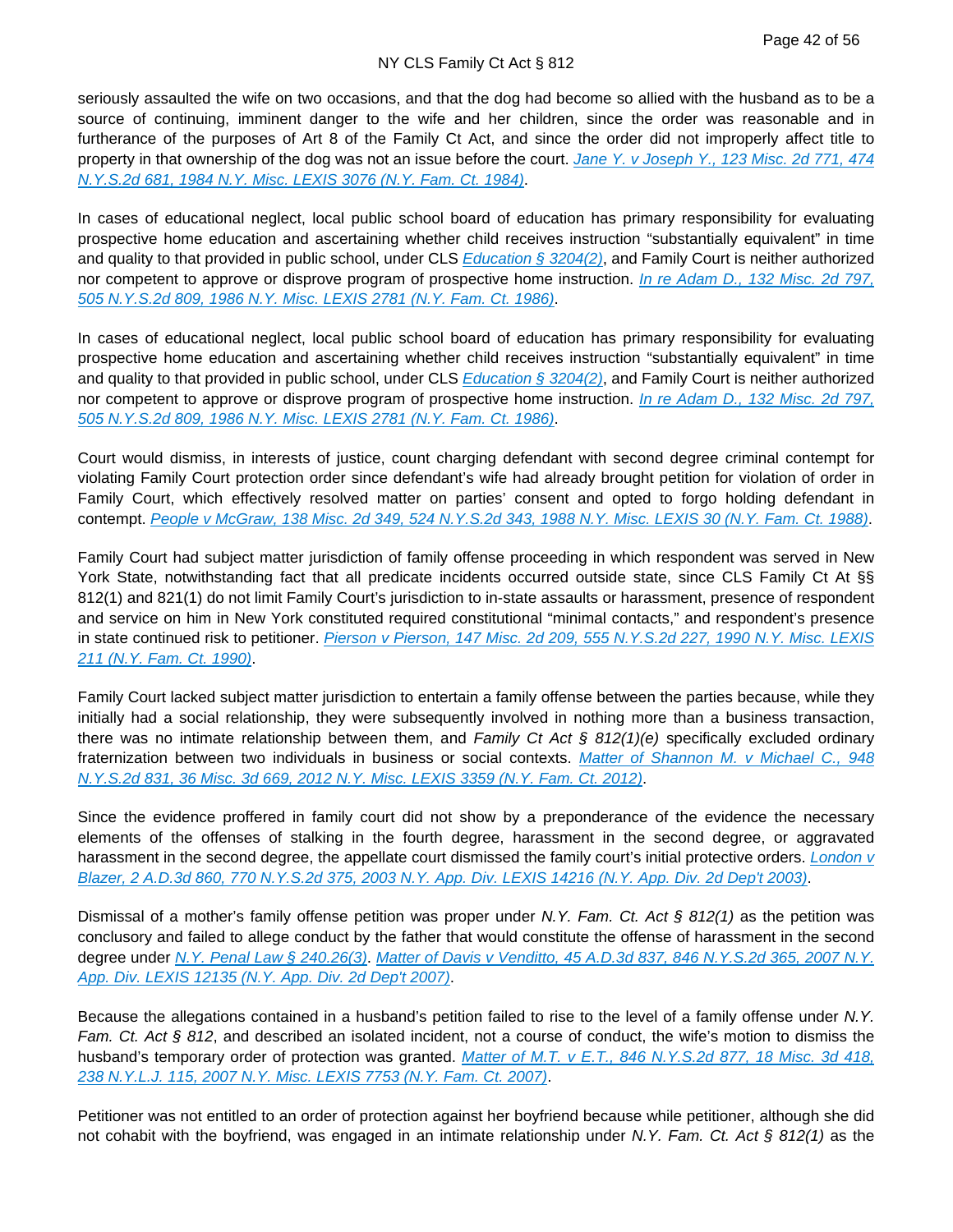seriously assaulted the wife on two occasions, and that the dog had become so allied with the husband as to be a source of continuing, imminent danger to the wife and her children, since the order was reasonable and in furtherance of the purposes of Art 8 of the Family Ct Act, and since the order did not improperly affect title to property in that ownership of the dog was not an issue before the court. [Jane Y. v Joseph Y., 123 Misc. 2d 771, 474 N.Y.S.2d 681, 1984 N.Y. Misc. LEXIS 3076 (N.Y. Fam. Ct. 1984)].

In cases of educational neglect, local public school board of education has primary responsibility for evaluating prospective home education and ascertaining whether child receives instruction "substantially equivalent" in time and quality to that provided in public school, under CLS [Education § 3204(2)], and Family Court is neither authorized nor competent to approve or disprove program of prospective home instruction. [In re Adam D., 132 Misc. 2d 797, 505 N.Y.S.2d 809, 1986 N.Y. Misc. LEXIS 2781 (N.Y. Fam. Ct. 1986)].

In cases of educational neglect, local public school board of education has primary responsibility for evaluating prospective home education and ascertaining whether child receives instruction "substantially equivalent" in time and quality to that provided in public school, under CLS [Education § 3204(2)], and Family Court is neither authorized nor competent to approve or disprove program of prospective home instruction. [In re Adam D., 132 Misc. 2d 797, 505 N.Y.S.2d 809, 1986 N.Y. Misc. LEXIS 2781 (N.Y. Fam. Ct. 1986)].

Court would dismiss, in interests of justice, count charging defendant with second degree criminal contempt for violating Family Court protection order since defendant's wife had already brought petition for violation of order in Family Court, which effectively resolved matter on parties' consent and opted to forgo holding defendant in contempt. [People v McGraw, 138 Misc. 2d 349, 524 N.Y.S.2d 343, 1988 N.Y. Misc. LEXIS 30 (N.Y. Fam. Ct. 1988)].

Family Court had subject matter jurisdiction of family offense proceeding in which respondent was served in New York State, notwithstanding fact that all predicate incidents occurred outside state, since CLS Family Ct At §§ 812(1) and 821(1) do not limit Family Court's jurisdiction to in-state assaults or harassment, presence of respondent and service on him in New York constituted required constitutional "minimal contacts," and respondent's presence in state continued risk to petitioner. [Pierson v Pierson, 147 Misc. 2d 209, 555 N.Y.S.2d 227, 1990 N.Y. Misc. LEXIS 211 (N.Y. Fam. Ct. 1990)].

Family Court lacked subject matter jurisdiction to entertain a family offense between the parties because, while they initially had a social relationship, they were subsequently involved in nothing more than a business transaction, there was no intimate relationship between them, and *Family Ct Act § 812(1)(e)* specifically excluded ordinary fraternization between two individuals in business or social contexts. [Matter of Shannon M. v Michael C., 948 N.Y.S.2d 831, 36 Misc. 3d 669, 2012 N.Y. Misc. LEXIS 3359 (N.Y. Fam. Ct. 2012)].

Since the evidence proffered in family court did not show by a preponderance of the evidence the necessary elements of the offenses of stalking in the fourth degree, harassment in the second degree, or aggravated harassment in the second degree, the appellate court dismissed the family court's initial protective orders. [London v Blazer, 2 A.D.3d 860, 770 N.Y.S.2d 375, 2003 N.Y. App. Div. LEXIS 14216 (N.Y. App. Div. 2d Dep't 2003)].

Dismissal of a mother's family offense petition was proper under *N.Y. Fam. Ct. Act § 812(1)* as the petition was conclusory and failed to allege conduct by the father that would constitute the offense of harassment in the second degree under [N.Y. Penal Law § 240.26(3)]. [Matter of Davis v Venditto, 45 A.D.3d 837, 846 N.Y.S.2d 365, 2007 N.Y. App. Div. LEXIS 12135 (N.Y. App. Div. 2d Dep't 2007)].

Because the allegations contained in a husband's petition failed to rise to the level of a family offense under *N.Y. Fam. Ct. Act § 812*, and described an isolated incident, not a course of conduct, the wife's motion to dismiss the husband's temporary order of protection was granted. [Matter of M.T. v E.T., 846 N.Y.S.2d 877, 18 Misc. 3d 418, 238 N.Y.L.J. 115, 2007 N.Y. Misc. LEXIS 7753 (N.Y. Fam. Ct. 2007)].

Petitioner was not entitled to an order of protection against her boyfriend because while petitioner, although she did not cohabit with the boyfriend, was engaged in an intimate relationship under *N.Y. Fam. Ct. Act § 812(1)* as the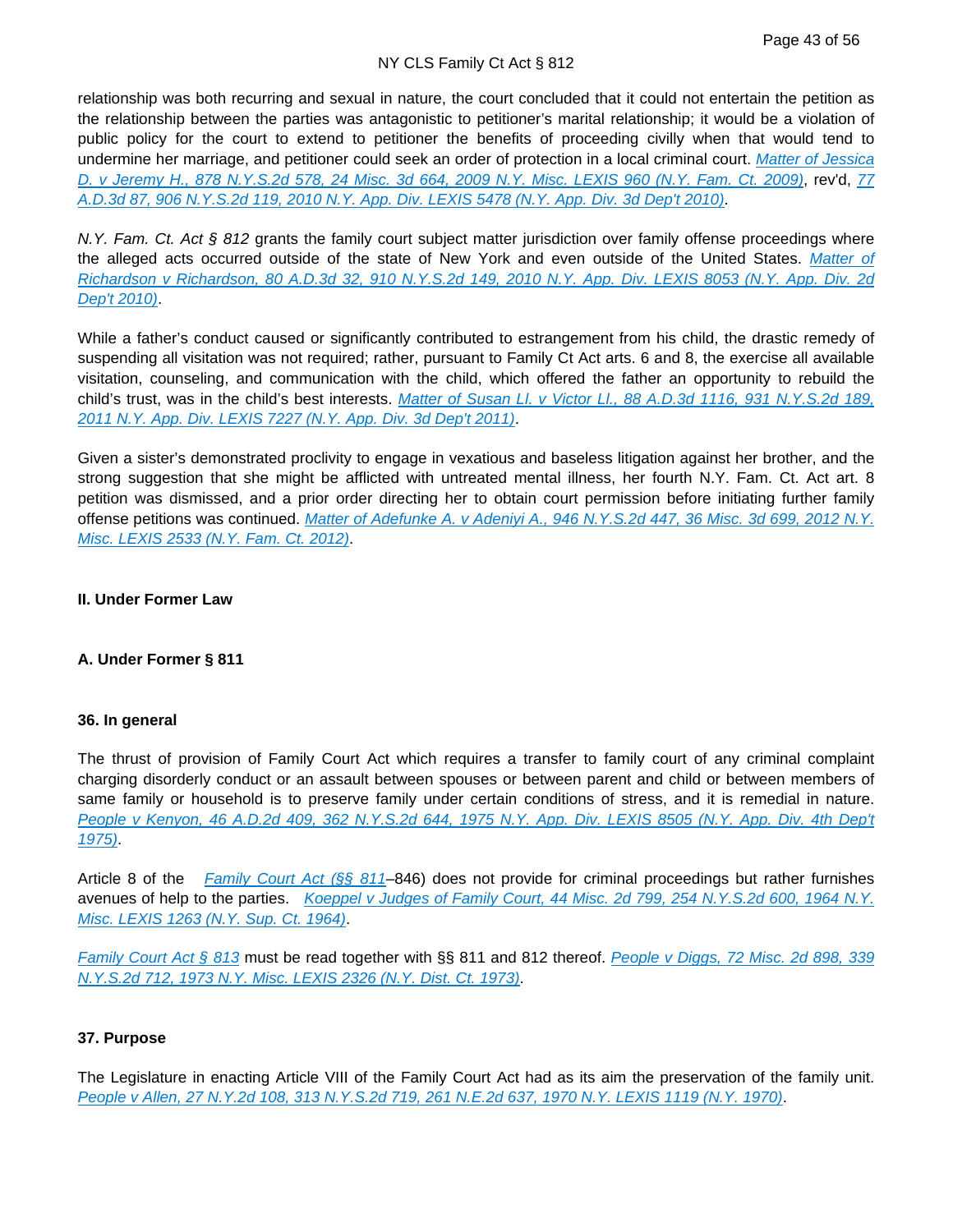relationship was both recurring and sexual in nature, the court concluded that it could not entertain the petition as the relationship between the parties was antagonistic to petitioner's marital relationship; it would be a violation of public policy for the court to extend to petitioner the benefits of proceeding civilly when that would tend to undermine her marriage, and petitioner could seek an order of protection in a local criminal court. Matter of Jessica D. v Jeremy H., 878 N.Y.S.2d 578, 24 Misc. 3d 664, 2009 N.Y. Misc. LEXIS 960 (N.Y. Fam. Ct. 2009), rev'd, 77 A.D.3d 87, 906 N.Y.S.2d 119, 2010 N.Y. App. Div. LEXIS 5478 (N.Y. App. Div. 3d Dep't 2010).

*N.Y. Fam. Ct. Act § 812* grants the family court subject matter jurisdiction over family offense proceedings where the alleged acts occurred outside of the state of New York and even outside of the United States. Matter of Richardson v Richardson, 80 A.D.3d 32, 910 N.Y.S.2d 149, 2010 N.Y. App. Div. LEXIS 8053 (N.Y. App. Div. 2d Dep't 2010).

While a father's conduct caused or significantly contributed to estrangement from his child, the drastic remedy of suspending all visitation was not required; rather, pursuant to Family Ct Act arts. 6 and 8, the exercise all available visitation, counseling, and communication with the child, which offered the father an opportunity to rebuild the child's trust, was in the child's best interests. Matter of Susan Ll. v Victor Ll., 88 A.D.3d 1116, 931 N.Y.S.2d 189, 2011 N.Y. App. Div. LEXIS 7227 (N.Y. App. Div. 3d Dep't 2011).

Given a sister's demonstrated proclivity to engage in vexatious and baseless litigation against her brother, and the strong suggestion that she might be afflicted with untreated mental illness, her fourth N.Y. Fam. Ct. Act art. 8 petition was dismissed, and a prior order directing her to obtain court permission before initiating further family offense petitions was continued. Matter of Adefunke A. v Adeniyi A., 946 N.Y.S.2d 447, 36 Misc. 3d 699, 2012 N.Y. Misc. LEXIS 2533 (N.Y. Fam. Ct. 2012).

**II. Under Former Law**

**A. Under Former § 811**

**36. In general**

The thrust of provision of Family Court Act which requires a transfer to family court of any criminal complaint charging disorderly conduct or an assault between spouses or between parent and child or between members of same family or household is to preserve family under certain conditions of stress, and it is remedial in nature. People v Kenyon, 46 A.D.2d 409, 362 N.Y.S.2d 644, 1975 N.Y. App. Div. LEXIS 8505 (N.Y. App. Div. 4th Dep't 1975).

Article 8 of the Family Court Act (§§ 811–846) does not provide for criminal proceedings but rather furnishes avenues of help to the parties. Koeppel v Judges of Family Court, 44 Misc. 2d 799, 254 N.Y.S.2d 600, 1964 N.Y. Misc. LEXIS 1263 (N.Y. Sup. Ct. 1964).

Family Court Act § 813 must be read together with §§ 811 and 812 thereof. People v Diggs, 72 Misc. 2d 898, 339 N.Y.S.2d 712, 1973 N.Y. Misc. LEXIS 2326 (N.Y. Dist. Ct. 1973).

**37. Purpose**

The Legislature in enacting Article VIII of the Family Court Act had as its aim the preservation of the family unit. People v Allen, 27 N.Y.2d 108, 313 N.Y.S.2d 719, 261 N.E.2d 637, 1970 N.Y. LEXIS 1119 (N.Y. 1970).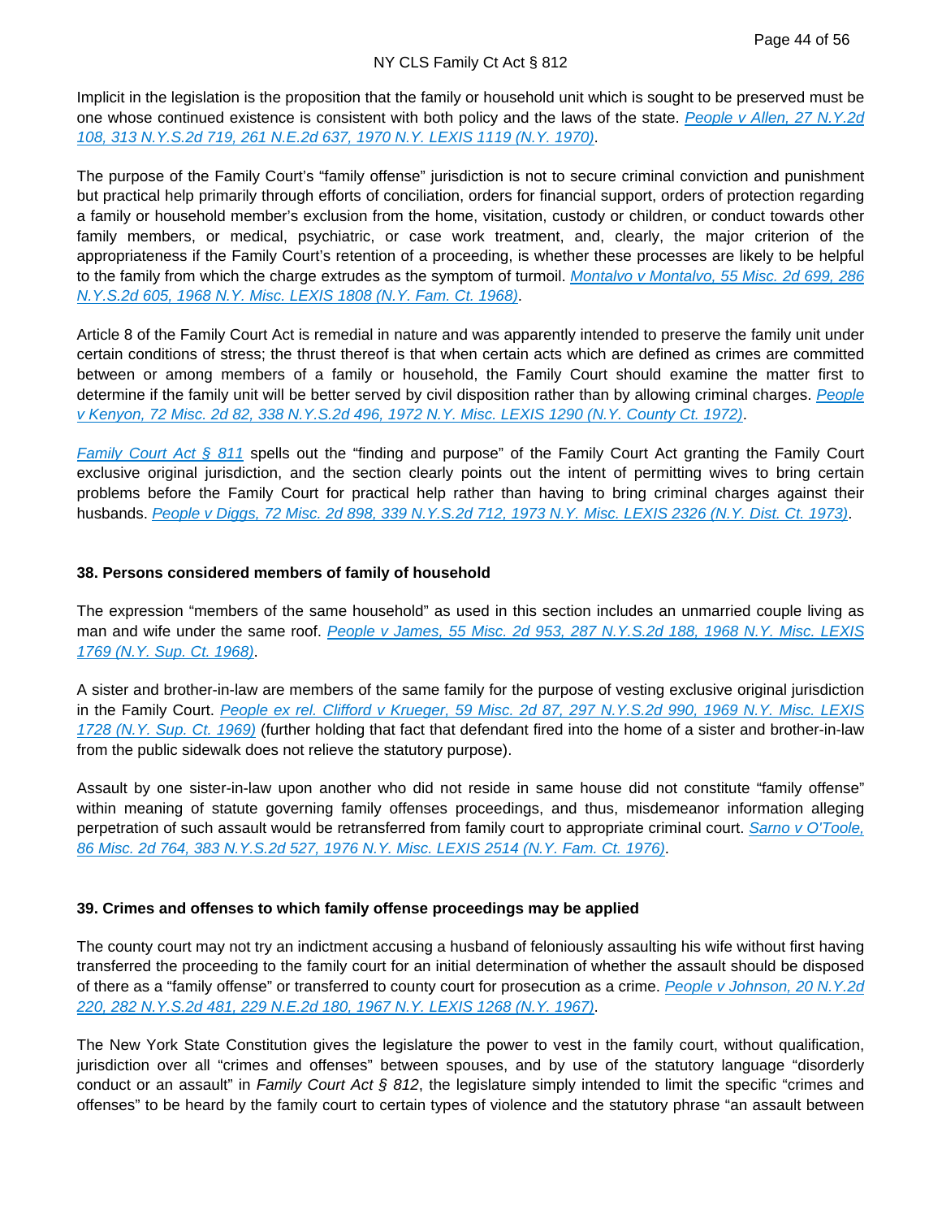Implicit in the legislation is the proposition that the family or household unit which is sought to be preserved must be one whose continued existence is consistent with both policy and the laws of the state. [People v Allen, 27 N.Y.2d 108, 313 N.Y.S.2d 719, 261 N.E.2d 637, 1970 N.Y. LEXIS 1119 (N.Y. 1970)].

The purpose of the Family Court's "family offense" jurisdiction is not to secure criminal conviction and punishment but practical help primarily through efforts of conciliation, orders for financial support, orders of protection regarding a family or household member's exclusion from the home, visitation, custody or children, or conduct towards other family members, or medical, psychiatric, or case work treatment, and, clearly, the major criterion of the appropriateness if the Family Court's retention of a proceeding, is whether these processes are likely to be helpful to the family from which the charge extrudes as the symptom of turmoil. [Montalvo v Montalvo, 55 Misc. 2d 699, 286 N.Y.S.2d 605, 1968 N.Y. Misc. LEXIS 1808 (N.Y. Fam. Ct. 1968)].

Article 8 of the Family Court Act is remedial in nature and was apparently intended to preserve the family unit under certain conditions of stress; the thrust thereof is that when certain acts which are defined as crimes are committed between or among members of a family or household, the Family Court should examine the matter first to determine if the family unit will be better served by civil disposition rather than by allowing criminal charges. [People v Kenyon, 72 Misc. 2d 82, 338 N.Y.S.2d 496, 1972 N.Y. Misc. LEXIS 1290 (N.Y. County Ct. 1972)].

[Family Court Act § 811] spells out the "finding and purpose" of the Family Court Act granting the Family Court exclusive original jurisdiction, and the section clearly points out the intent of permitting wives to bring certain problems before the Family Court for practical help rather than having to bring criminal charges against their husbands. [People v Diggs, 72 Misc. 2d 898, 339 N.Y.S.2d 712, 1973 N.Y. Misc. LEXIS 2326 (N.Y. Dist. Ct. 1973)].

**38. Persons considered members of family of household**

The expression "members of the same household" as used in this section includes an unmarried couple living as man and wife under the same roof. [People v James, 55 Misc. 2d 953, 287 N.Y.S.2d 188, 1968 N.Y. Misc. LEXIS 1769 (N.Y. Sup. Ct. 1968)].

A sister and brother-in-law are members of the same family for the purpose of vesting exclusive original jurisdiction in the Family Court. [People ex rel. Clifford v Krueger, 59 Misc. 2d 87, 297 N.Y.S.2d 990, 1969 N.Y. Misc. LEXIS 1728 (N.Y. Sup. Ct. 1969)] (further holding that fact that defendant fired into the home of a sister and brother-in-law from the public sidewalk does not relieve the statutory purpose).

Assault by one sister-in-law upon another who did not reside in same house did not constitute "family offense" within meaning of statute governing family offenses proceedings, and thus, misdemeanor information alleging perpetration of such assault would be retransferred from family court to appropriate criminal court. [Sarno v O'Toole, 86 Misc. 2d 764, 383 N.Y.S.2d 527, 1976 N.Y. Misc. LEXIS 2514 (N.Y. Fam. Ct. 1976)].

**39. Crimes and offenses to which family offense proceedings may be applied**

The county court may not try an indictment accusing a husband of feloniously assaulting his wife without first having transferred the proceeding to the family court for an initial determination of whether the assault should be disposed of there as a "family offense" or transferred to county court for prosecution as a crime. [People v Johnson, 20 N.Y.2d 220, 282 N.Y.S.2d 481, 229 N.E.2d 180, 1967 N.Y. LEXIS 1268 (N.Y. 1967)].

The New York State Constitution gives the legislature the power to vest in the family court, without qualification, jurisdiction over all "crimes and offenses" between spouses, and by use of the statutory language "disorderly conduct or an assault" in *Family Court Act § 812*, the legislature simply intended to limit the specific "crimes and offenses" to be heard by the family court to certain types of violence and the statutory phrase "an assault between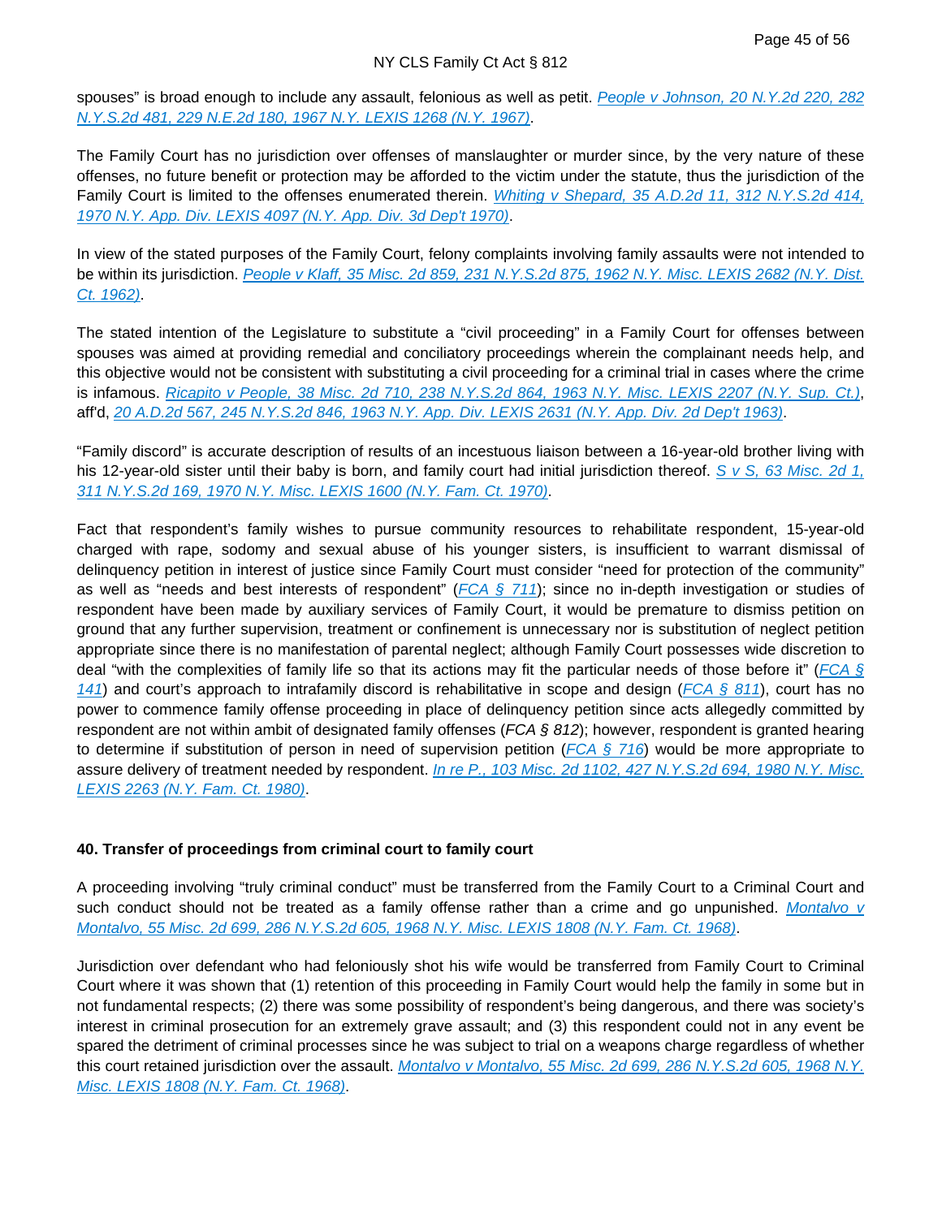spouses" is broad enough to include any assault, felonious as well as petit. People v Johnson, 20 N.Y.2d 220, 282 N.Y.S.2d 481, 229 N.E.2d 180, 1967 N.Y. LEXIS 1268 (N.Y. 1967).

The Family Court has no jurisdiction over offenses of manslaughter or murder since, by the very nature of these offenses, no future benefit or protection may be afforded to the victim under the statute, thus the jurisdiction of the Family Court is limited to the offenses enumerated therein. Whiting v Shepard, 35 A.D.2d 11, 312 N.Y.S.2d 414, 1970 N.Y. App. Div. LEXIS 4097 (N.Y. App. Div. 3d Dep't 1970).

In view of the stated purposes of the Family Court, felony complaints involving family assaults were not intended to be within its jurisdiction. People v Klaff, 35 Misc. 2d 859, 231 N.Y.S.2d 875, 1962 N.Y. Misc. LEXIS 2682 (N.Y. Dist. Ct. 1962).

The stated intention of the Legislature to substitute a "civil proceeding" in a Family Court for offenses between spouses was aimed at providing remedial and conciliatory proceedings wherein the complainant needs help, and this objective would not be consistent with substituting a civil proceeding for a criminal trial in cases where the crime is infamous. Ricapito v People, 38 Misc. 2d 710, 238 N.Y.S.2d 864, 1963 N.Y. Misc. LEXIS 2207 (N.Y. Sup. Ct.), aff'd, 20 A.D.2d 567, 245 N.Y.S.2d 846, 1963 N.Y. App. Div. LEXIS 2631 (N.Y. App. Div. 2d Dep't 1963).

"Family discord" is accurate description of results of an incestuous liaison between a 16-year-old brother living with his 12-year-old sister until their baby is born, and family court had initial jurisdiction thereof. S v S, 63 Misc. 2d 1, 311 N.Y.S.2d 169, 1970 N.Y. Misc. LEXIS 1600 (N.Y. Fam. Ct. 1970).

Fact that respondent's family wishes to pursue community resources to rehabilitate respondent, 15-year-old charged with rape, sodomy and sexual abuse of his younger sisters, is insufficient to warrant dismissal of delinquency petition in interest of justice since Family Court must consider "need for protection of the community" as well as "needs and best interests of respondent" (FCA § 711); since no in-depth investigation or studies of respondent have been made by auxiliary services of Family Court, it would be premature to dismiss petition on ground that any further supervision, treatment or confinement is unnecessary nor is substitution of neglect petition appropriate since there is no manifestation of parental neglect; although Family Court possesses wide discretion to deal "with the complexities of family life so that its actions may fit the particular needs of those before it" (FCA § 141) and court's approach to intrafamily discord is rehabilitative in scope and design (FCA § 811), court has no power to commence family offense proceeding in place of delinquency petition since acts allegedly committed by respondent are not within ambit of designated family offenses (*FCA § 812*); however, respondent is granted hearing to determine if substitution of person in need of supervision petition (FCA § 716) would be more appropriate to assure delivery of treatment needed by respondent. In re P., 103 Misc. 2d 1102, 427 N.Y.S.2d 694, 1980 N.Y. Misc. LEXIS 2263 (N.Y. Fam. Ct. 1980).

**40. Transfer of proceedings from criminal court to family court**

A proceeding involving "truly criminal conduct" must be transferred from the Family Court to a Criminal Court and such conduct should not be treated as a family offense rather than a crime and go unpunished. Montalvo v Montalvo, 55 Misc. 2d 699, 286 N.Y.S.2d 605, 1968 N.Y. Misc. LEXIS 1808 (N.Y. Fam. Ct. 1968).

Jurisdiction over defendant who had feloniously shot his wife would be transferred from Family Court to Criminal Court where it was shown that (1) retention of this proceeding in Family Court would help the family in some but in not fundamental respects; (2) there was some possibility of respondent's being dangerous, and there was society's interest in criminal prosecution for an extremely grave assault; and (3) this respondent could not in any event be spared the detriment of criminal processes since he was subject to trial on a weapons charge regardless of whether this court retained jurisdiction over the assault. Montalvo v Montalvo, 55 Misc. 2d 699, 286 N.Y.S.2d 605, 1968 N.Y. Misc. LEXIS 1808 (N.Y. Fam. Ct. 1968).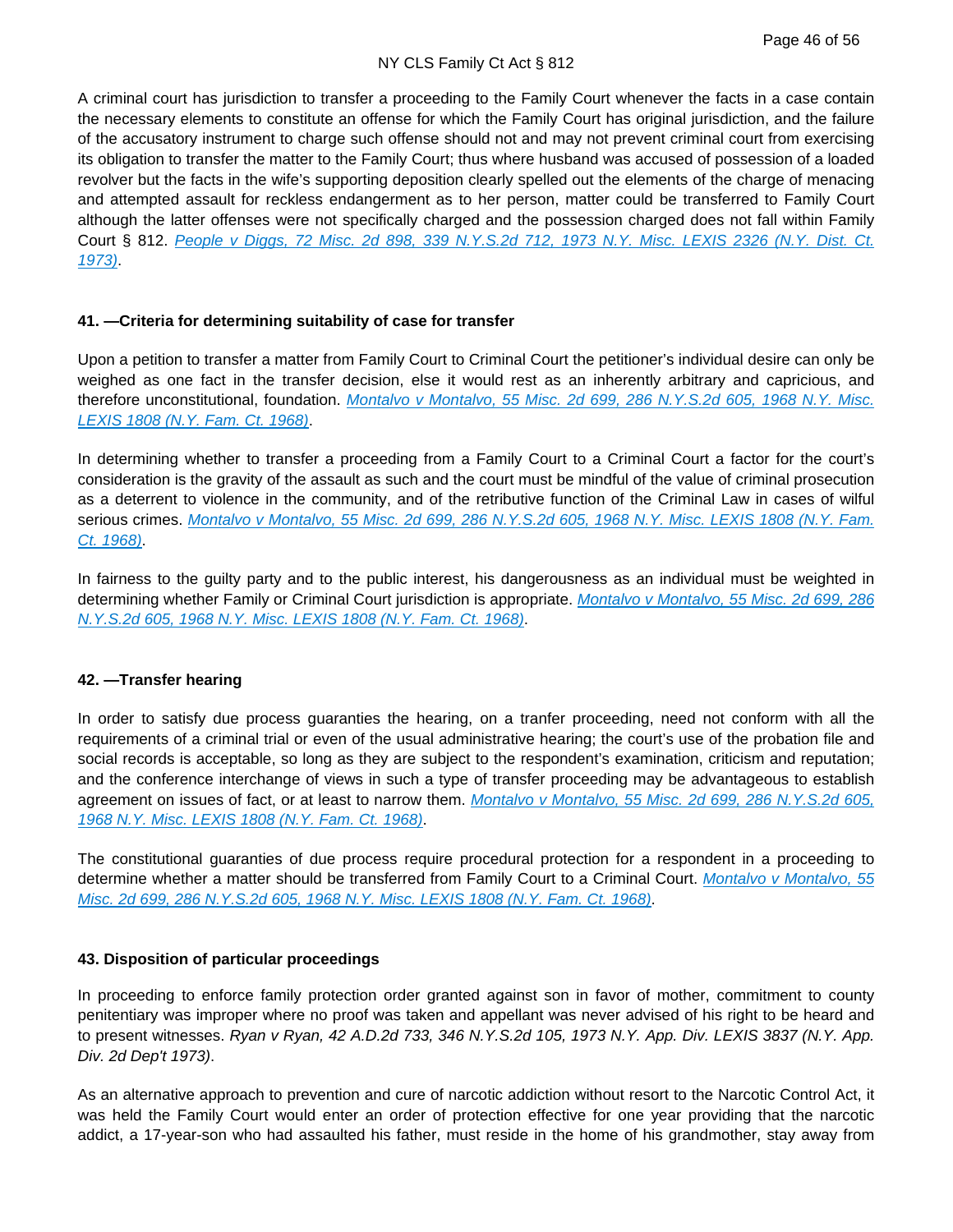A criminal court has jurisdiction to transfer a proceeding to the Family Court whenever the facts in a case contain the necessary elements to constitute an offense for which the Family Court has original jurisdiction, and the failure of the accusatory instrument to charge such offense should not and may not prevent criminal court from exercising its obligation to transfer the matter to the Family Court; thus where husband was accused of possession of a loaded revolver but the facts in the wife's supporting deposition clearly spelled out the elements of the charge of menacing and attempted assault for reckless endangerment as to her person, matter could be transferred to Family Court although the latter offenses were not specifically charged and the possession charged does not fall within Family Court § 812. *People v Diggs, 72 Misc. 2d 898, 339 N.Y.S.2d 712, 1973 N.Y. Misc. LEXIS 2326 (N.Y. Dist. Ct. 1973)*.

#### 41. —Criteria for determining suitability of case for transfer

Upon a petition to transfer a matter from Family Court to Criminal Court the petitioner's individual desire can only be weighed as one fact in the transfer decision, else it would rest as an inherently arbitrary and capricious, and therefore unconstitutional, foundation. *Montalvo v Montalvo, 55 Misc. 2d 699, 286 N.Y.S.2d 605, 1968 N.Y. Misc. LEXIS 1808 (N.Y. Fam. Ct. 1968)*.

In determining whether to transfer a proceeding from a Family Court to a Criminal Court a factor for the court's consideration is the gravity of the assault as such and the court must be mindful of the value of criminal prosecution as a deterrent to violence in the community, and of the retributive function of the Criminal Law in cases of wilful serious crimes. *Montalvo v Montalvo, 55 Misc. 2d 699, 286 N.Y.S.2d 605, 1968 N.Y. Misc. LEXIS 1808 (N.Y. Fam. Ct. 1968)*.

In fairness to the guilty party and to the public interest, his dangerousness as an individual must be weighted in determining whether Family or Criminal Court jurisdiction is appropriate. *Montalvo v Montalvo, 55 Misc. 2d 699, 286 N.Y.S.2d 605, 1968 N.Y. Misc. LEXIS 1808 (N.Y. Fam. Ct. 1968)*.

#### 42. —Transfer hearing

In order to satisfy due process guaranties the hearing, on a tranfer proceeding, need not conform with all the requirements of a criminal trial or even of the usual administrative hearing; the court's use of the probation file and social records is acceptable, so long as they are subject to the respondent's examination, criticism and reputation; and the conference interchange of views in such a type of transfer proceeding may be advantageous to establish agreement on issues of fact, or at least to narrow them. *Montalvo v Montalvo, 55 Misc. 2d 699, 286 N.Y.S.2d 605, 1968 N.Y. Misc. LEXIS 1808 (N.Y. Fam. Ct. 1968)*.

The constitutional guaranties of due process require procedural protection for a respondent in a proceeding to determine whether a matter should be transferred from Family Court to a Criminal Court. *Montalvo v Montalvo, 55 Misc. 2d 699, 286 N.Y.S.2d 605, 1968 N.Y. Misc. LEXIS 1808 (N.Y. Fam. Ct. 1968)*.

#### 43. Disposition of particular proceedings

In proceeding to enforce family protection order granted against son in favor of mother, commitment to county penitentiary was improper where no proof was taken and appellant was never advised of his right to be heard and to present witnesses. *Ryan v Ryan, 42 A.D.2d 733, 346 N.Y.S.2d 105, 1973 N.Y. App. Div. LEXIS 3837 (N.Y. App. Div. 2d Dep't 1973)*.

As an alternative approach to prevention and cure of narcotic addiction without resort to the Narcotic Control Act, it was held the Family Court would enter an order of protection effective for one year providing that the narcotic addict, a 17-year-son who had assaulted his father, must reside in the home of his grandmother, stay away from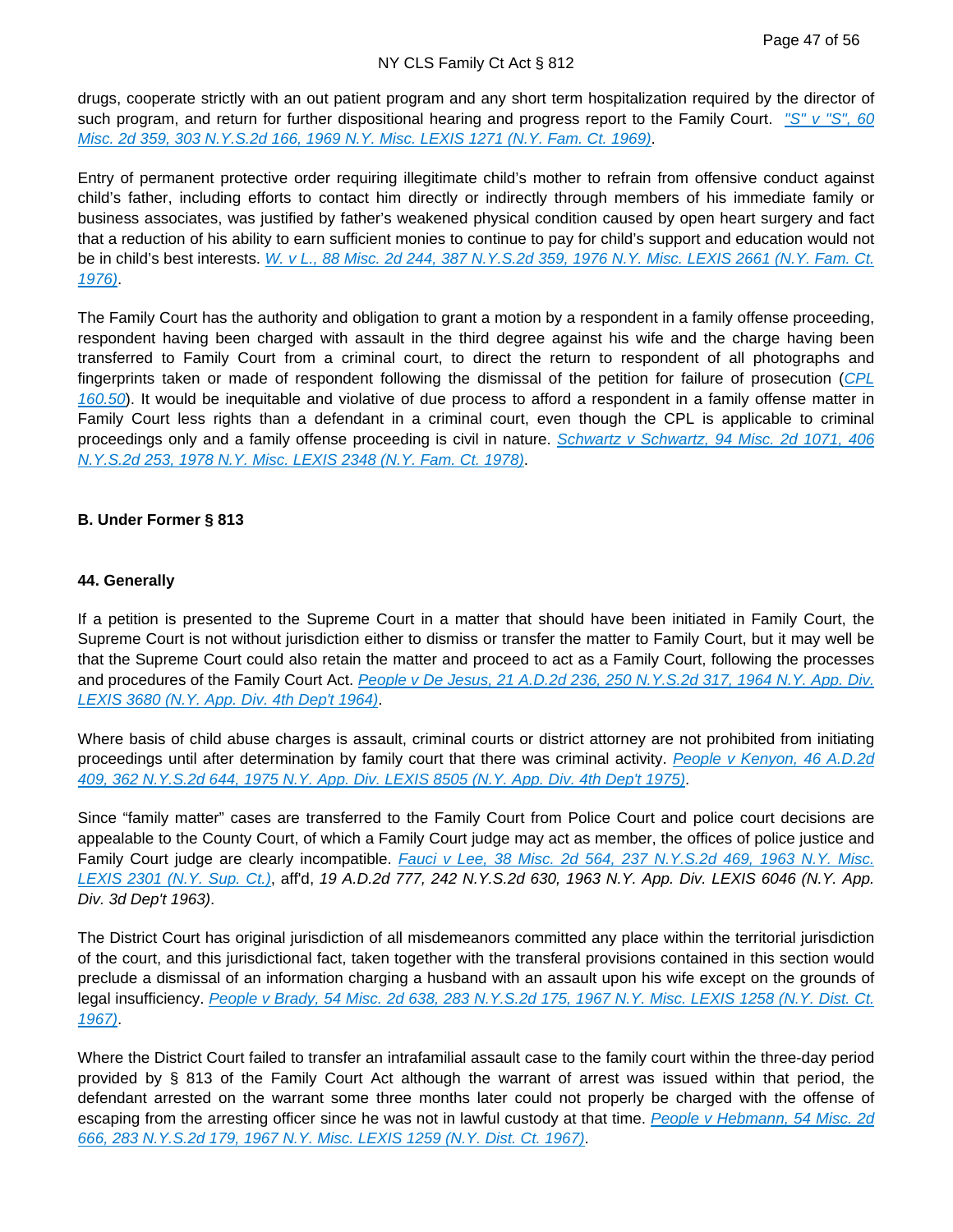drugs, cooperate strictly with an out patient program and any short term hospitalization required by the director of such program, and return for further dispositional hearing and progress report to the Family Court. *"S" v "S", 60 Misc. 2d 359, 303 N.Y.S.2d 166, 1969 N.Y. Misc. LEXIS 1271 (N.Y. Fam. Ct. 1969)*.

Entry of permanent protective order requiring illegitimate child's mother to refrain from offensive conduct against child's father, including efforts to contact him directly or indirectly through members of his immediate family or business associates, was justified by father's weakened physical condition caused by open heart surgery and fact that a reduction of his ability to earn sufficient monies to continue to pay for child's support and education would not be in child's best interests. *W. v L., 88 Misc. 2d 244, 387 N.Y.S.2d 359, 1976 N.Y. Misc. LEXIS 2661 (N.Y. Fam. Ct. 1976)*.

The Family Court has the authority and obligation to grant a motion by a respondent in a family offense proceeding, respondent having been charged with assault in the third degree against his wife and the charge having been transferred to Family Court from a criminal court, to direct the return to respondent of all photographs and fingerprints taken or made of respondent following the dismissal of the petition for failure of prosecution (*CPL 160.50*). It would be inequitable and violative of due process to afford a respondent in a family offense matter in Family Court less rights than a defendant in a criminal court, even though the CPL is applicable to criminal proceedings only and a family offense proceeding is civil in nature. *Schwartz v Schwartz, 94 Misc. 2d 1071, 406 N.Y.S.2d 253, 1978 N.Y. Misc. LEXIS 2348 (N.Y. Fam. Ct. 1978)*.

**B. Under Former § 813**

**44. Generally**

If a petition is presented to the Supreme Court in a matter that should have been initiated in Family Court, the Supreme Court is not without jurisdiction either to dismiss or transfer the matter to Family Court, but it may well be that the Supreme Court could also retain the matter and proceed to act as a Family Court, following the processes and procedures of the Family Court Act. *People v De Jesus, 21 A.D.2d 236, 250 N.Y.S.2d 317, 1964 N.Y. App. Div. LEXIS 3680 (N.Y. App. Div. 4th Dep't 1964)*.

Where basis of child abuse charges is assault, criminal courts or district attorney are not prohibited from initiating proceedings until after determination by family court that there was criminal activity. *People v Kenyon, 46 A.D.2d 409, 362 N.Y.S.2d 644, 1975 N.Y. App. Div. LEXIS 8505 (N.Y. App. Div. 4th Dep't 1975)*.

Since "family matter" cases are transferred to the Family Court from Police Court and police court decisions are appealable to the County Court, of which a Family Court judge may act as member, the offices of police justice and Family Court judge are clearly incompatible. *Fauci v Lee, 38 Misc. 2d 564, 237 N.Y.S.2d 469, 1963 N.Y. Misc. LEXIS 2301 (N.Y. Sup. Ct.)*, aff'd, *19 A.D.2d 777, 242 N.Y.S.2d 630, 1963 N.Y. App. Div. LEXIS 6046 (N.Y. App. Div. 3d Dep't 1963)*.

The District Court has original jurisdiction of all misdemeanors committed any place within the territorial jurisdiction of the court, and this jurisdictional fact, taken together with the transferal provisions contained in this section would preclude a dismissal of an information charging a husband with an assault upon his wife except on the grounds of legal insufficiency. *People v Brady, 54 Misc. 2d 638, 283 N.Y.S.2d 175, 1967 N.Y. Misc. LEXIS 1258 (N.Y. Dist. Ct. 1967)*.

Where the District Court failed to transfer an intrafamilial assault case to the family court within the three-day period provided by § 813 of the Family Court Act although the warrant of arrest was issued within that period, the defendant arrested on the warrant some three months later could not properly be charged with the offense of escaping from the arresting officer since he was not in lawful custody at that time. *People v Hebmann, 54 Misc. 2d 666, 283 N.Y.S.2d 179, 1967 N.Y. Misc. LEXIS 1259 (N.Y. Dist. Ct. 1967)*.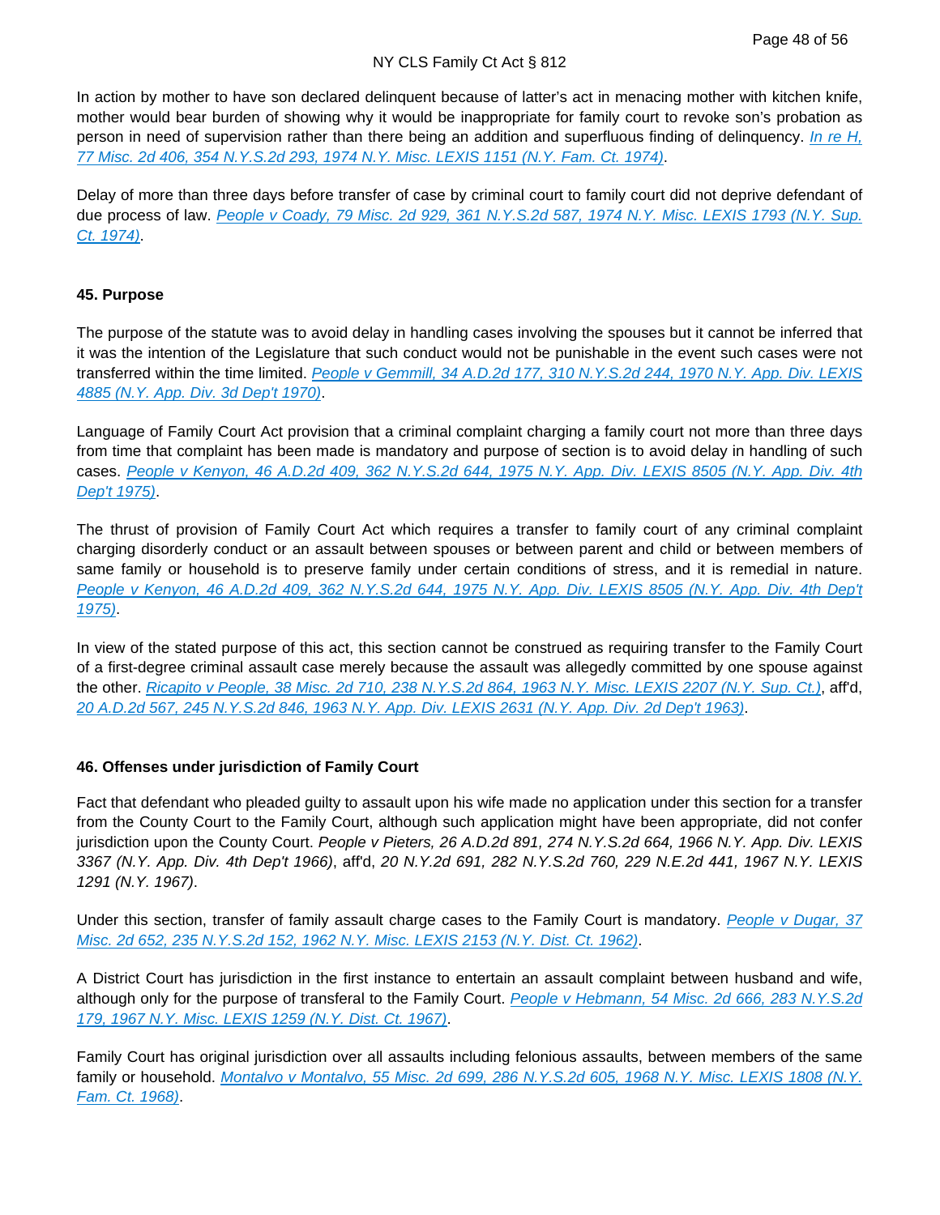In action by mother to have son declared delinquent because of latter's act in menacing mother with kitchen knife, mother would bear burden of showing why it would be inappropriate for family court to revoke son's probation as person in need of supervision rather than there being an addition and superfluous finding of delinquency. *In re H, 77 Misc. 2d 406, 354 N.Y.S.2d 293, 1974 N.Y. Misc. LEXIS 1151 (N.Y. Fam. Ct. 1974)*.

Delay of more than three days before transfer of case by criminal court to family court did not deprive defendant of due process of law. *People v Coady, 79 Misc. 2d 929, 361 N.Y.S.2d 587, 1974 N.Y. Misc. LEXIS 1793 (N.Y. Sup. Ct. 1974)*.

**45. Purpose**

The purpose of the statute was to avoid delay in handling cases involving the spouses but it cannot be inferred that it was the intention of the Legislature that such conduct would not be punishable in the event such cases were not transferred within the time limited. *People v Gemmill, 34 A.D.2d 177, 310 N.Y.S.2d 244, 1970 N.Y. App. Div. LEXIS 4885 (N.Y. App. Div. 3d Dep't 1970)*.

Language of Family Court Act provision that a criminal complaint charging a family court not more than three days from time that complaint has been made is mandatory and purpose of section is to avoid delay in handling of such cases. *People v Kenyon, 46 A.D.2d 409, 362 N.Y.S.2d 644, 1975 N.Y. App. Div. LEXIS 8505 (N.Y. App. Div. 4th Dep't 1975)*.

The thrust of provision of Family Court Act which requires a transfer to family court of any criminal complaint charging disorderly conduct or an assault between spouses or between parent and child or between members of same family or household is to preserve family under certain conditions of stress, and it is remedial in nature. *People v Kenyon, 46 A.D.2d 409, 362 N.Y.S.2d 644, 1975 N.Y. App. Div. LEXIS 8505 (N.Y. App. Div. 4th Dep't 1975)*.

In view of the stated purpose of this act, this section cannot be construed as requiring transfer to the Family Court of a first-degree criminal assault case merely because the assault was allegedly committed by one spouse against the other. *Ricapito v People, 38 Misc. 2d 710, 238 N.Y.S.2d 864, 1963 N.Y. Misc. LEXIS 2207 (N.Y. Sup. Ct.)*, aff'd, *20 A.D.2d 567, 245 N.Y.S.2d 846, 1963 N.Y. App. Div. LEXIS 2631 (N.Y. App. Div. 2d Dep't 1963)*.

**46. Offenses under jurisdiction of Family Court**

Fact that defendant who pleaded guilty to assault upon his wife made no application under this section for a transfer from the County Court to the Family Court, although such application might have been appropriate, did not confer jurisdiction upon the County Court. *People v Pieters, 26 A.D.2d 891, 274 N.Y.S.2d 664, 1966 N.Y. App. Div. LEXIS 3367 (N.Y. App. Div. 4th Dep't 1966)*, aff'd, *20 N.Y.2d 691, 282 N.Y.S.2d 760, 229 N.E.2d 441, 1967 N.Y. LEXIS 1291 (N.Y. 1967)*.

Under this section, transfer of family assault charge cases to the Family Court is mandatory. *People v Dugar, 37 Misc. 2d 652, 235 N.Y.S.2d 152, 1962 N.Y. Misc. LEXIS 2153 (N.Y. Dist. Ct. 1962)*.

A District Court has jurisdiction in the first instance to entertain an assault complaint between husband and wife, although only for the purpose of transferal to the Family Court. *People v Hebmann, 54 Misc. 2d 666, 283 N.Y.S.2d 179, 1967 N.Y. Misc. LEXIS 1259 (N.Y. Dist. Ct. 1967)*.

Family Court has original jurisdiction over all assaults including felonious assaults, between members of the same family or household. *Montalvo v Montalvo, 55 Misc. 2d 699, 286 N.Y.S.2d 605, 1968 N.Y. Misc. LEXIS 1808 (N.Y. Fam. Ct. 1968)*.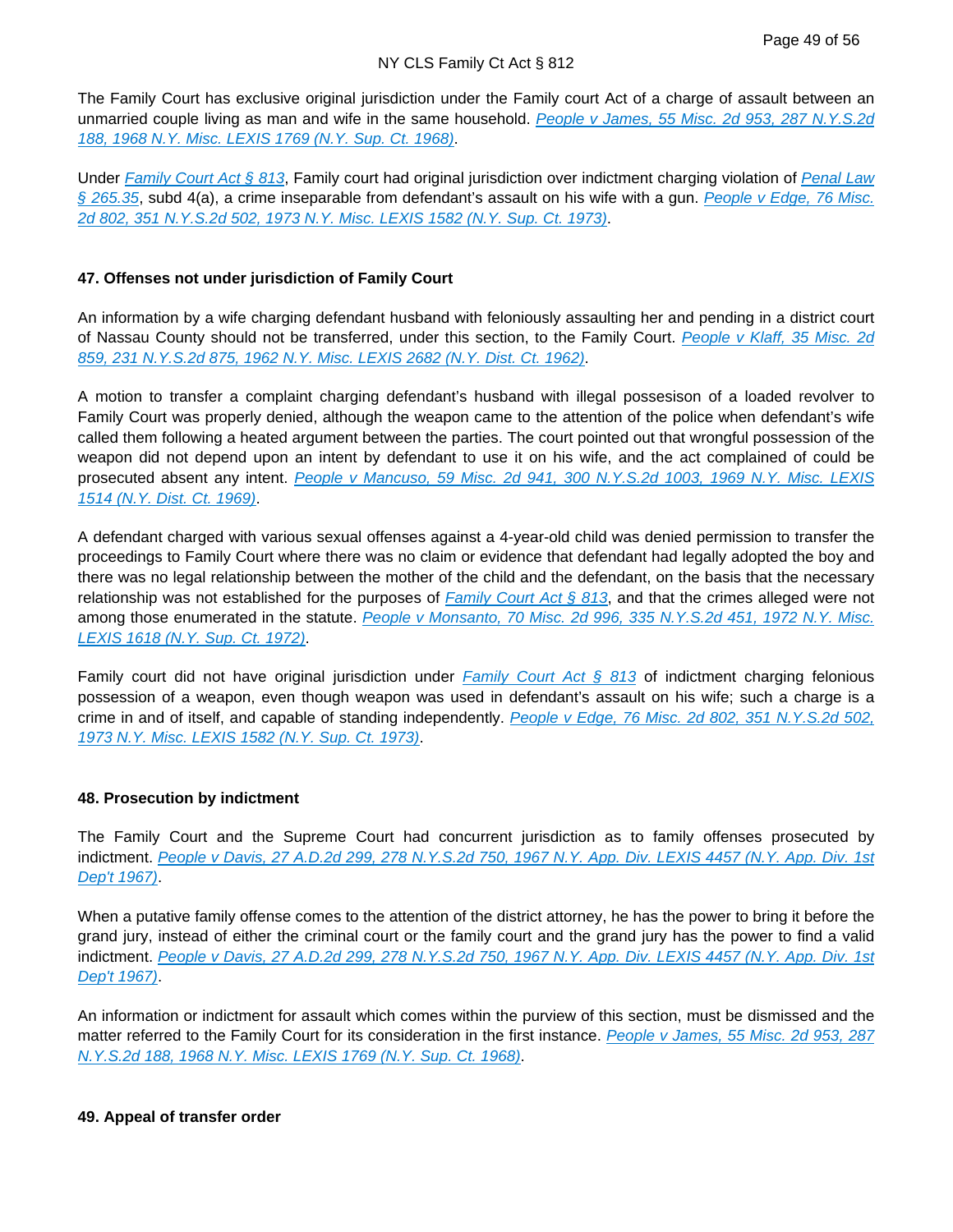The Family Court has exclusive original jurisdiction under the Family court Act of a charge of assault between an unmarried couple living as man and wife in the same household. *People v James, 55 Misc. 2d 953, 287 N.Y.S.2d 188, 1968 N.Y. Misc. LEXIS 1769 (N.Y. Sup. Ct. 1968)*.

Under *Family Court Act § 813*, Family court had original jurisdiction over indictment charging violation of *Penal Law § 265.35*, subd 4(a), a crime inseparable from defendant's assault on his wife with a gun. *People v Edge, 76 Misc. 2d 802, 351 N.Y.S.2d 502, 1973 N.Y. Misc. LEXIS 1582 (N.Y. Sup. Ct. 1973)*.

**47. Offenses not under jurisdiction of Family Court**

An information by a wife charging defendant husband with feloniously assaulting her and pending in a district court of Nassau County should not be transferred, under this section, to the Family Court. *People v Klaff, 35 Misc. 2d 859, 231 N.Y.S.2d 875, 1962 N.Y. Misc. LEXIS 2682 (N.Y. Dist. Ct. 1962)*.

A motion to transfer a complaint charging defendant's husband with illegal possesison of a loaded revolver to Family Court was properly denied, although the weapon came to the attention of the police when defendant's wife called them following a heated argument between the parties. The court pointed out that wrongful possession of the weapon did not depend upon an intent by defendant to use it on his wife, and the act complained of could be prosecuted absent any intent. *People v Mancuso, 59 Misc. 2d 941, 300 N.Y.S.2d 1003, 1969 N.Y. Misc. LEXIS 1514 (N.Y. Dist. Ct. 1969)*.

A defendant charged with various sexual offenses against a 4-year-old child was denied permission to transfer the proceedings to Family Court where there was no claim or evidence that defendant had legally adopted the boy and there was no legal relationship between the mother of the child and the defendant, on the basis that the necessary relationship was not established for the purposes of *Family Court Act § 813*, and that the crimes alleged were not among those enumerated in the statute. *People v Monsanto, 70 Misc. 2d 996, 335 N.Y.S.2d 451, 1972 N.Y. Misc. LEXIS 1618 (N.Y. Sup. Ct. 1972)*.

Family court did not have original jurisdiction under *Family Court Act § 813* of indictment charging felonious possession of a weapon, even though weapon was used in defendant's assault on his wife; such a charge is a crime in and of itself, and capable of standing independently. *People v Edge, 76 Misc. 2d 802, 351 N.Y.S.2d 502, 1973 N.Y. Misc. LEXIS 1582 (N.Y. Sup. Ct. 1973)*.

**48. Prosecution by indictment**

The Family Court and the Supreme Court had concurrent jurisdiction as to family offenses prosecuted by indictment. *People v Davis, 27 A.D.2d 299, 278 N.Y.S.2d 750, 1967 N.Y. App. Div. LEXIS 4457 (N.Y. App. Div. 1st Dep't 1967)*.

When a putative family offense comes to the attention of the district attorney, he has the power to bring it before the grand jury, instead of either the criminal court or the family court and the grand jury has the power to find a valid indictment. *People v Davis, 27 A.D.2d 299, 278 N.Y.S.2d 750, 1967 N.Y. App. Div. LEXIS 4457 (N.Y. App. Div. 1st Dep't 1967)*.

An information or indictment for assault which comes within the purview of this section, must be dismissed and the matter referred to the Family Court for its consideration in the first instance. *People v James, 55 Misc. 2d 953, 287 N.Y.S.2d 188, 1968 N.Y. Misc. LEXIS 1769 (N.Y. Sup. Ct. 1968)*.

**49. Appeal of transfer order**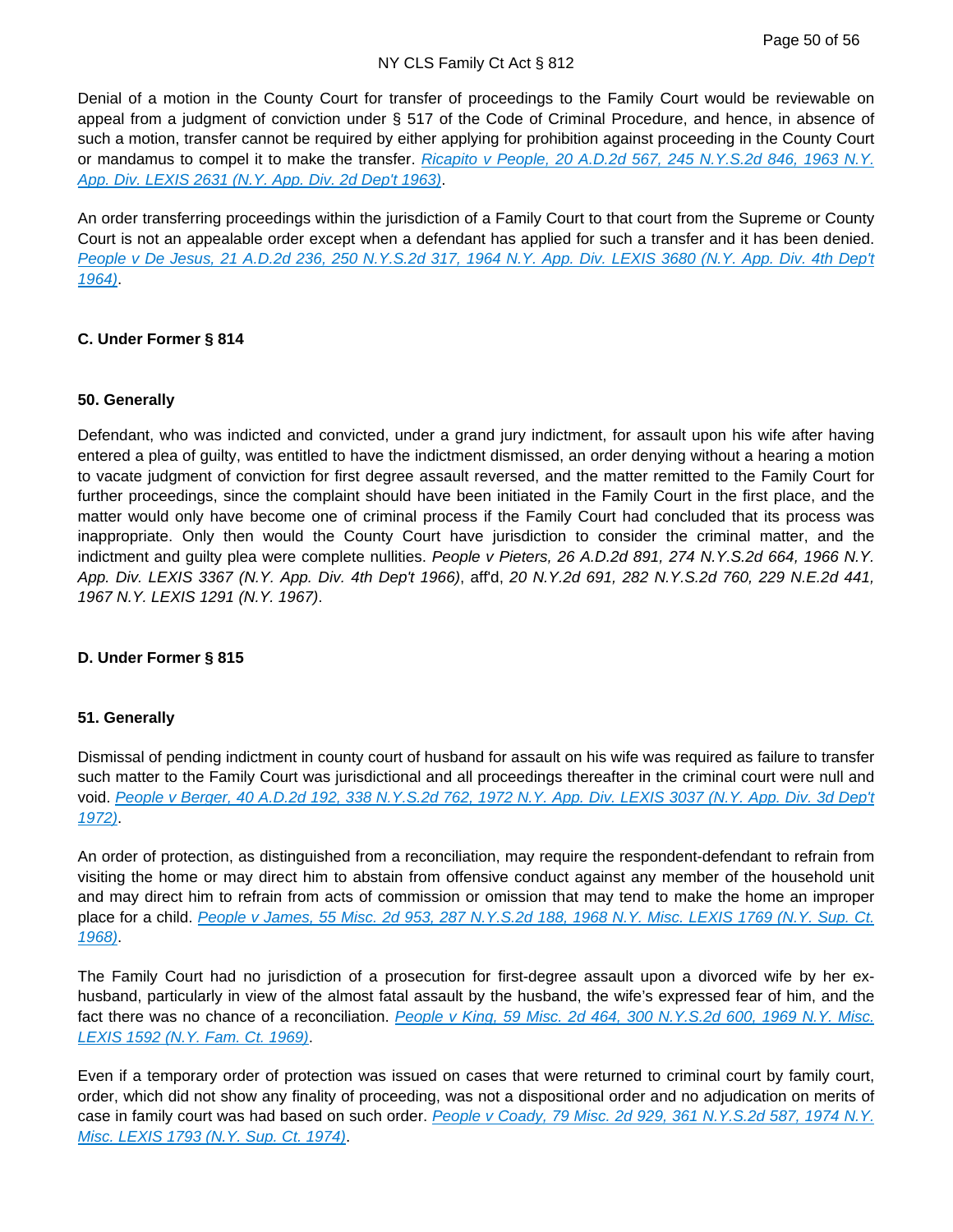Denial of a motion in the County Court for transfer of proceedings to the Family Court would be reviewable on appeal from a judgment of conviction under § 517 of the Code of Criminal Procedure, and hence, in absence of such a motion, transfer cannot be required by either applying for prohibition against proceeding in the County Court or mandamus to compel it to make the transfer. *Ricapito v People, 20 A.D.2d 567, 245 N.Y.S.2d 846, 1963 N.Y. App. Div. LEXIS 2631 (N.Y. App. Div. 2d Dep't 1963)*.

An order transferring proceedings within the jurisdiction of a Family Court to that court from the Supreme or County Court is not an appealable order except when a defendant has applied for such a transfer and it has been denied. *People v De Jesus, 21 A.D.2d 236, 250 N.Y.S.2d 317, 1964 N.Y. App. Div. LEXIS 3680 (N.Y. App. Div. 4th Dep't 1964)*.

### C. Under Former § 814

#### 50. Generally

Defendant, who was indicted and convicted, under a grand jury indictment, for assault upon his wife after having entered a plea of guilty, was entitled to have the indictment dismissed, an order denying without a hearing a motion to vacate judgment of conviction for first degree assault reversed, and the matter remitted to the Family Court for further proceedings, since the complaint should have been initiated in the Family Court in the first place, and the matter would only have become one of criminal process if the Family Court had concluded that its process was inappropriate. Only then would the County Court have jurisdiction to consider the criminal matter, and the indictment and guilty plea were complete nullities. *People v Pieters, 26 A.D.2d 891, 274 N.Y.S.2d 664, 1966 N.Y. App. Div. LEXIS 3367 (N.Y. App. Div. 4th Dep't 1966)*, aff'd, *20 N.Y.2d 691, 282 N.Y.S.2d 760, 229 N.E.2d 441, 1967 N.Y. LEXIS 1291 (N.Y. 1967)*.

### D. Under Former § 815

#### 51. Generally

Dismissal of pending indictment in county court of husband for assault on his wife was required as failure to transfer such matter to the Family Court was jurisdictional and all proceedings thereafter in the criminal court were null and void. *People v Berger, 40 A.D.2d 192, 338 N.Y.S.2d 762, 1972 N.Y. App. Div. LEXIS 3037 (N.Y. App. Div. 3d Dep't 1972)*.

An order of protection, as distinguished from a reconciliation, may require the respondent-defendant to refrain from visiting the home or may direct him to abstain from offensive conduct against any member of the household unit and may direct him to refrain from acts of commission or omission that may tend to make the home an improper place for a child. *People v James, 55 Misc. 2d 953, 287 N.Y.S.2d 188, 1968 N.Y. Misc. LEXIS 1769 (N.Y. Sup. Ct. 1968)*.

The Family Court had no jurisdiction of a prosecution for first-degree assault upon a divorced wife by her ex-husband, particularly in view of the almost fatal assault by the husband, the wife's expressed fear of him, and the fact there was no chance of a reconciliation. *People v King, 59 Misc. 2d 464, 300 N.Y.S.2d 600, 1969 N.Y. Misc. LEXIS 1592 (N.Y. Fam. Ct. 1969)*.

Even if a temporary order of protection was issued on cases that were returned to criminal court by family court, order, which did not show any finality of proceeding, was not a dispositional order and no adjudication on merits of case in family court was had based on such order. *People v Coady, 79 Misc. 2d 929, 361 N.Y.S.2d 587, 1974 N.Y. Misc. LEXIS 1793 (N.Y. Sup. Ct. 1974)*.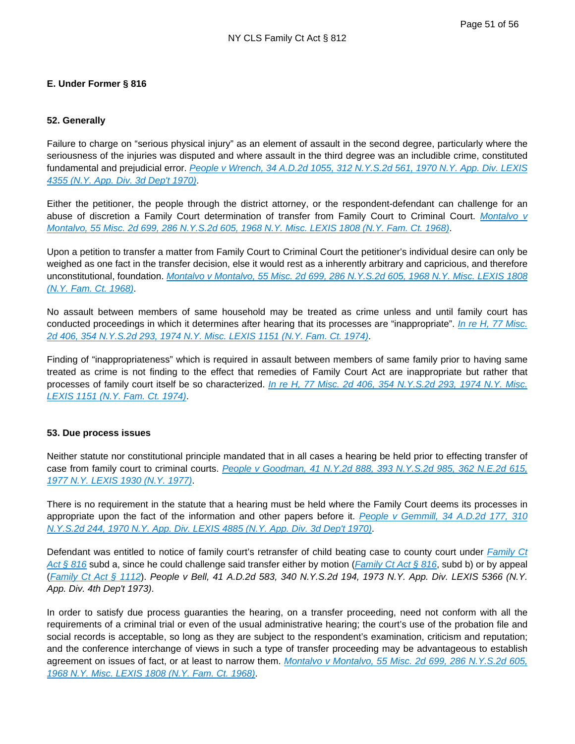### E. Under Former § 816

#### 52. Generally

Failure to charge on “serious physical injury” as an element of assault in the second degree, particularly where the seriousness of the injuries was disputed and where assault in the third degree was an includible crime, constituted fundamental and prejudicial error. [People v Wrench, 34 A.D.2d 1055, 312 N.Y.S.2d 561, 1970 N.Y. App. Div. LEXIS 4355 (N.Y. App. Div. 3d Dep't 1970)].

Either the petitioner, the people through the district attorney, or the respondent-defendant can challenge for an abuse of discretion a Family Court determination of transfer from Family Court to Criminal Court. [Montalvo v Montalvo, 55 Misc. 2d 699, 286 N.Y.S.2d 605, 1968 N.Y. Misc. LEXIS 1808 (N.Y. Fam. Ct. 1968)].

Upon a petition to transfer a matter from Family Court to Criminal Court the petitioner’s individual desire can only be weighed as one fact in the transfer decision, else it would rest as a inherently arbitrary and capricious, and therefore unconstitutional, foundation. [Montalvo v Montalvo, 55 Misc. 2d 699, 286 N.Y.S.2d 605, 1968 N.Y. Misc. LEXIS 1808 (N.Y. Fam. Ct. 1968)].

No assault between members of same household may be treated as crime unless and until family court has conducted proceedings in which it determines after hearing that its processes are “inappropriate”. [In re H, 77 Misc. 2d 406, 354 N.Y.S.2d 293, 1974 N.Y. Misc. LEXIS 1151 (N.Y. Fam. Ct. 1974)].

Finding of “inappropriateness” which is required in assault between members of same family prior to having same treated as crime is not finding to the effect that remedies of Family Court Act are inappropriate but rather that processes of family court itself be so characterized. [In re H, 77 Misc. 2d 406, 354 N.Y.S.2d 293, 1974 N.Y. Misc. LEXIS 1151 (N.Y. Fam. Ct. 1974)].

#### 53. Due process issues

Neither statute nor constitutional principle mandated that in all cases a hearing be held prior to effecting transfer of case from family court to criminal courts. [People v Goodman, 41 N.Y.2d 888, 393 N.Y.S.2d 985, 362 N.E.2d 615, 1977 N.Y. LEXIS 1930 (N.Y. 1977)].

There is no requirement in the statute that a hearing must be held where the Family Court deems its processes in appropriate upon the fact of the information and other papers before it. [People v Gemmill, 34 A.D.2d 177, 310 N.Y.S.2d 244, 1970 N.Y. App. Div. LEXIS 4885 (N.Y. App. Div. 3d Dep't 1970)].

Defendant was entitled to notice of family court’s retransfer of child beating case to county court under [Family Ct Act § 816] subd a, since he could challenge said transfer either by motion ([Family Ct Act § 816], subd b) or by appeal ([Family Ct Act § 1112]). *People v Bell, 41 A.D.2d 583, 340 N.Y.S.2d 194, 1973 N.Y. App. Div. LEXIS 5366 (N.Y. App. Div. 4th Dep't 1973)*.

In order to satisfy due process guaranties the hearing, on a transfer proceeding, need not conform with all the requirements of a criminal trial or even of the usual administrative hearing; the court’s use of the probation file and social records is acceptable, so long as they are subject to the respondent’s examination, criticism and reputation; and the conference interchange of views in such a type of transfer proceeding may be advantageous to establish agreement on issues of fact, or at least to narrow them. [Montalvo v Montalvo, 55 Misc. 2d 699, 286 N.Y.S.2d 605, 1968 N.Y. Misc. LEXIS 1808 (N.Y. Fam. Ct. 1968)].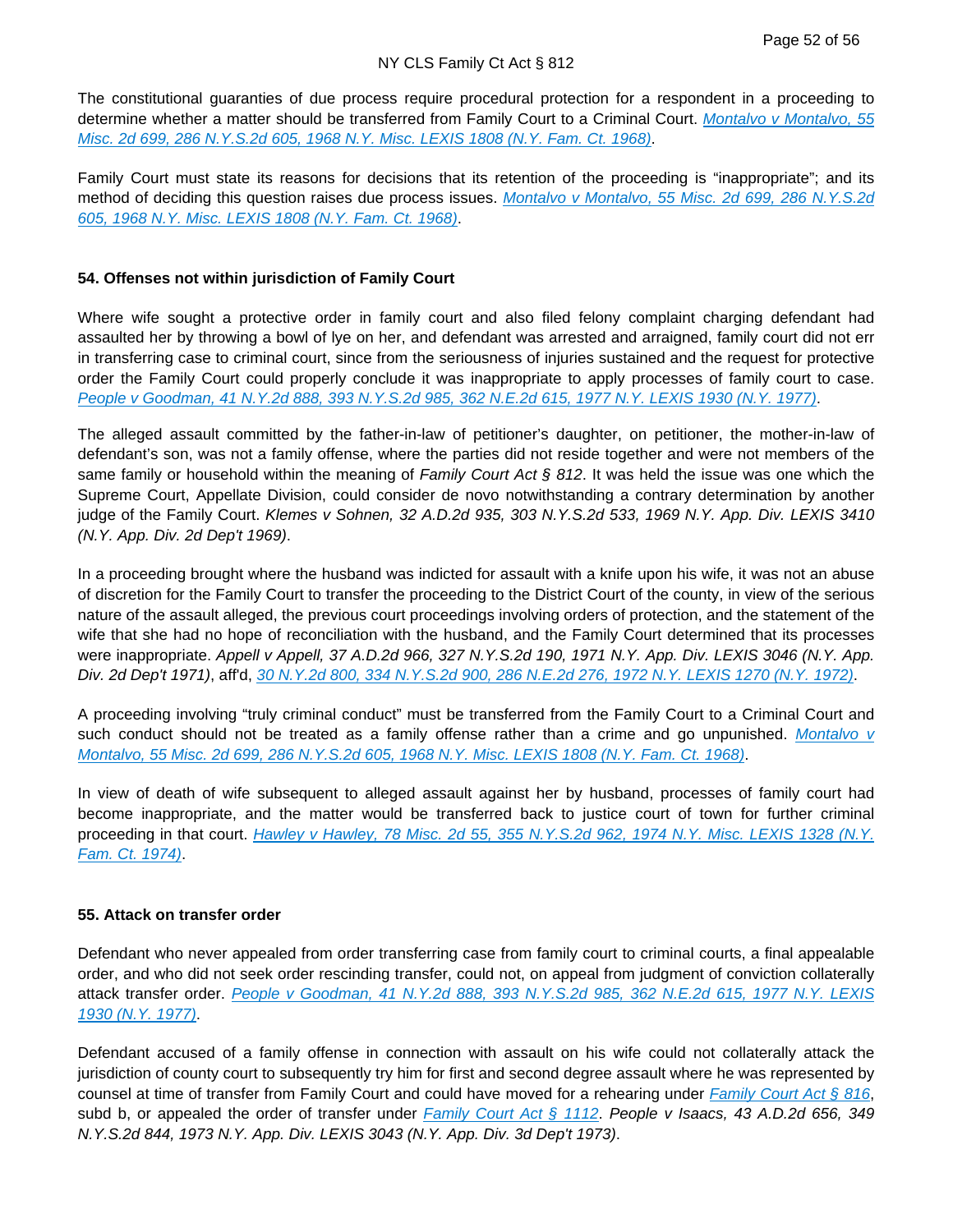The constitutional guaranties of due process require procedural protection for a respondent in a proceeding to determine whether a matter should be transferred from Family Court to a Criminal Court. *Montalvo v Montalvo, 55 Misc. 2d 699, 286 N.Y.S.2d 605, 1968 N.Y. Misc. LEXIS 1808 (N.Y. Fam. Ct. 1968)*.

Family Court must state its reasons for decisions that its retention of the proceeding is "inappropriate"; and its method of deciding this question raises due process issues. *Montalvo v Montalvo, 55 Misc. 2d 699, 286 N.Y.S.2d 605, 1968 N.Y. Misc. LEXIS 1808 (N.Y. Fam. Ct. 1968)*.

#### 54. Offenses not within jurisdiction of Family Court

Where wife sought a protective order in family court and also filed felony complaint charging defendant had assaulted her by throwing a bowl of lye on her, and defendant was arrested and arraigned, family court did not err in transferring case to criminal court, since from the seriousness of injuries sustained and the request for protective order the Family Court could properly conclude it was inappropriate to apply processes of family court to case. *People v Goodman, 41 N.Y.2d 888, 393 N.Y.S.2d 985, 362 N.E.2d 615, 1977 N.Y. LEXIS 1930 (N.Y. 1977)*.

The alleged assault committed by the father-in-law of petitioner's daughter, on petitioner, the mother-in-law of defendant's son, was not a family offense, where the parties did not reside together and were not members of the same family or household within the meaning of *Family Court Act § 812*. It was held the issue was one which the Supreme Court, Appellate Division, could consider de novo notwithstanding a contrary determination by another judge of the Family Court. *Klemes v Sohnen, 32 A.D.2d 935, 303 N.Y.S.2d 533, 1969 N.Y. App. Div. LEXIS 3410 (N.Y. App. Div. 2d Dep't 1969)*.

In a proceeding brought where the husband was indicted for assault with a knife upon his wife, it was not an abuse of discretion for the Family Court to transfer the proceeding to the District Court of the county, in view of the serious nature of the assault alleged, the previous court proceedings involving orders of protection, and the statement of the wife that she had no hope of reconciliation with the husband, and the Family Court determined that its processes were inappropriate. *Appell v Appell, 37 A.D.2d 966, 327 N.Y.S.2d 190, 1971 N.Y. App. Div. LEXIS 3046 (N.Y. App. Div. 2d Dep't 1971)*, aff'd, *30 N.Y.2d 800, 334 N.Y.S.2d 900, 286 N.E.2d 276, 1972 N.Y. LEXIS 1270 (N.Y. 1972)*.

A proceeding involving "truly criminal conduct" must be transferred from the Family Court to a Criminal Court and such conduct should not be treated as a family offense rather than a crime and go unpunished. *Montalvo v Montalvo, 55 Misc. 2d 699, 286 N.Y.S.2d 605, 1968 N.Y. Misc. LEXIS 1808 (N.Y. Fam. Ct. 1968)*.

In view of death of wife subsequent to alleged assault against her by husband, processes of family court had become inappropriate, and the matter would be transferred back to justice court of town for further criminal proceeding in that court. *Hawley v Hawley, 78 Misc. 2d 55, 355 N.Y.S.2d 962, 1974 N.Y. Misc. LEXIS 1328 (N.Y. Fam. Ct. 1974)*.

#### 55. Attack on transfer order

Defendant who never appealed from order transferring case from family court to criminal courts, a final appealable order, and who did not seek order rescinding transfer, could not, on appeal from judgment of conviction collaterally attack transfer order. *People v Goodman, 41 N.Y.2d 888, 393 N.Y.S.2d 985, 362 N.E.2d 615, 1977 N.Y. LEXIS 1930 (N.Y. 1977)*.

Defendant accused of a family offense in connection with assault on his wife could not collaterally attack the jurisdiction of county court to subsequently try him for first and second degree assault where he was represented by counsel at time of transfer from Family Court and could have moved for a rehearing under *Family Court Act § 816*, subd b, or appealed the order of transfer under *Family Court Act § 1112*. *People v Isaacs, 43 A.D.2d 656, 349 N.Y.S.2d 844, 1973 N.Y. App. Div. LEXIS 3043 (N.Y. App. Div. 3d Dep't 1973)*.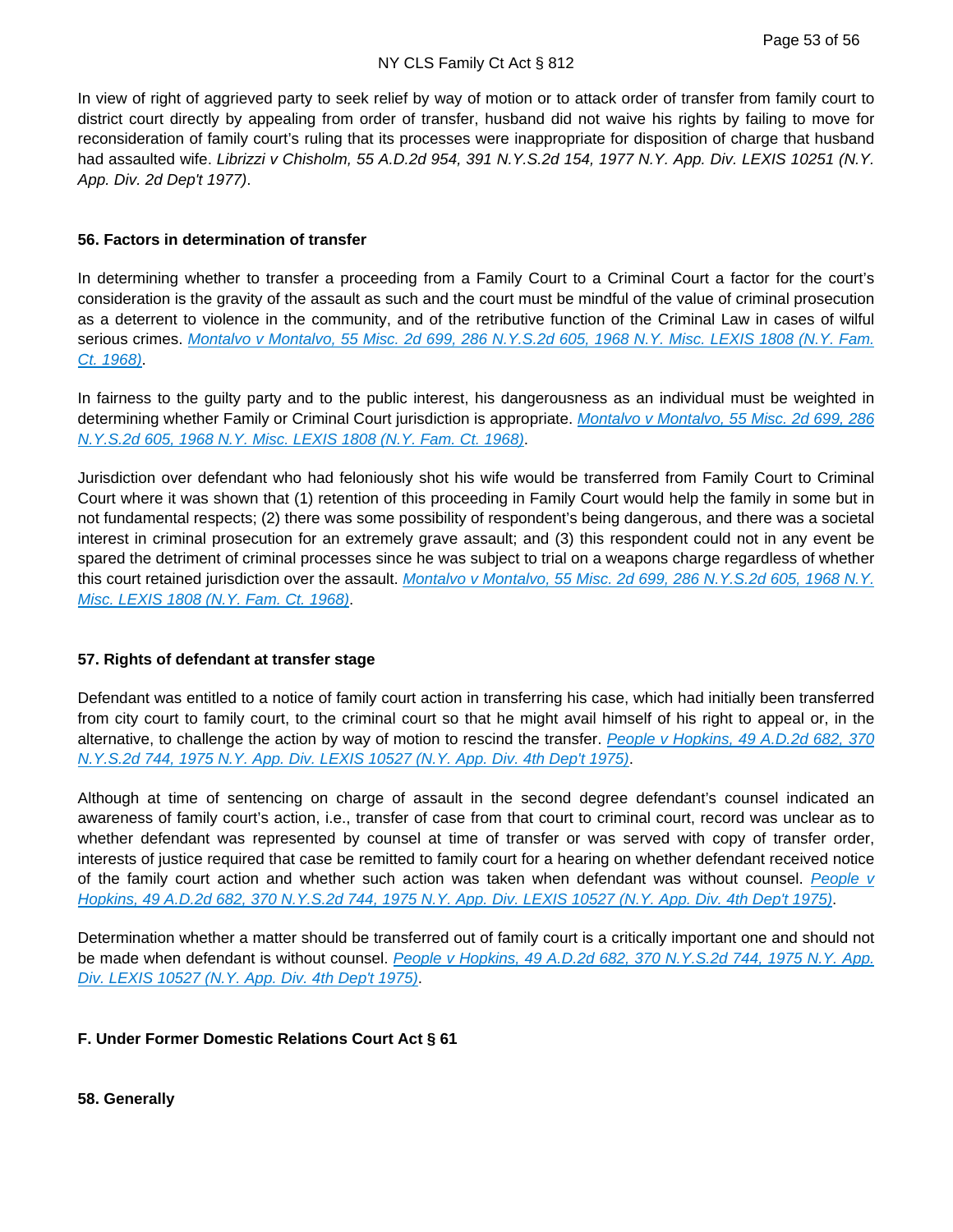In view of right of aggrieved party to seek relief by way of motion or to attack order of transfer from family court to district court directly by appealing from order of transfer, husband did not waive his rights by failing to move for reconsideration of family court's ruling that its processes were inappropriate for disposition of charge that husband had assaulted wife. *Librizzi v Chisholm, 55 A.D.2d 954, 391 N.Y.S.2d 154, 1977 N.Y. App. Div. LEXIS 10251 (N.Y. App. Div. 2d Dep't 1977)*.

### 56. Factors in determination of transfer

In determining whether to transfer a proceeding from a Family Court to a Criminal Court a factor for the court's consideration is the gravity of the assault as such and the court must be mindful of the value of criminal prosecution as a deterrent to violence in the community, and of the retributive function of the Criminal Law in cases of wilful serious crimes. *Montalvo v Montalvo, 55 Misc. 2d 699, 286 N.Y.S.2d 605, 1968 N.Y. Misc. LEXIS 1808 (N.Y. Fam. Ct. 1968)*.

In fairness to the guilty party and to the public interest, his dangerousness as an individual must be weighted in determining whether Family or Criminal Court jurisdiction is appropriate. *Montalvo v Montalvo, 55 Misc. 2d 699, 286 N.Y.S.2d 605, 1968 N.Y. Misc. LEXIS 1808 (N.Y. Fam. Ct. 1968)*.

Jurisdiction over defendant who had feloniously shot his wife would be transferred from Family Court to Criminal Court where it was shown that (1) retention of this proceeding in Family Court would help the family in some but in not fundamental respects; (2) there was some possibility of respondent's being dangerous, and there was a societal interest in criminal prosecution for an extremely grave assault; and (3) this respondent could not in any event be spared the detriment of criminal processes since he was subject to trial on a weapons charge regardless of whether this court retained jurisdiction over the assault. *Montalvo v Montalvo, 55 Misc. 2d 699, 286 N.Y.S.2d 605, 1968 N.Y. Misc. LEXIS 1808 (N.Y. Fam. Ct. 1968)*.

### 57. Rights of defendant at transfer stage

Defendant was entitled to a notice of family court action in transferring his case, which had initially been transferred from city court to family court, to the criminal court so that he might avail himself of his right to appeal or, in the alternative, to challenge the action by way of motion to rescind the transfer. *People v Hopkins, 49 A.D.2d 682, 370 N.Y.S.2d 744, 1975 N.Y. App. Div. LEXIS 10527 (N.Y. App. Div. 4th Dep't 1975)*.

Although at time of sentencing on charge of assault in the second degree defendant's counsel indicated an awareness of family court's action, i.e., transfer of case from that court to criminal court, record was unclear as to whether defendant was represented by counsel at time of transfer or was served with copy of transfer order, interests of justice required that case be remitted to family court for a hearing on whether defendant received notice of the family court action and whether such action was taken when defendant was without counsel. *People v Hopkins, 49 A.D.2d 682, 370 N.Y.S.2d 744, 1975 N.Y. App. Div. LEXIS 10527 (N.Y. App. Div. 4th Dep't 1975)*.

Determination whether a matter should be transferred out of family court is a critically important one and should not be made when defendant is without counsel. *People v Hopkins, 49 A.D.2d 682, 370 N.Y.S.2d 744, 1975 N.Y. App. Div. LEXIS 10527 (N.Y. App. Div. 4th Dep't 1975)*.

## F. Under Former Domestic Relations Court Act § 61

### 58. Generally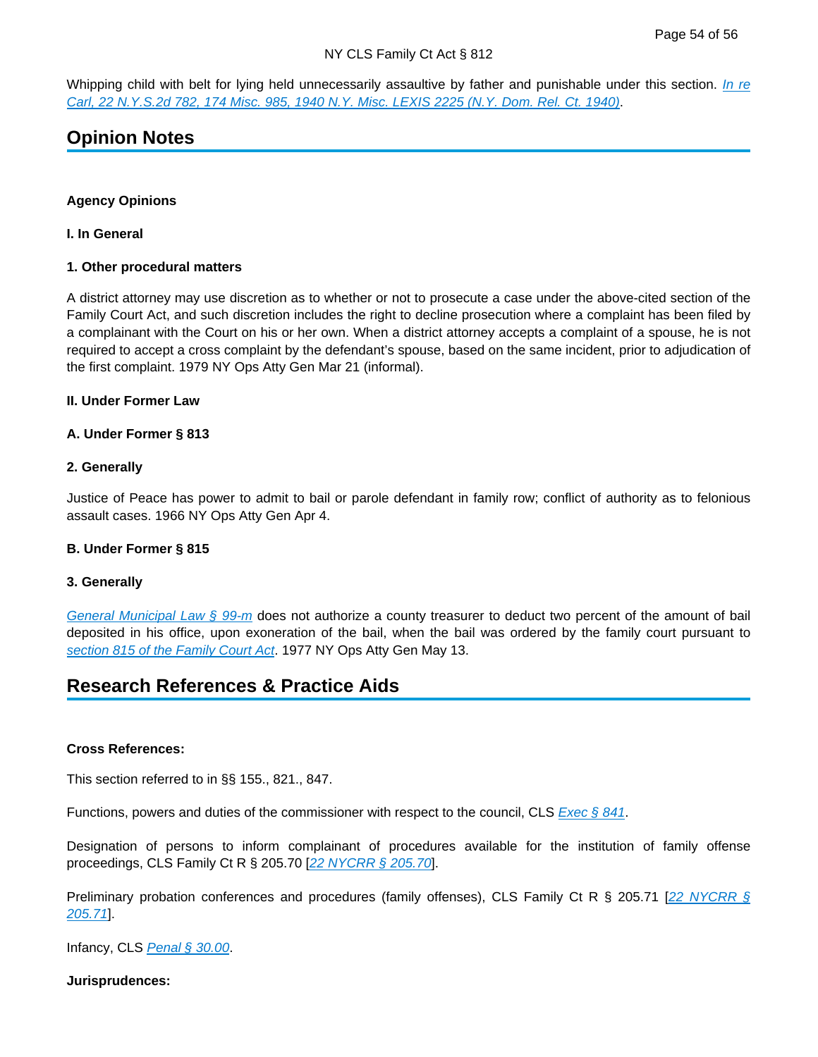Whipping child with belt for lying held unnecessarily assaultive by father and punishable under this section. *In re Carl, 22 N.Y.S.2d 782, 174 Misc. 985, 1940 N.Y. Misc. LEXIS 2225 (N.Y. Dom. Rel. Ct. 1940)*.

## Opinion Notes

**Agency Opinions**

**I. In General**

**1. Other procedural matters**

A district attorney may use discretion as to whether or not to prosecute a case under the above-cited section of the Family Court Act, and such discretion includes the right to decline prosecution where a complaint has been filed by a complainant with the Court on his or her own. When a district attorney accepts a complaint of a spouse, he is not required to accept a cross complaint by the defendant's spouse, based on the same incident, prior to adjudication of the first complaint. 1979 NY Ops Atty Gen Mar 21 (informal).

**II. Under Former Law**

**A. Under Former § 813**

**2. Generally**

Justice of Peace has power to admit to bail or parole defendant in family row; conflict of authority as to felonious assault cases. 1966 NY Ops Atty Gen Apr 4.

**B. Under Former § 815**

**3. Generally**

*General Municipal Law § 99-m* does not authorize a county treasurer to deduct two percent of the amount of bail deposited in his office, upon exoneration of the bail, when the bail was ordered by the family court pursuant to *section 815 of the Family Court Act*. 1977 NY Ops Atty Gen May 13.

## Research References & Practice Aids

**Cross References:**

This section referred to in §§ 155., 821., 847.

Functions, powers and duties of the commissioner with respect to the council, CLS *Exec § 841*.

Designation of persons to inform complainant of procedures available for the institution of family offense proceedings, CLS Family Ct R § 205.70 [*22 NYCRR § 205.70*].

Preliminary probation conferences and procedures (family offenses), CLS Family Ct R § 205.71 [*22 NYCRR § 205.71*].

Infancy, CLS *Penal § 30.00*.

**Jurisprudences:**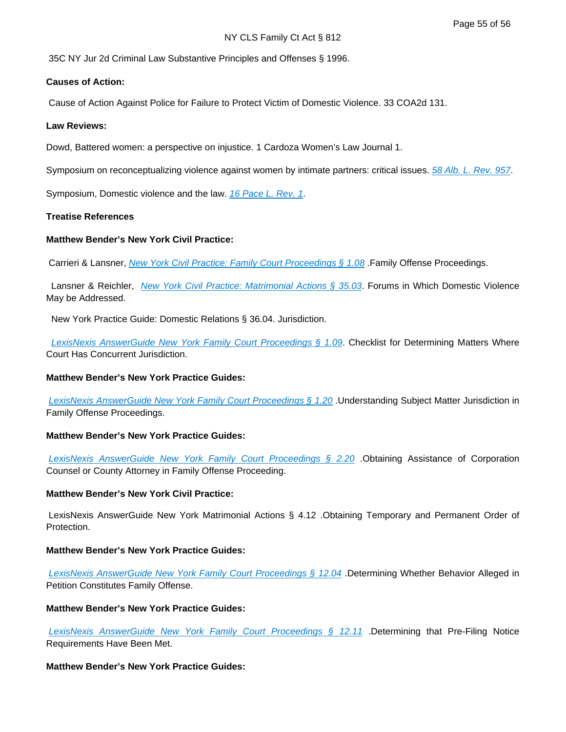35C NY Jur 2d Criminal Law Substantive Principles and Offenses § 1996.

**Causes of Action:**

Cause of Action Against Police for Failure to Protect Victim of Domestic Violence. 33 COA2d 131.

**Law Reviews:**

Dowd, Battered women: a perspective on injustice. 1 Cardoza Women's Law Journal 1.

Symposium on reconceptualizing violence against women by intimate partners: critical issues. *58 Alb. L. Rev. 957*.

Symposium, Domestic violence and the law. *16 Pace L. Rev. 1*.

**Treatise References**

**Matthew Bender's New York Civil Practice:**

Carrieri & Lansner, *New York Civil Practice: Family Court Proceedings § 1.08* .Family Offense Proceedings.

Lansner & Reichler, *New York Civil Practice: Matrimonial Actions § 35.03*. Forums in Which Domestic Violence May be Addressed.

New York Practice Guide: Domestic Relations § 36.04. Jurisdiction.

*LexisNexis AnswerGuide New York Family Court Proceedings § 1.09*. Checklist for Determining Matters Where Court Has Concurrent Jurisdiction.

**Matthew Bender's New York Practice Guides:**

*LexisNexis AnswerGuide New York Family Court Proceedings § 1.20* .Understanding Subject Matter Jurisdiction in Family Offense Proceedings.

**Matthew Bender's New York Practice Guides:**

*LexisNexis AnswerGuide New York Family Court Proceedings § 2.20* .Obtaining Assistance of Corporation Counsel or County Attorney in Family Offense Proceeding.

**Matthew Bender's New York Civil Practice:**

LexisNexis AnswerGuide New York Matrimonial Actions § 4.12 .Obtaining Temporary and Permanent Order of Protection.

**Matthew Bender's New York Practice Guides:**

*LexisNexis AnswerGuide New York Family Court Proceedings § 12.04* .Determining Whether Behavior Alleged in Petition Constitutes Family Offense.

**Matthew Bender's New York Practice Guides:**

*LexisNexis AnswerGuide New York Family Court Proceedings § 12.11* .Determining that Pre-Filing Notice Requirements Have Been Met.

**Matthew Bender's New York Practice Guides:**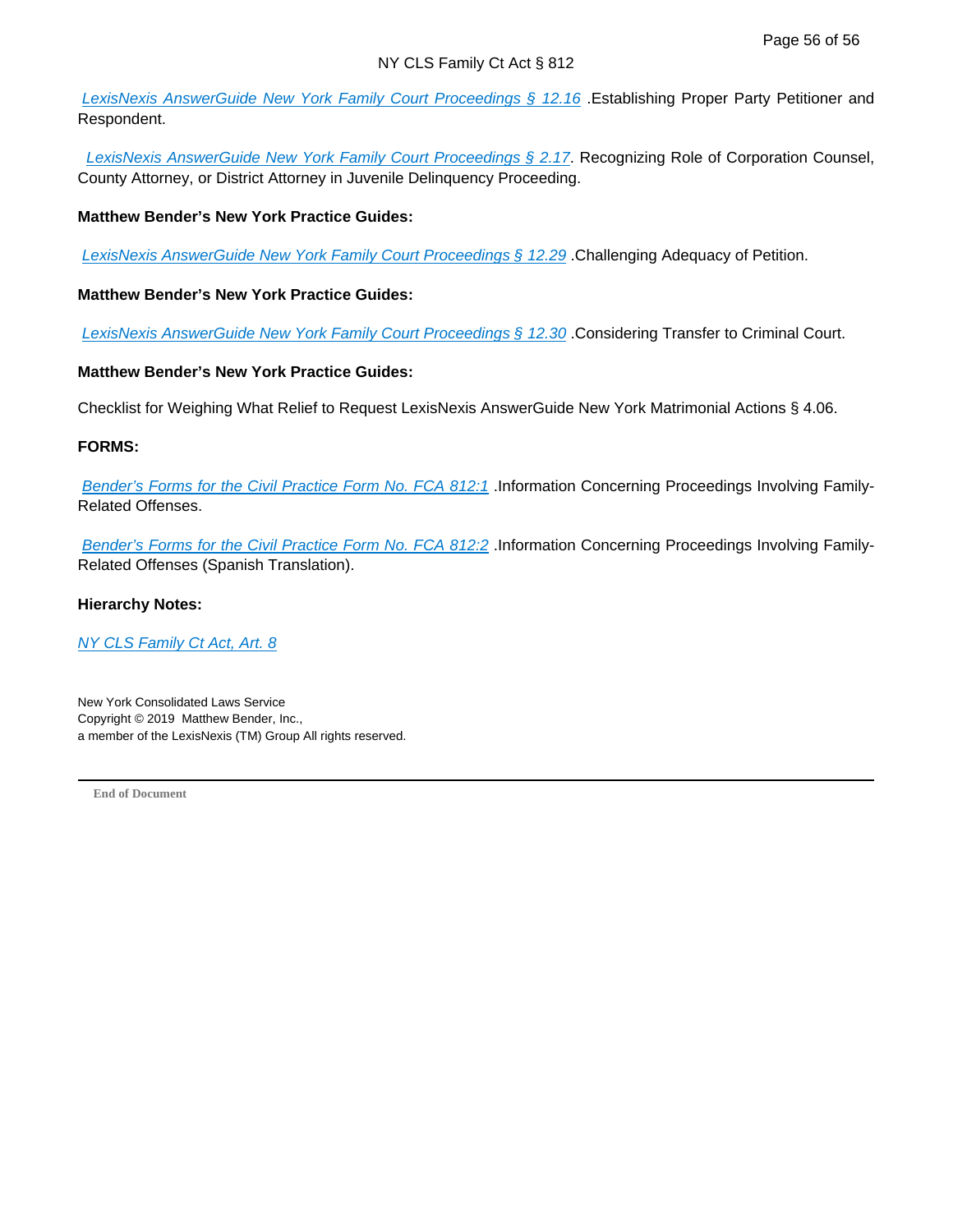LexisNexis AnswerGuide New York Family Court Proceedings § 12.16 .Establishing Proper Party Petitioner and Respondent.

LexisNexis AnswerGuide New York Family Court Proceedings § 2.17. Recognizing Role of Corporation Counsel, County Attorney, or District Attorney in Juvenile Delinquency Proceeding.

**Matthew Bender's New York Practice Guides:**

LexisNexis AnswerGuide New York Family Court Proceedings § 12.29 .Challenging Adequacy of Petition.

**Matthew Bender's New York Practice Guides:**

LexisNexis AnswerGuide New York Family Court Proceedings § 12.30 .Considering Transfer to Criminal Court.

**Matthew Bender's New York Practice Guides:**

Checklist for Weighing What Relief to Request LexisNexis AnswerGuide New York Matrimonial Actions § 4.06.

**FORMS:**

Bender's Forms for the Civil Practice Form No. FCA 812:1 .Information Concerning Proceedings Involving Family-Related Offenses.

Bender's Forms for the Civil Practice Form No. FCA 812:2 .Information Concerning Proceedings Involving Family-Related Offenses (Spanish Translation).

**Hierarchy Notes:**

NY CLS Family Ct Act, Art. 8

New York Consolidated Laws Service
Copyright © 2019 Matthew Bender, Inc.,
a member of the LexisNexis (TM) Group All rights reserved.

---

End of Document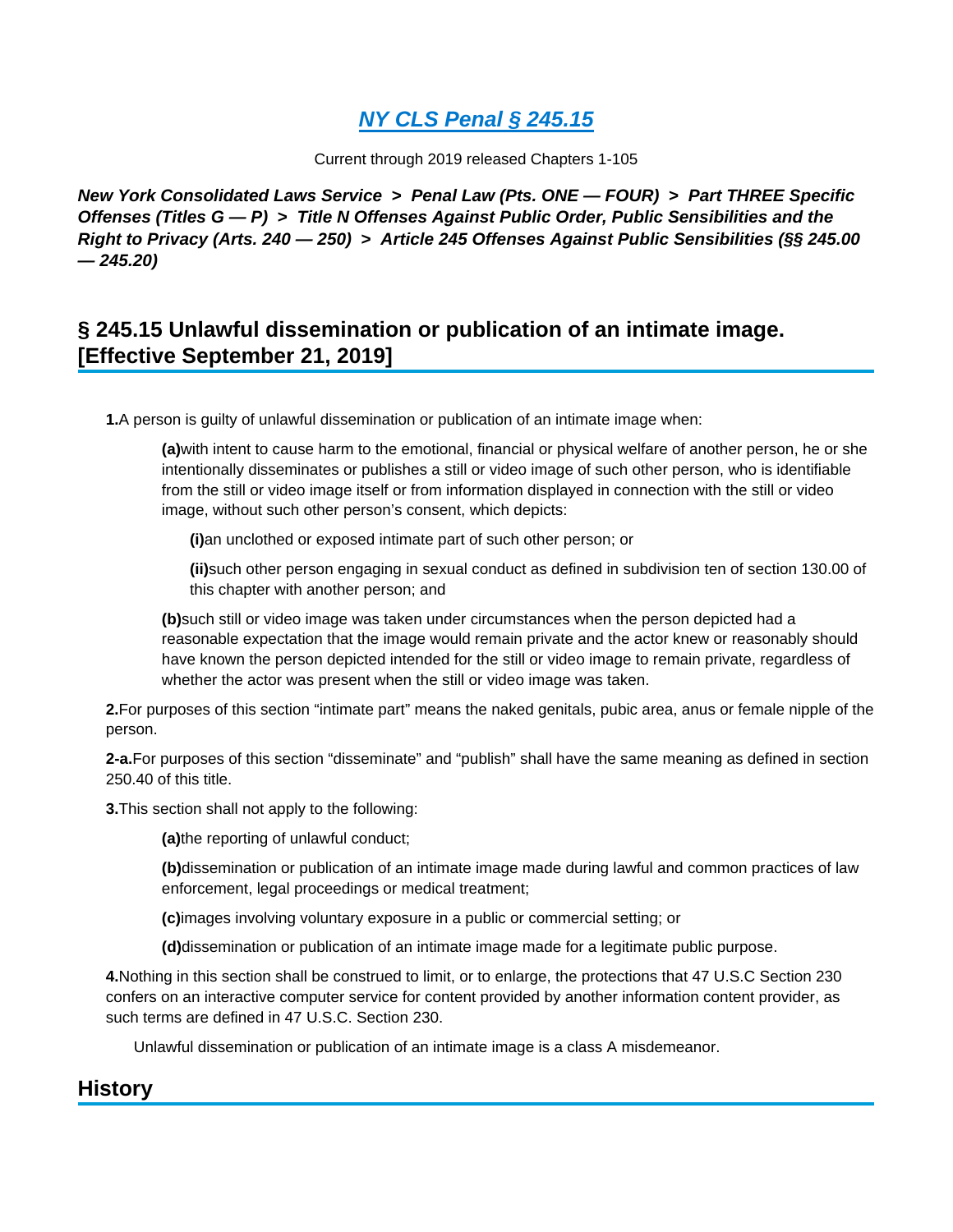# *NY CLS Penal § 245.15*

Current through 2019 released Chapters 1-105

***New York Consolidated Laws Service > Penal Law (Pts. ONE — FOUR) > Part THREE Specific Offenses (Titles G — P) > Title N Offenses Against Public Order, Public Sensibilities and the Right to Privacy (Arts. 240 — 250) > Article 245 Offenses Against Public Sensibilities (§§ 245.00 — 245.20)***

## § 245.15 Unlawful dissemination or publication of an intimate image. [Effective September 21, 2019]

**1.** A person is guilty of unlawful dissemination or publication of an intimate image when:

**(a)** with intent to cause harm to the emotional, financial or physical welfare of another person, he or she intentionally disseminates or publishes a still or video image of such other person, who is identifiable from the still or video image itself or from information displayed in connection with the still or video image, without such other person's consent, which depicts:

**(i)** an unclothed or exposed intimate part of such other person; or

**(ii)** such other person engaging in sexual conduct as defined in subdivision ten of section 130.00 of this chapter with another person; and

**(b)** such still or video image was taken under circumstances when the person depicted had a reasonable expectation that the image would remain private and the actor knew or reasonably should have known the person depicted intended for the still or video image to remain private, regardless of whether the actor was present when the still or video image was taken.

**2.** For purposes of this section "intimate part" means the naked genitals, pubic area, anus or female nipple of the person.

**2-a.** For purposes of this section "disseminate" and "publish" shall have the same meaning as defined in section 250.40 of this title.

**3.** This section shall not apply to the following:

**(a)** the reporting of unlawful conduct;

**(b)** dissemination or publication of an intimate image made during lawful and common practices of law enforcement, legal proceedings or medical treatment;

**(c)** images involving voluntary exposure in a public or commercial setting; or

**(d)** dissemination or publication of an intimate image made for a legitimate public purpose.

**4.** Nothing in this section shall be construed to limit, or to enlarge, the protections that 47 U.S.C Section 230 confers on an interactive computer service for content provided by another information content provider, as such terms are defined in 47 U.S.C. Section 230.

Unlawful dissemination or publication of an intimate image is a class A misdemeanor.

## History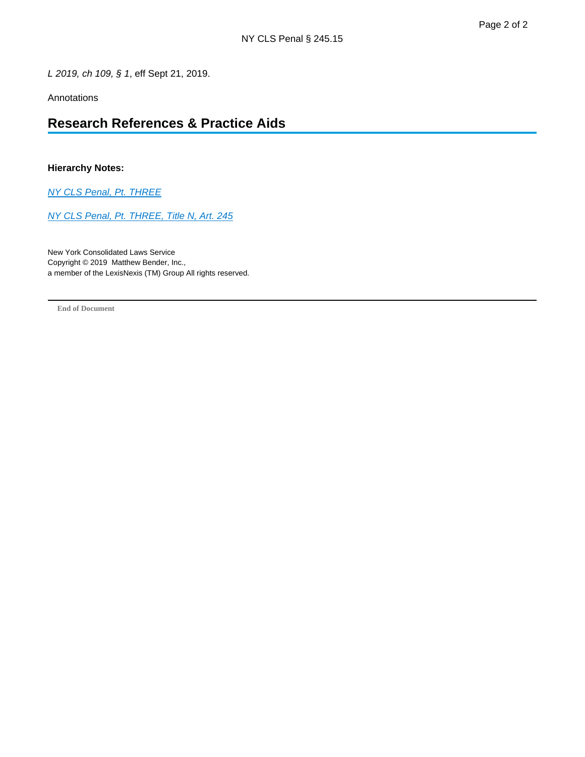*L 2019, ch 109, § 1*, eff Sept 21, 2019.

Annotations

## Research References & Practice Aids

**Hierarchy Notes:**

*NY CLS Penal, Pt. THREE*

*NY CLS Penal, Pt. THREE, Title N, Art. 245*

New York Consolidated Laws Service
Copyright © 2019 Matthew Bender, Inc.,
a member of the LexisNexis (TM) Group All rights reserved.

---

**End of Document**